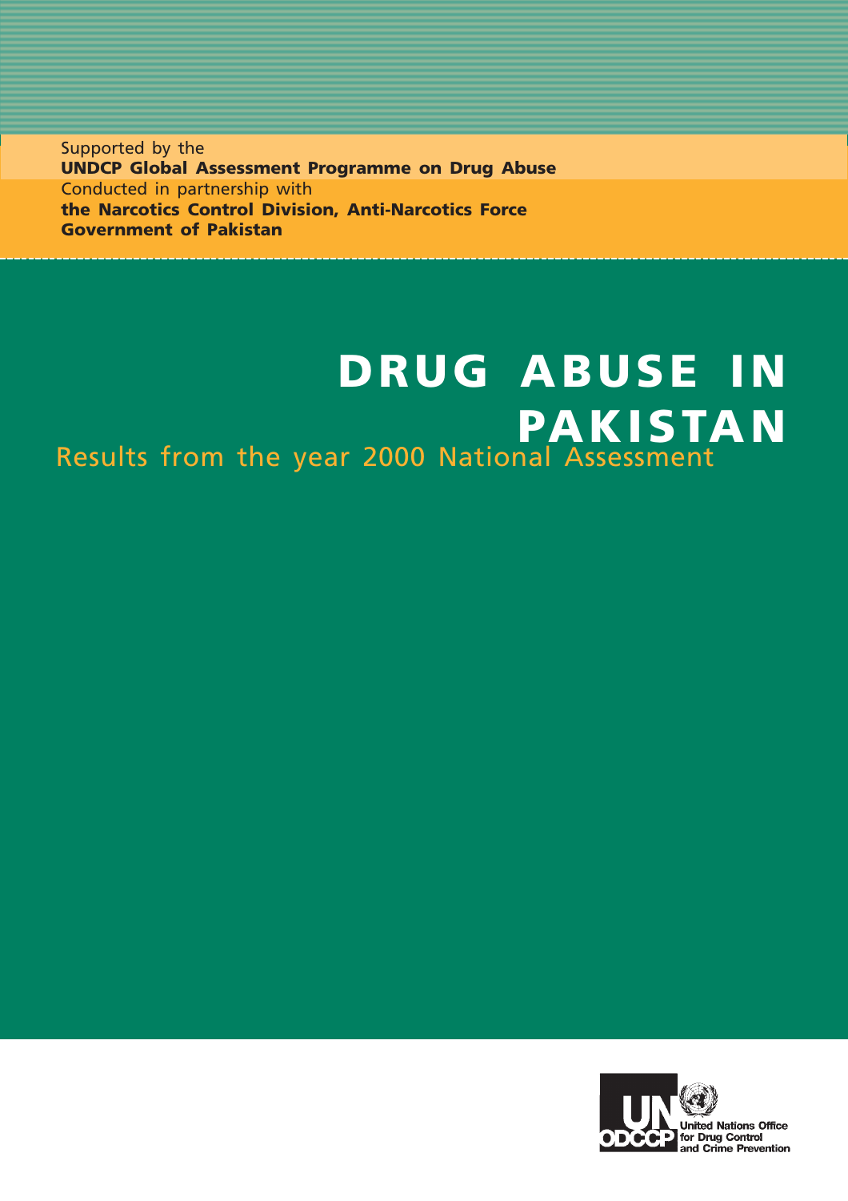Supported by the
**UNDCP Global Assessment Programme on Drug Abuse**
Conducted in partnership with
**the Narcotics Control Division, Anti-Narcotics Force**
**Government of Pakistan**

# DRUG ABUSE IN PAKISTAN

## Results from the year 2000 National Assessment

United Nations Office for Drug Control and Crime Prevention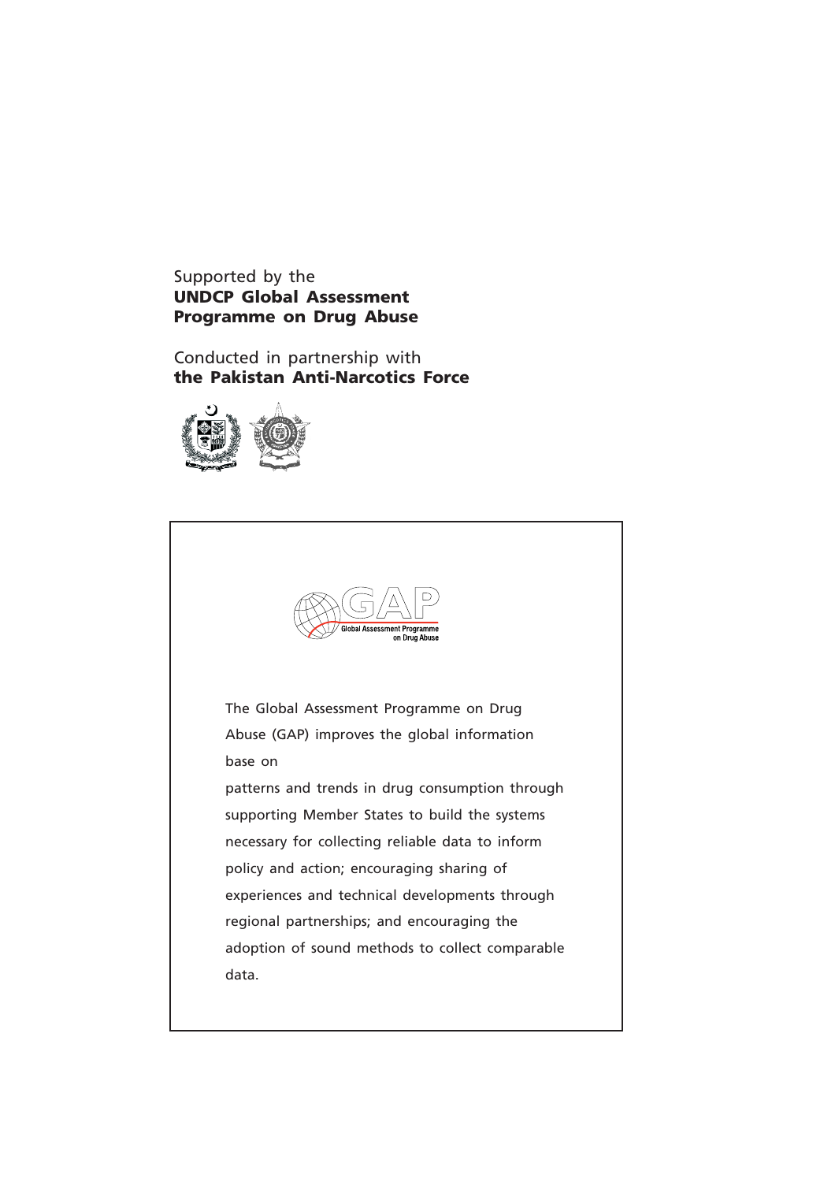Supported by the
**UNDCP Global Assessment Programme on Drug Abuse**

Conducted in partnership with
**the Pakistan Anti-Narcotics Force**

GAP
Global Assessment Programme on Drug Abuse

The Global Assessment Programme on Drug Abuse (GAP) improves the global information base on patterns and trends in drug consumption through supporting Member States to build the systems necessary for collecting reliable data to inform policy and action; encouraging sharing of experiences and technical developments through regional partnerships; and encouraging the adoption of sound methods to collect comparable data.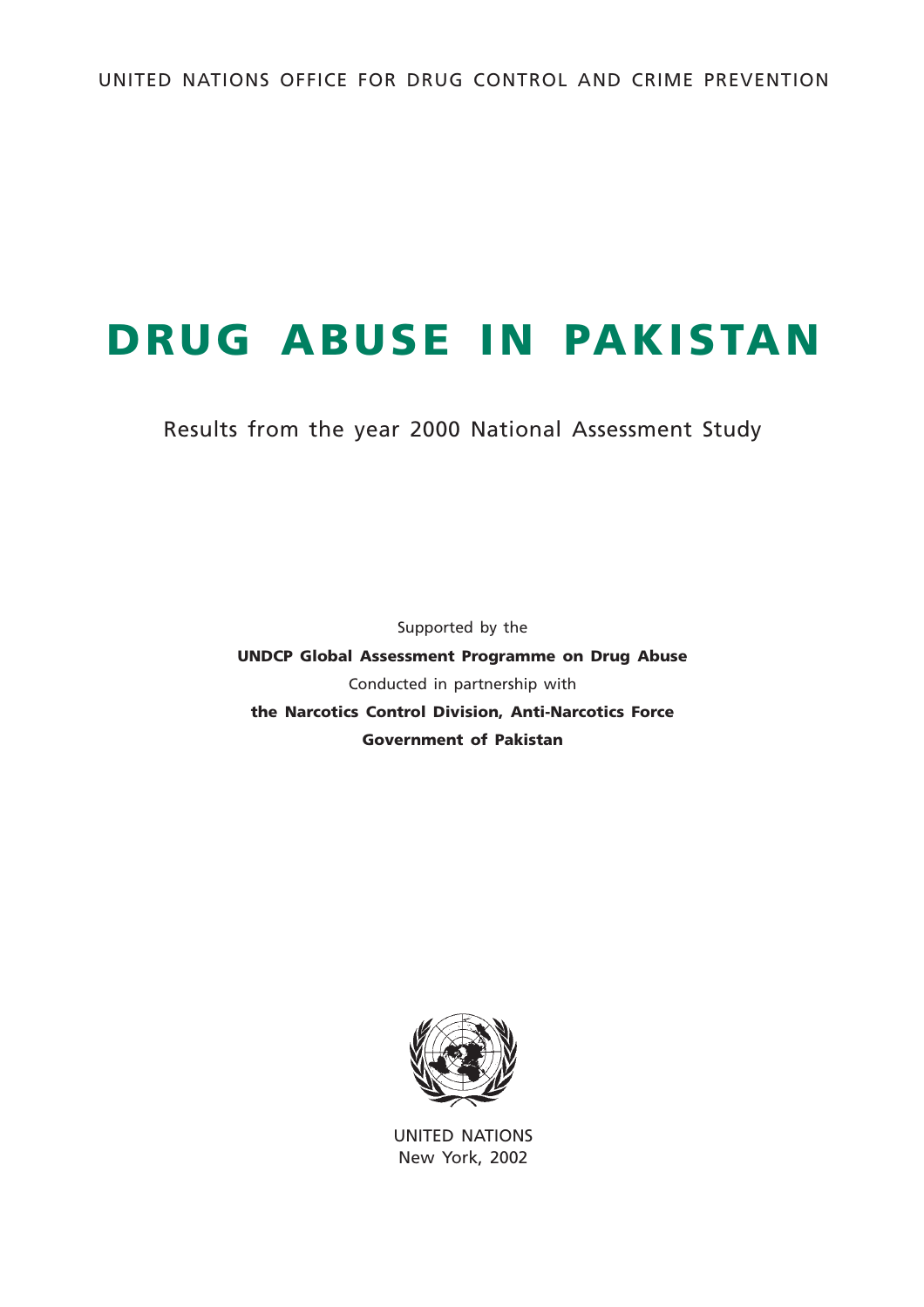UNITED NATIONS OFFICE FOR DRUG CONTROL AND CRIME PREVENTION

# DRUG ABUSE IN PAKISTAN

Results from the year 2000 National Assessment Study

Supported by the

**UNDCP Global Assessment Programme on Drug Abuse**

Conducted in partnership with

**the Narcotics Control Division, Anti-Narcotics Force**

**Government of Pakistan**

UNITED NATIONS

New York, 2002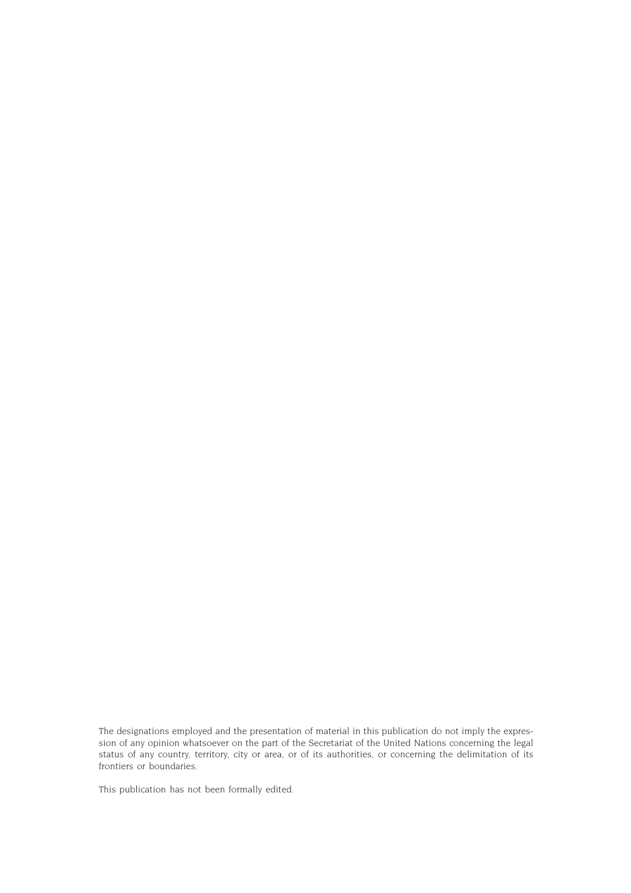The designations employed and the presentation of material in this publication do not imply the expression of any opinion whatsoever on the part of the Secretariat of the United Nations concerning the legal status of any country, territory, city or area, or of its authorities, or concerning the delimitation of its frontiers or boundaries.

This publication has not been formally edited.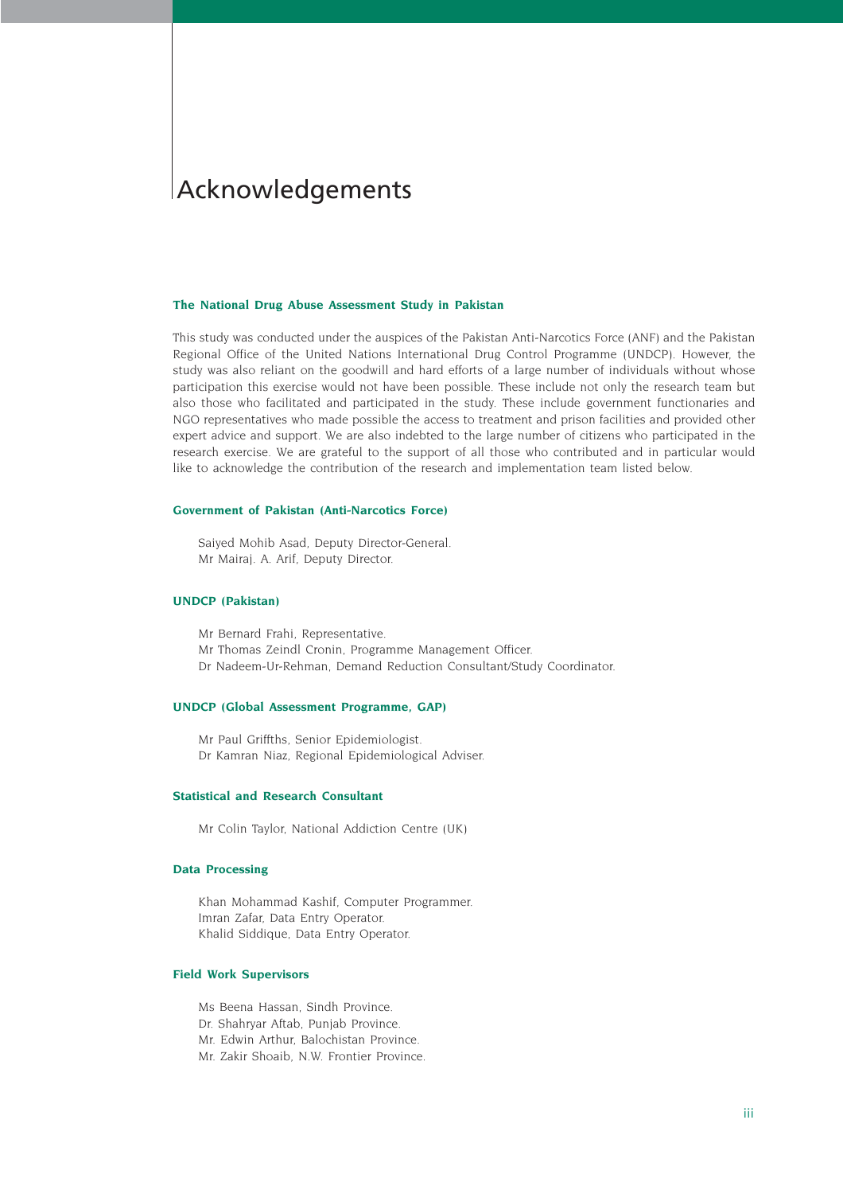# Acknowledgements

### The National Drug Abuse Assessment Study in Pakistan

This study was conducted under the auspices of the Pakistan Anti-Narcotics Force (ANF) and the Pakistan Regional Office of the United Nations International Drug Control Programme (UNDCP). However, the study was also reliant on the goodwill and hard efforts of a large number of individuals without whose participation this exercise would not have been possible. These include not only the research team but also those who facilitated and participated in the study. These include government functionaries and NGO representatives who made possible the access to treatment and prison facilities and provided other expert advice and support. We are also indebted to the large number of citizens who participated in the research exercise. We are grateful to the support of all those who contributed and in particular would like to acknowledge the contribution of the research and implementation team listed below.

### Government of Pakistan (Anti-Narcotics Force)

Saiyed Mohib Asad, Deputy Director-General.
Mr Mairaj. A. Arif, Deputy Director.

### UNDCP (Pakistan)

Mr Bernard Frahi, Representative.
Mr Thomas Zeindl Cronin, Programme Management Officer.
Dr Nadeem-Ur-Rehman, Demand Reduction Consultant/Study Coordinator.

### UNDCP (Global Assessment Programme, GAP)

Mr Paul Griffths, Senior Epidemiologist.
Dr Kamran Niaz, Regional Epidemiological Adviser.

### Statistical and Research Consultant

Mr Colin Taylor, National Addiction Centre (UK)

### Data Processing

Khan Mohammad Kashif, Computer Programmer.
Imran Zafar, Data Entry Operator.
Khalid Siddique, Data Entry Operator.

### Field Work Supervisors

Ms Beena Hassan, Sindh Province.
Dr. Shahryar Aftab, Punjab Province.
Mr. Edwin Arthur, Balochistan Province.
Mr. Zakir Shoaib, N.W. Frontier Province.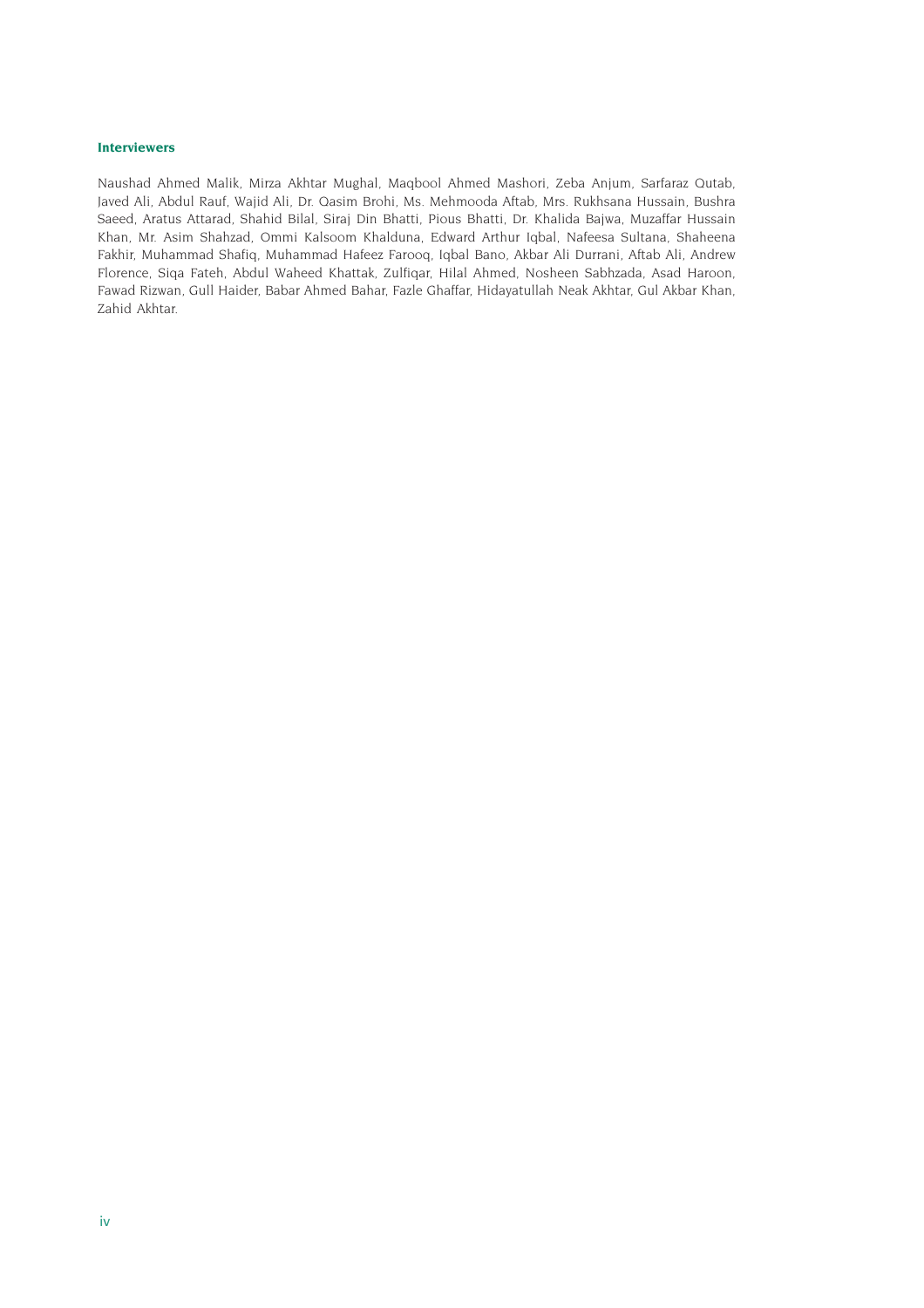#### Interviewers

Naushad Ahmed Malik, Mirza Akhtar Mughal, Maqbool Ahmed Mashori, Zeba Anjum, Sarfaraz Qutab, Javed Ali, Abdul Rauf, Wajid Ali, Dr. Qasim Brohi, Ms. Mehmooda Aftab, Mrs. Rukhsana Hussain, Bushra Saeed, Aratus Attarad, Shahid Bilal, Siraj Din Bhatti, Pious Bhatti, Dr. Khalida Bajwa, Muzaffar Hussain Khan, Mr. Asim Shahzad, Ommi Kalsoom Khalduna, Edward Arthur Iqbal, Nafeesa Sultana, Shaheena Fakhir, Muhammad Shafiq, Muhammad Hafeez Farooq, Iqbal Bano, Akbar Ali Durrani, Aftab Ali, Andrew Florence, Siqa Fateh, Abdul Waheed Khattak, Zulfiqar, Hilal Ahmed, Nosheen Sabhzada, Asad Haroon, Fawad Rizwan, Gull Haider, Babar Ahmed Bahar, Fazle Ghaffar, Hidayatullah Neak Akhtar, Gul Akbar Khan, Zahid Akhtar.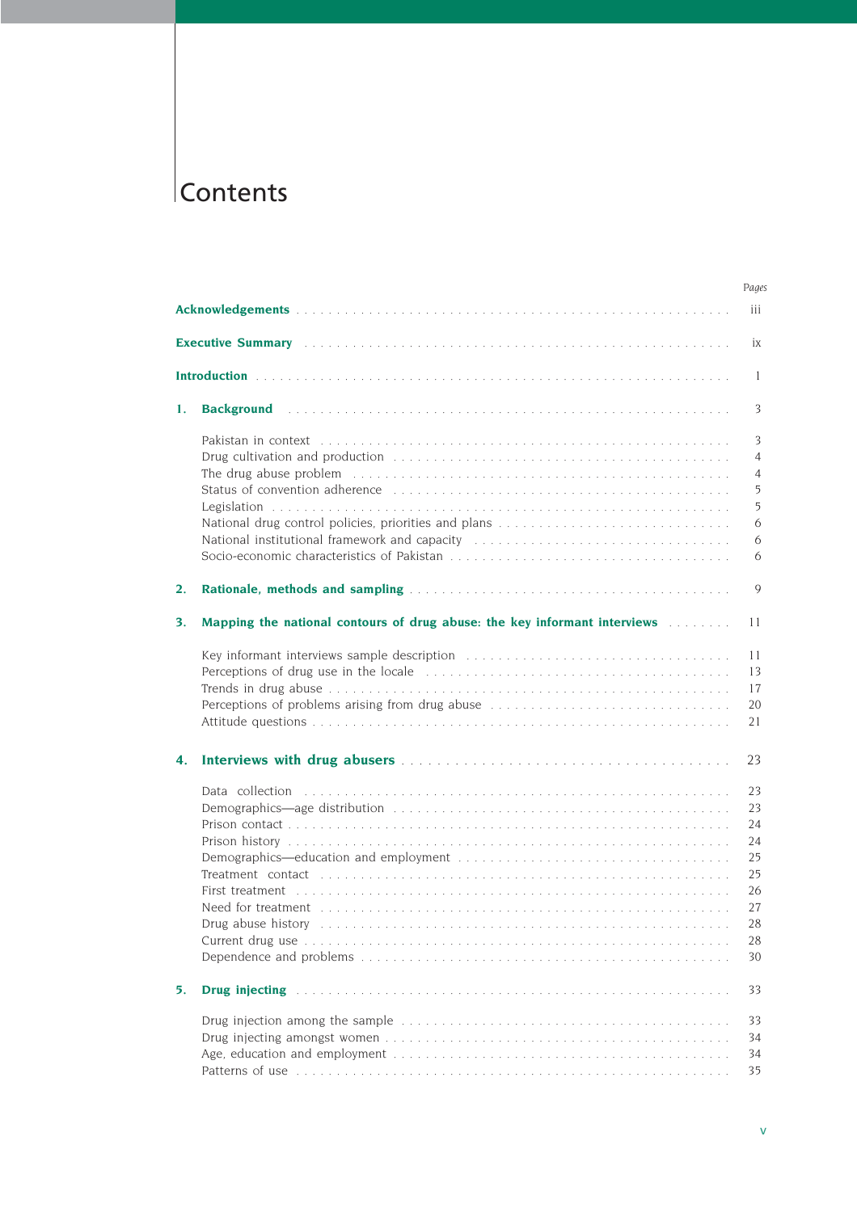# Contents

| | Pages |
|---|---|
| **Acknowledgements** | iii |
| **Executive Summary** | ix |
| **Introduction** | 1 |
| **1. Background** | 3 |
| Pakistan in context | 3 |
| Drug cultivation and production | 4 |
| The drug abuse problem | 4 |
| Status of convention adherence | 5 |
| Legislation | 5 |
| National drug control policies, priorities and plans | 6 |
| National institutional framework and capacity | 6 |
| Socio-economic characteristics of Pakistan | 6 |
| **2. Rationale, methods and sampling** | 9 |
| **3. Mapping the national contours of drug abuse: the key informant interviews** | 11 |
| Key informant interviews sample description | 11 |
| Perceptions of drug use in the locale | 13 |
| Trends in drug abuse | 17 |
| Perceptions of problems arising from drug abuse | 20 |
| Attitude questions | 21 |
| **4. Interviews with drug abusers** | 23 |
| Data collection | 23 |
| Demographics—age distribution | 23 |
| Prison contact | 24 |
| Prison history | 24 |
| Demographics—education and employment | 25 |
| Treatment contact | 25 |
| First treatment | 26 |
| Need for treatment | 27 |
| Drug abuse history | 28 |
| Current drug use | 28 |
| Dependence and problems | 30 |
| **5. Drug injecting** | 33 |
| Drug injection among the sample | 33 |
| Drug injecting amongst women | 34 |
| Age, education and employment | 34 |
| Patterns of use | 35 |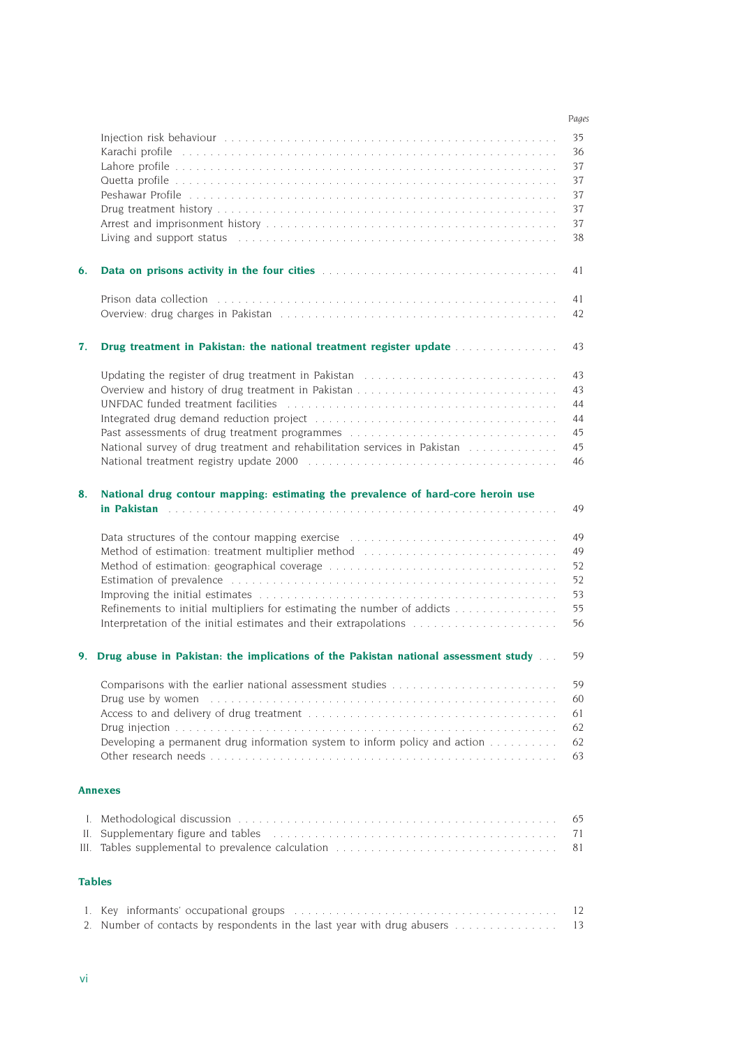| | Pages |
|---|---|
| Injection risk behaviour | 35 |
| Karachi profile | 36 |
| Lahore profile | 37 |
| Quetta profile | 37 |
| Peshawar Profile | 37 |
| Drug treatment history | 37 |
| Arrest and imprisonment history | 37 |
| Living and support status | 38 |

**6. Data on prisons activity in the four cities** . . . 41

| | |
|---|---|
| Prison data collection | 41 |
| Overview: drug charges in Pakistan | 42 |

**7. Drug treatment in Pakistan: the national treatment register update** . . . 43

| | |
|---|---|
| Updating the register of drug treatment in Pakistan | 43 |
| Overview and history of drug treatment in Pakistan | 43 |
| UNFDAC funded treatment facilities | 44 |
| Integrated drug demand reduction project | 44 |
| Past assessments of drug treatment programmes | 45 |
| National survey of drug treatment and rehabilitation services in Pakistan | 45 |
| National treatment registry update 2000 | 46 |

**8. National drug contour mapping: estimating the prevalence of hard-core heroin use in Pakistan** . . . 49

| | |
|---|---|
| Data structures of the contour mapping exercise | 49 |
| Method of estimation: treatment multiplier method | 49 |
| Method of estimation: geographical coverage | 52 |
| Estimation of prevalence | 52 |
| Improving the initial estimates | 53 |
| Refinements to initial multipliers for estimating the number of addicts | 55 |
| Interpretation of the initial estimates and their extrapolations | 56 |

**9. Drug abuse in Pakistan: the implications of the Pakistan national assessment study** . . . 59

| | |
|---|---|
| Comparisons with the earlier national assessment studies | 59 |
| Drug use by women | 60 |
| Access to and delivery of drug treatment | 61 |
| Drug injection | 62 |
| Developing a permanent drug information system to inform policy and action | 62 |
| Other research needs | 63 |

**Annexes**

| | |
|---|---|
| I. Methodological discussion | 65 |
| II. Supplementary figure and tables | 71 |
| III. Tables supplemental to prevalence calculation | 81 |

**Tables**

| | |
|---|---|
| 1. Key informants' occupational groups | 12 |
| 2. Number of contacts by respondents in the last year with drug abusers | 13 |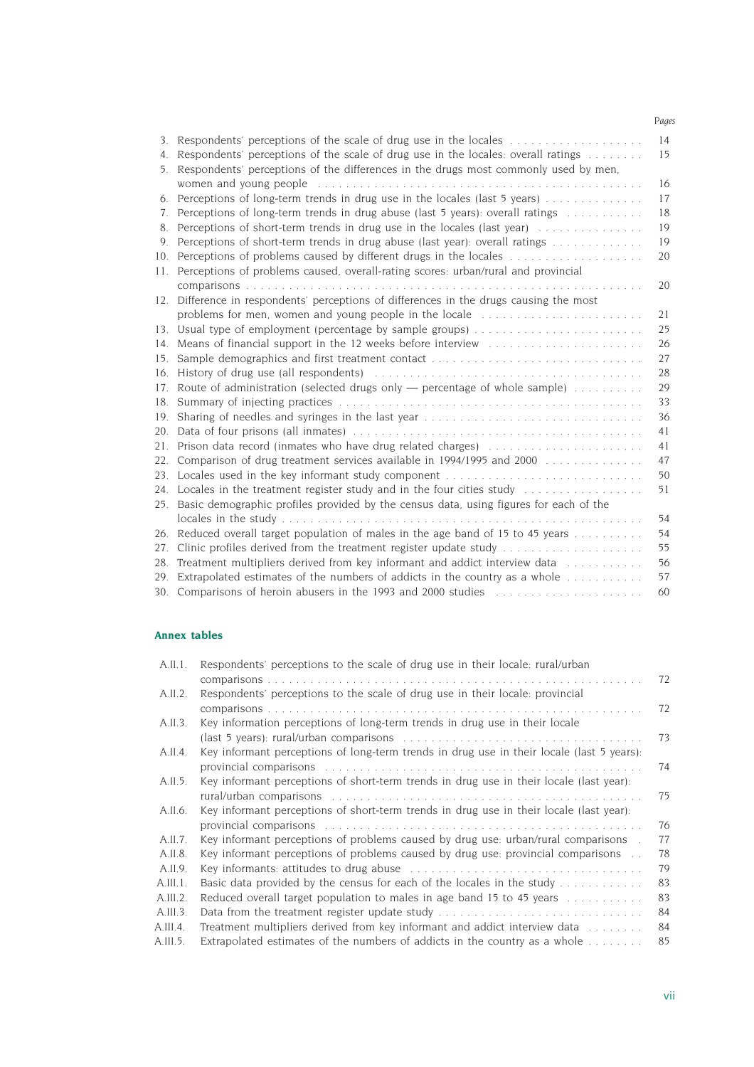| | | Pages |
|---|---|---|
| 3. | Respondents' perceptions of the scale of drug use in the locales | 14 |
| 4. | Respondents' perceptions of the scale of drug use in the locales: overall ratings | 15 |
| 5. | Respondents' perceptions of the differences in the drugs most commonly used by men, women and young people | 16 |
| 6. | Perceptions of long-term trends in drug use in the locales (last 5 years) | 17 |
| 7. | Perceptions of long-term trends in drug abuse (last 5 years): overall ratings | 18 |
| 8. | Perceptions of short-term trends in drug use in the locales (last year) | 19 |
| 9. | Perceptions of short-term trends in drug abuse (last year): overall ratings | 19 |
| 10. | Perceptions of problems caused by different drugs in the locales | 20 |
| 11. | Perceptions of problems caused, overall-rating scores: urban/rural and provincial comparisons | 20 |
| 12. | Difference in respondents' perceptions of differences in the drugs causing the most problems for men, women and young people in the locale | 21 |
| 13. | Usual type of employment (percentage by sample groups) | 25 |
| 14. | Means of financial support in the 12 weeks before interview | 26 |
| 15. | Sample demographics and first treatment contact | 27 |
| 16. | History of drug use (all respondents) | 28 |
| 17. | Route of administration (selected drugs only — percentage of whole sample) | 29 |
| 18. | Summary of injecting practices | 33 |
| 19. | Sharing of needles and syringes in the last year | 36 |
| 20. | Data of four prisons (all inmates) | 41 |
| 21. | Prison data record (inmates who have drug related charges) | 41 |
| 22. | Comparison of drug treatment services available in 1994/1995 and 2000 | 47 |
| 23. | Locales used in the key informant study component | 50 |
| 24. | Locales in the treatment register study and in the four cities study | 51 |
| 25. | Basic demographic profiles provided by the census data, using figures for each of the locales in the study | 54 |
| 26. | Reduced overall target population of males in the age band of 15 to 45 years | 54 |
| 27. | Clinic profiles derived from the treatment register update study | 55 |
| 28. | Treatment multipliers derived from key informant and addict interview data | 56 |
| 29. | Extrapolated estimates of the numbers of addicts in the country as a whole | 57 |
| 30. | Comparisons of heroin abusers in the 1993 and 2000 studies | 60 |

## Annex tables

| | | |
|---|---|---|
| A.II.1. | Respondents' perceptions to the scale of drug use in their locale: rural/urban comparisons | 72 |
| A.II.2. | Respondents' perceptions to the scale of drug use in their locale: provincial comparisons | 72 |
| A.II.3. | Key information perceptions of long-term trends in drug use in their locale (last 5 years): rural/urban comparisons | 73 |
| A.II.4. | Key informant perceptions of long-term trends in drug use in their locale (last 5 years): provincial comparisons | 74 |
| A.II.5. | Key informant perceptions of short-term trends in drug use in their locale (last year): rural/urban comparisons | 75 |
| A.II.6. | Key informant perceptions of short-term trends in drug use in their locale (last year): provincial comparisons | 76 |
| A.II.7. | Key informant perceptions of problems caused by drug use: urban/rural comparisons | 77 |
| A.II.8. | Key informant perceptions of problems caused by drug use: provincial comparisons | 78 |
| A.II.9. | Key informants: attitudes to drug abuse | 79 |
| A.III.1. | Basic data provided by the census for each of the locales in the study | 83 |
| A.III.2. | Reduced overall target population to males in age band 15 to 45 years | 83 |
| A.III.3. | Data from the treatment register update study | 84 |
| A.III.4. | Treatment multipliers derived from key informant and addict interview data | 84 |
| A.III.5. | Extrapolated estimates of the numbers of addicts in the country as a whole | 85 |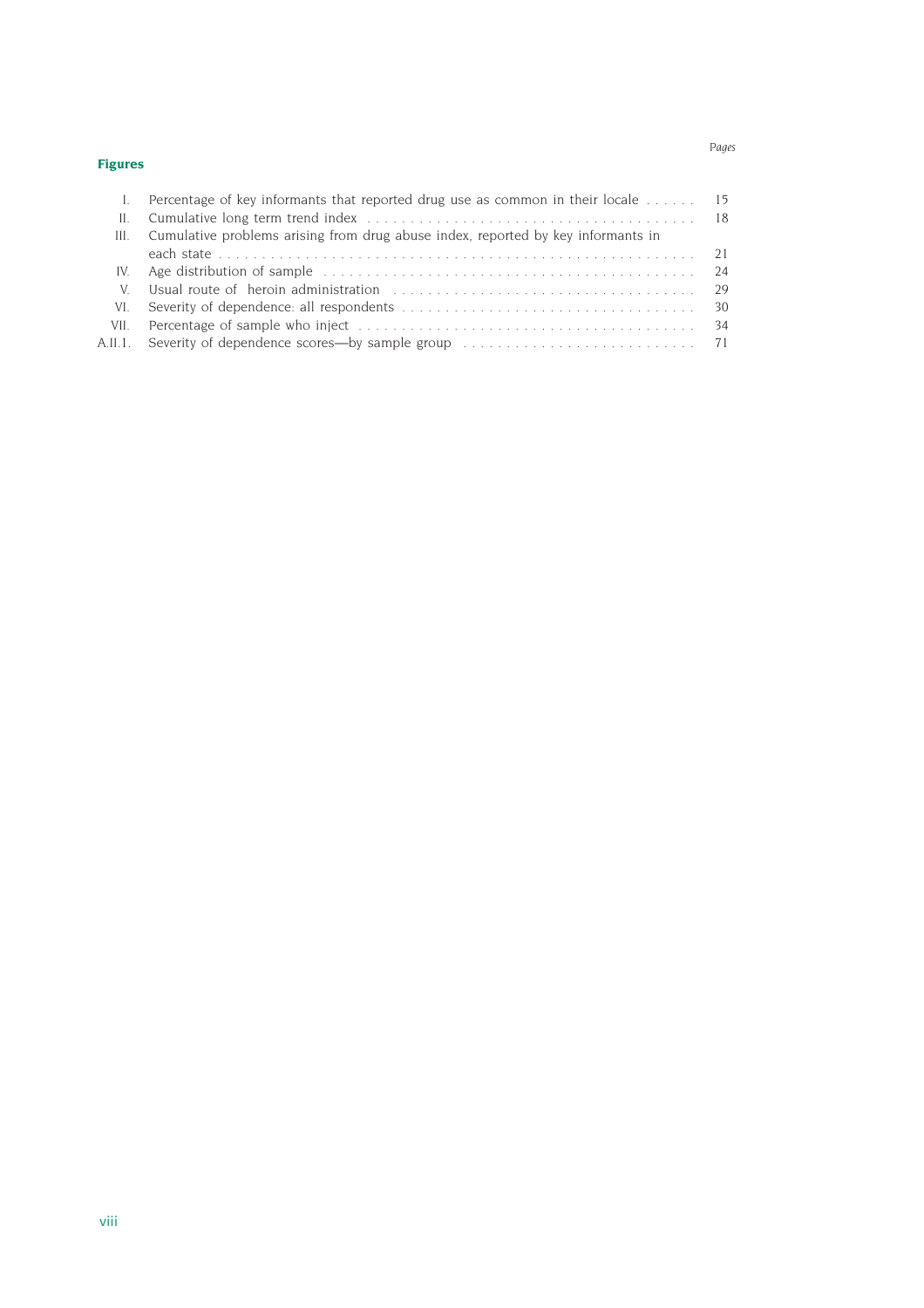## Figures

| | | Pages |
|---|---|---|
| I. | Percentage of key informants that reported drug use as common in their locale | 15 |
| II. | Cumulative long term trend index | 18 |
| III. | Cumulative problems arising from drug abuse index, reported by key informants in each state | 21 |
| IV. | Age distribution of sample | 24 |
| V. | Usual route of heroin administration | 29 |
| VI. | Severity of dependence: all respondents | 30 |
| VII. | Percentage of sample who inject | 34 |
| A.II.1. | Severity of dependence scores—by sample group | 71 |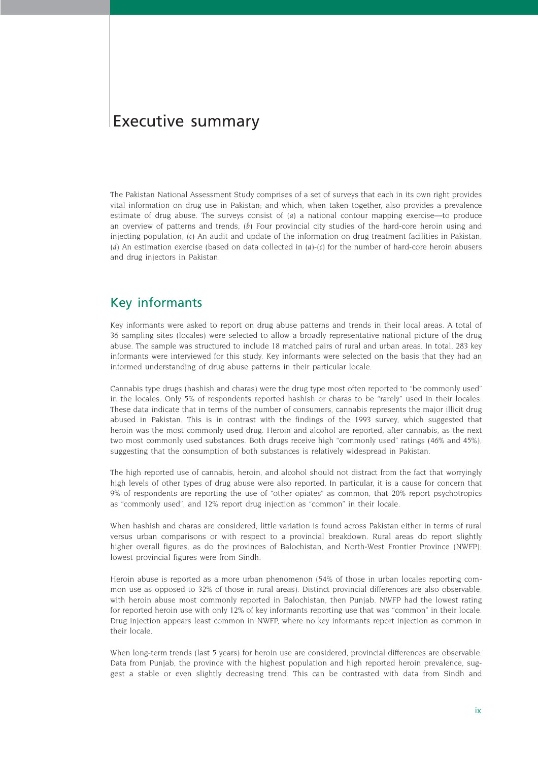# Executive summary

The Pakistan National Assessment Study comprises of a set of surveys that each in its own right provides vital information on drug use in Pakistan; and which, when taken together, also provides a prevalence estimate of drug abuse. The surveys consist of (*a*) a national contour mapping exercise—to produce an overview of patterns and trends, (*b*) Four provincial city studies of the hard-core heroin using and injecting population, (*c*) An audit and update of the information on drug treatment facilities in Pakistan, (*d*) An estimation exercise (based on data collected in (*a*)-(*c*) for the number of hard-core heroin abusers and drug injectors in Pakistan.

## Key informants

Key informants were asked to report on drug abuse patterns and trends in their local areas. A total of 36 sampling sites (locales) were selected to allow a broadly representative national picture of the drug abuse. The sample was structured to include 18 matched pairs of rural and urban areas. In total, 283 key informants were interviewed for this study. Key informants were selected on the basis that they had an informed understanding of drug abuse patterns in their particular locale.

Cannabis type drugs (hashish and charas) were the drug type most often reported to "be commonly used" in the locales. Only 5% of respondents reported hashish or charas to be "rarely" used in their locales. These data indicate that in terms of the number of consumers, cannabis represents the major illicit drug abused in Pakistan. This is in contrast with the findings of the 1993 survey, which suggested that heroin was the most commonly used drug. Heroin and alcohol are reported, after cannabis, as the next two most commonly used substances. Both drugs receive high "commonly used" ratings (46% and 45%), suggesting that the consumption of both substances is relatively widespread in Pakistan.

The high reported use of cannabis, heroin, and alcohol should not distract from the fact that worryingly high levels of other types of drug abuse were also reported. In particular, it is a cause for concern that 9% of respondents are reporting the use of "other opiates" as common, that 20% report psychotropics as "commonly used", and 12% report drug injection as "common" in their locale.

When hashish and charas are considered, little variation is found across Pakistan either in terms of rural versus urban comparisons or with respect to a provincial breakdown. Rural areas do report slightly higher overall figures, as do the provinces of Balochistan, and North-West Frontier Province (NWFP); lowest provincial figures were from Sindh.

Heroin abuse is reported as a more urban phenomenon (54% of those in urban locales reporting common use as opposed to 32% of those in rural areas). Distinct provincial differences are also observable, with heroin abuse most commonly reported in Balochistan, then Punjab. NWFP had the lowest rating for reported heroin use with only 12% of key informants reporting use that was "common" in their locale. Drug injection appears least common in NWFP, where no key informants report injection as common in their locale.

When long-term trends (last 5 years) for heroin use are considered, provincial differences are observable. Data from Punjab, the province with the highest population and high reported heroin prevalence, suggest a stable or even slightly decreasing trend. This can be contrasted with data from Sindh and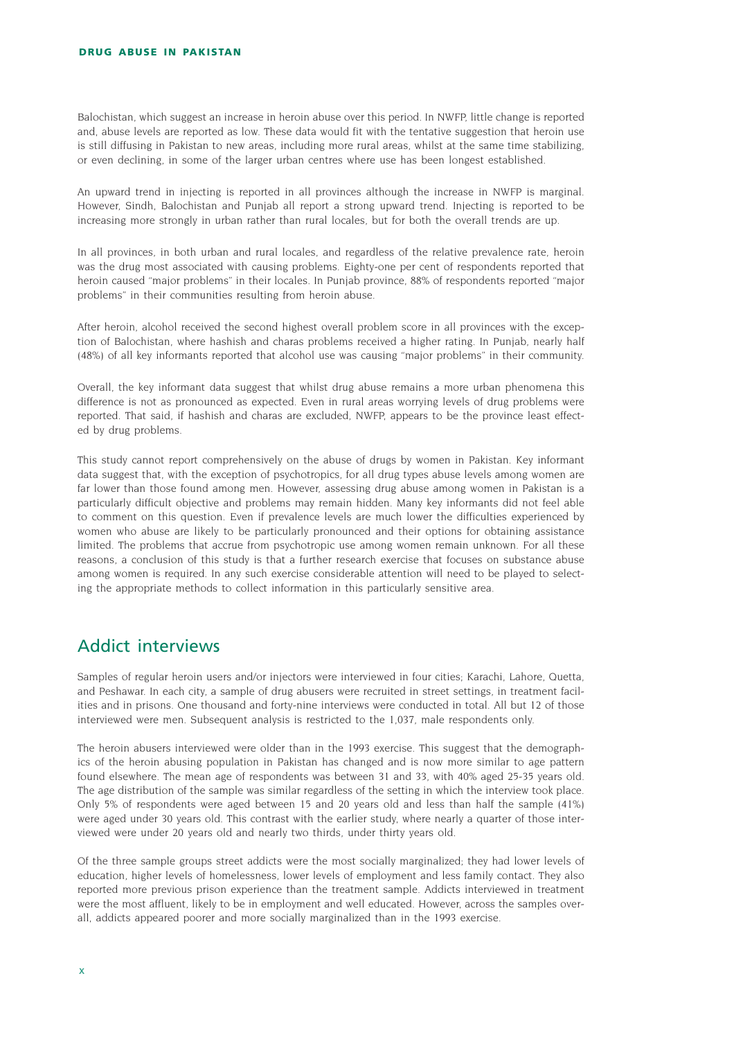Balochistan, which suggest an increase in heroin abuse over this period. In NWFP, little change is reported and, abuse levels are reported as low. These data would fit with the tentative suggestion that heroin use is still diffusing in Pakistan to new areas, including more rural areas, whilst at the same time stabilizing, or even declining, in some of the larger urban centres where use has been longest established.

An upward trend in injecting is reported in all provinces although the increase in NWFP is marginal. However, Sindh, Balochistan and Punjab all report a strong upward trend. Injecting is reported to be increasing more strongly in urban rather than rural locales, but for both the overall trends are up.

In all provinces, in both urban and rural locales, and regardless of the relative prevalence rate, heroin was the drug most associated with causing problems. Eighty-one per cent of respondents reported that heroin caused "major problems" in their locales. In Punjab province, 88% of respondents reported "major problems" in their communities resulting from heroin abuse.

After heroin, alcohol received the second highest overall problem score in all provinces with the exception of Balochistan, where hashish and charas problems received a higher rating. In Punjab, nearly half (48%) of all key informants reported that alcohol use was causing "major problems" in their community.

Overall, the key informant data suggest that whilst drug abuse remains a more urban phenomena this difference is not as pronounced as expected. Even in rural areas worrying levels of drug problems were reported. That said, if hashish and charas are excluded, NWFP, appears to be the province least effected by drug problems.

This study cannot report comprehensively on the abuse of drugs by women in Pakistan. Key informant data suggest that, with the exception of psychotropics, for all drug types abuse levels among women are far lower than those found among men. However, assessing drug abuse among women in Pakistan is a particularly difficult objective and problems may remain hidden. Many key informants did not feel able to comment on this question. Even if prevalence levels are much lower the difficulties experienced by women who abuse are likely to be particularly pronounced and their options for obtaining assistance limited. The problems that accrue from psychotropic use among women remain unknown. For all these reasons, a conclusion of this study is that a further research exercise that focuses on substance abuse among women is required. In any such exercise considerable attention will need to be played to selecting the appropriate methods to collect information in this particularly sensitive area.

## Addict interviews

Samples of regular heroin users and/or injectors were interviewed in four cities; Karachi, Lahore, Quetta, and Peshawar. In each city, a sample of drug abusers were recruited in street settings, in treatment facilities and in prisons. One thousand and forty-nine interviews were conducted in total. All but 12 of those interviewed were men. Subsequent analysis is restricted to the 1,037, male respondents only.

The heroin abusers interviewed were older than in the 1993 exercise. This suggest that the demographics of the heroin abusing population in Pakistan has changed and is now more similar to age pattern found elsewhere. The mean age of respondents was between 31 and 33, with 40% aged 25-35 years old. The age distribution of the sample was similar regardless of the setting in which the interview took place. Only 5% of respondents were aged between 15 and 20 years old and less than half the sample (41%) were aged under 30 years old. This contrast with the earlier study, where nearly a quarter of those interviewed were under 20 years old and nearly two thirds, under thirty years old.

Of the three sample groups street addicts were the most socially marginalized; they had lower levels of education, higher levels of homelessness, lower levels of employment and less family contact. They also reported more previous prison experience than the treatment sample. Addicts interviewed in treatment were the most affluent, likely to be in employment and well educated. However, across the samples overall, addicts appeared poorer and more socially marginalized than in the 1993 exercise.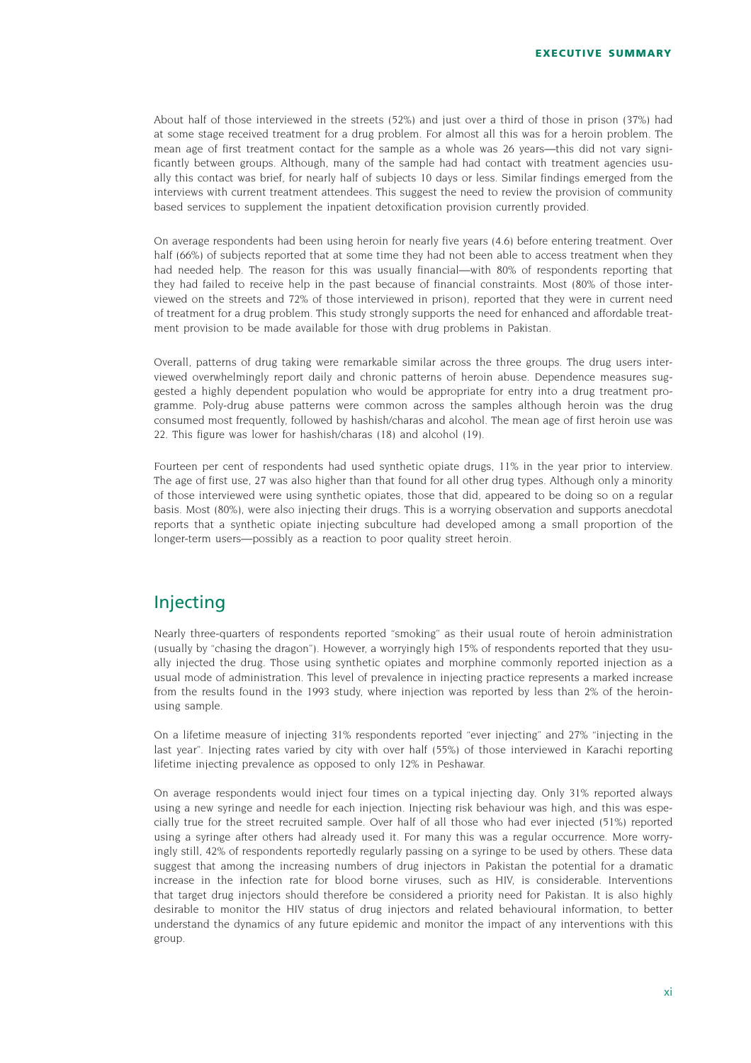About half of those interviewed in the streets (52%) and just over a third of those in prison (37%) had at some stage received treatment for a drug problem. For almost all this was for a heroin problem. The mean age of first treatment contact for the sample as a whole was 26 years—this did not vary significantly between groups. Although, many of the sample had had contact with treatment agencies usually this contact was brief, for nearly half of subjects 10 days or less. Similar findings emerged from the interviews with current treatment attendees. This suggest the need to review the provision of community based services to supplement the inpatient detoxification provision currently provided.

On average respondents had been using heroin for nearly five years (4.6) before entering treatment. Over half (66%) of subjects reported that at some time they had not been able to access treatment when they had needed help. The reason for this was usually financial—with 80% of respondents reporting that they had failed to receive help in the past because of financial constraints. Most (80% of those interviewed on the streets and 72% of those interviewed in prison), reported that they were in current need of treatment for a drug problem. This study strongly supports the need for enhanced and affordable treatment provision to be made available for those with drug problems in Pakistan.

Overall, patterns of drug taking were remarkable similar across the three groups. The drug users interviewed overwhelmingly report daily and chronic patterns of heroin abuse. Dependence measures suggested a highly dependent population who would be appropriate for entry into a drug treatment programme. Poly-drug abuse patterns were common across the samples although heroin was the drug consumed most frequently, followed by hashish/charas and alcohol. The mean age of first heroin use was 22. This figure was lower for hashish/charas (18) and alcohol (19).

Fourteen per cent of respondents had used synthetic opiate drugs, 11% in the year prior to interview. The age of first use, 27 was also higher than that found for all other drug types. Although only a minority of those interviewed were using synthetic opiates, those that did, appeared to be doing so on a regular basis. Most (80%), were also injecting their drugs. This is a worrying observation and supports anecdotal reports that a synthetic opiate injecting subculture had developed among a small proportion of the longer-term users—possibly as a reaction to poor quality street heroin.

## Injecting

Nearly three-quarters of respondents reported "smoking" as their usual route of heroin administration (usually by "chasing the dragon"). However, a worryingly high 15% of respondents reported that they usually injected the drug. Those using synthetic opiates and morphine commonly reported injection as a usual mode of administration. This level of prevalence in injecting practice represents a marked increase from the results found in the 1993 study, where injection was reported by less than 2% of the heroin-using sample.

On a lifetime measure of injecting 31% respondents reported "ever injecting" and 27% "injecting in the last year". Injecting rates varied by city with over half (55%) of those interviewed in Karachi reporting lifetime injecting prevalence as opposed to only 12% in Peshawar.

On average respondents would inject four times on a typical injecting day. Only 31% reported always using a new syringe and needle for each injection. Injecting risk behaviour was high, and this was especially true for the street recruited sample. Over half of all those who had ever injected (51%) reported using a syringe after others had already used it. For many this was a regular occurrence. More worryingly still, 42% of respondents reportedly regularly passing on a syringe to be used by others. These data suggest that among the increasing numbers of drug injectors in Pakistan the potential for a dramatic increase in the infection rate for blood borne viruses, such as HIV, is considerable. Interventions that target drug injectors should therefore be considered a priority need for Pakistan. It is also highly desirable to monitor the HIV status of drug injectors and related behavioural information, to better understand the dynamics of any future epidemic and monitor the impact of any interventions with this group.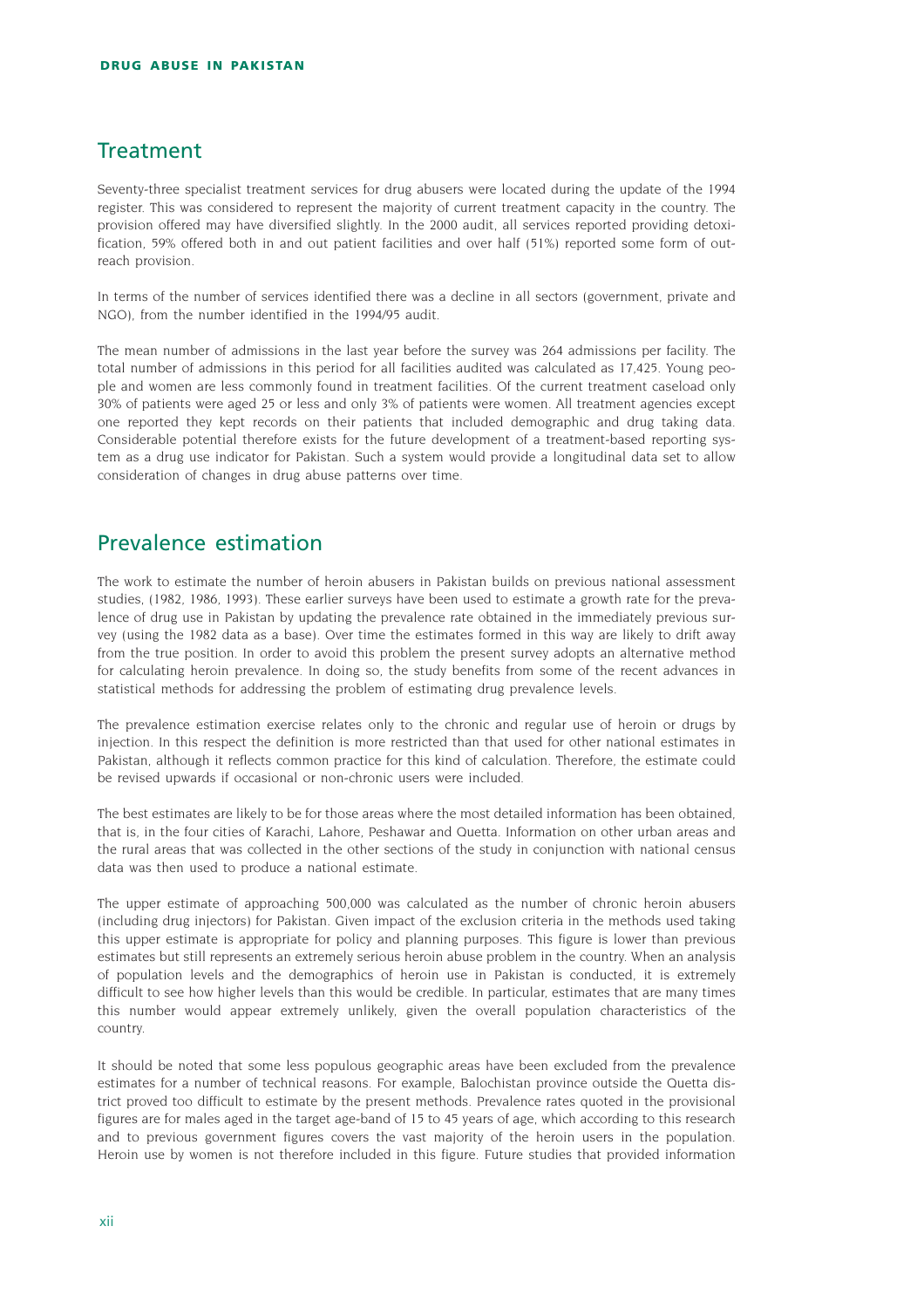## Treatment

Seventy-three specialist treatment services for drug abusers were located during the update of the 1994 register. This was considered to represent the majority of current treatment capacity in the country. The provision offered may have diversified slightly. In the 2000 audit, all services reported providing detoxification, 59% offered both in and out patient facilities and over half (51%) reported some form of outreach provision.

In terms of the number of services identified there was a decline in all sectors (government, private and NGO), from the number identified in the 1994/95 audit.

The mean number of admissions in the last year before the survey was 264 admissions per facility. The total number of admissions in this period for all facilities audited was calculated as 17,425. Young people and women are less commonly found in treatment facilities. Of the current treatment caseload only 30% of patients were aged 25 or less and only 3% of patients were women. All treatment agencies except one reported they kept records on their patients that included demographic and drug taking data. Considerable potential therefore exists for the future development of a treatment-based reporting system as a drug use indicator for Pakistan. Such a system would provide a longitudinal data set to allow consideration of changes in drug abuse patterns over time.

## Prevalence estimation

The work to estimate the number of heroin abusers in Pakistan builds on previous national assessment studies, (1982, 1986, 1993). These earlier surveys have been used to estimate a growth rate for the prevalence of drug use in Pakistan by updating the prevalence rate obtained in the immediately previous survey (using the 1982 data as a base). Over time the estimates formed in this way are likely to drift away from the true position. In order to avoid this problem the present survey adopts an alternative method for calculating heroin prevalence. In doing so, the study benefits from some of the recent advances in statistical methods for addressing the problem of estimating drug prevalence levels.

The prevalence estimation exercise relates only to the chronic and regular use of heroin or drugs by injection. In this respect the definition is more restricted than that used for other national estimates in Pakistan, although it reflects common practice for this kind of calculation. Therefore, the estimate could be revised upwards if occasional or non-chronic users were included.

The best estimates are likely to be for those areas where the most detailed information has been obtained, that is, in the four cities of Karachi, Lahore, Peshawar and Quetta. Information on other urban areas and the rural areas that was collected in the other sections of the study in conjunction with national census data was then used to produce a national estimate.

The upper estimate of approaching 500,000 was calculated as the number of chronic heroin abusers (including drug injectors) for Pakistan. Given impact of the exclusion criteria in the methods used taking this upper estimate is appropriate for policy and planning purposes. This figure is lower than previous estimates but still represents an extremely serious heroin abuse problem in the country. When an analysis of population levels and the demographics of heroin use in Pakistan is conducted, it is extremely difficult to see how higher levels than this would be credible. In particular, estimates that are many times this number would appear extremely unlikely, given the overall population characteristics of the country.

It should be noted that some less populous geographic areas have been excluded from the prevalence estimates for a number of technical reasons. For example, Balochistan province outside the Quetta district proved too difficult to estimate by the present methods. Prevalence rates quoted in the provisional figures are for males aged in the target age-band of 15 to 45 years of age, which according to this research and to previous government figures covers the vast majority of the heroin users in the population. Heroin use by women is not therefore included in this figure. Future studies that provided information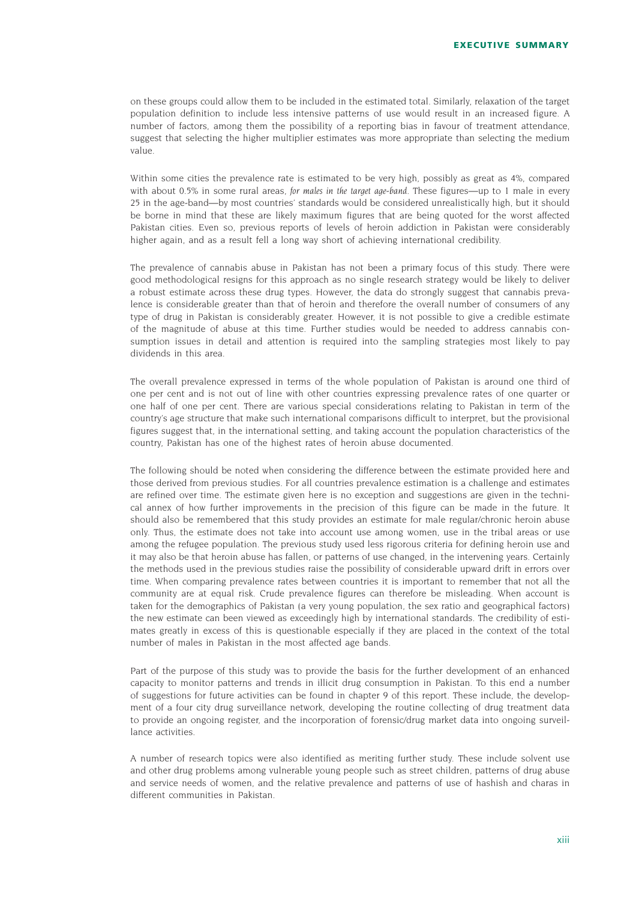on these groups could allow them to be included in the estimated total. Similarly, relaxation of the target population definition to include less intensive patterns of use would result in an increased figure. A number of factors, among them the possibility of a reporting bias in favour of treatment attendance, suggest that selecting the higher multiplier estimates was more appropriate than selecting the medium value.

Within some cities the prevalence rate is estimated to be very high, possibly as great as 4%, compared with about 0.5% in some rural areas, *for males in the target age-band*. These figures—up to 1 male in every 25 in the age-band—by most countries' standards would be considered unrealistically high, but it should be borne in mind that these are likely maximum figures that are being quoted for the worst affected Pakistan cities. Even so, previous reports of levels of heroin addiction in Pakistan were considerably higher again, and as a result fell a long way short of achieving international credibility.

The prevalence of cannabis abuse in Pakistan has not been a primary focus of this study. There were good methodological resigns for this approach as no single research strategy would be likely to deliver a robust estimate across these drug types. However, the data do strongly suggest that cannabis prevalence is considerable greater than that of heroin and therefore the overall number of consumers of any type of drug in Pakistan is considerably greater. However, it is not possible to give a credible estimate of the magnitude of abuse at this time. Further studies would be needed to address cannabis consumption issues in detail and attention is required into the sampling strategies most likely to pay dividends in this area.

The overall prevalence expressed in terms of the whole population of Pakistan is around one third of one per cent and is not out of line with other countries expressing prevalence rates of one quarter or one half of one per cent. There are various special considerations relating to Pakistan in term of the country's age structure that make such international comparisons difficult to interpret, but the provisional figures suggest that, in the international setting, and taking account the population characteristics of the country, Pakistan has one of the highest rates of heroin abuse documented.

The following should be noted when considering the difference between the estimate provided here and those derived from previous studies. For all countries prevalence estimation is a challenge and estimates are refined over time. The estimate given here is no exception and suggestions are given in the technical annex of how further improvements in the precision of this figure can be made in the future. It should also be remembered that this study provides an estimate for male regular/chronic heroin abuse only. Thus, the estimate does not take into account use among women, use in the tribal areas or use among the refugee population. The previous study used less rigorous criteria for defining heroin use and it may also be that heroin abuse has fallen, or patterns of use changed, in the intervening years. Certainly the methods used in the previous studies raise the possibility of considerable upward drift in errors over time. When comparing prevalence rates between countries it is important to remember that not all the community are at equal risk. Crude prevalence figures can therefore be misleading. When account is taken for the demographics of Pakistan (a very young population, the sex ratio and geographical factors) the new estimate can been viewed as exceedingly high by international standards. The credibility of estimates greatly in excess of this is questionable especially if they are placed in the context of the total number of males in Pakistan in the most affected age bands.

Part of the purpose of this study was to provide the basis for the further development of an enhanced capacity to monitor patterns and trends in illicit drug consumption in Pakistan. To this end a number of suggestions for future activities can be found in chapter 9 of this report. These include, the development of a four city drug surveillance network, developing the routine collecting of drug treatment data to provide an ongoing register, and the incorporation of forensic/drug market data into ongoing surveillance activities.

A number of research topics were also identified as meriting further study. These include solvent use and other drug problems among vulnerable young people such as street children, patterns of drug abuse and service needs of women, and the relative prevalence and patterns of use of hashish and charas in different communities in Pakistan.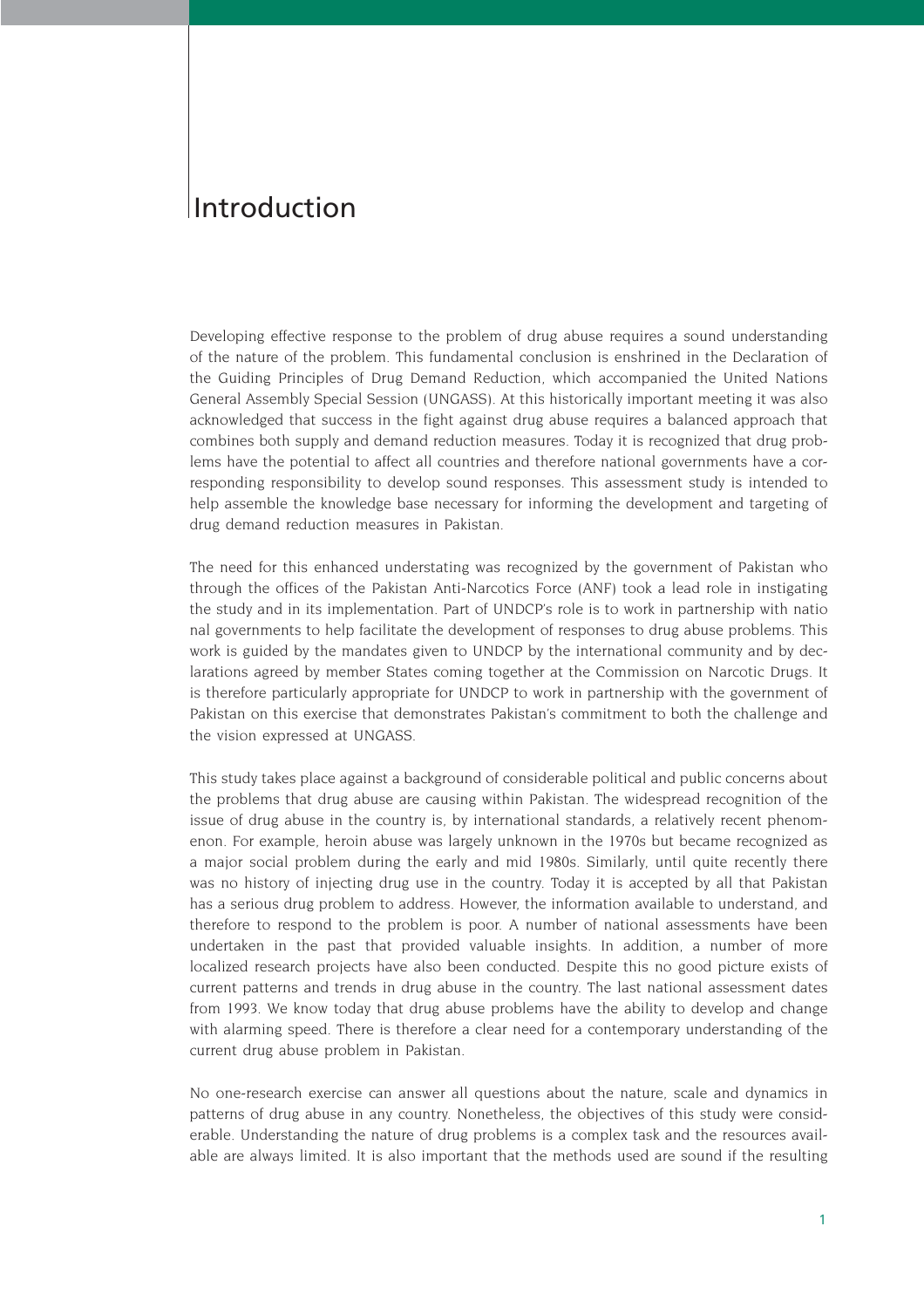# Introduction

Developing effective response to the problem of drug abuse requires a sound understanding of the nature of the problem. This fundamental conclusion is enshrined in the Declaration of the Guiding Principles of Drug Demand Reduction, which accompanied the United Nations General Assembly Special Session (UNGASS). At this historically important meeting it was also acknowledged that success in the fight against drug abuse requires a balanced approach that combines both supply and demand reduction measures. Today it is recognized that drug problems have the potential to affect all countries and therefore national governments have a corresponding responsibility to develop sound responses. This assessment study is intended to help assemble the knowledge base necessary for informing the development and targeting of drug demand reduction measures in Pakistan.

The need for this enhanced understating was recognized by the government of Pakistan who through the offices of the Pakistan Anti-Narcotics Force (ANF) took a lead role in instigating the study and in its implementation. Part of UNDCP's role is to work in partnership with national governments to help facilitate the development of responses to drug abuse problems. This work is guided by the mandates given to UNDCP by the international community and by declarations agreed by member States coming together at the Commission on Narcotic Drugs. It is therefore particularly appropriate for UNDCP to work in partnership with the government of Pakistan on this exercise that demonstrates Pakistan's commitment to both the challenge and the vision expressed at UNGASS.

This study takes place against a background of considerable political and public concerns about the problems that drug abuse are causing within Pakistan. The widespread recognition of the issue of drug abuse in the country is, by international standards, a relatively recent phenomenon. For example, heroin abuse was largely unknown in the 1970s but became recognized as a major social problem during the early and mid 1980s. Similarly, until quite recently there was no history of injecting drug use in the country. Today it is accepted by all that Pakistan has a serious drug problem to address. However, the information available to understand, and therefore to respond to the problem is poor. A number of national assessments have been undertaken in the past that provided valuable insights. In addition, a number of more localized research projects have also been conducted. Despite this no good picture exists of current patterns and trends in drug abuse in the country. The last national assessment dates from 1993. We know today that drug abuse problems have the ability to develop and change with alarming speed. There is therefore a clear need for a contemporary understanding of the current drug abuse problem in Pakistan.

No one-research exercise can answer all questions about the nature, scale and dynamics in patterns of drug abuse in any country. Nonetheless, the objectives of this study were considerable. Understanding the nature of drug problems is a complex task and the resources available are always limited. It is also important that the methods used are sound if the resulting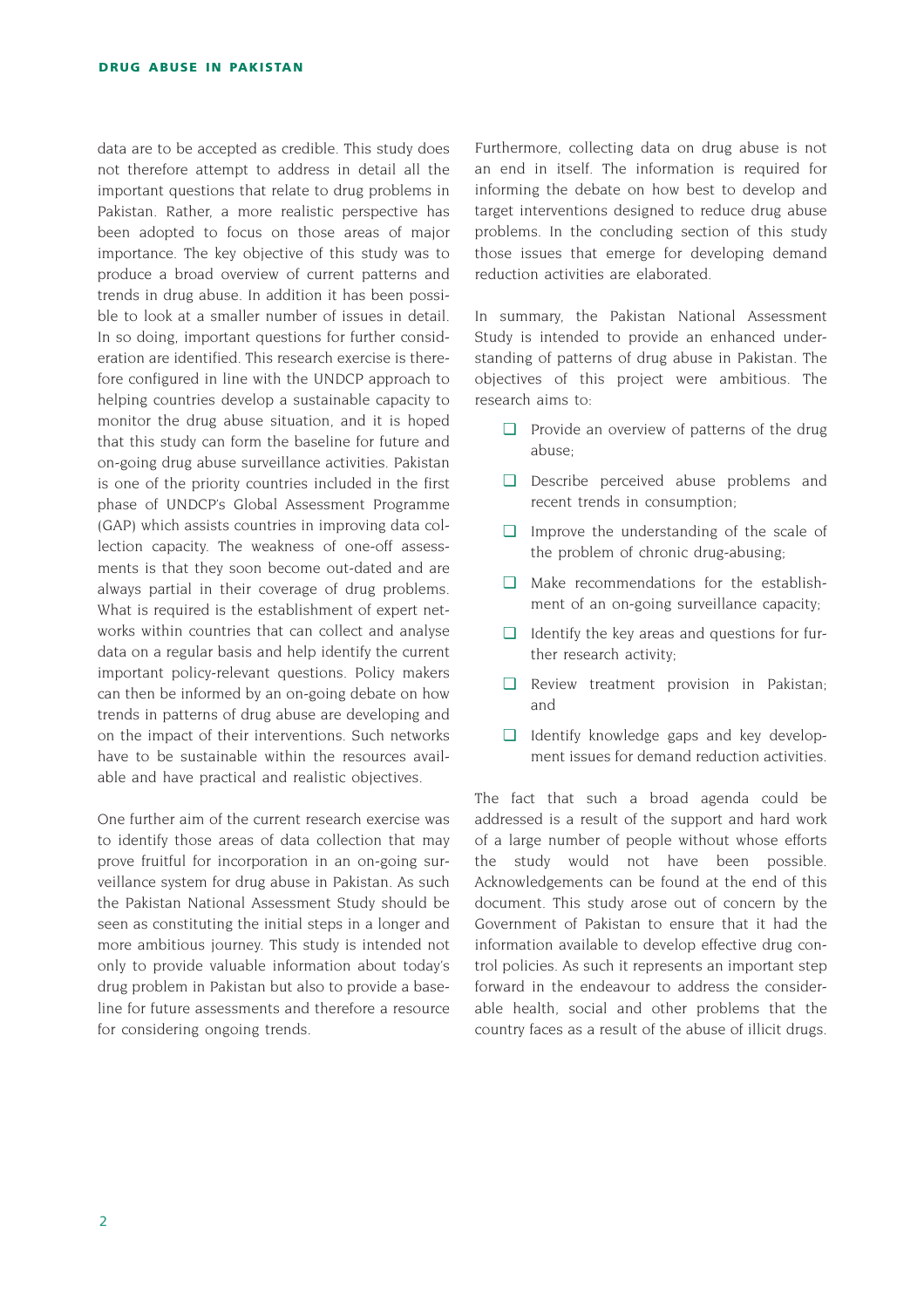data are to be accepted as credible. This study does not therefore attempt to address in detail all the important questions that relate to drug problems in Pakistan. Rather, a more realistic perspective has been adopted to focus on those areas of major importance. The key objective of this study was to produce a broad overview of current patterns and trends in drug abuse. In addition it has been possible to look at a smaller number of issues in detail. In so doing, important questions for further consideration are identified. This research exercise is therefore configured in line with the UNDCP approach to helping countries develop a sustainable capacity to monitor the drug abuse situation, and it is hoped that this study can form the baseline for future and on-going drug abuse surveillance activities. Pakistan is one of the priority countries included in the first phase of UNDCP's Global Assessment Programme (GAP) which assists countries in improving data collection capacity. The weakness of one-off assessments is that they soon become out-dated and are always partial in their coverage of drug problems. What is required is the establishment of expert networks within countries that can collect and analyse data on a regular basis and help identify the current important policy-relevant questions. Policy makers can then be informed by an on-going debate on how trends in patterns of drug abuse are developing and on the impact of their interventions. Such networks have to be sustainable within the resources available and have practical and realistic objectives.

One further aim of the current research exercise was to identify those areas of data collection that may prove fruitful for incorporation in an on-going surveillance system for drug abuse in Pakistan. As such the Pakistan National Assessment Study should be seen as constituting the initial steps in a longer and more ambitious journey. This study is intended not only to provide valuable information about today's drug problem in Pakistan but also to provide a baseline for future assessments and therefore a resource for considering ongoing trends.

Furthermore, collecting data on drug abuse is not an end in itself. The information is required for informing the debate on how best to develop and target interventions designed to reduce drug abuse problems. In the concluding section of this study those issues that emerge for developing demand reduction activities are elaborated.

In summary, the Pakistan National Assessment Study is intended to provide an enhanced understanding of patterns of drug abuse in Pakistan. The objectives of this project were ambitious. The research aims to:

- Provide an overview of patterns of the drug abuse;
- Describe perceived abuse problems and recent trends in consumption;
- Improve the understanding of the scale of the problem of chronic drug-abusing;
- Make recommendations for the establishment of an on-going surveillance capacity;
- Identify the key areas and questions for further research activity;
- Review treatment provision in Pakistan; and
- Identify knowledge gaps and key development issues for demand reduction activities.

The fact that such a broad agenda could be addressed is a result of the support and hard work of a large number of people without whose efforts the study would not have been possible. Acknowledgements can be found at the end of this document. This study arose out of concern by the Government of Pakistan to ensure that it had the information available to develop effective drug control policies. As such it represents an important step forward in the endeavour to address the considerable health, social and other problems that the country faces as a result of the abuse of illicit drugs.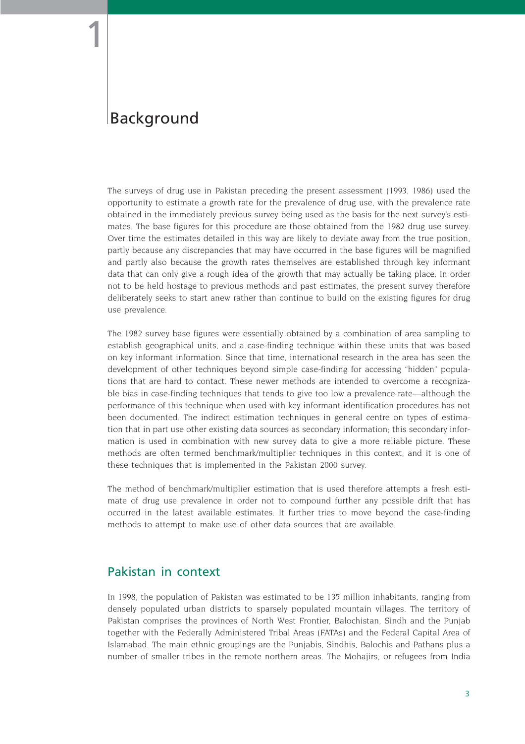# 1 Background

The surveys of drug use in Pakistan preceding the present assessment (1993, 1986) used the opportunity to estimate a growth rate for the prevalence of drug use, with the prevalence rate obtained in the immediately previous survey being used as the basis for the next survey's estimates. The base figures for this procedure are those obtained from the 1982 drug use survey. Over time the estimates detailed in this way are likely to deviate away from the true position, partly because any discrepancies that may have occurred in the base figures will be magnified and partly also because the growth rates themselves are established through key informant data that can only give a rough idea of the growth that may actually be taking place. In order not to be held hostage to previous methods and past estimates, the present survey therefore deliberately seeks to start anew rather than continue to build on the existing figures for drug use prevalence.

The 1982 survey base figures were essentially obtained by a combination of area sampling to establish geographical units, and a case-finding technique within these units that was based on key informant information. Since that time, international research in the area has seen the development of other techniques beyond simple case-finding for accessing "hidden" populations that are hard to contact. These newer methods are intended to overcome a recognizable bias in case-finding techniques that tends to give too low a prevalence rate—although the performance of this technique when used with key informant identification procedures has not been documented. The indirect estimation techniques in general centre on types of estimation that in part use other existing data sources as secondary information; this secondary information is used in combination with new survey data to give a more reliable picture. These methods are often termed benchmark/multiplier techniques in this context, and it is one of these techniques that is implemented in the Pakistan 2000 survey.

The method of benchmark/multiplier estimation that is used therefore attempts a fresh estimate of drug use prevalence in order not to compound further any possible drift that has occurred in the latest available estimates. It further tries to move beyond the case-finding methods to attempt to make use of other data sources that are available.

## Pakistan in context

In 1998, the population of Pakistan was estimated to be 135 million inhabitants, ranging from densely populated urban districts to sparsely populated mountain villages. The territory of Pakistan comprises the provinces of North West Frontier, Balochistan, Sindh and the Punjab together with the Federally Administered Tribal Areas (FATAs) and the Federal Capital Area of Islamabad. The main ethnic groupings are the Punjabis, Sindhis, Balochis and Pathans plus a number of smaller tribes in the remote northern areas. The Mohajirs, or refugees from India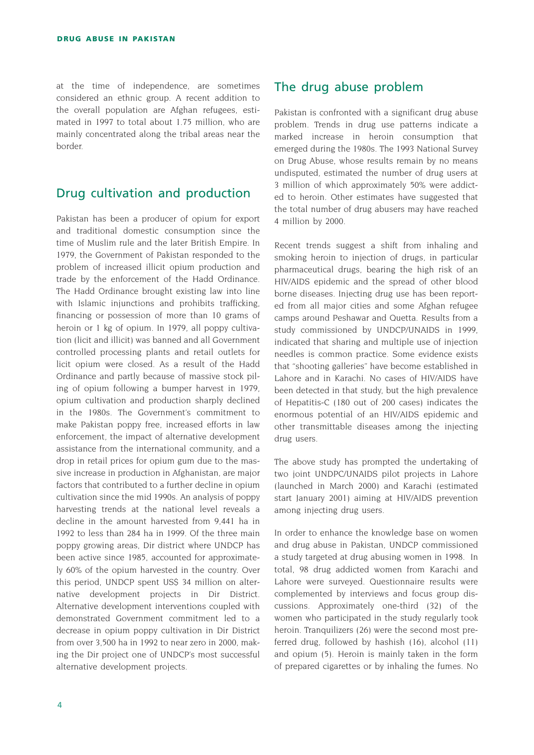at the time of independence, are sometimes considered an ethnic group. A recent addition to the overall population are Afghan refugees, estimated in 1997 to total about 1.75 million, who are mainly concentrated along the tribal areas near the border.

## Drug cultivation and production

Pakistan has been a producer of opium for export and traditional domestic consumption since the time of Muslim rule and the later British Empire. In 1979, the Government of Pakistan responded to the problem of increased illicit opium production and trade by the enforcement of the Hadd Ordinance. The Hadd Ordinance brought existing law into line with Islamic injunctions and prohibits trafficking, financing or possession of more than 10 grams of heroin or 1 kg of opium. In 1979, all poppy cultivation (licit and illicit) was banned and all Government controlled processing plants and retail outlets for licit opium were closed. As a result of the Hadd Ordinance and partly because of massive stock piling of opium following a bumper harvest in 1979, opium cultivation and production sharply declined in the 1980s. The Government's commitment to make Pakistan poppy free, increased efforts in law enforcement, the impact of alternative development assistance from the international community, and a drop in retail prices for opium gum due to the massive increase in production in Afghanistan, are major factors that contributed to a further decline in opium cultivation since the mid 1990s. An analysis of poppy harvesting trends at the national level reveals a decline in the amount harvested from 9,441 ha in 1992 to less than 284 ha in 1999. Of the three main poppy growing areas, Dir district where UNDCP has been active since 1985, accounted for approximately 60% of the opium harvested in the country. Over this period, UNDCP spent US$ 34 million on alternative development projects in Dir District. Alternative development interventions coupled with demonstrated Government commitment led to a decrease in opium poppy cultivation in Dir District from over 3,500 ha in 1992 to near zero in 2000, making the Dir project one of UNDCP's most successful alternative development projects.

## The drug abuse problem

Pakistan is confronted with a significant drug abuse problem. Trends in drug use patterns indicate a marked increase in heroin consumption that emerged during the 1980s. The 1993 National Survey on Drug Abuse, whose results remain by no means undisputed, estimated the number of drug users at 3 million of which approximately 50% were addicted to heroin. Other estimates have suggested that the total number of drug abusers may have reached 4 million by 2000.

Recent trends suggest a shift from inhaling and smoking heroin to injection of drugs, in particular pharmaceutical drugs, bearing the high risk of an HIV/AIDS epidemic and the spread of other blood borne diseases. Injecting drug use has been reported from all major cities and some Afghan refugee camps around Peshawar and Quetta. Results from a study commissioned by UNDCP/UNAIDS in 1999, indicated that sharing and multiple use of injection needles is common practice. Some evidence exists that "shooting galleries" have become established in Lahore and in Karachi. No cases of HIV/AIDS have been detected in that study, but the high prevalence of Hepatitis-C (180 out of 200 cases) indicates the enormous potential of an HIV/AIDS epidemic and other transmittable diseases among the injecting drug users.

The above study has prompted the undertaking of two joint UNDPC/UNAIDS pilot projects in Lahore (launched in March 2000) and Karachi (estimated start January 2001) aiming at HIV/AIDS prevention among injecting drug users.

In order to enhance the knowledge base on women and drug abuse in Pakistan, UNDCP commissioned a study targeted at drug abusing women in 1998. In total, 98 drug addicted women from Karachi and Lahore were surveyed. Questionnaire results were complemented by interviews and focus group discussions. Approximately one-third (32) of the women who participated in the study regularly took heroin. Tranquilizers (26) were the second most preferred drug, followed by hashish (16), alcohol (11) and opium (5). Heroin is mainly taken in the form of prepared cigarettes or by inhaling the fumes. No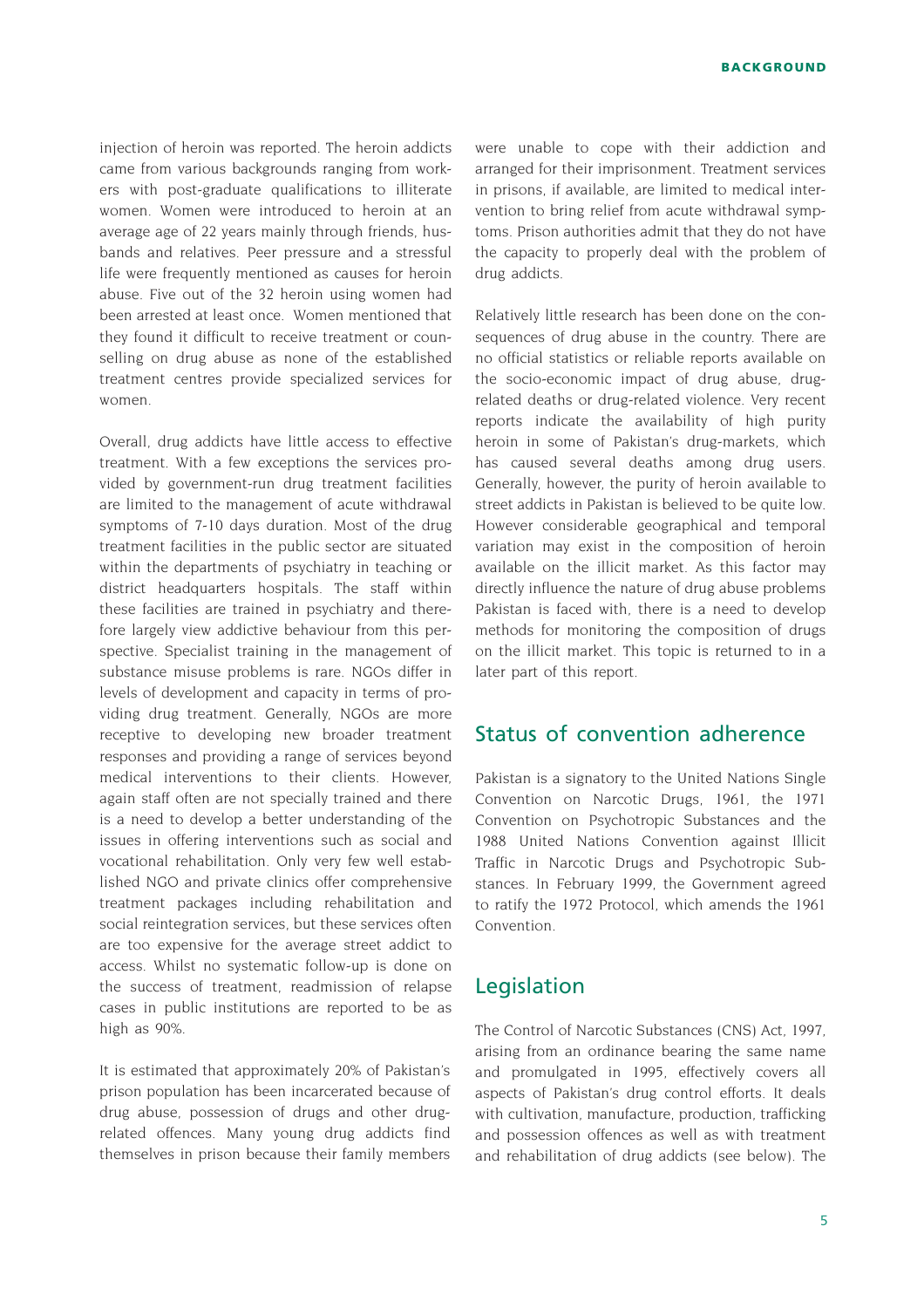injection of heroin was reported. The heroin addicts came from various backgrounds ranging from workers with post-graduate qualifications to illiterate women. Women were introduced to heroin at an average age of 22 years mainly through friends, husbands and relatives. Peer pressure and a stressful life were frequently mentioned as causes for heroin abuse. Five out of the 32 heroin using women had been arrested at least once. Women mentioned that they found it difficult to receive treatment or counselling on drug abuse as none of the established treatment centres provide specialized services for women.

Overall, drug addicts have little access to effective treatment. With a few exceptions the services provided by government-run drug treatment facilities are limited to the management of acute withdrawal symptoms of 7-10 days duration. Most of the drug treatment facilities in the public sector are situated within the departments of psychiatry in teaching or district headquarters hospitals. The staff within these facilities are trained in psychiatry and therefore largely view addictive behaviour from this perspective. Specialist training in the management of substance misuse problems is rare. NGOs differ in levels of development and capacity in terms of providing drug treatment. Generally, NGOs are more receptive to developing new broader treatment responses and providing a range of services beyond medical interventions to their clients. However, again staff often are not specially trained and there is a need to develop a better understanding of the issues in offering interventions such as social and vocational rehabilitation. Only very few well established NGO and private clinics offer comprehensive treatment packages including rehabilitation and social reintegration services, but these services often are too expensive for the average street addict to access. Whilst no systematic follow-up is done on the success of treatment, readmission of relapse cases in public institutions are reported to be as high as 90%.

It is estimated that approximately 20% of Pakistan's prison population has been incarcerated because of drug abuse, possession of drugs and other drug-related offences. Many young drug addicts find themselves in prison because their family members were unable to cope with their addiction and arranged for their imprisonment. Treatment services in prisons, if available, are limited to medical intervention to bring relief from acute withdrawal symptoms. Prison authorities admit that they do not have the capacity to properly deal with the problem of drug addicts.

Relatively little research has been done on the consequences of drug abuse in the country. There are no official statistics or reliable reports available on the socio-economic impact of drug abuse, drug-related deaths or drug-related violence. Very recent reports indicate the availability of high purity heroin in some of Pakistan's drug-markets, which has caused several deaths among drug users. Generally, however, the purity of heroin available to street addicts in Pakistan is believed to be quite low. However considerable geographical and temporal variation may exist in the composition of heroin available on the illicit market. As this factor may directly influence the nature of drug abuse problems Pakistan is faced with, there is a need to develop methods for monitoring the composition of drugs on the illicit market. This topic is returned to in a later part of this report.

## Status of convention adherence

Pakistan is a signatory to the United Nations Single Convention on Narcotic Drugs, 1961, the 1971 Convention on Psychotropic Substances and the 1988 United Nations Convention against Illicit Traffic in Narcotic Drugs and Psychotropic Substances. In February 1999, the Government agreed to ratify the 1972 Protocol, which amends the 1961 Convention.

## Legislation

The Control of Narcotic Substances (CNS) Act, 1997, arising from an ordinance bearing the same name and promulgated in 1995, effectively covers all aspects of Pakistan's drug control efforts. It deals with cultivation, manufacture, production, trafficking and possession offences as well as with treatment and rehabilitation of drug addicts (see below). The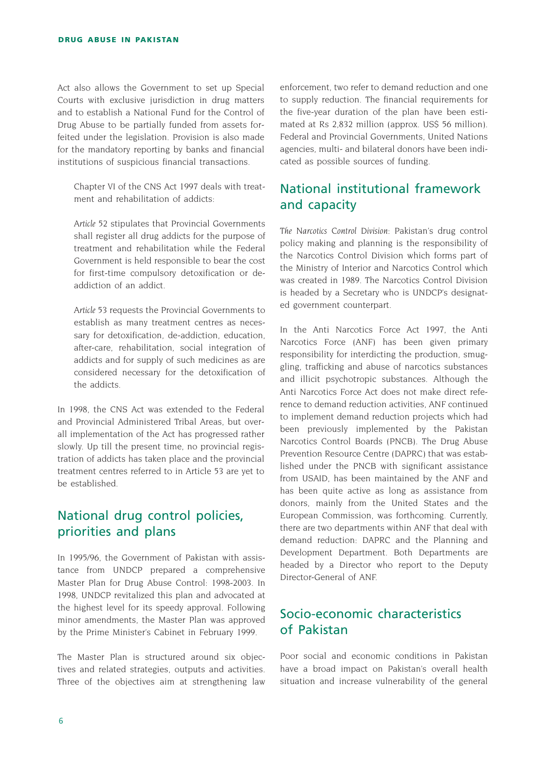Act also allows the Government to set up Special Courts with exclusive jurisdiction in drug matters and to establish a National Fund for the Control of Drug Abuse to be partially funded from assets forfeited under the legislation. Provision is also made for the mandatory reporting by banks and financial institutions of suspicious financial transactions.

> Chapter VI of the CNS Act 1997 deals with treatment and rehabilitation of addicts:
>
> *Article* 52 stipulates that Provincial Governments shall register all drug addicts for the purpose of treatment and rehabilitation while the Federal Government is held responsible to bear the cost for first-time compulsory detoxification or de-addiction of an addict.
>
> *Article* 53 requests the Provincial Governments to establish as many treatment centres as necessary for detoxification, de-addiction, education, after-care, rehabilitation, social integration of addicts and for supply of such medicines as are considered necessary for the detoxification of the addicts.

In 1998, the CNS Act was extended to the Federal and Provincial Administered Tribal Areas, but overall implementation of the Act has progressed rather slowly. Up till the present time, no provincial registration of addicts has taken place and the provincial treatment centres referred to in Article 53 are yet to be established.

## National drug control policies, priorities and plans

In 1995/96, the Government of Pakistan with assistance from UNDCP prepared a comprehensive Master Plan for Drug Abuse Control: 1998-2003. In 1998, UNDCP revitalized this plan and advocated at the highest level for its speedy approval. Following minor amendments, the Master Plan was approved by the Prime Minister's Cabinet in February 1999.

The Master Plan is structured around six objectives and related strategies, outputs and activities. Three of the objectives aim at strengthening law enforcement, two refer to demand reduction and one to supply reduction. The financial requirements for the five-year duration of the plan have been estimated at Rs 2,832 million (approx. US$ 56 million). Federal and Provincial Governments, United Nations agencies, multi- and bilateral donors have been indicated as possible sources of funding.

## National institutional framework and capacity

*The Narcotics Control Division*: Pakistan's drug control policy making and planning is the responsibility of the Narcotics Control Division which forms part of the Ministry of Interior and Narcotics Control which was created in 1989. The Narcotics Control Division is headed by a Secretary who is UNDCP's designated government counterpart.

In the Anti Narcotics Force Act 1997, the Anti Narcotics Force (ANF) has been given primary responsibility for interdicting the production, smuggling, trafficking and abuse of narcotics substances and illicit psychotropic substances. Although the Anti Narcotics Force Act does not make direct reference to demand reduction activities, ANF continued to implement demand reduction projects which had been previously implemented by the Pakistan Narcotics Control Boards (PNCB). The Drug Abuse Prevention Resource Centre (DAPRC) that was established under the PNCB with significant assistance from USAID, has been maintained by the ANF and has been quite active as long as assistance from donors, mainly from the United States and the European Commission, was forthcoming. Currently, there are two departments within ANF that deal with demand reduction: DAPRC and the Planning and Development Department. Both Departments are headed by a Director who report to the Deputy Director-General of ANF.

## Socio-economic characteristics of Pakistan

Poor social and economic conditions in Pakistan have a broad impact on Pakistan's overall health situation and increase vulnerability of the general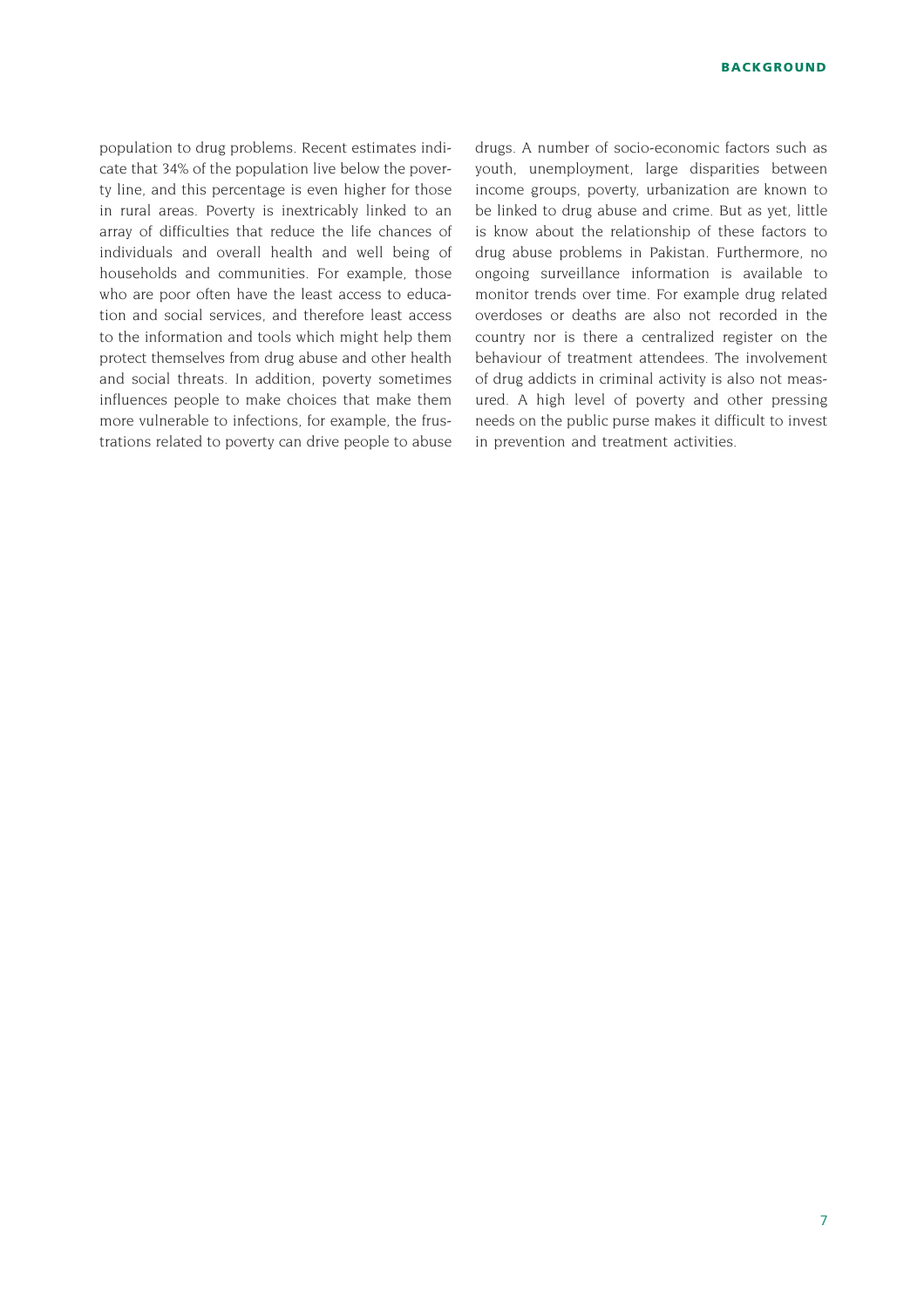population to drug problems. Recent estimates indicate that 34% of the population live below the poverty line, and this percentage is even higher for those in rural areas. Poverty is inextricably linked to an array of difficulties that reduce the life chances of individuals and overall health and well being of households and communities. For example, those who are poor often have the least access to education and social services, and therefore least access to the information and tools which might help them protect themselves from drug abuse and other health and social threats. In addition, poverty sometimes influences people to make choices that make them more vulnerable to infections, for example, the frustrations related to poverty can drive people to abuse drugs. A number of socio-economic factors such as youth, unemployment, large disparities between income groups, poverty, urbanization are known to be linked to drug abuse and crime. But as yet, little is know about the relationship of these factors to drug abuse problems in Pakistan. Furthermore, no ongoing surveillance information is available to monitor trends over time. For example drug related overdoses or deaths are also not recorded in the country nor is there a centralized register on the behaviour of treatment attendees. The involvement of drug addicts in criminal activity is also not measured. A high level of poverty and other pressing needs on the public purse makes it difficult to invest in prevention and treatment activities.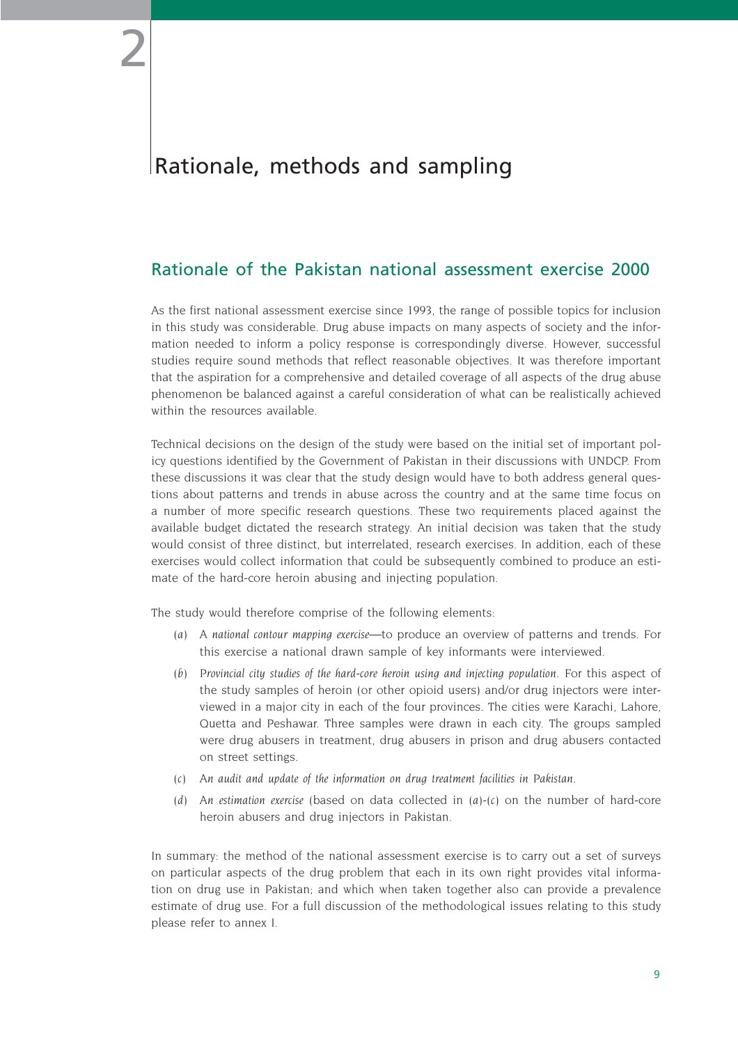# 2

# Rationale, methods and sampling

## Rationale of the Pakistan national assessment exercise 2000

As the first national assessment exercise since 1993, the range of possible topics for inclusion in this study was considerable. Drug abuse impacts on many aspects of society and the information needed to inform a policy response is correspondingly diverse. However, successful studies require sound methods that reflect reasonable objectives. It was therefore important that the aspiration for a comprehensive and detailed coverage of all aspects of the drug abuse phenomenon be balanced against a careful consideration of what can be realistically achieved within the resources available.

Technical decisions on the design of the study were based on the initial set of important policy questions identified by the Government of Pakistan in their discussions with UNDCP. From these discussions it was clear that the study design would have to both address general questions about patterns and trends in abuse across the country and at the same time focus on a number of more specific research questions. These two requirements placed against the available budget dictated the research strategy. An initial decision was taken that the study would consist of three distinct, but interrelated, research exercises. In addition, each of these exercises would collect information that could be subsequently combined to produce an estimate of the hard-core heroin abusing and injecting population.

The study would therefore comprise of the following elements:

(*a*) A *national contour mapping exercise*—to produce an overview of patterns and trends. For this exercise a national drawn sample of key informants were interviewed.

(*b*) *Provincial city studies of the hard-core heroin using and injecting population*. For this aspect of the study samples of heroin (or other opioid users) and/or drug injectors were interviewed in a major city in each of the four provinces. The cities were Karachi, Lahore, Quetta and Peshawar. Three samples were drawn in each city. The groups sampled were drug abusers in treatment, drug abusers in prison and drug abusers contacted on street settings.

(*c*) *An audit and update of the information on drug treatment facilities in Pakistan*.

(*d*) An *estimation exercise* (based on data collected in (*a*)-(*c*) on the number of hard-core heroin abusers and drug injectors in Pakistan.

In summary: the method of the national assessment exercise is to carry out a set of surveys on particular aspects of the drug problem that each in its own right provides vital information on drug use in Pakistan; and which when taken together also can provide a prevalence estimate of drug use. For a full discussion of the methodological issues relating to this study please refer to annex I.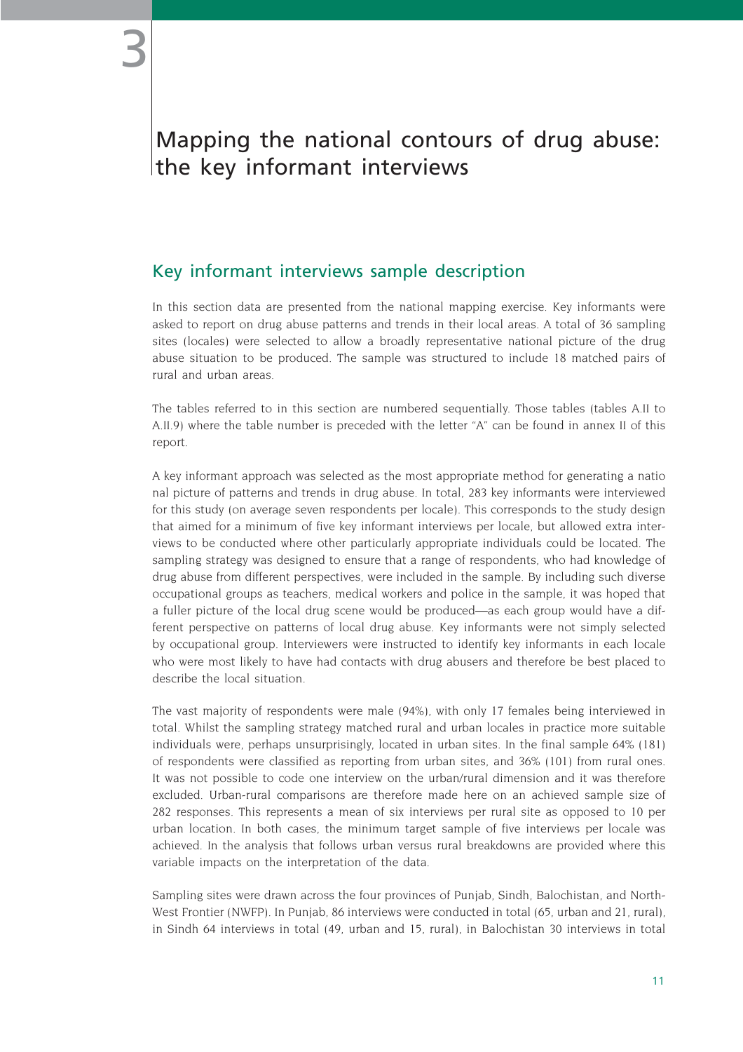# 3

# Mapping the national contours of drug abuse: the key informant interviews

## Key informant interviews sample description

In this section data are presented from the national mapping exercise. Key informants were asked to report on drug abuse patterns and trends in their local areas. A total of 36 sampling sites (locales) were selected to allow a broadly representative national picture of the drug abuse situation to be produced. The sample was structured to include 18 matched pairs of rural and urban areas.

The tables referred to in this section are numbered sequentially. Those tables (tables A.II to A.II.9) where the table number is preceded with the letter "A" can be found in annex II of this report.

A key informant approach was selected as the most appropriate method for generating a national picture of patterns and trends in drug abuse. In total, 283 key informants were interviewed for this study (on average seven respondents per locale). This corresponds to the study design that aimed for a minimum of five key informant interviews per locale, but allowed extra interviews to be conducted where other particularly appropriate individuals could be located. The sampling strategy was designed to ensure that a range of respondents, who had knowledge of drug abuse from different perspectives, were included in the sample. By including such diverse occupational groups as teachers, medical workers and police in the sample, it was hoped that a fuller picture of the local drug scene would be produced—as each group would have a different perspective on patterns of local drug abuse. Key informants were not simply selected by occupational group. Interviewers were instructed to identify key informants in each locale who were most likely to have had contacts with drug abusers and therefore be best placed to describe the local situation.

The vast majority of respondents were male (94%), with only 17 females being interviewed in total. Whilst the sampling strategy matched rural and urban locales in practice more suitable individuals were, perhaps unsurprisingly, located in urban sites. In the final sample 64% (181) of respondents were classified as reporting from urban sites, and 36% (101) from rural ones. It was not possible to code one interview on the urban/rural dimension and it was therefore excluded. Urban-rural comparisons are therefore made here on an achieved sample size of 282 responses. This represents a mean of six interviews per rural site as opposed to 10 per urban location. In both cases, the minimum target sample of five interviews per locale was achieved. In the analysis that follows urban versus rural breakdowns are provided where this variable impacts on the interpretation of the data.

Sampling sites were drawn across the four provinces of Punjab, Sindh, Balochistan, and North-West Frontier (NWFP). In Punjab, 86 interviews were conducted in total (65, urban and 21, rural), in Sindh 64 interviews in total (49, urban and 15, rural), in Balochistan 30 interviews in total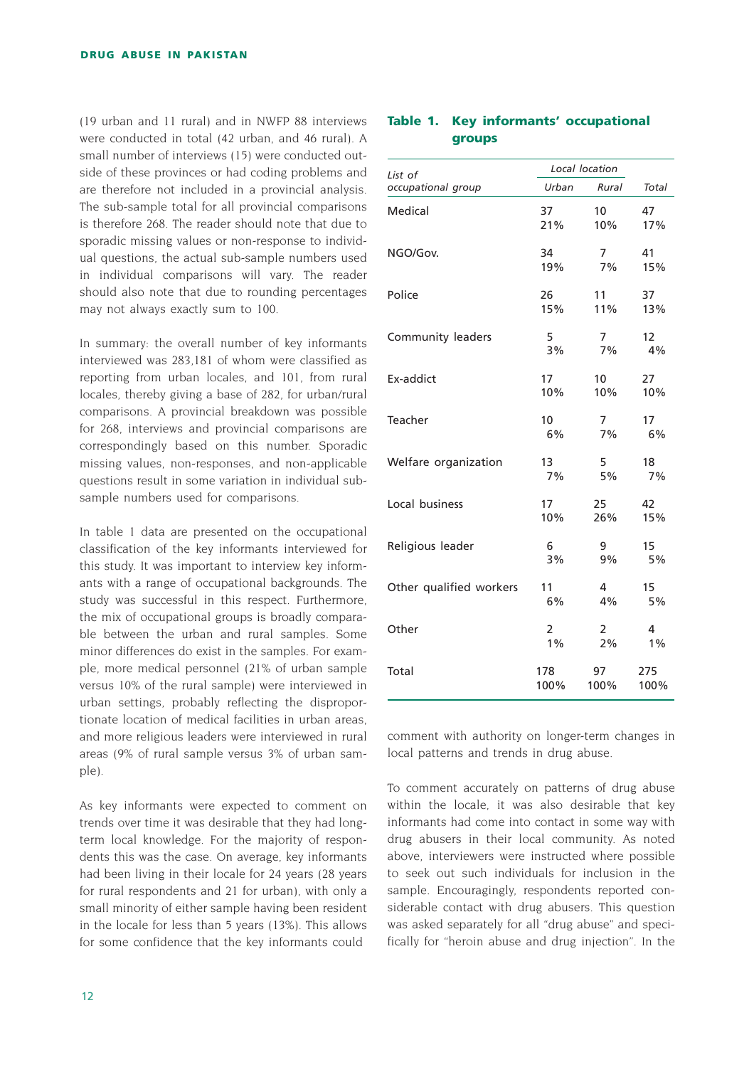(19 urban and 11 rural) and in NWFP 88 interviews were conducted in total (42 urban, and 46 rural). A small number of interviews (15) were conducted outside of these provinces or had coding problems and are therefore not included in a provincial analysis. The sub-sample total for all provincial comparisons is therefore 268. The reader should note that due to sporadic missing values or non-response to individual questions, the actual sub-sample numbers used in individual comparisons will vary. The reader should also note that due to rounding percentages may not always exactly sum to 100.

In summary: the overall number of key informants interviewed was 283,181 of whom were classified as reporting from urban locales, and 101, from rural locales, thereby giving a base of 282, for urban/rural comparisons. A provincial breakdown was possible for 268, interviews and provincial comparisons are correspondingly based on this number. Sporadic missing values, non-responses, and non-applicable questions result in some variation in individual sub-sample numbers used for comparisons.

In table 1 data are presented on the occupational classification of the key informants interviewed for this study. It was important to interview key informants with a range of occupational backgrounds. The study was successful in this respect. Furthermore, the mix of occupational groups is broadly comparable between the urban and rural samples. Some minor differences do exist in the samples. For example, more medical personnel (21% of urban sample versus 10% of the rural sample) were interviewed in urban settings, probably reflecting the disproportionate location of medical facilities in urban areas, and more religious leaders were interviewed in rural areas (9% of rural sample versus 3% of urban sample).

As key informants were expected to comment on trends over time it was desirable that they had long-term local knowledge. For the majority of respondents this was the case. On average, key informants had been living in their locale for 24 years (28 years for rural respondents and 21 for urban), with only a small minority of either sample having been resident in the locale for less than 5 years (13%). This allows for some confidence that the key informants could comment with authority on longer-term changes in local patterns and trends in drug abuse.

### Table 1. Key informants' occupational groups

| *List of occupational group* | *Local location* | | *Total* |
|---|---|---|---|
| | *Urban* | *Rural* | |
| Medical | 37<br>21% | 10<br>10% | 47<br>17% |
| NGO/Gov. | 34<br>19% | 7<br>7% | 41<br>15% |
| Police | 26<br>15% | 11<br>11% | 37<br>13% |
| Community leaders | 5<br>3% | 7<br>7% | 12<br>4% |
| Ex-addict | 17<br>10% | 10<br>10% | 27<br>10% |
| Teacher | 10<br>6% | 7<br>7% | 17<br>6% |
| Welfare organization | 13<br>7% | 5<br>5% | 18<br>7% |
| Local business | 17<br>10% | 25<br>26% | 42<br>15% |
| Religious leader | 6<br>3% | 9<br>9% | 15<br>5% |
| Other qualified workers | 11<br>6% | 4<br>4% | 15<br>5% |
| Other | 2<br>1% | 2<br>2% | 4<br>1% |
| Total | 178<br>100% | 97<br>100% | 275<br>100% |

To comment accurately on patterns of drug abuse within the locale, it was also desirable that key informants had come into contact in some way with drug abusers in their local community. As noted above, interviewers were instructed where possible to seek out such individuals for inclusion in the sample. Encouragingly, respondents reported considerable contact with drug abusers. This question was asked separately for all "drug abuse" and specifically for "heroin abuse and drug injection". In the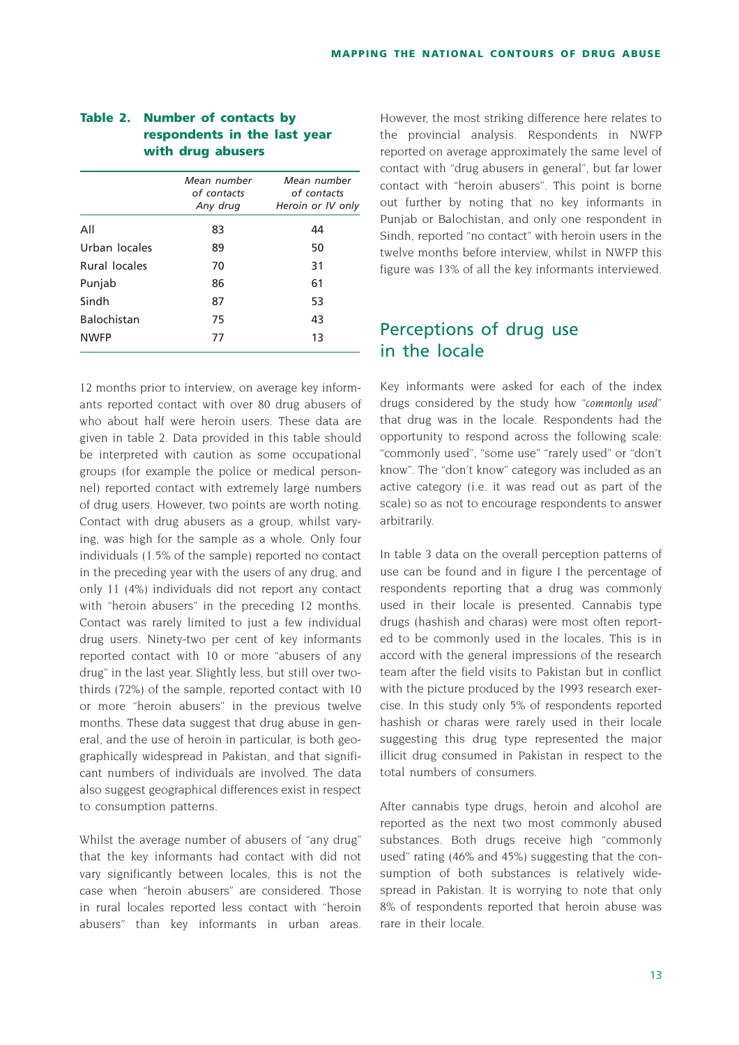**Table 2. Number of contacts by respondents in the last year with drug abusers**

| | *Mean number of contacts Any drug* | *Mean number of contacts Heroin or IV only* |
|---|---|---|
| All | 83 | 44 |
| Urban locales | 89 | 50 |
| Rural locales | 70 | 31 |
| Punjab | 86 | 61 |
| Sindh | 87 | 53 |
| Balochistan | 75 | 43 |
| NWFP | 77 | 13 |

12 months prior to interview, on average key informants reported contact with over 80 drug abusers of who about half were heroin users. These data are given in table 2. Data provided in this table should be interpreted with caution as some occupational groups (for example the police or medical personnel) reported contact with extremely large numbers of drug users. However, two points are worth noting. Contact with drug abusers as a group, whilst varying, was high for the sample as a whole. Only four individuals (1.5% of the sample) reported no contact in the preceding year with the users of any drug, and only 11 (4%) individuals did not report any contact with "heroin abusers" in the preceding 12 months. Contact was rarely limited to just a few individual drug users. Ninety-two per cent of key informants reported contact with 10 or more "abusers of any drug" in the last year. Slightly less, but still over two-thirds (72%) of the sample, reported contact with 10 or more "heroin abusers" in the previous twelve months. These data suggest that drug abuse in general, and the use of heroin in particular, is both geographically widespread in Pakistan, and that significant numbers of individuals are involved. The data also suggest geographical differences exist in respect to consumption patterns.

Whilst the average number of abusers of "any drug" that the key informants had contact with did not vary significantly between locales, this is not the case when "heroin abusers" are considered. Those in rural locales reported less contact with "heroin abusers" than key informants in urban areas. However, the most striking difference here relates to the provincial analysis. Respondents in NWFP reported on average approximately the same level of contact with "drug abusers in general", but far lower contact with "heroin abusers". This point is borne out further by noting that no key informants in Punjab or Balochistan, and only one respondent in Sindh, reported "no contact" with heroin users in the twelve months before interview, whilst in NWFP this figure was 13% of all the key informants interviewed.

## Perceptions of drug use in the locale

Key informants were asked for each of the index drugs considered by the study how "*commonly used*" that drug was in the locale. Respondents had the opportunity to respond across the following scale: "commonly used", "some use" "rarely used" or "don't know". The "don't know" category was included as an active category (i.e. it was read out as part of the scale) so as not to encourage respondents to answer arbitrarily.

In table 3 data on the overall perception patterns of use can be found and in figure I the percentage of respondents reporting that a drug was commonly used in their locale is presented. Cannabis type drugs (hashish and charas) were most often reported to be commonly used in the locales. This is in accord with the general impressions of the research team after the field visits to Pakistan but in conflict with the picture produced by the 1993 research exercise. In this study only 5% of respondents reported hashish or charas were rarely used in their locale suggesting this drug type represented the major illicit drug consumed in Pakistan in respect to the total numbers of consumers.

After cannabis type drugs, heroin and alcohol are reported as the next two most commonly abused substances. Both drugs receive high "commonly used" rating (46% and 45%) suggesting that the consumption of both substances is relatively widespread in Pakistan. It is worrying to note that only 8% of respondents reported that heroin abuse was rare in their locale.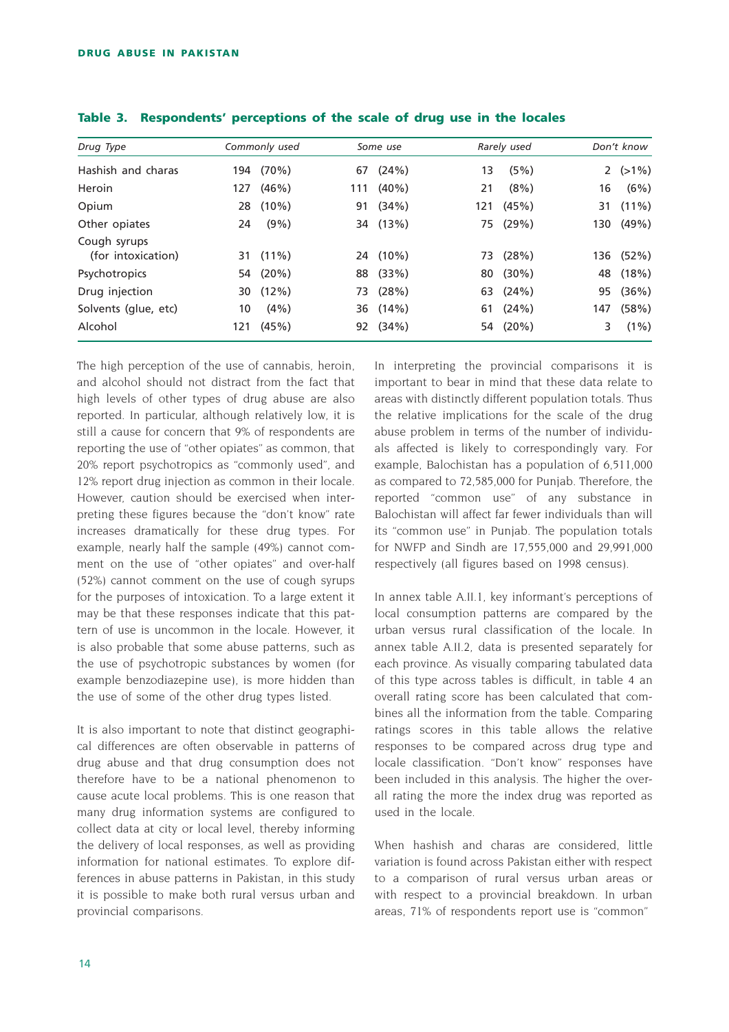**Table 3. Respondents' perceptions of the scale of drug use in the locales**

| *Drug Type* | *Commonly used* | *Some use* | *Rarely used* | *Don't know* |
|---|---|---|---|---|
| Hashish and charas | 194 (70%) | 67 (24%) | 13 (5%) | 2 (>1%) |
| Heroin | 127 (46%) | 111 (40%) | 21 (8%) | 16 (6%) |
| Opium | 28 (10%) | 91 (34%) | 121 (45%) | 31 (11%) |
| Other opiates | 24 (9%) | 34 (13%) | 75 (29%) | 130 (49%) |
| Cough syrups (for intoxication) | 31 (11%) | 24 (10%) | 73 (28%) | 136 (52%) |
| Psychotropics | 54 (20%) | 88 (33%) | 80 (30%) | 48 (18%) |
| Drug injection | 30 (12%) | 73 (28%) | 63 (24%) | 95 (36%) |
| Solvents (glue, etc) | 10 (4%) | 36 (14%) | 61 (24%) | 147 (58%) |
| Alcohol | 121 (45%) | 92 (34%) | 54 (20%) | 3 (1%) |

The high perception of the use of cannabis, heroin, and alcohol should not distract from the fact that high levels of other types of drug abuse are also reported. In particular, although relatively low, it is still a cause for concern that 9% of respondents are reporting the use of "other opiates" as common, that 20% report psychotropics as "commonly used", and 12% report drug injection as common in their locale. However, caution should be exercised when interpreting these figures because the "don't know" rate increases dramatically for these drug types. For example, nearly half the sample (49%) cannot comment on the use of "other opiates" and over-half (52%) cannot comment on the use of cough syrups for the purposes of intoxication. To a large extent it may be that these responses indicate that this pattern of use is uncommon in the locale. However, it is also probable that some abuse patterns, such as the use of psychotropic substances by women (for example benzodiazepine use), is more hidden than the use of some of the other drug types listed.

It is also important to note that distinct geographical differences are often observable in patterns of drug abuse and that drug consumption does not therefore have to be a national phenomenon to cause acute local problems. This is one reason that many drug information systems are configured to collect data at city or local level, thereby informing the delivery of local responses, as well as providing information for national estimates. To explore differences in abuse patterns in Pakistan, in this study it is possible to make both rural versus urban and provincial comparisons.

In interpreting the provincial comparisons it is important to bear in mind that these data relate to areas with distinctly different population totals. Thus the relative implications for the scale of the drug abuse problem in terms of the number of individuals affected is likely to correspondingly vary. For example, Balochistan has a population of 6,511,000 as compared to 72,585,000 for Punjab. Therefore, the reported "common use" of any substance in Balochistan will affect far fewer individuals than will its "common use" in Punjab. The population totals for NWFP and Sindh are 17,555,000 and 29,991,000 respectively (all figures based on 1998 census).

In annex table A.II.1, key informant's perceptions of local consumption patterns are compared by the urban versus rural classification of the locale. In annex table A.II.2, data is presented separately for each province. As visually comparing tabulated data of this type across tables is difficult, in table 4 an overall rating score has been calculated that combines all the information from the table. Comparing ratings scores in this table allows the relative responses to be compared across drug type and locale classification. "Don't know" responses have been included in this analysis. The higher the overall rating the more the index drug was reported as used in the locale.

When hashish and charas are considered, little variation is found across Pakistan either with respect to a comparison of rural versus urban areas or with respect to a provincial breakdown. In urban areas, 71% of respondents report use is "common"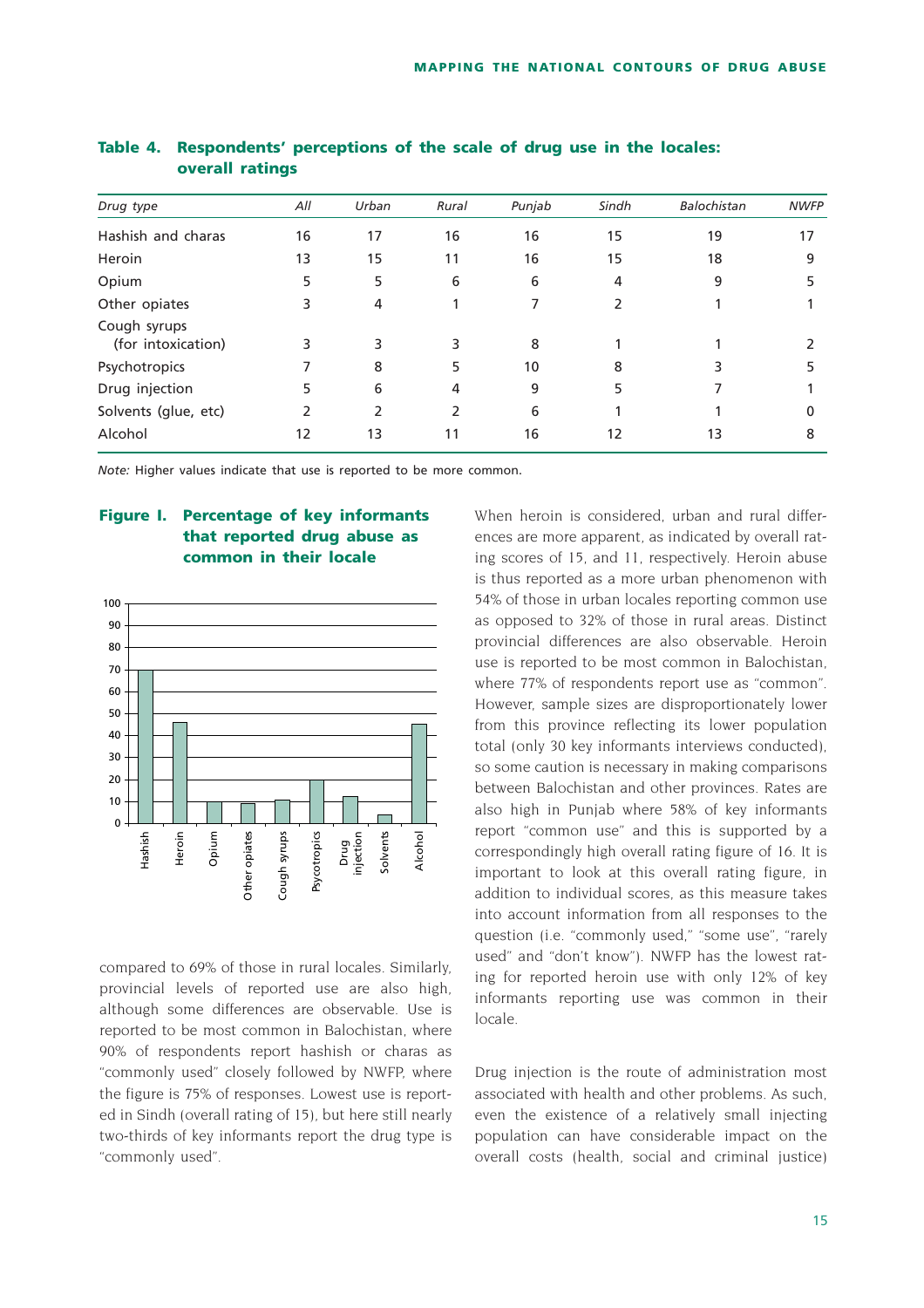**Table 4. Respondents' perceptions of the scale of drug use in the locales: overall ratings**

| *Drug type* | *All* | *Urban* | *Rural* | *Punjab* | *Sindh* | *Balochistan* | *NWFP* |
|---|---|---|---|---|---|---|---|
| Hashish and charas | 16 | 17 | 16 | 16 | 15 | 19 | 17 |
| Heroin | 13 | 15 | 11 | 16 | 15 | 18 | 9 |
| Opium | 5 | 5 | 6 | 6 | 4 | 9 | 5 |
| Other opiates | 3 | 4 | 1 | 7 | 2 | 1 | 1 |
| Cough syrups (for intoxication) | 3 | 3 | 3 | 8 | 1 | 1 | 2 |
| Psychotropics | 7 | 8 | 5 | 10 | 8 | 3 | 5 |
| Drug injection | 5 | 6 | 4 | 9 | 5 | 7 | 1 |
| Solvents (glue, etc) | 2 | 2 | 2 | 6 | 1 | 1 | 0 |
| Alcohol | 12 | 13 | 11 | 16 | 12 | 13 | 8 |

*Note:* Higher values indicate that use is reported to be more common.

**Figure I. Percentage of key informants that reported drug abuse as common in their locale**

| Drug type | Percentage |
|---|---|
| Hashish | 70 |
| Heroin | 46 |
| Opium | 10 |
| Other opiates | 9 |
| Cough syrups | 11 |
| Psycotropics | 20 |
| Drug injection | 12 |
| Solvents | 4 |
| Alcohol | 45 |

compared to 69% of those in rural locales. Similarly, provincial levels of reported use are also high, although some differences are observable. Use is reported to be most common in Balochistan, where 90% of respondents report hashish or charas as "commonly used" closely followed by NWFP, where the figure is 75% of responses. Lowest use is reported in Sindh (overall rating of 15), but here still nearly two-thirds of key informants report the drug type is "commonly used".

When heroin is considered, urban and rural differences are more apparent, as indicated by overall rating scores of 15, and 11, respectively. Heroin abuse is thus reported as a more urban phenomenon with 54% of those in urban locales reporting common use as opposed to 32% of those in rural areas. Distinct provincial differences are also observable. Heroin use is reported to be most common in Balochistan, where 77% of respondents report use as "common". However, sample sizes are disproportionately lower from this province reflecting its lower population total (only 30 key informants interviews conducted), so some caution is necessary in making comparisons between Balochistan and other provinces. Rates are also high in Punjab where 58% of key informants report "common use" and this is supported by a correspondingly high overall rating figure of 16. It is important to look at this overall rating figure, in addition to individual scores, as this measure takes into account information from all responses to the question (i.e. "commonly used," "some use", "rarely used" and "don't know"). NWFP has the lowest rating for reported heroin use with only 12% of key informants reporting use was common in their locale.

Drug injection is the route of administration most associated with health and other problems. As such, even the existence of a relatively small injecting population can have considerable impact on the overall costs (health, social and criminal justice)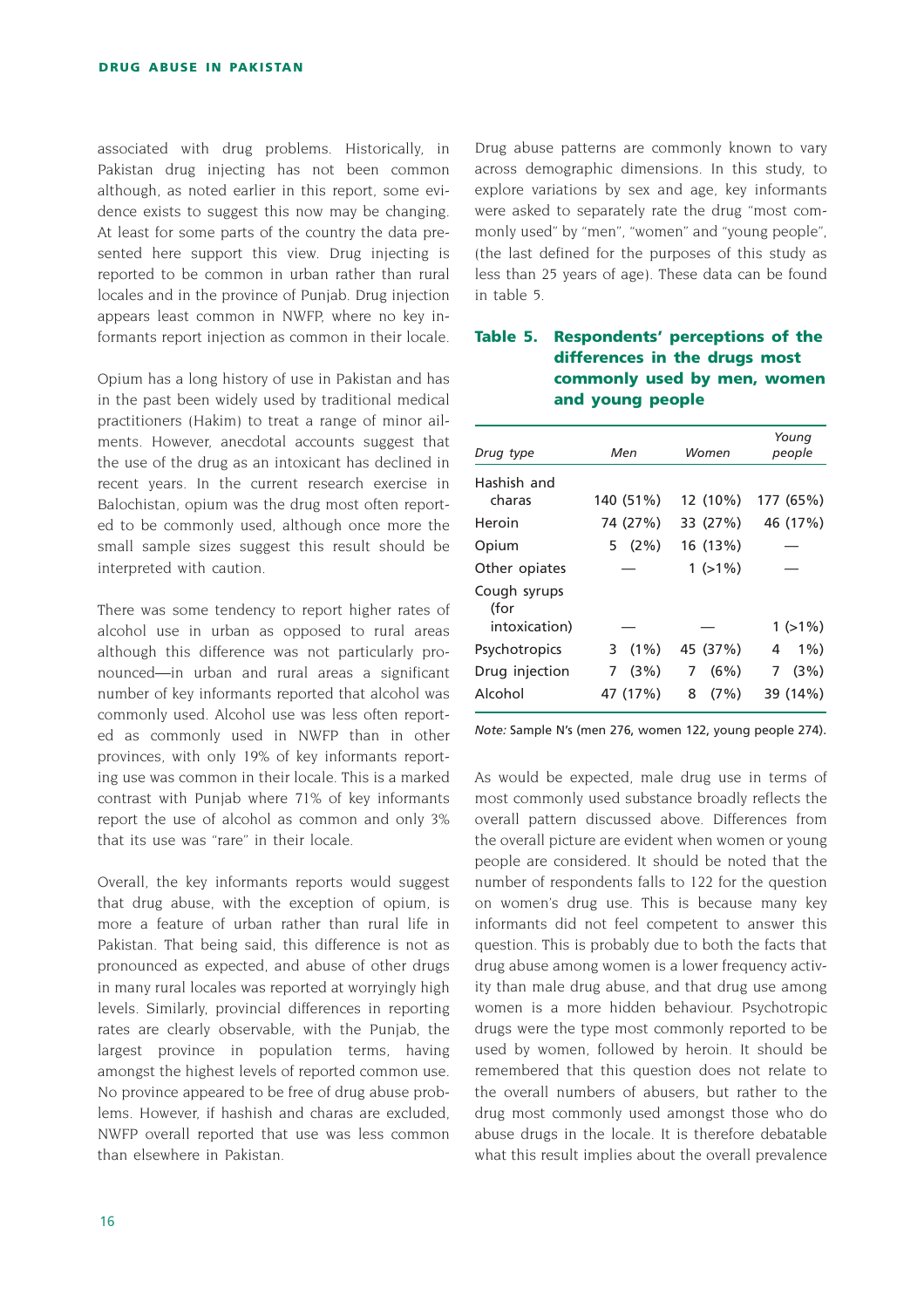associated with drug problems. Historically, in Pakistan drug injecting has not been common although, as noted earlier in this report, some evidence exists to suggest this now may be changing. At least for some parts of the country the data presented here support this view. Drug injecting is reported to be common in urban rather than rural locales and in the province of Punjab. Drug injection appears least common in NWFP, where no key informants report injection as common in their locale.

Opium has a long history of use in Pakistan and has in the past been widely used by traditional medical practitioners (Hakim) to treat a range of minor ailments. However, anecdotal accounts suggest that the use of the drug as an intoxicant has declined in recent years. In the current research exercise in Balochistan, opium was the drug most often reported to be commonly used, although once more the small sample sizes suggest this result should be interpreted with caution.

There was some tendency to report higher rates of alcohol use in urban as opposed to rural areas although this difference was not particularly pronounced—in urban and rural areas a significant number of key informants reported that alcohol was commonly used. Alcohol use was less often reported as commonly used in NWFP than in other provinces, with only 19% of key informants reporting use was common in their locale. This is a marked contrast with Punjab where 71% of key informants report the use of alcohol as common and only 3% that its use was "rare" in their locale.

Overall, the key informants reports would suggest that drug abuse, with the exception of opium, is more a feature of urban rather than rural life in Pakistan. That being said, this difference is not as pronounced as expected, and abuse of other drugs in many rural locales was reported at worryingly high levels. Similarly, provincial differences in reporting rates are clearly observable, with the Punjab, the largest province in population terms, having amongst the highest levels of reported common use. No province appeared to be free of drug abuse problems. However, if hashish and charas are excluded, NWFP overall reported that use was less common than elsewhere in Pakistan.

Drug abuse patterns are commonly known to vary across demographic dimensions. In this study, to explore variations by sex and age, key informants were asked to separately rate the drug "most commonly used" by "men", "women" and "young people", (the last defined for the purposes of this study as less than 25 years of age). These data can be found in table 5.

**Table 5. Respondents' perceptions of the differences in the drugs most commonly used by men, women and young people**

| *Drug type* | *Men* | *Women* | *Young people* |
|---|---|---|---|
| Hashish and charas | 140 (51%) | 12 (10%) | 177 (65%) |
| Heroin | 74 (27%) | 33 (27%) | 46 (17%) |
| Opium | 5 (2%) | 16 (13%) | — |
| Other opiates | — | 1 (>1%) | — |
| Cough syrups (for intoxication) | — | — | 1 (>1%) |
| Psychotropics | 3 (1%) | 45 (37%) | 4 1%) |
| Drug injection | 7 (3%) | 7 (6%) | 7 (3%) |
| Alcohol | 47 (17%) | 8 (7%) | 39 (14%) |

*Note:* Sample N's (men 276, women 122, young people 274).

As would be expected, male drug use in terms of most commonly used substance broadly reflects the overall pattern discussed above. Differences from the overall picture are evident when women or young people are considered. It should be noted that the number of respondents falls to 122 for the question on women's drug use. This is because many key informants did not feel competent to answer this question. This is probably due to both the facts that drug abuse among women is a lower frequency activity than male drug abuse, and that drug use among women is a more hidden behaviour. Psychotropic drugs were the type most commonly reported to be used by women, followed by heroin. It should be remembered that this question does not relate to the overall numbers of abusers, but rather to the drug most commonly used amongst those who do abuse drugs in the locale. It is therefore debatable what this result implies about the overall prevalence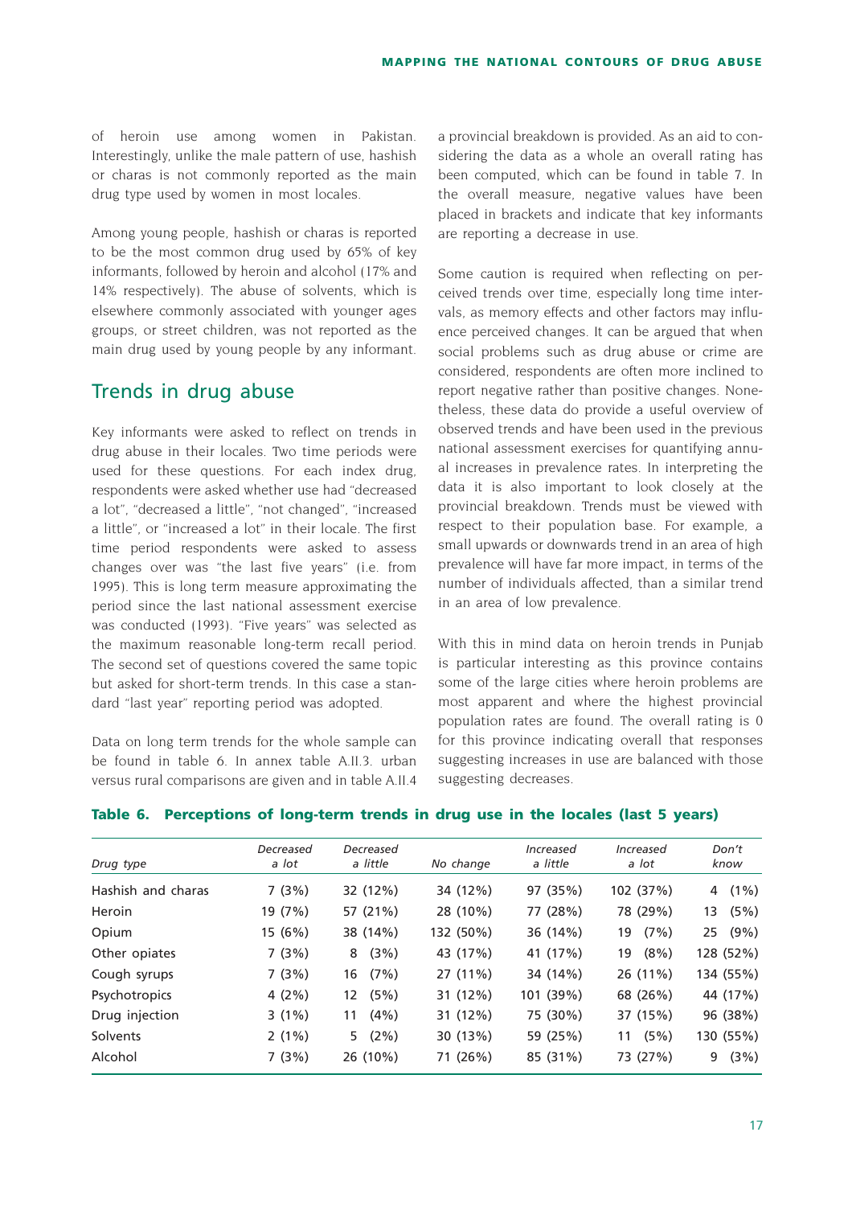of heroin use among women in Pakistan. Interestingly, unlike the male pattern of use, hashish or charas is not commonly reported as the main drug type used by women in most locales.

Among young people, hashish or charas is reported to be the most common drug used by 65% of key informants, followed by heroin and alcohol (17% and 14% respectively). The abuse of solvents, which is elsewhere commonly associated with younger ages groups, or street children, was not reported as the main drug used by young people by any informant.

## Trends in drug abuse

Key informants were asked to reflect on trends in drug abuse in their locales. Two time periods were used for these questions. For each index drug, respondents were asked whether use had "decreased a lot", "decreased a little", "not changed", "increased a little", or "increased a lot" in their locale. The first time period respondents were asked to assess changes over was "the last five years" (i.e. from 1995). This is long term measure approximating the period since the last national assessment exercise was conducted (1993). "Five years" was selected as the maximum reasonable long-term recall period. The second set of questions covered the same topic but asked for short-term trends. In this case a standard "last year" reporting period was adopted.

Data on long term trends for the whole sample can be found in table 6. In annex table A.II.3. urban versus rural comparisons are given and in table A.II.4 a provincial breakdown is provided. As an aid to considering the data as a whole an overall rating has been computed, which can be found in table 7. In the overall measure, negative values have been placed in brackets and indicate that key informants are reporting a decrease in use.

Some caution is required when reflecting on perceived trends over time, especially long time intervals, as memory effects and other factors may influence perceived changes. It can be argued that when social problems such as drug abuse or crime are considered, respondents are often more inclined to report negative rather than positive changes. Nonetheless, these data do provide a useful overview of observed trends and have been used in the previous national assessment exercises for quantifying annual increases in prevalence rates. In interpreting the data it is also important to look closely at the provincial breakdown. Trends must be viewed with respect to their population base. For example, a small upwards or downwards trend in an area of high prevalence will have far more impact, in terms of the number of individuals affected, than a similar trend in an area of low prevalence.

With this in mind data on heroin trends in Punjab is particular interesting as this province contains some of the large cities where heroin problems are most apparent and where the highest provincial population rates are found. The overall rating is 0 for this province indicating overall that responses suggesting increases in use are balanced with those suggesting decreases.

**Table 6. Perceptions of long-term trends in drug use in the locales (last 5 years)**

| *Drug type* | *Decreased a lot* | *Decreased a little* | *No change* | *Increased a little* | *Increased a lot* | *Don't know* |
|---|---|---|---|---|---|---|
| Hashish and charas | 7 (3%) | 32 (12%) | 34 (12%) | 97 (35%) | 102 (37%) | 4 (1%) |
| Heroin | 19 (7%) | 57 (21%) | 28 (10%) | 77 (28%) | 78 (29%) | 13 (5%) |
| Opium | 15 (6%) | 38 (14%) | 132 (50%) | 36 (14%) | 19 (7%) | 25 (9%) |
| Other opiates | 7 (3%) | 8 (3%) | 43 (17%) | 41 (17%) | 19 (8%) | 128 (52%) |
| Cough syrups | 7 (3%) | 16 (7%) | 27 (11%) | 34 (14%) | 26 (11%) | 134 (55%) |
| Psychotropics | 4 (2%) | 12 (5%) | 31 (12%) | 101 (39%) | 68 (26%) | 44 (17%) |
| Drug injection | 3 (1%) | 11 (4%) | 31 (12%) | 75 (30%) | 37 (15%) | 96 (38%) |
| Solvents | 2 (1%) | 5 (2%) | 30 (13%) | 59 (25%) | 11 (5%) | 130 (55%) |
| Alcohol | 7 (3%) | 26 (10%) | 71 (26%) | 85 (31%) | 73 (27%) | 9 (3%) |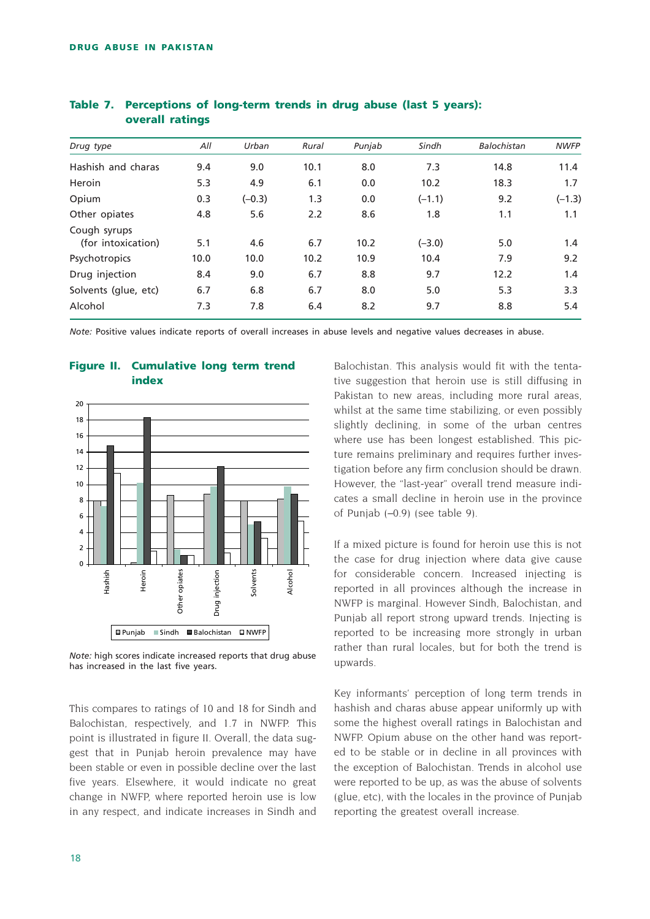**Table 7. Perceptions of long-term trends in drug abuse (last 5 years): overall ratings**

| *Drug type* | *All* | *Urban* | *Rural* | *Punjab* | *Sindh* | *Balochistan* | *NWFP* |
|---|---|---|---|---|---|---|---|
| Hashish and charas | 9.4 | 9.0 | 10.1 | 8.0 | 7.3 | 14.8 | 11.4 |
| Heroin | 5.3 | 4.9 | 6.1 | 0.0 | 10.2 | 18.3 | 1.7 |
| Opium | 0.3 | (–0.3) | 1.3 | 0.0 | (–1.1) | 9.2 | (–1.3) |
| Other opiates | 4.8 | 5.6 | 2.2 | 8.6 | 1.8 | 1.1 | 1.1 |
| Cough syrups (for intoxication) | 5.1 | 4.6 | 6.7 | 10.2 | (–3.0) | 5.0 | 1.4 |
| Psychotropics | 10.0 | 10.0 | 10.2 | 10.9 | 10.4 | 7.9 | 9.2 |
| Drug injection | 8.4 | 9.0 | 6.7 | 8.8 | 9.7 | 12.2 | 1.4 |
| Solvents (glue, etc) | 6.7 | 6.8 | 6.7 | 8.0 | 5.0 | 5.3 | 3.3 |
| Alcohol | 7.3 | 7.8 | 6.4 | 8.2 | 9.7 | 8.8 | 5.4 |

*Note:* Positive values indicate reports of overall increases in abuse levels and negative values decreases in abuse.

**Figure II. Cumulative long term trend index**

*Note:* high scores indicate increased reports that drug abuse has increased in the last five years.

This compares to ratings of 10 and 18 for Sindh and Balochistan, respectively, and 1.7 in NWFP. This point is illustrated in figure II. Overall, the data suggest that in Punjab heroin prevalence may have been stable or even in possible decline over the last five years. Elsewhere, it would indicate no great change in NWFP, where reported heroin use is low in any respect, and indicate increases in Sindh and Balochistan. This analysis would fit with the tentative suggestion that heroin use is still diffusing in Pakistan to new areas, including more rural areas, whilst at the same time stabilizing, or even possibly slightly declining, in some of the urban centres where use has been longest established. This picture remains preliminary and requires further investigation before any firm conclusion should be drawn. However, the "last-year" overall trend measure indicates a small decline in heroin use in the province of Punjab (–0.9) (see table 9).

If a mixed picture is found for heroin use this is not the case for drug injection where data give cause for considerable concern. Increased injecting is reported in all provinces although the increase in NWFP is marginal. However Sindh, Balochistan, and Punjab all report strong upward trends. Injecting is reported to be increasing more strongly in urban rather than rural locales, but for both the trend is upwards.

Key informants' perception of long term trends in hashish and charas abuse appear uniformly up with some the highest overall ratings in Balochistan and NWFP. Opium abuse on the other hand was reported to be stable or in decline in all provinces with the exception of Balochistan. Trends in alcohol use were reported to be up, as was the abuse of solvents (glue, etc), with the locales in the province of Punjab reporting the greatest overall increase.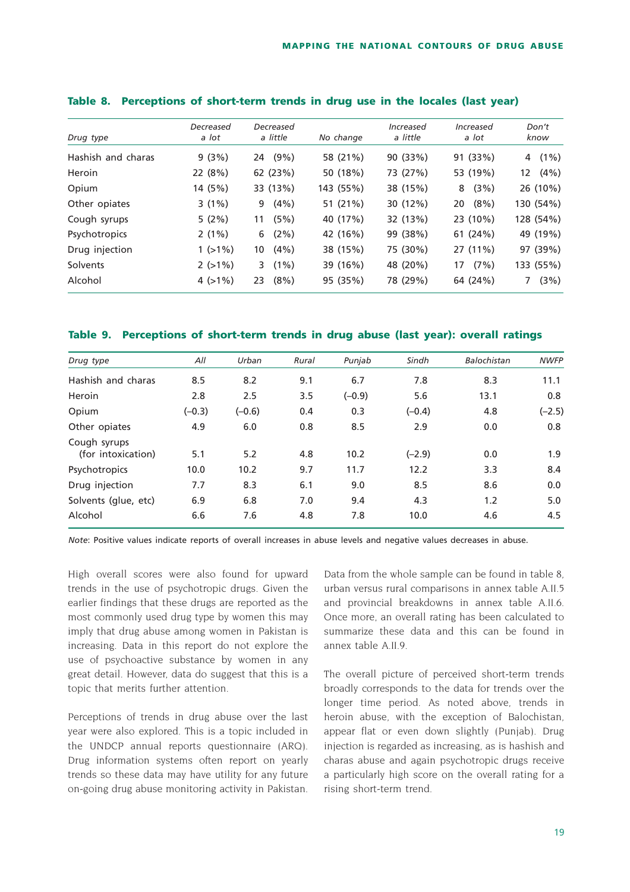**Table 8. Perceptions of short-term trends in drug use in the locales (last year)**

| *Drug type* | *Decreased a lot* | *Decreased a little* | *No change* | *Increased a little* | *Increased a lot* | *Don't know* |
|---|---|---|---|---|---|---|
| Hashish and charas | 9 (3%) | 24 (9%) | 58 (21%) | 90 (33%) | 91 (33%) | 4 (1%) |
| Heroin | 22 (8%) | 62 (23%) | 50 (18%) | 73 (27%) | 53 (19%) | 12 (4%) |
| Opium | 14 (5%) | 33 (13%) | 143 (55%) | 38 (15%) | 8 (3%) | 26 (10%) |
| Other opiates | 3 (1%) | 9 (4%) | 51 (21%) | 30 (12%) | 20 (8%) | 130 (54%) |
| Cough syrups | 5 (2%) | 11 (5%) | 40 (17%) | 32 (13%) | 23 (10%) | 128 (54%) |
| Psychotropics | 2 (1%) | 6 (2%) | 42 (16%) | 99 (38%) | 61 (24%) | 49 (19%) |
| Drug injection | 1 (>1%) | 10 (4%) | 38 (15%) | 75 (30%) | 27 (11%) | 97 (39%) |
| Solvents | 2 (>1%) | 3 (1%) | 39 (16%) | 48 (20%) | 17 (7%) | 133 (55%) |
| Alcohol | 4 (>1%) | 23 (8%) | 95 (35%) | 78 (29%) | 64 (24%) | 7 (3%) |

**Table 9. Perceptions of short-term trends in drug abuse (last year): overall ratings**

| *Drug type* | *All* | *Urban* | *Rural* | *Punjab* | *Sindh* | *Balochistan* | *NWFP* |
|---|---|---|---|---|---|---|---|
| Hashish and charas | 8.5 | 8.2 | 9.1 | 6.7 | 7.8 | 8.3 | 11.1 |
| Heroin | 2.8 | 2.5 | 3.5 | (–0.9) | 5.6 | 13.1 | 0.8 |
| Opium | (–0.3) | (–0.6) | 0.4 | 0.3 | (–0.4) | 4.8 | (–2.5) |
| Other opiates | 4.9 | 6.0 | 0.8 | 8.5 | 2.9 | 0.0 | 0.8 |
| Cough syrups (for intoxication) | 5.1 | 5.2 | 4.8 | 10.2 | (–2.9) | 0.0 | 1.9 |
| Psychotropics | 10.0 | 10.2 | 9.7 | 11.7 | 12.2 | 3.3 | 8.4 |
| Drug injection | 7.7 | 8.3 | 6.1 | 9.0 | 8.5 | 8.6 | 0.0 |
| Solvents (glue, etc) | 6.9 | 6.8 | 7.0 | 9.4 | 4.3 | 1.2 | 5.0 |
| Alcohol | 6.6 | 7.6 | 4.8 | 7.8 | 10.0 | 4.6 | 4.5 |

*Note*: Positive values indicate reports of overall increases in abuse levels and negative values decreases in abuse.

High overall scores were also found for upward trends in the use of psychotropic drugs. Given the earlier findings that these drugs are reported as the most commonly used drug type by women this may imply that drug abuse among women in Pakistan is increasing. Data in this report do not explore the use of psychoactive substance by women in any great detail. However, data do suggest that this is a topic that merits further attention.

Perceptions of trends in drug abuse over the last year were also explored. This is a topic included in the UNDCP annual reports questionnaire (ARQ). Drug information systems often report on yearly trends so these data may have utility for any future on-going drug abuse monitoring activity in Pakistan. Data from the whole sample can be found in table 8, urban versus rural comparisons in annex table A.II.5 and provincial breakdowns in annex table A.II.6. Once more, an overall rating has been calculated to summarize these data and this can be found in annex table A.II.9.

The overall picture of perceived short-term trends broadly corresponds to the data for trends over the longer time period. As noted above, trends in heroin abuse, with the exception of Balochistan, appear flat or even down slightly (Punjab). Drug injection is regarded as increasing, as is hashish and charas abuse and again psychotropic drugs receive a particularly high score on the overall rating for a rising short-term trend.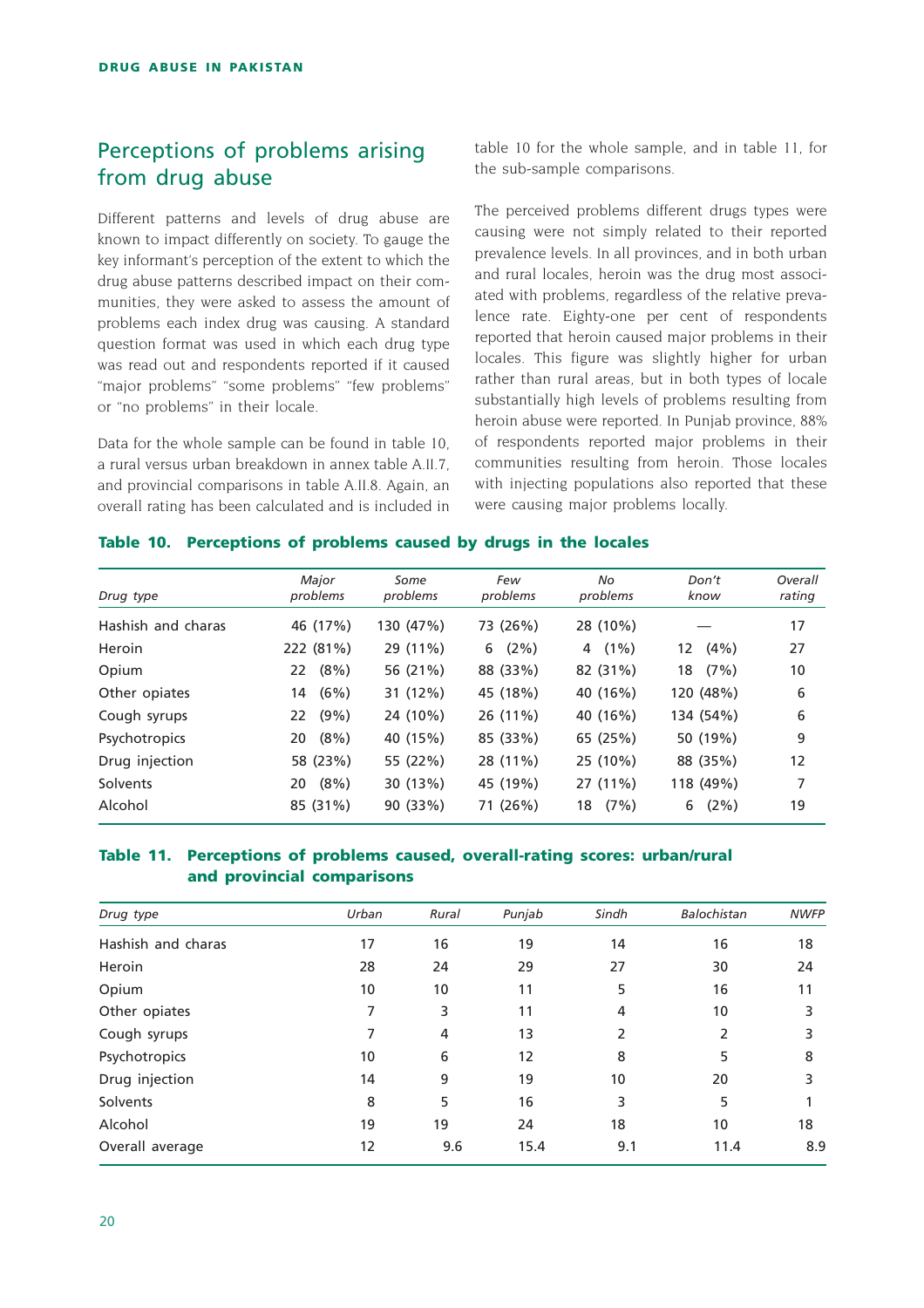## Perceptions of problems arising from drug abuse

Different patterns and levels of drug abuse are known to impact differently on society. To gauge the key informant's perception of the extent to which the drug abuse patterns described impact on their communities, they were asked to assess the amount of problems each index drug was causing. A standard question format was used in which each drug type was read out and respondents reported if it caused "major problems" "some problems" "few problems" or "no problems" in their locale.

Data for the whole sample can be found in table 10, a rural versus urban breakdown in annex table A.II.7, and provincial comparisons in table A.II.8. Again, an overall rating has been calculated and is included in table 10 for the whole sample, and in table 11, for the sub-sample comparisons.

The perceived problems different drugs types were causing were not simply related to their reported prevalence levels. In all provinces, and in both urban and rural locales, heroin was the drug most associated with problems, regardless of the relative prevalence rate. Eighty-one per cent of respondents reported that heroin caused major problems in their locales. This figure was slightly higher for urban rather than rural areas, but in both types of locale substantially high levels of problems resulting from heroin abuse were reported. In Punjab province, 88% of respondents reported major problems in their communities resulting from heroin. Those locales with injecting populations also reported that these were causing major problems locally.

**Table 10. Perceptions of problems caused by drugs in the locales**

| Drug type | Major problems | Some problems | Few problems | No problems | Don't know | Overall rating |
|---|---|---|---|---|---|---|
| Hashish and charas | 46 (17%) | 130 (47%) | 73 (26%) | 28 (10%) | — | 17 |
| Heroin | 222 (81%) | 29 (11%) | 6 (2%) | 4 (1%) | 12 (4%) | 27 |
| Opium | 22 (8%) | 56 (21%) | 88 (33%) | 82 (31%) | 18 (7%) | 10 |
| Other opiates | 14 (6%) | 31 (12%) | 45 (18%) | 40 (16%) | 120 (48%) | 6 |
| Cough syrups | 22 (9%) | 24 (10%) | 26 (11%) | 40 (16%) | 134 (54%) | 6 |
| Psychotropics | 20 (8%) | 40 (15%) | 85 (33%) | 65 (25%) | 50 (19%) | 9 |
| Drug injection | 58 (23%) | 55 (22%) | 28 (11%) | 25 (10%) | 88 (35%) | 12 |
| Solvents | 20 (8%) | 30 (13%) | 45 (19%) | 27 (11%) | 118 (49%) | 7 |
| Alcohol | 85 (31%) | 90 (33%) | 71 (26%) | 18 (7%) | 6 (2%) | 19 |

**Table 11. Perceptions of problems caused, overall-rating scores: urban/rural and provincial comparisons**

| Drug type | Urban | Rural | Punjab | Sindh | Balochistan | NWFP |
|---|---|---|---|---|---|---|
| Hashish and charas | 17 | 16 | 19 | 14 | 16 | 18 |
| Heroin | 28 | 24 | 29 | 27 | 30 | 24 |
| Opium | 10 | 10 | 11 | 5 | 16 | 11 |
| Other opiates | 7 | 3 | 11 | 4 | 10 | 3 |
| Cough syrups | 7 | 4 | 13 | 2 | 2 | 3 |
| Psychotropics | 10 | 6 | 12 | 8 | 5 | 8 |
| Drug injection | 14 | 9 | 19 | 10 | 20 | 3 |
| Solvents | 8 | 5 | 16 | 3 | 5 | 1 |
| Alcohol | 19 | 19 | 24 | 18 | 10 | 18 |
| Overall average | 12 | 9.6 | 15.4 | 9.1 | 11.4 | 8.9 |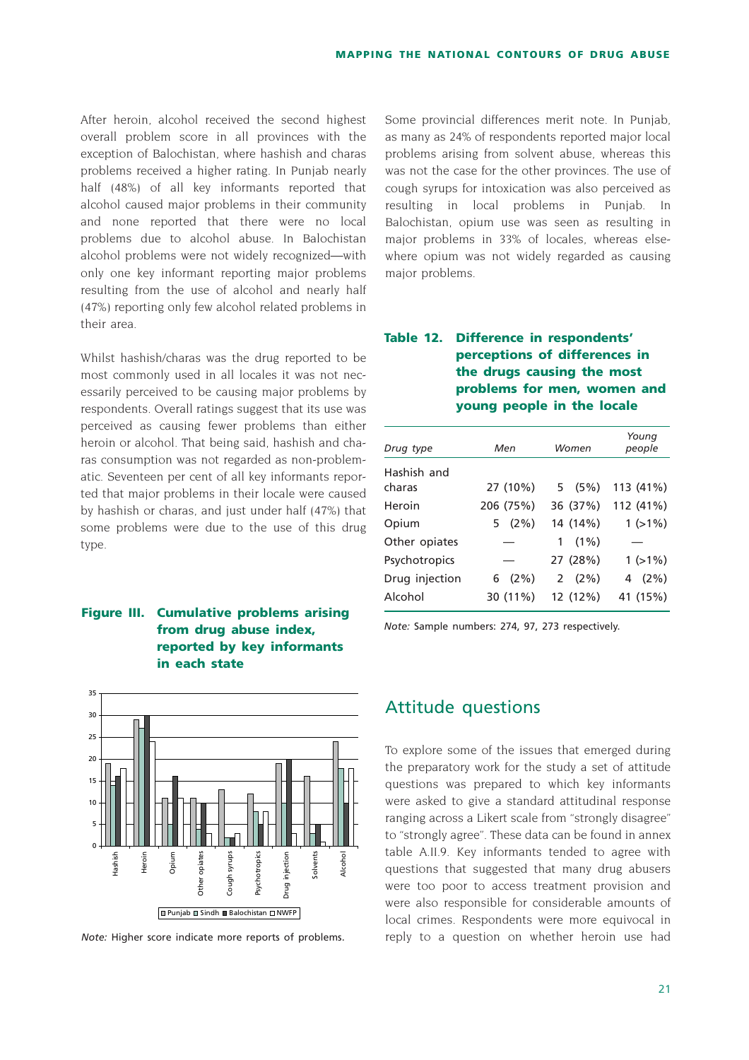After heroin, alcohol received the second highest overall problem score in all provinces with the exception of Balochistan, where hashish and charas problems received a higher rating. In Punjab nearly half (48%) of all key informants reported that alcohol caused major problems in their community and none reported that there were no local problems due to alcohol abuse. In Balochistan alcohol problems were not widely recognized—with only one key informant reporting major problems resulting from the use of alcohol and nearly half (47%) reporting only few alcohol related problems in their area.

Whilst hashish/charas was the drug reported to be most commonly used in all locales it was not necessarily perceived to be causing major problems by respondents. Overall ratings suggest that its use was perceived as causing fewer problems than either heroin or alcohol. That being said, hashish and charas consumption was not regarded as non-problematic. Seventeen per cent of all key informants reported that major problems in their locale were caused by hashish or charas, and just under half (47%) that some problems were due to the use of this drug type.

**Figure III. Cumulative problems arising from drug abuse index, reported by key informants in each state**

Note: Higher score indicate more reports of problems.

Some provincial differences merit note. In Punjab, as many as 24% of respondents reported major local problems arising from solvent abuse, whereas this was not the case for the other provinces. The use of cough syrups for intoxication was also perceived as resulting in local problems in Punjab. In Balochistan, opium use was seen as resulting in major problems in 33% of locales, whereas elsewhere opium was not widely regarded as causing major problems.

**Table 12. Difference in respondents' perceptions of differences in the drugs causing the most problems for men, women and young people in the locale**

| *Drug type* | *Men* | *Women* | *Young people* |
|---|---|---|---|
| Hashish and charas | 27 (10%) | 5 (5%) | 113 (41%) |
| Heroin | 206 (75%) | 36 (37%) | 112 (41%) |
| Opium | 5 (2%) | 14 (14%) | 1 (>1%) |
| Other opiates | — | 1 (1%) | — |
| Psychotropics | — | 27 (28%) | 1 (>1%) |
| Drug injection | 6 (2%) | 2 (2%) | 4 (2%) |
| Alcohol | 30 (11%) | 12 (12%) | 41 (15%) |

*Note:* Sample numbers: 274, 97, 273 respectively.

## Attitude questions

To explore some of the issues that emerged during the preparatory work for the study a set of attitude questions was prepared to which key informants were asked to give a standard attitudinal response ranging across a Likert scale from "strongly disagree" to "strongly agree". These data can be found in annex table A.II.9. Key informants tended to agree with questions that suggested that many drug abusers were too poor to access treatment provision and were also responsible for considerable amounts of local crimes. Respondents were more equivocal in reply to a question on whether heroin use had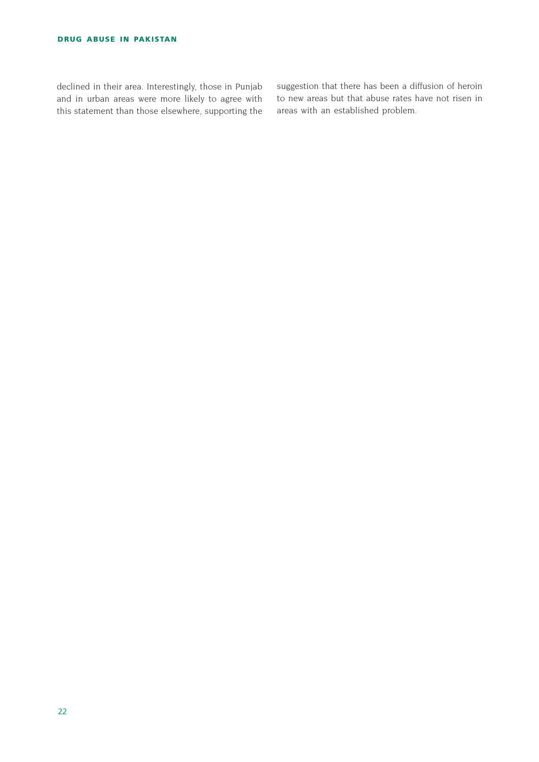declined in their area. Interestingly, those in Punjab and in urban areas were more likely to agree with this statement than those elsewhere, supporting the suggestion that there has been a diffusion of heroin to new areas but that abuse rates have not risen in areas with an established problem.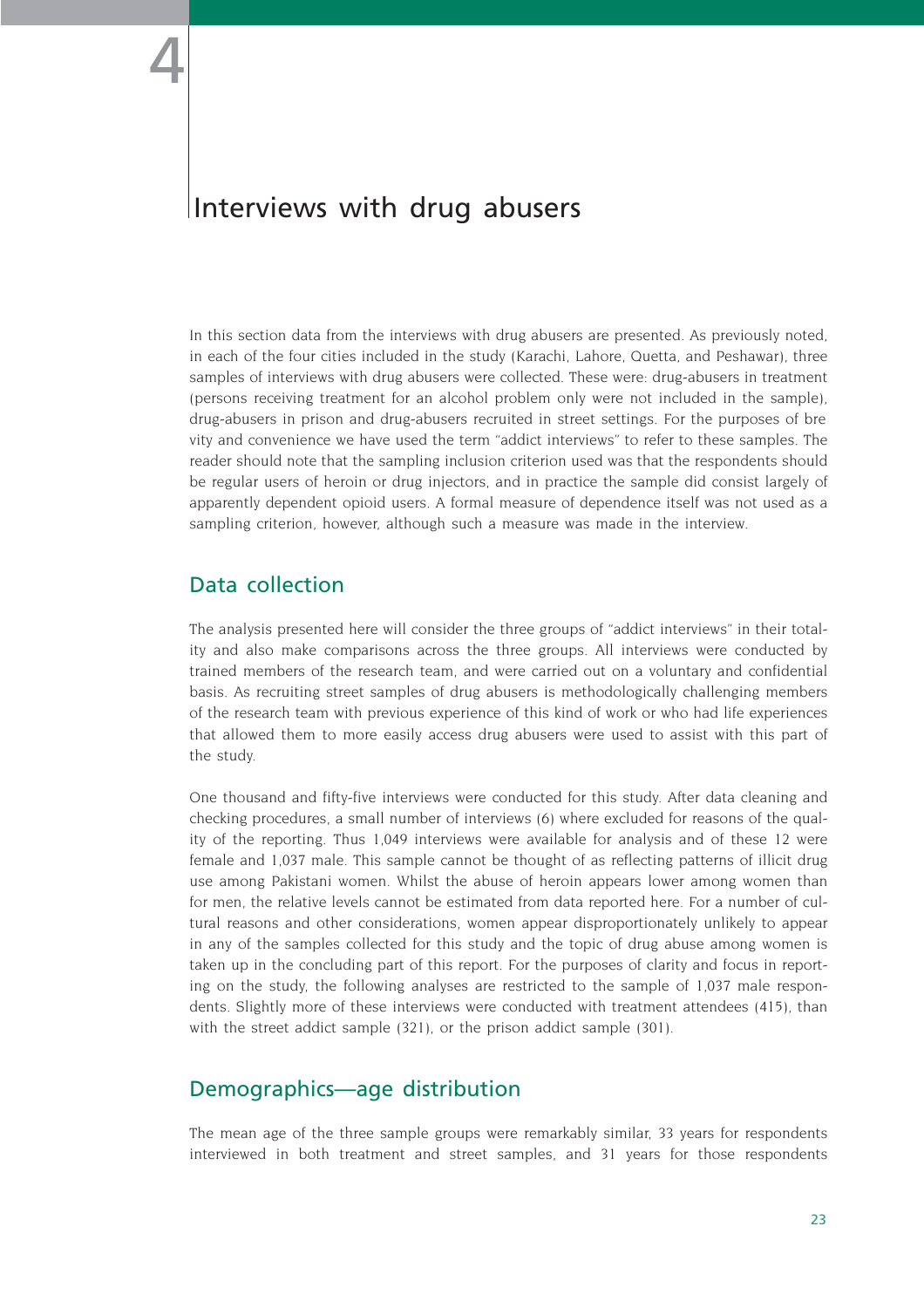# 4

# Interviews with drug abusers

In this section data from the interviews with drug abusers are presented. As previously noted, in each of the four cities included in the study (Karachi, Lahore, Quetta, and Peshawar), three samples of interviews with drug abusers were collected. These were: drug-abusers in treatment (persons receiving treatment for an alcohol problem only were not included in the sample), drug-abusers in prison and drug-abusers recruited in street settings. For the purposes of bre vity and convenience we have used the term "addict interviews" to refer to these samples. The reader should note that the sampling inclusion criterion used was that the respondents should be regular users of heroin or drug injectors, and in practice the sample did consist largely of apparently dependent opioid users. A formal measure of dependence itself was not used as a sampling criterion, however, although such a measure was made in the interview.

## Data collection

The analysis presented here will consider the three groups of "addict interviews" in their totality and also make comparisons across the three groups. All interviews were conducted by trained members of the research team, and were carried out on a voluntary and confidential basis. As recruiting street samples of drug abusers is methodologically challenging members of the research team with previous experience of this kind of work or who had life experiences that allowed them to more easily access drug abusers were used to assist with this part of the study.

One thousand and fifty-five interviews were conducted for this study. After data cleaning and checking procedures, a small number of interviews (6) where excluded for reasons of the quality of the reporting. Thus 1,049 interviews were available for analysis and of these 12 were female and 1,037 male. This sample cannot be thought of as reflecting patterns of illicit drug use among Pakistani women. Whilst the abuse of heroin appears lower among women than for men, the relative levels cannot be estimated from data reported here. For a number of cultural reasons and other considerations, women appear disproportionately unlikely to appear in any of the samples collected for this study and the topic of drug abuse among women is taken up in the concluding part of this report. For the purposes of clarity and focus in reporting on the study, the following analyses are restricted to the sample of 1,037 male respondents. Slightly more of these interviews were conducted with treatment attendees (415), than with the street addict sample (321), or the prison addict sample (301).

## Demographics—age distribution

The mean age of the three sample groups were remarkably similar, 33 years for respondents interviewed in both treatment and street samples, and 31 years for those respondents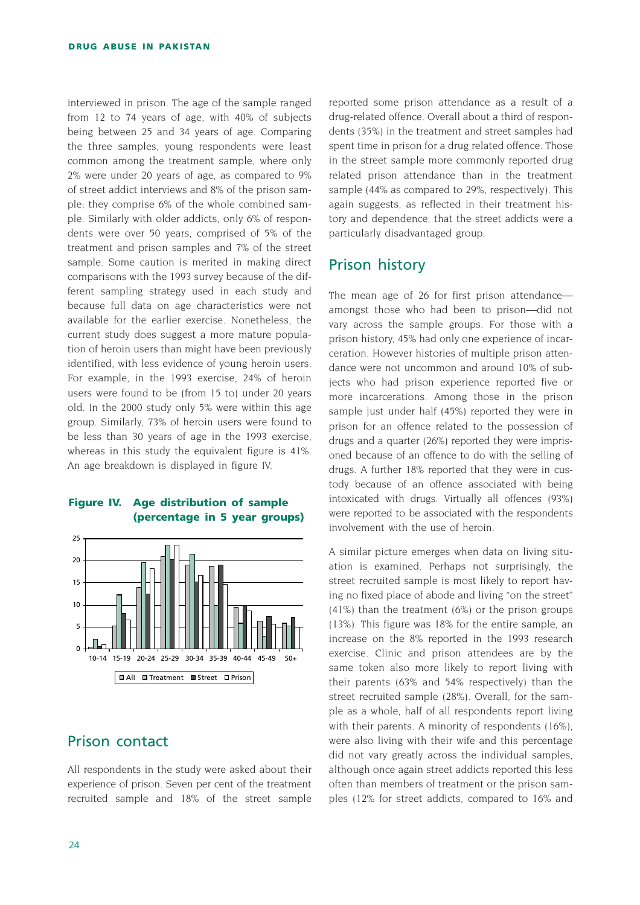interviewed in prison. The age of the sample ranged from 12 to 74 years of age, with 40% of subjects being between 25 and 34 years of age. Comparing the three samples, young respondents were least common among the treatment sample, where only 2% were under 20 years of age, as compared to 9% of street addict interviews and 8% of the prison sample; they comprise 6% of the whole combined sample. Similarly with older addicts, only 6% of respondents were over 50 years, comprised of 5% of the treatment and prison samples and 7% of the street sample. Some caution is merited in making direct comparisons with the 1993 survey because of the different sampling strategy used in each study and because full data on age characteristics were not available for the earlier exercise. Nonetheless, the current study does suggest a more mature population of heroin users than might have been previously identified, with less evidence of young heroin users. For example, in the 1993 exercise, 24% of heroin users were found to be (from 15 to) under 20 years old. In the 2000 study only 5% were within this age group. Similarly, 73% of heroin users were found to be less than 30 years of age in the 1993 exercise, whereas in this study the equivalent figure is 41%. An age breakdown is displayed in figure IV.

**Figure IV. Age distribution of sample (percentage in 5 year groups)**

## Prison contact

All respondents in the study were asked about their experience of prison. Seven per cent of the treatment recruited sample and 18% of the street sample reported some prison attendance as a result of a drug-related offence. Overall about a third of respondents (35%) in the treatment and street samples had spent time in prison for a drug related offence. Those in the street sample more commonly reported drug related prison attendance than in the treatment sample (44% as compared to 29%, respectively). This again suggests, as reflected in their treatment history and dependence, that the street addicts were a particularly disadvantaged group.

## Prison history

The mean age of 26 for first prison attendance—amongst those who had been to prison—did not vary across the sample groups. For those with a prison history, 45% had only one experience of incarceration. However histories of multiple prison attendance were not uncommon and around 10% of subjects who had prison experience reported five or more incarcerations. Among those in the prison sample just under half (45%) reported they were in prison for an offence related to the possession of drugs and a quarter (26%) reported they were imprisoned because of an offence to do with the selling of drugs. A further 18% reported that they were in custody because of an offence associated with being intoxicated with drugs. Virtually all offences (93%) were reported to be associated with the respondents involvement with the use of heroin.

A similar picture emerges when data on living situation is examined. Perhaps not surprisingly, the street recruited sample is most likely to report having no fixed place of abode and living "on the street" (41%) than the treatment (6%) or the prison groups (13%). This figure was 18% for the entire sample, an increase on the 8% reported in the 1993 research exercise. Clinic and prison attendees are by the same token also more likely to report living with their parents (63% and 54% respectively) than the street recruited sample (28%). Overall, for the sample as a whole, half of all respondents report living with their parents. A minority of respondents (16%), were also living with their wife and this percentage did not vary greatly across the individual samples, although once again street addicts reported this less often than members of treatment or the prison samples (12% for street addicts, compared to 16% and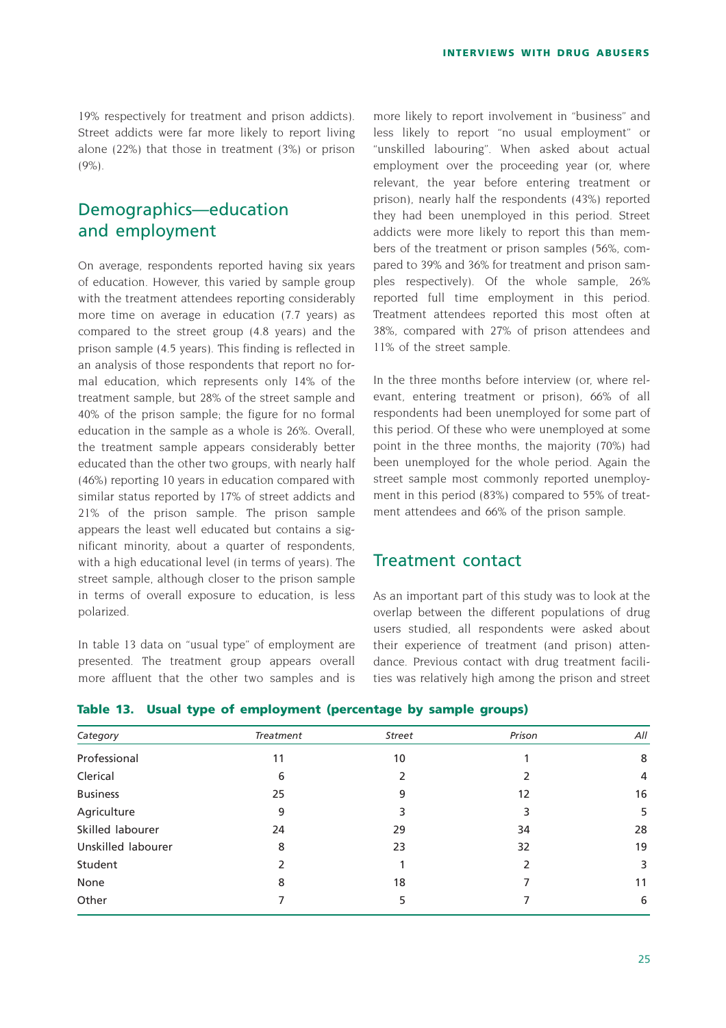19% respectively for treatment and prison addicts). Street addicts were far more likely to report living alone (22%) that those in treatment (3%) or prison (9%).

## Demographics—education and employment

On average, respondents reported having six years of education. However, this varied by sample group with the treatment attendees reporting considerably more time on average in education (7.7 years) as compared to the street group (4.8 years) and the prison sample (4.5 years). This finding is reflected in an analysis of those respondents that report no formal education, which represents only 14% of the treatment sample, but 28% of the street sample and 40% of the prison sample; the figure for no formal education in the sample as a whole is 26%. Overall, the treatment sample appears considerably better educated than the other two groups, with nearly half (46%) reporting 10 years in education compared with similar status reported by 17% of street addicts and 21% of the prison sample. The prison sample appears the least well educated but contains a significant minority, about a quarter of respondents, with a high educational level (in terms of years). The street sample, although closer to the prison sample in terms of overall exposure to education, is less polarized.

In table 13 data on "usual type" of employment are presented. The treatment group appears overall more affluent that the other two samples and is more likely to report involvement in "business" and less likely to report "no usual employment" or "unskilled labouring". When asked about actual employment over the proceeding year (or, where relevant, the year before entering treatment or prison), nearly half the respondents (43%) reported they had been unemployed in this period. Street addicts were more likely to report this than members of the treatment or prison samples (56%, compared to 39% and 36% for treatment and prison samples respectively). Of the whole sample, 26% reported full time employment in this period. Treatment attendees reported this most often at 38%, compared with 27% of prison attendees and 11% of the street sample.

In the three months before interview (or, where relevant, entering treatment or prison), 66% of all respondents had been unemployed for some part of this period. Of these who were unemployed at some point in the three months, the majority (70%) had been unemployed for the whole period. Again the street sample most commonly reported unemployment in this period (83%) compared to 55% of treatment attendees and 66% of the prison sample.

## Treatment contact

As an important part of this study was to look at the overlap between the different populations of drug users studied, all respondents were asked about their experience of treatment (and prison) attendance. Previous contact with drug treatment facilities was relatively high among the prison and street

**Table 13. Usual type of employment (percentage by sample groups)**

| *Category* | *Treatment* | *Street* | *Prison* | *All* |
|---|---|---|---|---|
| Professional | 11 | 10 | 1 | 8 |
| Clerical | 6 | 2 | 2 | 4 |
| Business | 25 | 9 | 12 | 16 |
| Agriculture | 9 | 3 | 3 | 5 |
| Skilled labourer | 24 | 29 | 34 | 28 |
| Unskilled labourer | 8 | 23 | 32 | 19 |
| Student | 2 | 1 | 2 | 3 |
| None | 8 | 18 | 7 | 11 |
| Other | 7 | 5 | 7 | 6 |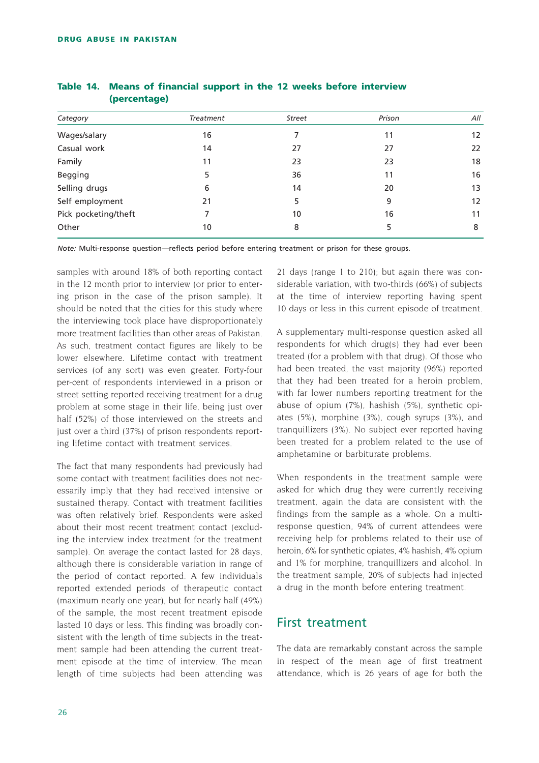**Table 14. Means of financial support in the 12 weeks before interview (percentage)**

| *Category* | *Treatment* | *Street* | *Prison* | *All* |
|---|---|---|---|---|
| Wages/salary | 16 | 7 | 11 | 12 |
| Casual work | 14 | 27 | 27 | 22 |
| Family | 11 | 23 | 23 | 18 |
| Begging | 5 | 36 | 11 | 16 |
| Selling drugs | 6 | 14 | 20 | 13 |
| Self employment | 21 | 5 | 9 | 12 |
| Pick pocketing/theft | 7 | 10 | 16 | 11 |
| Other | 10 | 8 | 5 | 8 |

*Note:* Multi-response question—reflects period before entering treatment or prison for these groups.

samples with around 18% of both reporting contact in the 12 month prior to interview (or prior to entering prison in the case of the prison sample). It should be noted that the cities for this study where the interviewing took place have disproportionately more treatment facilities than other areas of Pakistan. As such, treatment contact figures are likely to be lower elsewhere. Lifetime contact with treatment services (of any sort) was even greater. Forty-four per-cent of respondents interviewed in a prison or street setting reported receiving treatment for a drug problem at some stage in their life, being just over half (52%) of those interviewed on the streets and just over a third (37%) of prison respondents reporting lifetime contact with treatment services.

The fact that many respondents had previously had some contact with treatment facilities does not necessarily imply that they had received intensive or sustained therapy. Contact with treatment facilities was often relatively brief. Respondents were asked about their most recent treatment contact (excluding the interview index treatment for the treatment sample). On average the contact lasted for 28 days, although there is considerable variation in range of the period of contact reported. A few individuals reported extended periods of therapeutic contact (maximum nearly one year), but for nearly half (49%) of the sample, the most recent treatment episode lasted 10 days or less. This finding was broadly consistent with the length of time subjects in the treatment sample had been attending the current treatment episode at the time of interview. The mean length of time subjects had been attending was 21 days (range 1 to 210); but again there was considerable variation, with two-thirds (66%) of subjects at the time of interview reporting having spent 10 days or less in this current episode of treatment.

A supplementary multi-response question asked all respondents for which drug(s) they had ever been treated (for a problem with that drug). Of those who had been treated, the vast majority (96%) reported that they had been treated for a heroin problem, with far lower numbers reporting treatment for the abuse of opium (7%), hashish (5%), synthetic opiates (5%), morphine (3%), cough syrups (3%), and tranquillizers (3%). No subject ever reported having been treated for a problem related to the use of amphetamine or barbiturate problems.

When respondents in the treatment sample were asked for which drug they were currently receiving treatment, again the data are consistent with the findings from the sample as a whole. On a multi-response question, 94% of current attendees were receiving help for problems related to their use of heroin, 6% for synthetic opiates, 4% hashish, 4% opium and 1% for morphine, tranquillizers and alcohol. In the treatment sample, 20% of subjects had injected a drug in the month before entering treatment.

## First treatment

The data are remarkably constant across the sample in respect of the mean age of first treatment attendance, which is 26 years of age for both the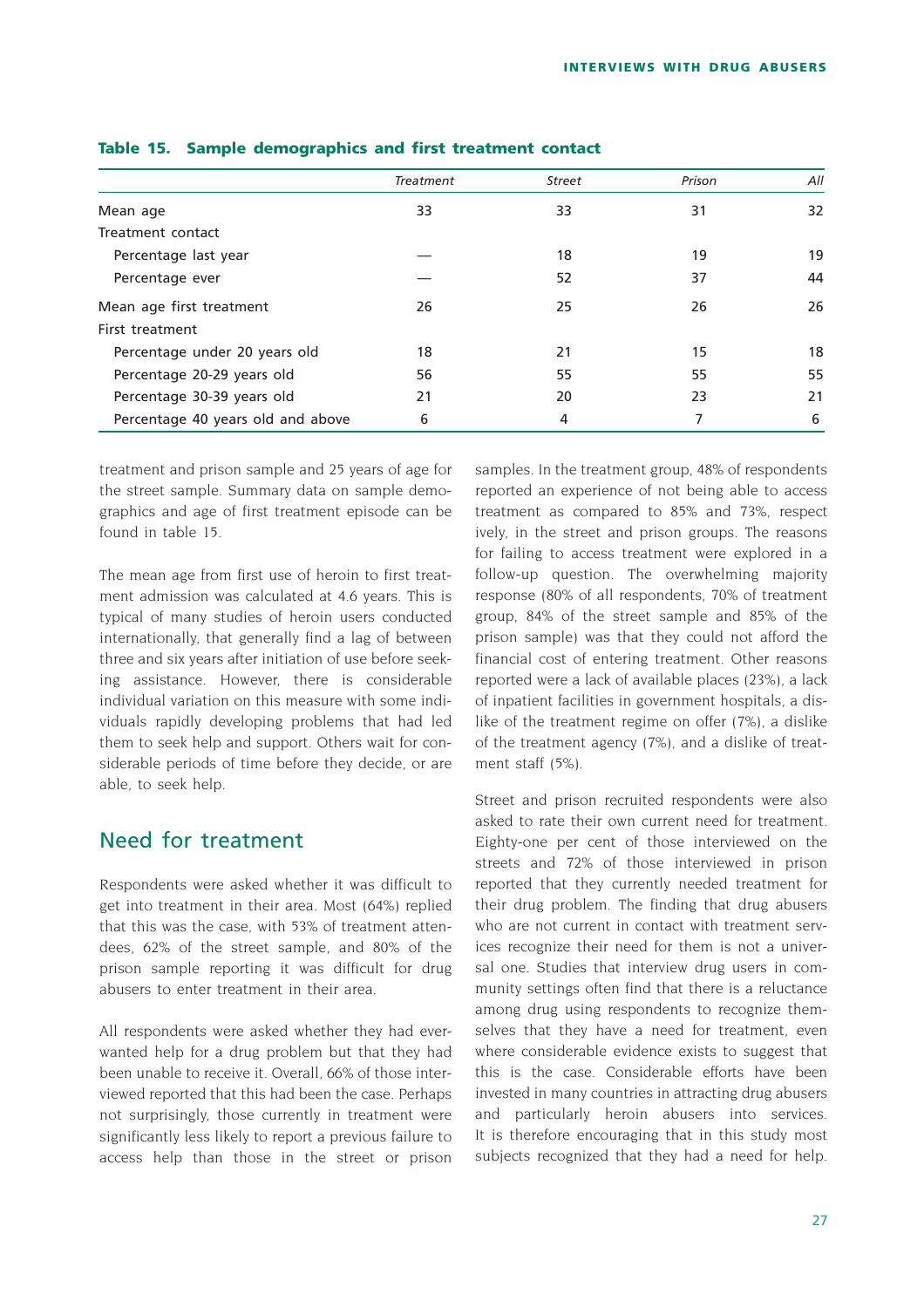**Table 15. Sample demographics and first treatment contact**

| | *Treatment* | *Street* | *Prison* | *All* |
|---|---|---|---|---|
| Mean age | 33 | 33 | 31 | 32 |
| Treatment contact | | | | |
| Percentage last year | — | 18 | 19 | 19 |
| Percentage ever | — | 52 | 37 | 44 |
| Mean age first treatment | 26 | 25 | 26 | 26 |
| First treatment | | | | |
| Percentage under 20 years old | 18 | 21 | 15 | 18 |
| Percentage 20-29 years old | 56 | 55 | 55 | 55 |
| Percentage 30-39 years old | 21 | 20 | 23 | 21 |
| Percentage 40 years old and above | 6 | 4 | 7 | 6 |

treatment and prison sample and 25 years of age for the street sample. Summary data on sample demographics and age of first treatment episode can be found in table 15.

The mean age from first use of heroin to first treatment admission was calculated at 4.6 years. This is typical of many studies of heroin users conducted internationally, that generally find a lag of between three and six years after initiation of use before seeking assistance. However, there is considerable individual variation on this measure with some individuals rapidly developing problems that had led them to seek help and support. Others wait for considerable periods of time before they decide, or are able, to seek help.

## Need for treatment

Respondents were asked whether it was difficult to get into treatment in their area. Most (64%) replied that this was the case, with 53% of treatment attendees, 62% of the street sample, and 80% of the prison sample reporting it was difficult for drug abusers to enter treatment in their area.

All respondents were asked whether they had ever-wanted help for a drug problem but that they had been unable to receive it. Overall, 66% of those interviewed reported that this had been the case. Perhaps not surprisingly, those currently in treatment were significantly less likely to report a previous failure to access help than those in the street or prison samples. In the treatment group, 48% of respondents reported an experience of not being able to access treatment as compared to 85% and 73%, respectively, in the street and prison groups. The reasons for failing to access treatment were explored in a follow-up question. The overwhelming majority response (80% of all respondents, 70% of treatment group, 84% of the street sample and 85% of the prison sample) was that they could not afford the financial cost of entering treatment. Other reasons reported were a lack of available places (23%), a lack of inpatient facilities in government hospitals, a dislike of the treatment regime on offer (7%), a dislike of the treatment agency (7%), and a dislike of treatment staff (5%).

Street and prison recruited respondents were also asked to rate their own current need for treatment. Eighty-one per cent of those interviewed on the streets and 72% of those interviewed in prison reported that they currently needed treatment for their drug problem. The finding that drug abusers who are not current in contact with treatment services recognize their need for them is not a universal one. Studies that interview drug users in community settings often find that there is a reluctance among drug using respondents to recognize themselves that they have a need for treatment, even where considerable evidence exists to suggest that this is the case. Considerable efforts have been invested in many countries in attracting drug abusers and particularly heroin abusers into services. It is therefore encouraging that in this study most subjects recognized that they had a need for help.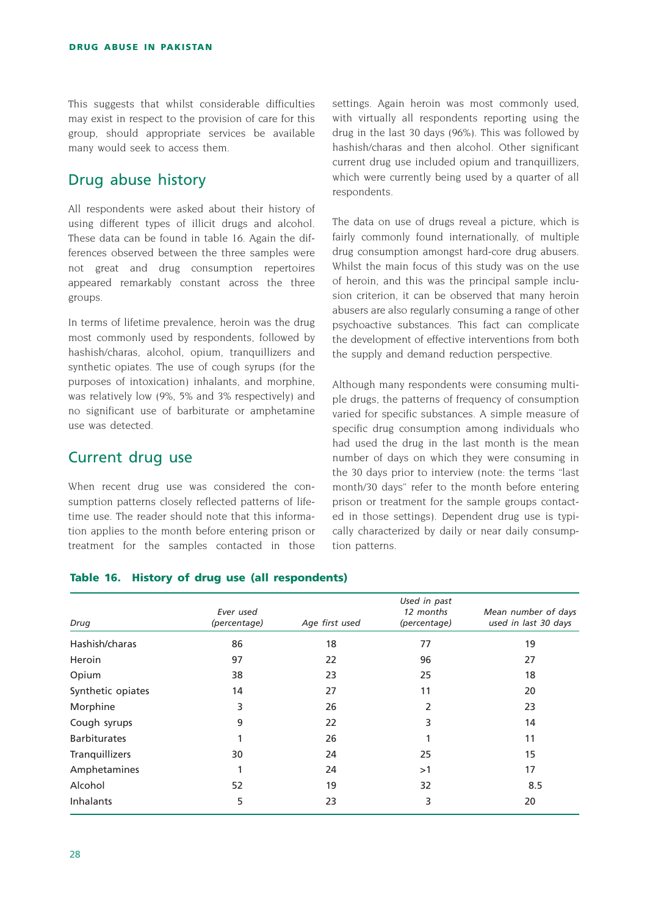This suggests that whilst considerable difficulties may exist in respect to the provision of care for this group, should appropriate services be available many would seek to access them.

## Drug abuse history

All respondents were asked about their history of using different types of illicit drugs and alcohol. These data can be found in table 16. Again the differences observed between the three samples were not great and drug consumption repertoires appeared remarkably constant across the three groups.

In terms of lifetime prevalence, heroin was the drug most commonly used by respondents, followed by hashish/charas, alcohol, opium, tranquillizers and synthetic opiates. The use of cough syrups (for the purposes of intoxication) inhalants, and morphine, was relatively low (9%, 5% and 3% respectively) and no significant use of barbiturate or amphetamine use was detected.

## Current drug use

When recent drug use was considered the consumption patterns closely reflected patterns of lifetime use. The reader should note that this information applies to the month before entering prison or treatment for the samples contacted in those settings. Again heroin was most commonly used, with virtually all respondents reporting using the drug in the last 30 days (96%). This was followed by hashish/charas and then alcohol. Other significant current drug use included opium and tranquillizers, which were currently being used by a quarter of all respondents.

The data on use of drugs reveal a picture, which is fairly commonly found internationally, of multiple drug consumption amongst hard-core drug abusers. Whilst the main focus of this study was on the use of heroin, and this was the principal sample inclusion criterion, it can be observed that many heroin abusers are also regularly consuming a range of other psychoactive substances. This fact can complicate the development of effective interventions from both the supply and demand reduction perspective.

Although many respondents were consuming multiple drugs, the patterns of frequency of consumption varied for specific substances. A simple measure of specific drug consumption among individuals who had used the drug in the last month is the mean number of days on which they were consuming in the 30 days prior to interview (note: the terms "last month/30 days" refer to the month before entering prison or treatment for the sample groups contacted in those settings). Dependent drug use is typically characterized by daily or near daily consumption patterns.

**Table 16. History of drug use (all respondents)**

| *Drug* | *Ever used (percentage)* | *Age first used* | *Used in past 12 months (percentage)* | *Mean number of days used in last 30 days* |
|---|---|---|---|---|
| Hashish/charas | 86 | 18 | 77 | 19 |
| Heroin | 97 | 22 | 96 | 27 |
| Opium | 38 | 23 | 25 | 18 |
| Synthetic opiates | 14 | 27 | 11 | 20 |
| Morphine | 3 | 26 | 2 | 23 |
| Cough syrups | 9 | 22 | 3 | 14 |
| Barbiturates | 1 | 26 | 1 | 11 |
| Tranquillizers | 30 | 24 | 25 | 15 |
| Amphetamines | 1 | 24 | >1 | 17 |
| Alcohol | 52 | 19 | 32 | 8.5 |
| Inhalants | 5 | 23 | 3 | 20 |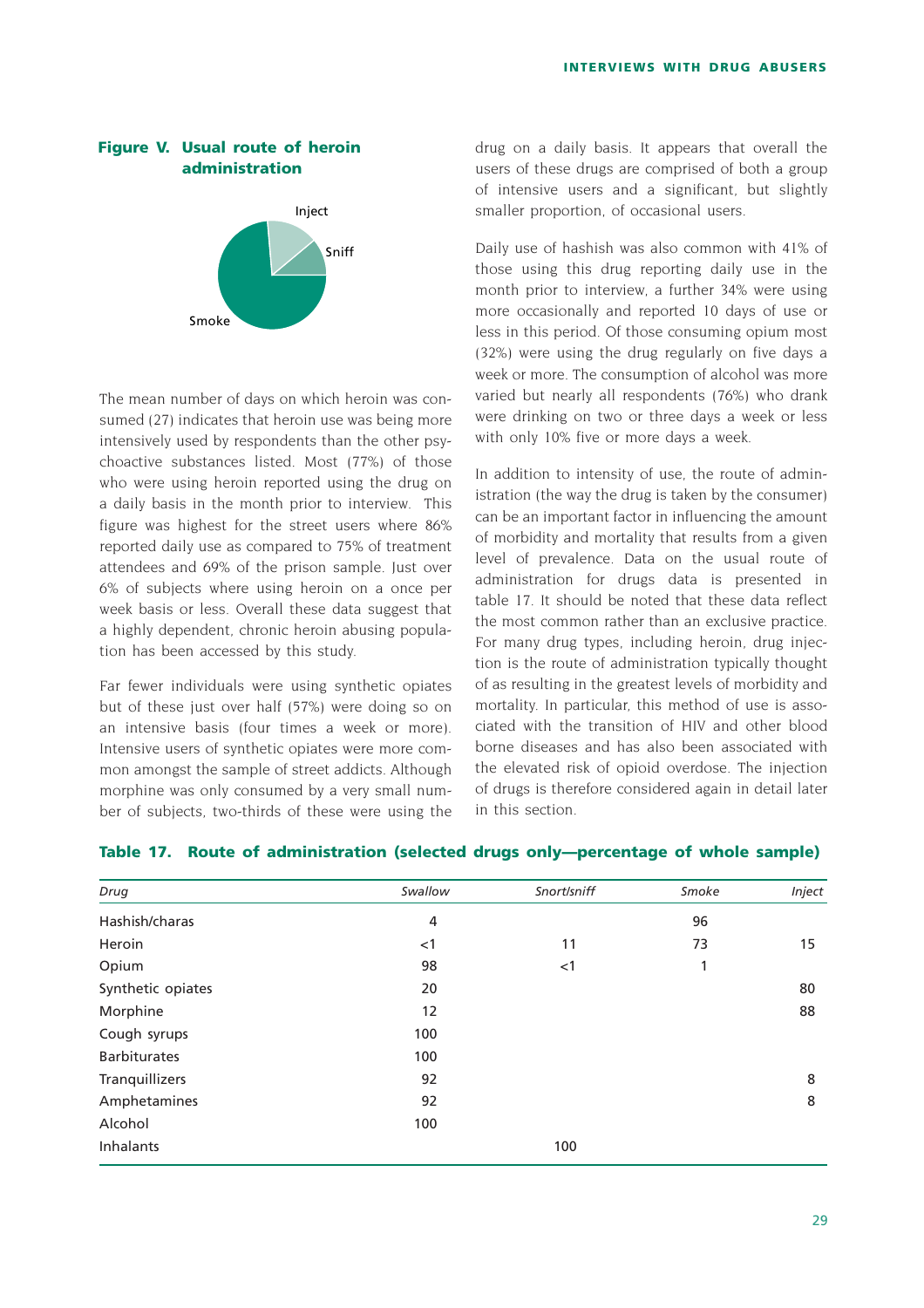**Figure V. Usual route of heroin administration**

The mean number of days on which heroin was consumed (27) indicates that heroin use was being more intensively used by respondents than the other psychoactive substances listed. Most (77%) of those who were using heroin reported using the drug on a daily basis in the month prior to interview. This figure was highest for the street users where 86% reported daily use as compared to 75% of treatment attendees and 69% of the prison sample. Just over 6% of subjects where using heroin on a once per week basis or less. Overall these data suggest that a highly dependent, chronic heroin abusing population has been accessed by this study.

Far fewer individuals were using synthetic opiates but of these just over half (57%) were doing so on an intensive basis (four times a week or more). Intensive users of synthetic opiates were more common amongst the sample of street addicts. Although morphine was only consumed by a very small number of subjects, two-thirds of these were using the drug on a daily basis. It appears that overall the users of these drugs are comprised of both a group of intensive users and a significant, but slightly smaller proportion, of occasional users.

Daily use of hashish was also common with 41% of those using this drug reporting daily use in the month prior to interview, a further 34% were using more occasionally and reported 10 days of use or less in this period. Of those consuming opium most (32%) were using the drug regularly on five days a week or more. The consumption of alcohol was more varied but nearly all respondents (76%) who drank were drinking on two or three days a week or less with only 10% five or more days a week.

In addition to intensity of use, the route of administration (the way the drug is taken by the consumer) can be an important factor in influencing the amount of morbidity and mortality that results from a given level of prevalence. Data on the usual route of administration for drugs data is presented in table 17. It should be noted that these data reflect the most common rather than an exclusive practice. For many drug types, including heroin, drug injection is the route of administration typically thought of as resulting in the greatest levels of morbidity and mortality. In particular, this method of use is associated with the transition of HIV and other blood borne diseases and has also been associated with the elevated risk of opioid overdose. The injection of drugs is therefore considered again in detail later in this section.

**Table 17. Route of administration (selected drugs only—percentage of whole sample)**

| *Drug* | *Swallow* | *Snort/sniff* | *Smoke* | *Inject* |
|---|---|---|---|---|
| Hashish/charas | 4 | | 96 | |
| Heroin | <1 | 11 | 73 | 15 |
| Opium | 98 | <1 | 1 | |
| Synthetic opiates | 20 | | | 80 |
| Morphine | 12 | | | 88 |
| Cough syrups | 100 | | | |
| Barbiturates | 100 | | | |
| Tranquillizers | 92 | | | 8 |
| Amphetamines | 92 | | | 8 |
| Alcohol | 100 | | | |
| Inhalants | | 100 | | |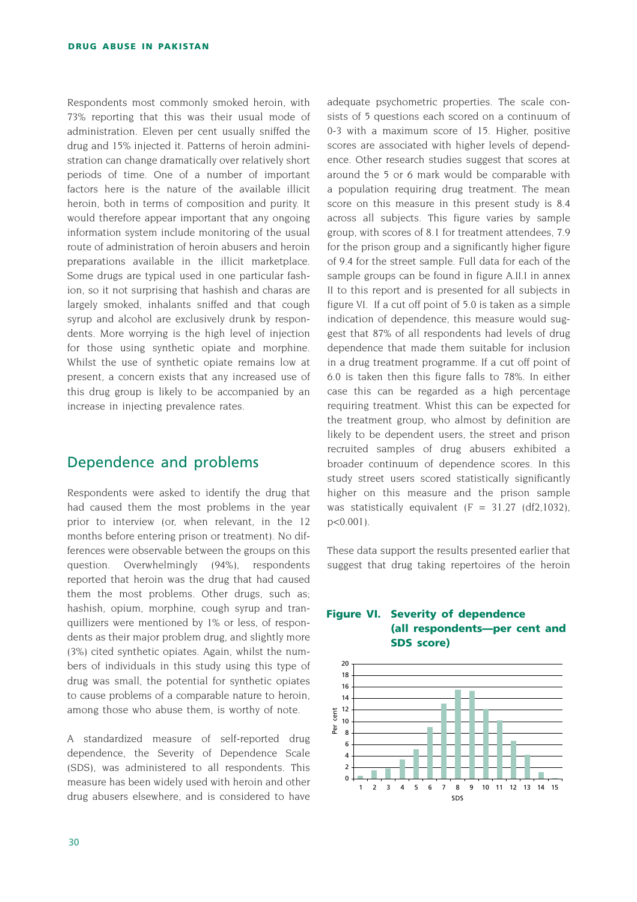Respondents most commonly smoked heroin, with 73% reporting that this was their usual mode of administration. Eleven per cent usually sniffed the drug and 15% injected it. Patterns of heroin administration can change dramatically over relatively short periods of time. One of a number of important factors here is the nature of the available illicit heroin, both in terms of composition and purity. It would therefore appear important that any ongoing information system include monitoring of the usual route of administration of heroin abusers and heroin preparations available in the illicit marketplace. Some drugs are typical used in one particular fashion, so it not surprising that hashish and charas are largely smoked, inhalants sniffed and that cough syrup and alcohol are exclusively drunk by respondents. More worrying is the high level of injection for those using synthetic opiate and morphine. Whilst the use of synthetic opiate remains low at present, a concern exists that any increased use of this drug group is likely to be accompanied by an increase in injecting prevalence rates.

## Dependence and problems

Respondents were asked to identify the drug that had caused them the most problems in the year prior to interview (or, when relevant, in the 12 months before entering prison or treatment). No differences were observable between the groups on this question. Overwhelmingly (94%), respondents reported that heroin was the drug that had caused them the most problems. Other drugs, such as; hashish, opium, morphine, cough syrup and tranquillizers were mentioned by 1% or less, of respondents as their major problem drug, and slightly more (3%) cited synthetic opiates. Again, whilst the numbers of individuals in this study using this type of drug was small, the potential for synthetic opiates to cause problems of a comparable nature to heroin, among those who abuse them, is worthy of note.

A standardized measure of self-reported drug dependence, the Severity of Dependence Scale (SDS), was administered to all respondents. This measure has been widely used with heroin and other drug abusers elsewhere, and is considered to have adequate psychometric properties. The scale consists of 5 questions each scored on a continuum of 0-3 with a maximum score of 15. Higher, positive scores are associated with higher levels of dependence. Other research studies suggest that scores at around the 5 or 6 mark would be comparable with a population requiring drug treatment. The mean score on this measure in this present study is 8.4 across all subjects. This figure varies by sample group, with scores of 8.1 for treatment attendees, 7.9 for the prison group and a significantly higher figure of 9.4 for the street sample. Full data for each of the sample groups can be found in figure A.II.I in annex II to this report and is presented for all subjects in figure VI. If a cut off point of 5.0 is taken as a simple indication of dependence, this measure would suggest that 87% of all respondents had levels of drug dependence that made them suitable for inclusion in a drug treatment programme. If a cut off point of 6.0 is taken then this figure falls to 78%. In either case this can be regarded as a high percentage requiring treatment. Whist this can be expected for the treatment group, who almost by definition are likely to be dependent users, the street and prison recruited samples of drug abusers exhibited a broader continuum of dependence scores. In this study street users scored statistically significantly higher on this measure and the prison sample was statistically equivalent ($F = 31.27$ (df2,1032), $p<0.001$).

These data support the results presented earlier that suggest that drug taking repertoires of the heroin

**Figure VI. Severity of dependence (all respondents—per cent and SDS score)**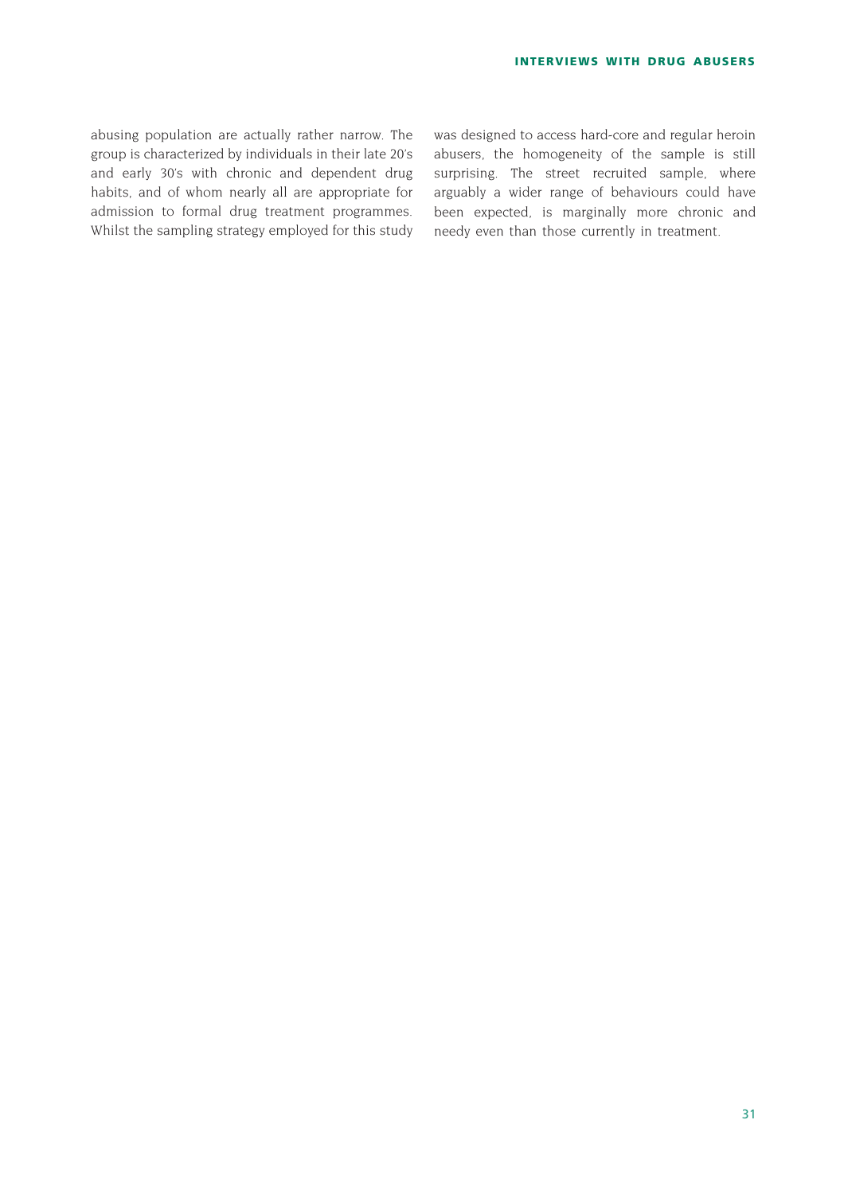abusing population are actually rather narrow. The group is characterized by individuals in their late 20's and early 30's with chronic and dependent drug habits, and of whom nearly all are appropriate for admission to formal drug treatment programmes. Whilst the sampling strategy employed for this study was designed to access hard-core and regular heroin abusers, the homogeneity of the sample is still surprising. The street recruited sample, where arguably a wider range of behaviours could have been expected, is marginally more chronic and needy even than those currently in treatment.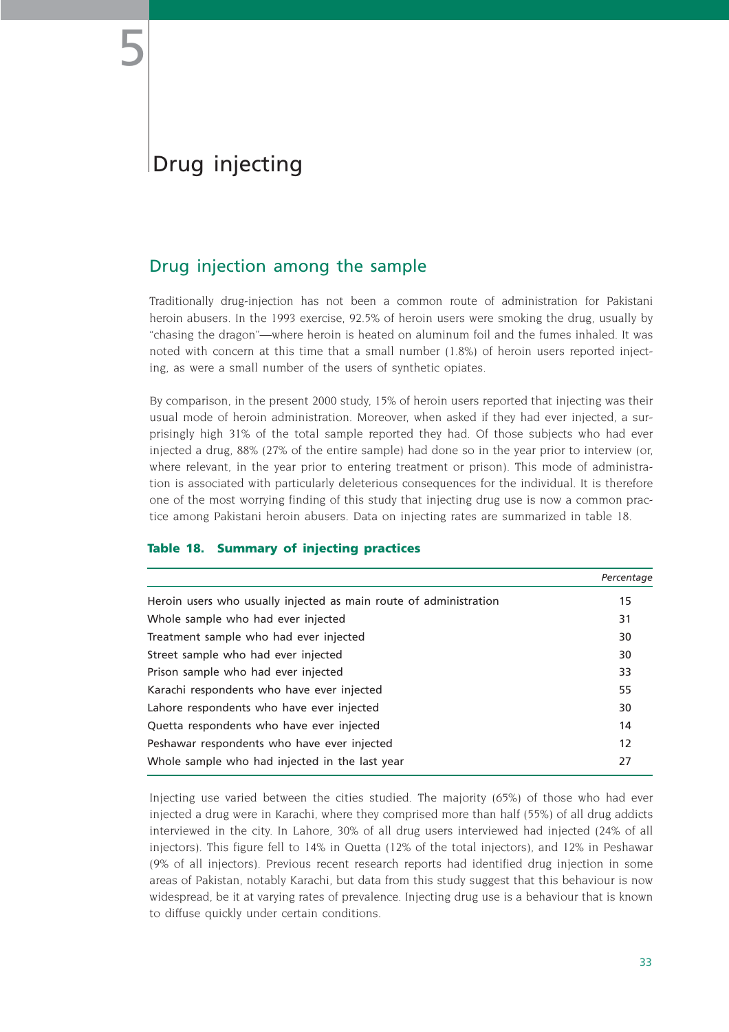# 5

# Drug injecting

## Drug injection among the sample

Traditionally drug-injection has not been a common route of administration for Pakistani heroin abusers. In the 1993 exercise, 92.5% of heroin users were smoking the drug, usually by "chasing the dragon"—where heroin is heated on aluminum foil and the fumes inhaled. It was noted with concern at this time that a small number (1.8%) of heroin users reported injecting, as were a small number of the users of synthetic opiates.

By comparison, in the present 2000 study, 15% of heroin users reported that injecting was their usual mode of heroin administration. Moreover, when asked if they had ever injected, a surprisingly high 31% of the total sample reported they had. Of those subjects who had ever injected a drug, 88% (27% of the entire sample) had done so in the year prior to interview (or, where relevant, in the year prior to entering treatment or prison). This mode of administration is associated with particularly deleterious consequences for the individual. It is therefore one of the most worrying finding of this study that injecting drug use is now a common practice among Pakistani heroin abusers. Data on injecting rates are summarized in table 18.

**Table 18. Summary of injecting practices**

| | *Percentage* |
|---|---|
| Heroin users who usually injected as main route of administration | 15 |
| Whole sample who had ever injected | 31 |
| Treatment sample who had ever injected | 30 |
| Street sample who had ever injected | 30 |
| Prison sample who had ever injected | 33 |
| Karachi respondents who have ever injected | 55 |
| Lahore respondents who have ever injected | 30 |
| Quetta respondents who have ever injected | 14 |
| Peshawar respondents who have ever injected | 12 |
| Whole sample who had injected in the last year | 27 |

Injecting use varied between the cities studied. The majority (65%) of those who had ever injected a drug were in Karachi, where they comprised more than half (55%) of all drug addicts interviewed in the city. In Lahore, 30% of all drug users interviewed had injected (24% of all injectors). This figure fell to 14% in Quetta (12% of the total injectors), and 12% in Peshawar (9% of all injectors). Previous recent research reports had identified drug injection in some areas of Pakistan, notably Karachi, but data from this study suggest that this behaviour is now widespread, be it at varying rates of prevalence. Injecting drug use is a behaviour that is known to diffuse quickly under certain conditions.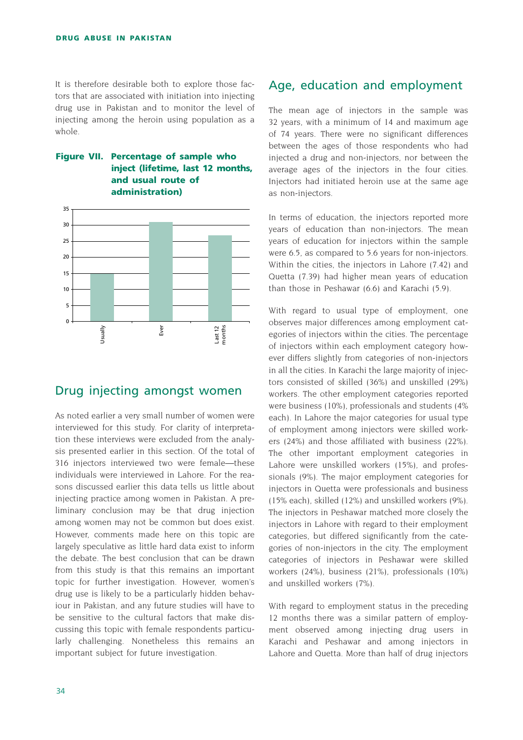It is therefore desirable both to explore those factors that are associated with initiation into injecting drug use in Pakistan and to monitor the level of injecting among the heroin using population as a whole.

**Figure VII. Percentage of sample who inject (lifetime, last 12 months, and usual route of administration)**

## Drug injecting amongst women

As noted earlier a very small number of women were interviewed for this study. For clarity of interpretation these interviews were excluded from the analysis presented earlier in this section. Of the total of 316 injectors interviewed two were female—these individuals were interviewed in Lahore. For the reasons discussed earlier this data tells us little about injecting practice among women in Pakistan. A preliminary conclusion may be that drug injection among women may not be common but does exist. However, comments made here on this topic are largely speculative as little hard data exist to inform the debate. The best conclusion that can be drawn from this study is that this remains an important topic for further investigation. However, women's drug use is likely to be a particularly hidden behaviour in Pakistan, and any future studies will have to be sensitive to the cultural factors that make discussing this topic with female respondents particularly challenging. Nonetheless this remains an important subject for future investigation.

## Age, education and employment

The mean age of injectors in the sample was 32 years, with a minimum of 14 and maximum age of 74 years. There were no significant differences between the ages of those respondents who had injected a drug and non-injectors, nor between the average ages of the injectors in the four cities. Injectors had initiated heroin use at the same age as non-injectors.

In terms of education, the injectors reported more years of education than non-injectors. The mean years of education for injectors within the sample were 6.5, as compared to 5.6 years for non-injectors. Within the cities, the injectors in Lahore (7.42) and Quetta (7.39) had higher mean years of education than those in Peshawar (6.6) and Karachi (5.9).

With regard to usual type of employment, one observes major differences among employment categories of injectors within the cities. The percentage of injectors within each employment category however differs slightly from categories of non-injectors in all the cities. In Karachi the large majority of injectors consisted of skilled (36%) and unskilled (29%) workers. The other employment categories reported were business (10%), professionals and students (4% each). In Lahore the major categories for usual type of employment among injectors were skilled workers (24%) and those affiliated with business (22%). The other important employment categories in Lahore were unskilled workers (15%), and professionals (9%). The major employment categories for injectors in Quetta were professionals and business (15% each), skilled (12%) and unskilled workers (9%). The injectors in Peshawar matched more closely the injectors in Lahore with regard to their employment categories, but differed significantly from the categories of non-injectors in the city. The employment categories of injectors in Peshawar were skilled workers (24%), business (21%), professionals (10%) and unskilled workers (7%).

With regard to employment status in the preceding 12 months there was a similar pattern of employment observed among injecting drug users in Karachi and Peshawar and among injectors in Lahore and Quetta. More than half of drug injectors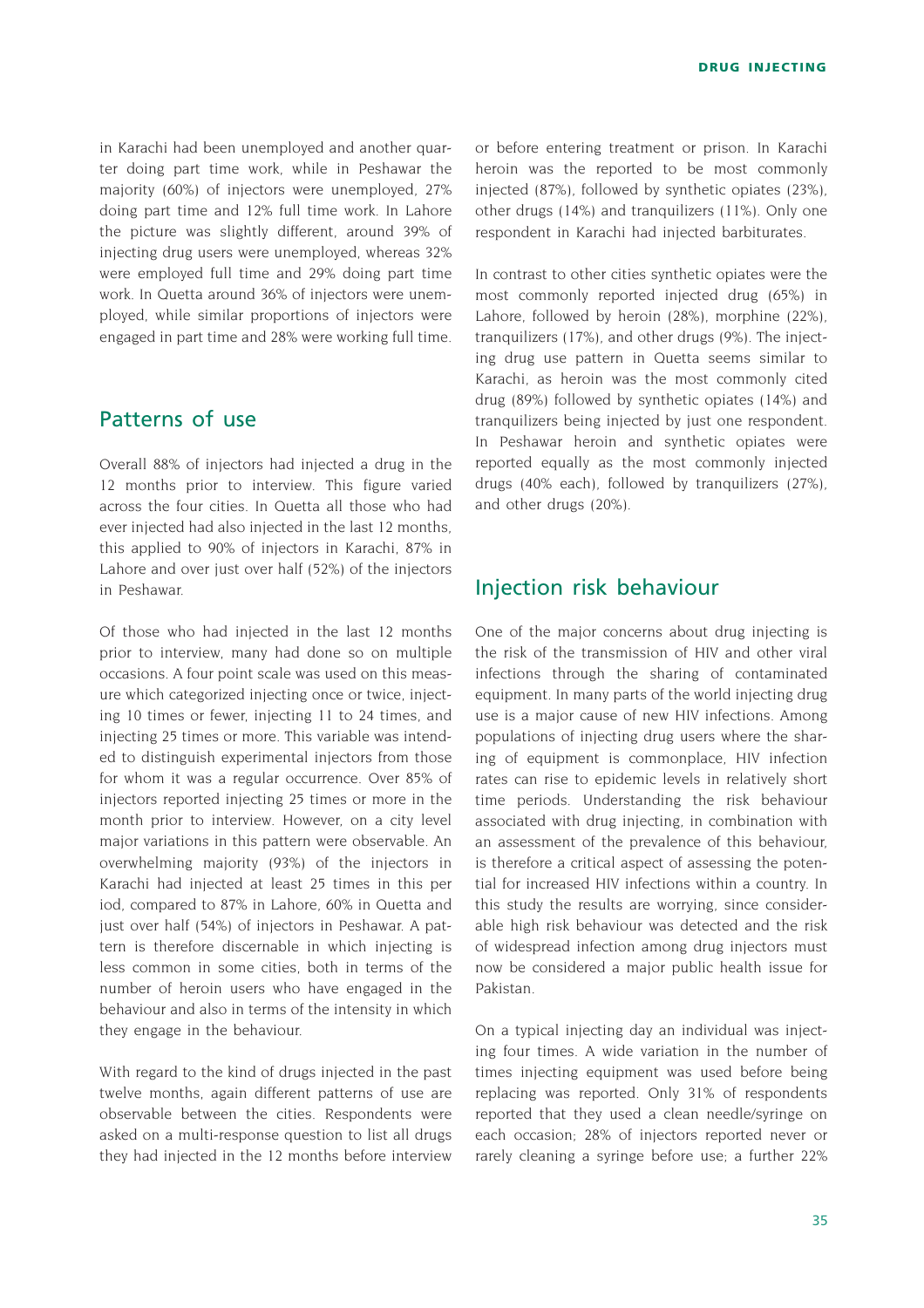in Karachi had been unemployed and another quarter doing part time work, while in Peshawar the majority (60%) of injectors were unemployed, 27% doing part time and 12% full time work. In Lahore the picture was slightly different, around 39% of injecting drug users were unemployed, whereas 32% were employed full time and 29% doing part time work. In Quetta around 36% of injectors were unemployed, while similar proportions of injectors were engaged in part time and 28% were working full time.

## Patterns of use

Overall 88% of injectors had injected a drug in the 12 months prior to interview. This figure varied across the four cities. In Quetta all those who had ever injected had also injected in the last 12 months, this applied to 90% of injectors in Karachi, 87% in Lahore and over just over half (52%) of the injectors in Peshawar.

Of those who had injected in the last 12 months prior to interview, many had done so on multiple occasions. A four point scale was used on this measure which categorized injecting once or twice, injecting 10 times or fewer, injecting 11 to 24 times, and injecting 25 times or more. This variable was intended to distinguish experimental injectors from those for whom it was a regular occurrence. Over 85% of injectors reported injecting 25 times or more in the month prior to interview. However, on a city level major variations in this pattern were observable. An overwhelming majority (93%) of the injectors in Karachi had injected at least 25 times in this period, compared to 87% in Lahore, 60% in Quetta and just over half (54%) of injectors in Peshawar. A pattern is therefore discernable in which injecting is less common in some cities, both in terms of the number of heroin users who have engaged in the behaviour and also in terms of the intensity in which they engage in the behaviour.

With regard to the kind of drugs injected in the past twelve months, again different patterns of use are observable between the cities. Respondents were asked on a multi-response question to list all drugs they had injected in the 12 months before interview or before entering treatment or prison. In Karachi heroin was the reported to be most commonly injected (87%), followed by synthetic opiates (23%), other drugs (14%) and tranquilizers (11%). Only one respondent in Karachi had injected barbiturates.

In contrast to other cities synthetic opiates were the most commonly reported injected drug (65%) in Lahore, followed by heroin (28%), morphine (22%), tranquilizers (17%), and other drugs (9%). The injecting drug use pattern in Quetta seems similar to Karachi, as heroin was the most commonly cited drug (89%) followed by synthetic opiates (14%) and tranquilizers being injected by just one respondent. In Peshawar heroin and synthetic opiates were reported equally as the most commonly injected drugs (40% each), followed by tranquilizers (27%), and other drugs (20%).

## Injection risk behaviour

One of the major concerns about drug injecting is the risk of the transmission of HIV and other viral infections through the sharing of contaminated equipment. In many parts of the world injecting drug use is a major cause of new HIV infections. Among populations of injecting drug users where the sharing of equipment is commonplace, HIV infection rates can rise to epidemic levels in relatively short time periods. Understanding the risk behaviour associated with drug injecting, in combination with an assessment of the prevalence of this behaviour, is therefore a critical aspect of assessing the potential for increased HIV infections within a country. In this study the results are worrying, since considerable high risk behaviour was detected and the risk of widespread infection among drug injectors must now be considered a major public health issue for Pakistan.

On a typical injecting day an individual was injecting four times. A wide variation in the number of times injecting equipment was used before being replacing was reported. Only 31% of respondents reported that they used a clean needle/syringe on each occasion; 28% of injectors reported never or rarely cleaning a syringe before use; a further 22%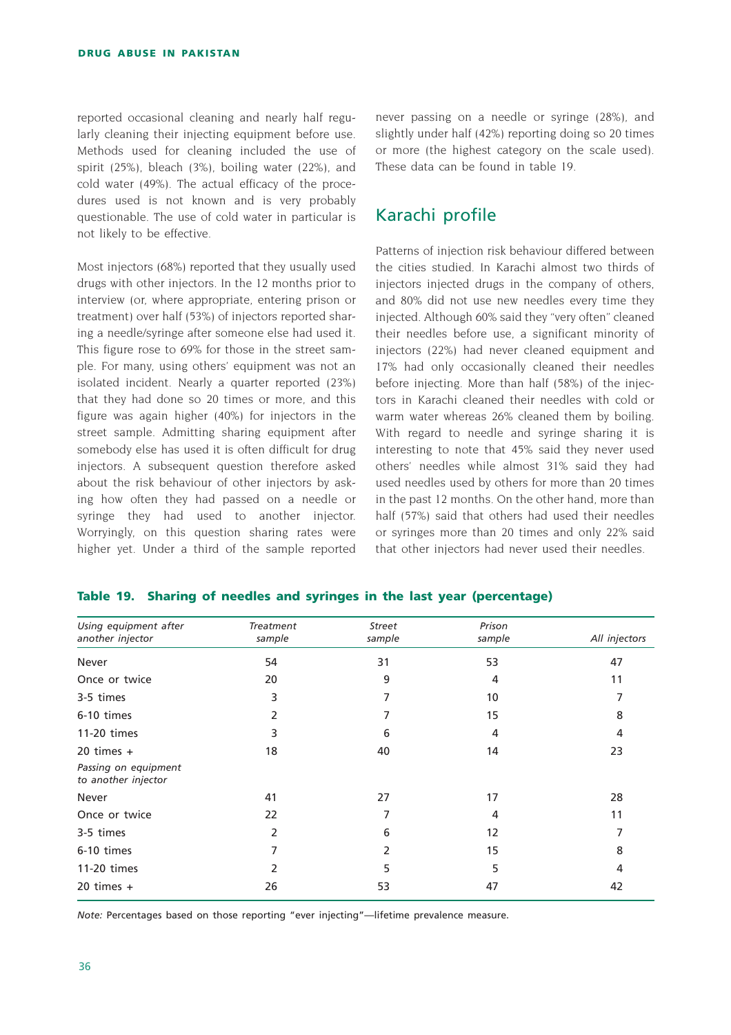reported occasional cleaning and nearly half regularly cleaning their injecting equipment before use. Methods used for cleaning included the use of spirit (25%), bleach (3%), boiling water (22%), and cold water (49%). The actual efficacy of the procedures used is not known and is very probably questionable. The use of cold water in particular is not likely to be effective.

Most injectors (68%) reported that they usually used drugs with other injectors. In the 12 months prior to interview (or, where appropriate, entering prison or treatment) over half (53%) of injectors reported sharing a needle/syringe after someone else had used it. This figure rose to 69% for those in the street sample. For many, using others' equipment was not an isolated incident. Nearly a quarter reported (23%) that they had done so 20 times or more, and this figure was again higher (40%) for injectors in the street sample. Admitting sharing equipment after somebody else has used it is often difficult for drug injectors. A subsequent question therefore asked about the risk behaviour of other injectors by asking how often they had passed on a needle or syringe they had used to another injector. Worryingly, on this question sharing rates were higher yet. Under a third of the sample reported never passing on a needle or syringe (28%), and slightly under half (42%) reporting doing so 20 times or more (the highest category on the scale used). These data can be found in table 19.

## Karachi profile

Patterns of injection risk behaviour differed between the cities studied. In Karachi almost two thirds of injectors injected drugs in the company of others, and 80% did not use new needles every time they injected. Although 60% said they "very often" cleaned their needles before use, a significant minority of injectors (22%) had never cleaned equipment and 17% had only occasionally cleaned their needles before injecting. More than half (58%) of the injectors in Karachi cleaned their needles with cold or warm water whereas 26% cleaned them by boiling. With regard to needle and syringe sharing it is interesting to note that 45% said they never used others' needles while almost 31% said they had used needles used by others for more than 20 times in the past 12 months. On the other hand, more than half (57%) said that others had used their needles or syringes more than 20 times and only 22% said that other injectors had never used their needles.

**Table 19. Sharing of needles and syringes in the last year (percentage)**

| *Using equipment after another injector* | *Treatment sample* | *Street sample* | *Prison sample* | *All injectors* |
|---|---|---|---|---|
| Never | 54 | 31 | 53 | 47 |
| Once or twice | 20 | 9 | 4 | 11 |
| 3-5 times | 3 | 7 | 10 | 7 |
| 6-10 times | 2 | 7 | 15 | 8 |
| 11-20 times | 3 | 6 | 4 | 4 |
| 20 times + | 18 | 40 | 14 | 23 |
| *Passing on equipment to another injector* | | | | |
| Never | 41 | 27 | 17 | 28 |
| Once or twice | 22 | 7 | 4 | 11 |
| 3-5 times | 2 | 6 | 12 | 7 |
| 6-10 times | 7 | 2 | 15 | 8 |
| 11-20 times | 2 | 5 | 5 | 4 |
| 20 times + | 26 | 53 | 47 | 42 |

*Note:* Percentages based on those reporting "ever injecting"—lifetime prevalence measure.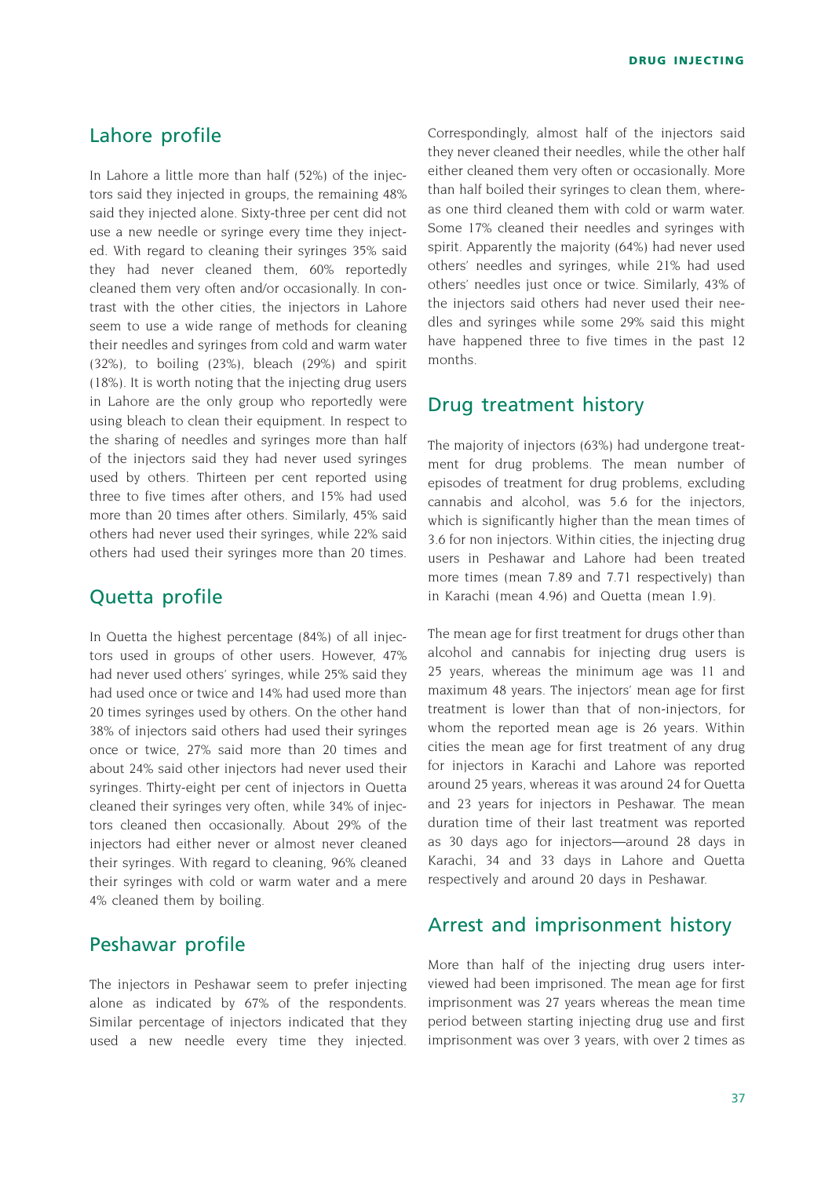## Lahore profile

In Lahore a little more than half (52%) of the injectors said they injected in groups, the remaining 48% said they injected alone. Sixty-three per cent did not use a new needle or syringe every time they injected. With regard to cleaning their syringes 35% said they had never cleaned them, 60% reportedly cleaned them very often and/or occasionally. In contrast with the other cities, the injectors in Lahore seem to use a wide range of methods for cleaning their needles and syringes from cold and warm water (32%), to boiling (23%), bleach (29%) and spirit (18%). It is worth noting that the injecting drug users in Lahore are the only group who reportedly were using bleach to clean their equipment. In respect to the sharing of needles and syringes more than half of the injectors said they had never used syringes used by others. Thirteen per cent reported using three to five times after others, and 15% had used more than 20 times after others. Similarly, 45% said others had never used their syringes, while 22% said others had used their syringes more than 20 times.

## Quetta profile

In Quetta the highest percentage (84%) of all injectors used in groups of other users. However, 47% had never used others' syringes, while 25% said they had used once or twice and 14% had used more than 20 times syringes used by others. On the other hand 38% of injectors said others had used their syringes once or twice, 27% said more than 20 times and about 24% said other injectors had never used their syringes. Thirty-eight per cent of injectors in Quetta cleaned their syringes very often, while 34% of injectors cleaned then occasionally. About 29% of the injectors had either never or almost never cleaned their syringes. With regard to cleaning, 96% cleaned their syringes with cold or warm water and a mere 4% cleaned them by boiling.

## Peshawar profile

The injectors in Peshawar seem to prefer injecting alone as indicated by 67% of the respondents. Similar percentage of injectors indicated that they used a new needle every time they injected. Correspondingly, almost half of the injectors said they never cleaned their needles, while the other half either cleaned them very often or occasionally. More than half boiled their syringes to clean them, whereas one third cleaned them with cold or warm water. Some 17% cleaned their needles and syringes with spirit. Apparently the majority (64%) had never used others' needles and syringes, while 21% had used others' needles just once or twice. Similarly, 43% of the injectors said others had never used their needles and syringes while some 29% said this might have happened three to five times in the past 12 months.

## Drug treatment history

The majority of injectors (63%) had undergone treatment for drug problems. The mean number of episodes of treatment for drug problems, excluding cannabis and alcohol, was 5.6 for the injectors, which is significantly higher than the mean times of 3.6 for non injectors. Within cities, the injecting drug users in Peshawar and Lahore had been treated more times (mean 7.89 and 7.71 respectively) than in Karachi (mean 4.96) and Quetta (mean 1.9).

The mean age for first treatment for drugs other than alcohol and cannabis for injecting drug users is 25 years, whereas the minimum age was 11 and maximum 48 years. The injectors' mean age for first treatment is lower than that of non-injectors, for whom the reported mean age is 26 years. Within cities the mean age for first treatment of any drug for injectors in Karachi and Lahore was reported around 25 years, whereas it was around 24 for Quetta and 23 years for injectors in Peshawar. The mean duration time of their last treatment was reported as 30 days ago for injectors—around 28 days in Karachi, 34 and 33 days in Lahore and Quetta respectively and around 20 days in Peshawar.

## Arrest and imprisonment history

More than half of the injecting drug users interviewed had been imprisoned. The mean age for first imprisonment was 27 years whereas the mean time period between starting injecting drug use and first imprisonment was over 3 years, with over 2 times as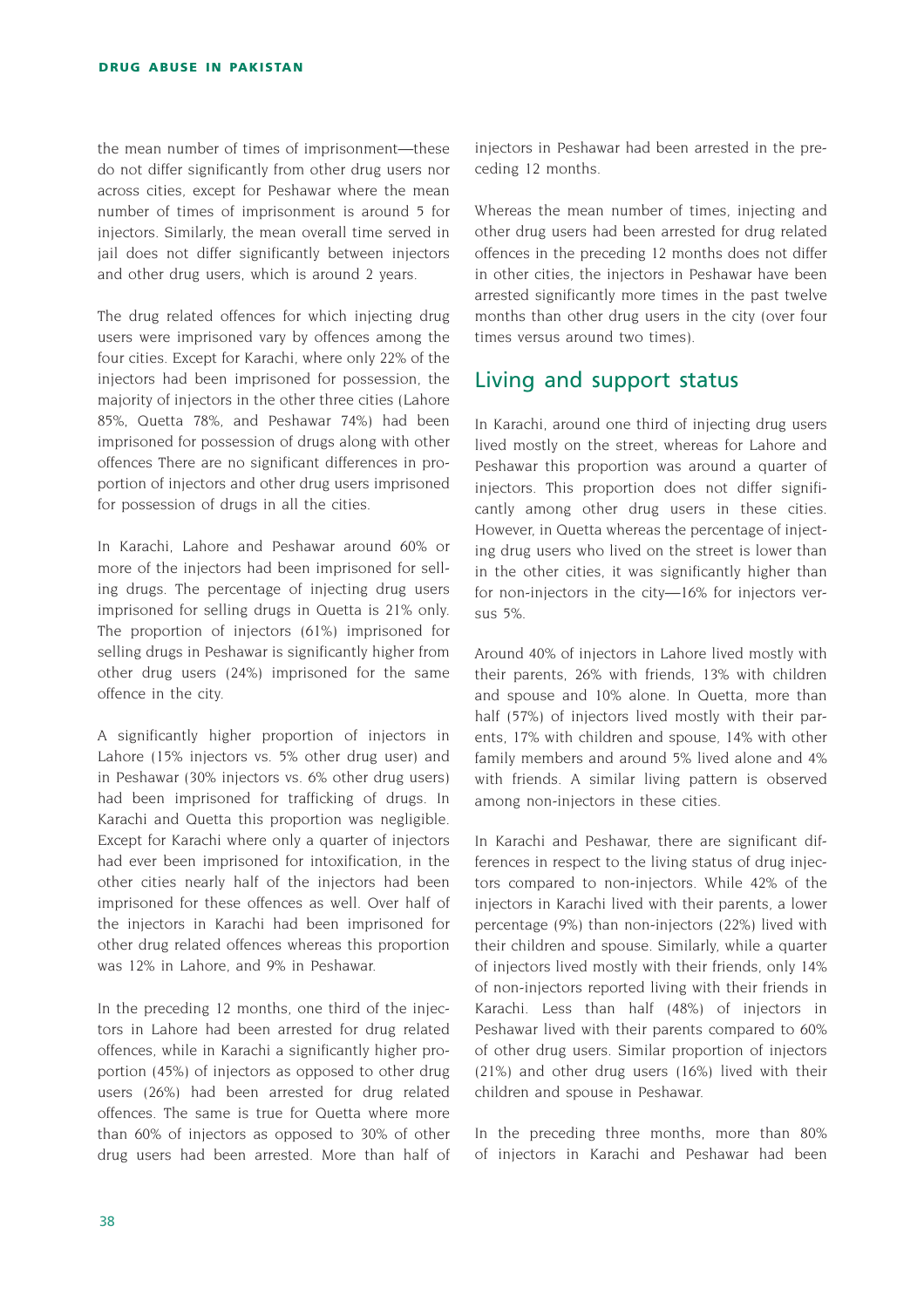the mean number of times of imprisonment—these do not differ significantly from other drug users nor across cities, except for Peshawar where the mean number of times of imprisonment is around 5 for injectors. Similarly, the mean overall time served in jail does not differ significantly between injectors and other drug users, which is around 2 years.

The drug related offences for which injecting drug users were imprisoned vary by offences among the four cities. Except for Karachi, where only 22% of the injectors had been imprisoned for possession, the majority of injectors in the other three cities (Lahore 85%, Quetta 78%, and Peshawar 74%) had been imprisoned for possession of drugs along with other offences There are no significant differences in proportion of injectors and other drug users imprisoned for possession of drugs in all the cities.

In Karachi, Lahore and Peshawar around 60% or more of the injectors had been imprisoned for selling drugs. The percentage of injecting drug users imprisoned for selling drugs in Quetta is 21% only. The proportion of injectors (61%) imprisoned for selling drugs in Peshawar is significantly higher from other drug users (24%) imprisoned for the same offence in the city.

A significantly higher proportion of injectors in Lahore (15% injectors vs. 5% other drug user) and in Peshawar (30% injectors vs. 6% other drug users) had been imprisoned for trafficking of drugs. In Karachi and Quetta this proportion was negligible. Except for Karachi where only a quarter of injectors had ever been imprisoned for intoxification, in the other cities nearly half of the injectors had been imprisoned for these offences as well. Over half of the injectors in Karachi had been imprisoned for other drug related offences whereas this proportion was 12% in Lahore, and 9% in Peshawar.

In the preceding 12 months, one third of the injectors in Lahore had been arrested for drug related offences, while in Karachi a significantly higher proportion (45%) of injectors as opposed to other drug users (26%) had been arrested for drug related offences. The same is true for Quetta where more than 60% of injectors as opposed to 30% of other drug users had been arrested. More than half of injectors in Peshawar had been arrested in the preceding 12 months.

Whereas the mean number of times, injecting and other drug users had been arrested for drug related offences in the preceding 12 months does not differ in other cities, the injectors in Peshawar have been arrested significantly more times in the past twelve months than other drug users in the city (over four times versus around two times).

## Living and support status

In Karachi, around one third of injecting drug users lived mostly on the street, whereas for Lahore and Peshawar this proportion was around a quarter of injectors. This proportion does not differ significantly among other drug users in these cities. However, in Quetta whereas the percentage of injecting drug users who lived on the street is lower than in the other cities, it was significantly higher than for non-injectors in the city—16% for injectors versus 5%.

Around 40% of injectors in Lahore lived mostly with their parents, 26% with friends, 13% with children and spouse and 10% alone. In Quetta, more than half (57%) of injectors lived mostly with their parents, 17% with children and spouse, 14% with other family members and around 5% lived alone and 4% with friends. A similar living pattern is observed among non-injectors in these cities.

In Karachi and Peshawar, there are significant differences in respect to the living status of drug injectors compared to non-injectors. While 42% of the injectors in Karachi lived with their parents, a lower percentage (9%) than non-injectors (22%) lived with their children and spouse. Similarly, while a quarter of injectors lived mostly with their friends, only 14% of non-injectors reported living with their friends in Karachi. Less than half (48%) of injectors in Peshawar lived with their parents compared to 60% of other drug users. Similar proportion of injectors (21%) and other drug users (16%) lived with their children and spouse in Peshawar.

In the preceding three months, more than 80% of injectors in Karachi and Peshawar had been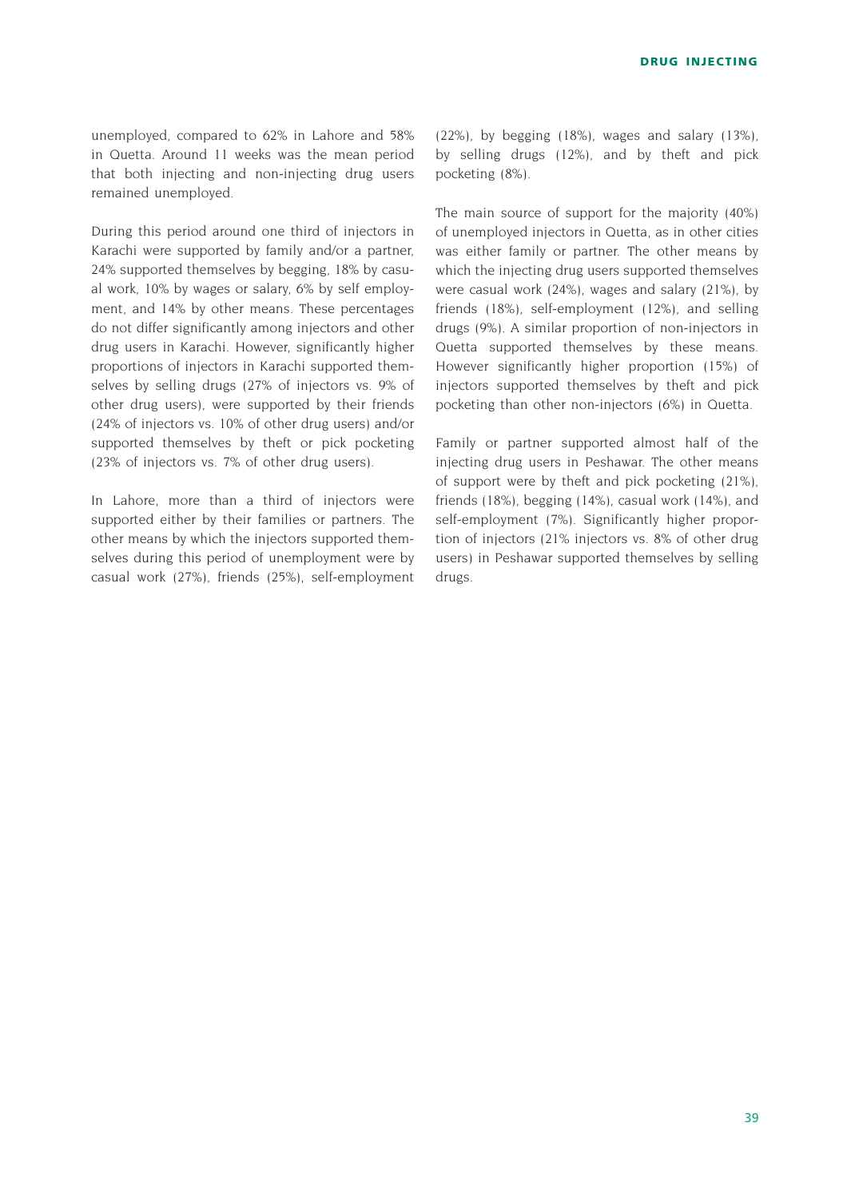unemployed, compared to 62% in Lahore and 58% in Quetta. Around 11 weeks was the mean period that both injecting and non-injecting drug users remained unemployed.

During this period around one third of injectors in Karachi were supported by family and/or a partner, 24% supported themselves by begging, 18% by casual work, 10% by wages or salary, 6% by self employment, and 14% by other means. These percentages do not differ significantly among injectors and other drug users in Karachi. However, significantly higher proportions of injectors in Karachi supported themselves by selling drugs (27% of injectors vs. 9% of other drug users), were supported by their friends (24% of injectors vs. 10% of other drug users) and/or supported themselves by theft or pick pocketing (23% of injectors vs. 7% of other drug users).

In Lahore, more than a third of injectors were supported either by their families or partners. The other means by which the injectors supported themselves during this period of unemployment were by casual work (27%), friends (25%), self-employment (22%), by begging (18%), wages and salary (13%), by selling drugs (12%), and by theft and pick pocketing (8%).

The main source of support for the majority (40%) of unemployed injectors in Quetta, as in other cities was either family or partner. The other means by which the injecting drug users supported themselves were casual work (24%), wages and salary (21%), by friends (18%), self-employment (12%), and selling drugs (9%). A similar proportion of non-injectors in Quetta supported themselves by these means. However significantly higher proportion (15%) of injectors supported themselves by theft and pick pocketing than other non-injectors (6%) in Quetta.

Family or partner supported almost half of the injecting drug users in Peshawar. The other means of support were by theft and pick pocketing (21%), friends (18%), begging (14%), casual work (14%), and self-employment (7%). Significantly higher proportion of injectors (21% injectors vs. 8% of other drug users) in Peshawar supported themselves by selling drugs.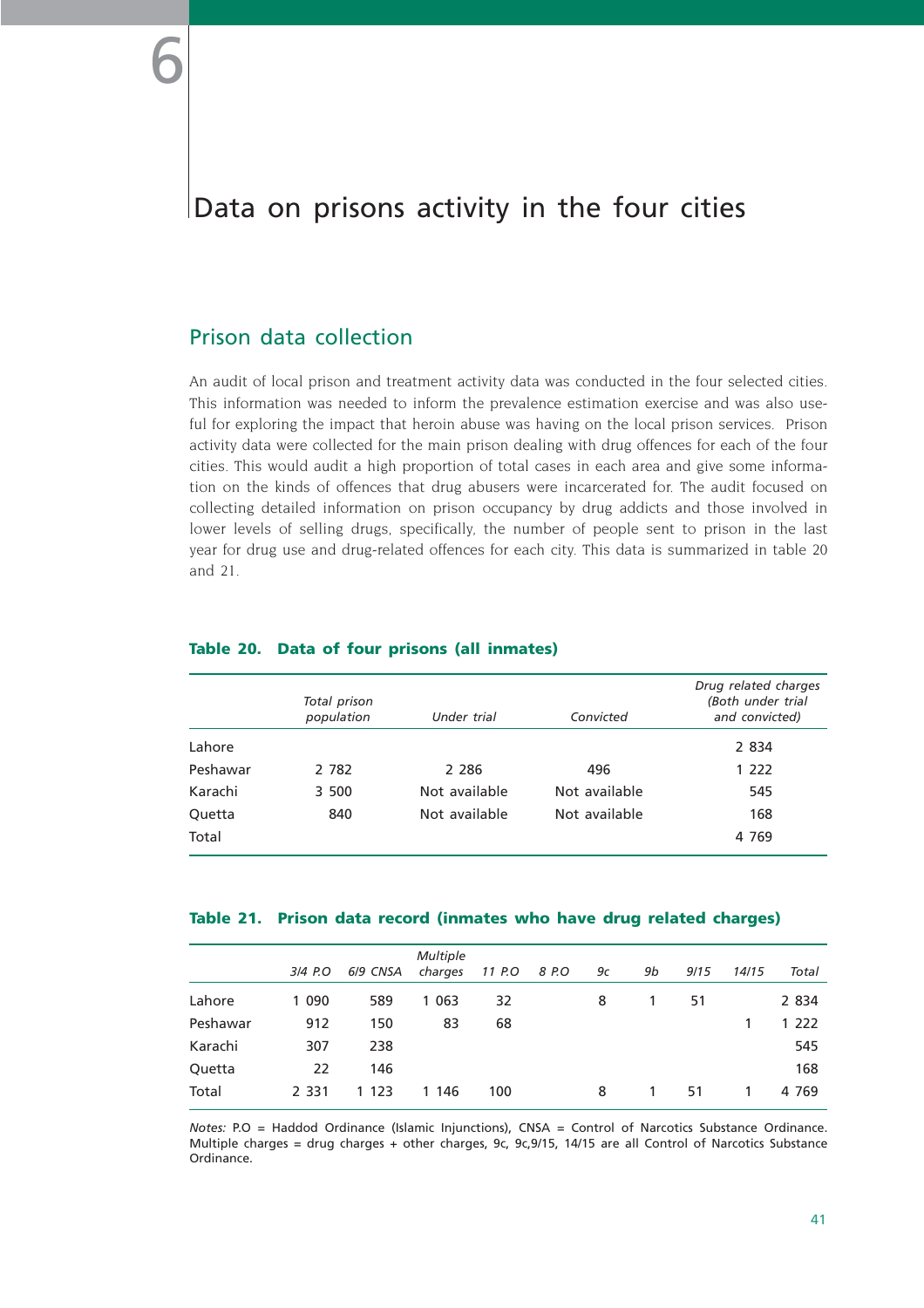# 6 Data on prisons activity in the four cities

## Prison data collection

An audit of local prison and treatment activity data was conducted in the four selected cities. This information was needed to inform the prevalence estimation exercise and was also useful for exploring the impact that heroin abuse was having on the local prison services. Prison activity data were collected for the main prison dealing with drug offences for each of the four cities. This would audit a high proportion of total cases in each area and give some information on the kinds of offences that drug abusers were incarcerated for. The audit focused on collecting detailed information on prison occupancy by drug addicts and those involved in lower levels of selling drugs, specifically, the number of people sent to prison in the last year for drug use and drug-related offences for each city. This data is summarized in table 20 and 21.

**Table 20. Data of four prisons (all inmates)**

| | *Total prison population* | *Under trial* | *Convicted* | *Drug related charges (Both under trial and convicted)* |
|---|---|---|---|---|
| Lahore | | | | 2 834 |
| Peshawar | 2 782 | 2 286 | 496 | 1 222 |
| Karachi | 3 500 | Not available | Not available | 545 |
| Quetta | 840 | Not available | Not available | 168 |
| Total | | | | 4 769 |

**Table 21. Prison data record (inmates who have drug related charges)**

| | *3/4 P.O* | *6/9 CNSA* | *Multiple charges* | *11 P.O* | *8 P.O* | *9c* | *9b* | *9/15* | *14/15* | *Total* |
|---|---|---|---|---|---|---|---|---|---|---|
| Lahore | 1 090 | 589 | 1 063 | 32 | | 8 | 1 | 51 | | 2 834 |
| Peshawar | 912 | 150 | 83 | 68 | | | | | 1 | 1 222 |
| Karachi | 307 | 238 | | | | | | | | 545 |
| Quetta | 22 | 146 | | | | | | | | 168 |
| Total | 2 331 | 1 123 | 1 146 | 100 | | 8 | 1 | 51 | 1 | 4 769 |

*Notes:* P.O = Haddod Ordinance (Islamic Injunctions), CNSA = Control of Narcotics Substance Ordinance. Multiple charges = drug charges + other charges, 9c, 9c,9/15, 14/15 are all Control of Narcotics Substance Ordinance.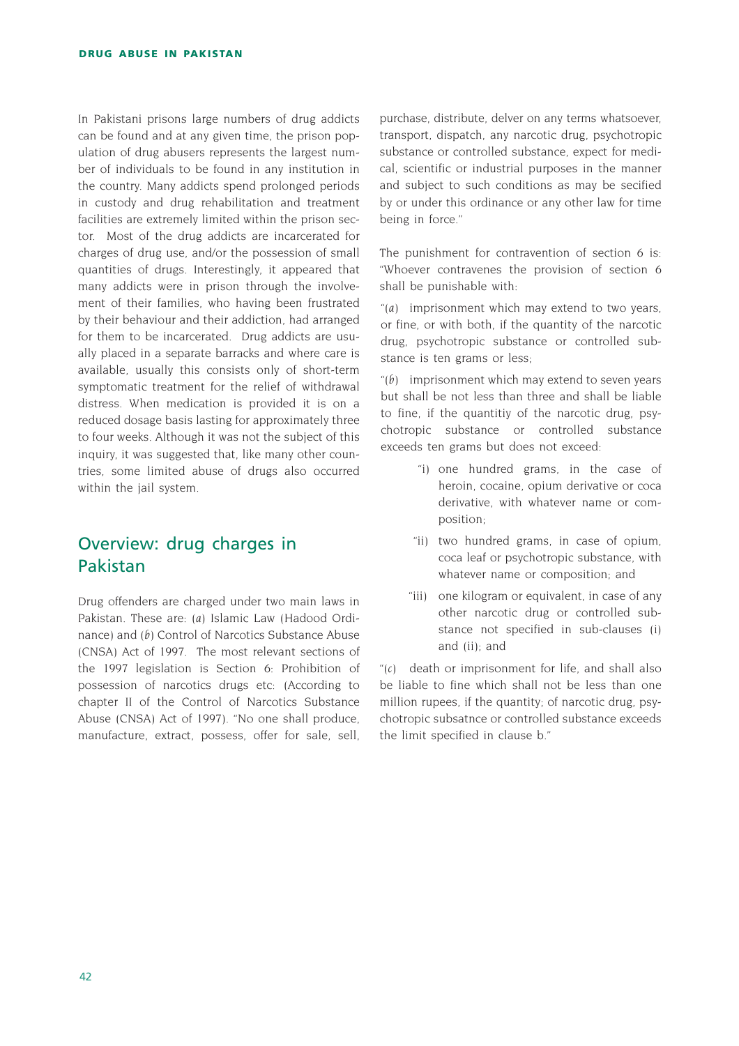In Pakistani prisons large numbers of drug addicts can be found and at any given time, the prison population of drug abusers represents the largest number of individuals to be found in any institution in the country. Many addicts spend prolonged periods in custody and drug rehabilitation and treatment facilities are extremely limited within the prison sector. Most of the drug addicts are incarcerated for charges of drug use, and/or the possession of small quantities of drugs. Interestingly, it appeared that many addicts were in prison through the involvement of their families, who having been frustrated by their behaviour and their addiction, had arranged for them to be incarcerated. Drug addicts are usually placed in a separate barracks and where care is available, usually this consists only of short-term symptomatic treatment for the relief of withdrawal distress. When medication is provided it is on a reduced dosage basis lasting for approximately three to four weeks. Although it was not the subject of this inquiry, it was suggested that, like many other countries, some limited abuse of drugs also occurred within the jail system.

## Overview: drug charges in Pakistan

Drug offenders are charged under two main laws in Pakistan. These are: (*a*) Islamic Law (Hadood Ordinance) and (*b*) Control of Narcotics Substance Abuse (CNSA) Act of 1997. The most relevant sections of the 1997 legislation is Section 6: Prohibition of possession of narcotics drugs etc: (According to chapter II of the Control of Narcotics Substance Abuse (CNSA) Act of 1997). "No one shall produce, manufacture, extract, possess, offer for sale, sell, purchase, distribute, delver on any terms whatsoever, transport, dispatch, any narcotic drug, psychotropic substance or controlled substance, expect for medical, scientific or industrial purposes in the manner and subject to such conditions as may be secified by or under this ordinance or any other law for time being in force."

The punishment for contravention of section 6 is: "Whoever contravenes the provision of section 6 shall be punishable with:

"(*a*) imprisonment which may extend to two years, or fine, or with both, if the quantity of the narcotic drug, psychotropic substance or controlled substance is ten grams or less;

"(*b*) imprisonment which may extend to seven years but shall be not less than three and shall be liable to fine, if the quantitiy of the narcotic drug, psychotropic substance or controlled substance exceeds ten grams but does not exceed:

> "i) one hundred grams, in the case of heroin, cocaine, opium derivative or coca derivative, with whatever name or composition;
>
> "ii) two hundred grams, in case of opium, coca leaf or psychotropic substance, with whatever name or composition; and
>
> "iii) one kilogram or equivalent, in case of any other narcotic drug or controlled substance not specified in sub-clauses (i) and (ii); and

"(*c*) death or imprisonment for life, and shall also be liable to fine which shall not be less than one million rupees, if the quantity; of narcotic drug, psychotropic subsatnce or controlled substance exceeds the limit specified in clause b."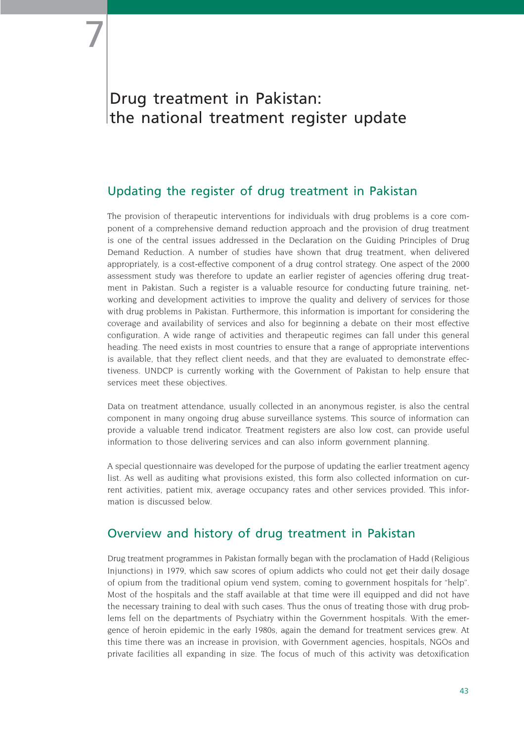# 7

# Drug treatment in Pakistan: the national treatment register update

## Updating the register of drug treatment in Pakistan

The provision of therapeutic interventions for individuals with drug problems is a core component of a comprehensive demand reduction approach and the provision of drug treatment is one of the central issues addressed in the Declaration on the Guiding Principles of Drug Demand Reduction. A number of studies have shown that drug treatment, when delivered appropriately, is a cost-effective component of a drug control strategy. One aspect of the 2000 assessment study was therefore to update an earlier register of agencies offering drug treatment in Pakistan. Such a register is a valuable resource for conducting future training, networking and development activities to improve the quality and delivery of services for those with drug problems in Pakistan. Furthermore, this information is important for considering the coverage and availability of services and also for beginning a debate on their most effective configuration. A wide range of activities and therapeutic regimes can fall under this general heading. The need exists in most countries to ensure that a range of appropriate interventions is available, that they reflect client needs, and that they are evaluated to demonstrate effectiveness. UNDCP is currently working with the Government of Pakistan to help ensure that services meet these objectives.

Data on treatment attendance, usually collected in an anonymous register, is also the central component in many ongoing drug abuse surveillance systems. This source of information can provide a valuable trend indicator. Treatment registers are also low cost, can provide useful information to those delivering services and can also inform government planning.

A special questionnaire was developed for the purpose of updating the earlier treatment agency list. As well as auditing what provisions existed, this form also collected information on current activities, patient mix, average occupancy rates and other services provided. This information is discussed below.

## Overview and history of drug treatment in Pakistan

Drug treatment programmes in Pakistan formally began with the proclamation of Hadd (Religious Injunctions) in 1979, which saw scores of opium addicts who could not get their daily dosage of opium from the traditional opium vend system, coming to government hospitals for "help". Most of the hospitals and the staff available at that time were ill equipped and did not have the necessary training to deal with such cases. Thus the onus of treating those with drug problems fell on the departments of Psychiatry within the Government hospitals. With the emergence of heroin epidemic in the early 1980s, again the demand for treatment services grew. At this time there was an increase in provision, with Government agencies, hospitals, NGOs and private facilities all expanding in size. The focus of much of this activity was detoxification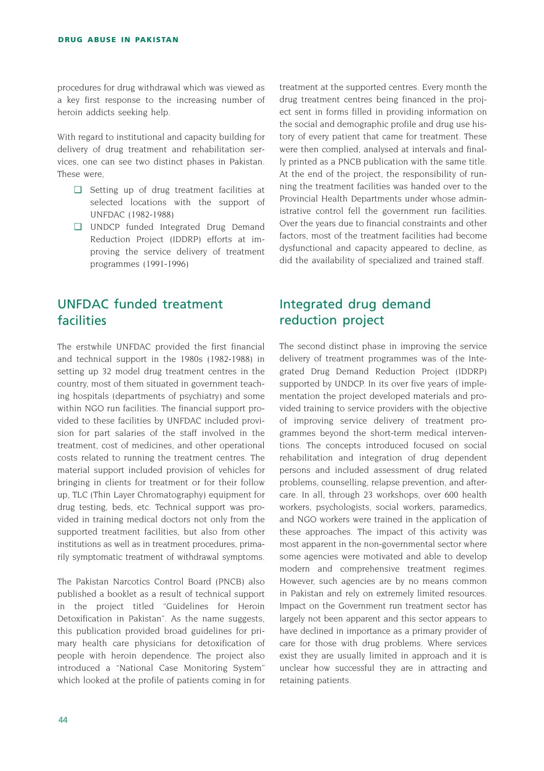procedures for drug withdrawal which was viewed as a key first response to the increasing number of heroin addicts seeking help.

With regard to institutional and capacity building for delivery of drug treatment and rehabilitation services, one can see two distinct phases in Pakistan. These were,

- Setting up of drug treatment facilities at selected locations with the support of UNFDAC (1982-1988)
- UNDCP funded Integrated Drug Demand Reduction Project (IDDRP) efforts at improving the service delivery of treatment programmes (1991-1996)

## UNFDAC funded treatment facilities

The erstwhile UNFDAC provided the first financial and technical support in the 1980s (1982-1988) in setting up 32 model drug treatment centres in the country, most of them situated in government teaching hospitals (departments of psychiatry) and some within NGO run facilities. The financial support provided to these facilities by UNFDAC included provision for part salaries of the staff involved in the treatment, cost of medicines, and other operational costs related to running the treatment centres. The material support included provision of vehicles for bringing in clients for treatment or for their follow up, TLC (Thin Layer Chromatography) equipment for drug testing, beds, etc. Technical support was provided in training medical doctors not only from the supported treatment facilities, but also from other institutions as well as in treatment procedures, primarily symptomatic treatment of withdrawal symptoms.

The Pakistan Narcotics Control Board (PNCB) also published a booklet as a result of technical support in the project titled "Guidelines for Heroin Detoxification in Pakistan". As the name suggests, this publication provided broad guidelines for primary health care physicians for detoxification of people with heroin dependence. The project also introduced a "National Case Monitoring System" which looked at the profile of patients coming in for treatment at the supported centres. Every month the drug treatment centres being financed in the project sent in forms filled in providing information on the social and demographic profile and drug use history of every patient that came for treatment. These were then complied, analysed at intervals and finally printed as a PNCB publication with the same title. At the end of the project, the responsibility of running the treatment facilities was handed over to the Provincial Health Departments under whose administrative control fell the government run facilities. Over the years due to financial constraints and other factors, most of the treatment facilities had become dysfunctional and capacity appeared to decline, as did the availability of specialized and trained staff.

## Integrated drug demand reduction project

The second distinct phase in improving the service delivery of treatment programmes was of the Integrated Drug Demand Reduction Project (IDDRP) supported by UNDCP. In its over five years of implementation the project developed materials and provided training to service providers with the objective of improving service delivery of treatment programmes beyond the short-term medical interventions. The concepts introduced focused on social rehabilitation and integration of drug dependent persons and included assessment of drug related problems, counselling, relapse prevention, and aftercare. In all, through 23 workshops, over 600 health workers, psychologists, social workers, paramedics, and NGO workers were trained in the application of these approaches. The impact of this activity was most apparent in the non-governmental sector where some agencies were motivated and able to develop modern and comprehensive treatment regimes. However, such agencies are by no means common in Pakistan and rely on extremely limited resources. Impact on the Government run treatment sector has largely not been apparent and this sector appears to have declined in importance as a primary provider of care for those with drug problems. Where services exist they are usually limited in approach and it is unclear how successful they are in attracting and retaining patients.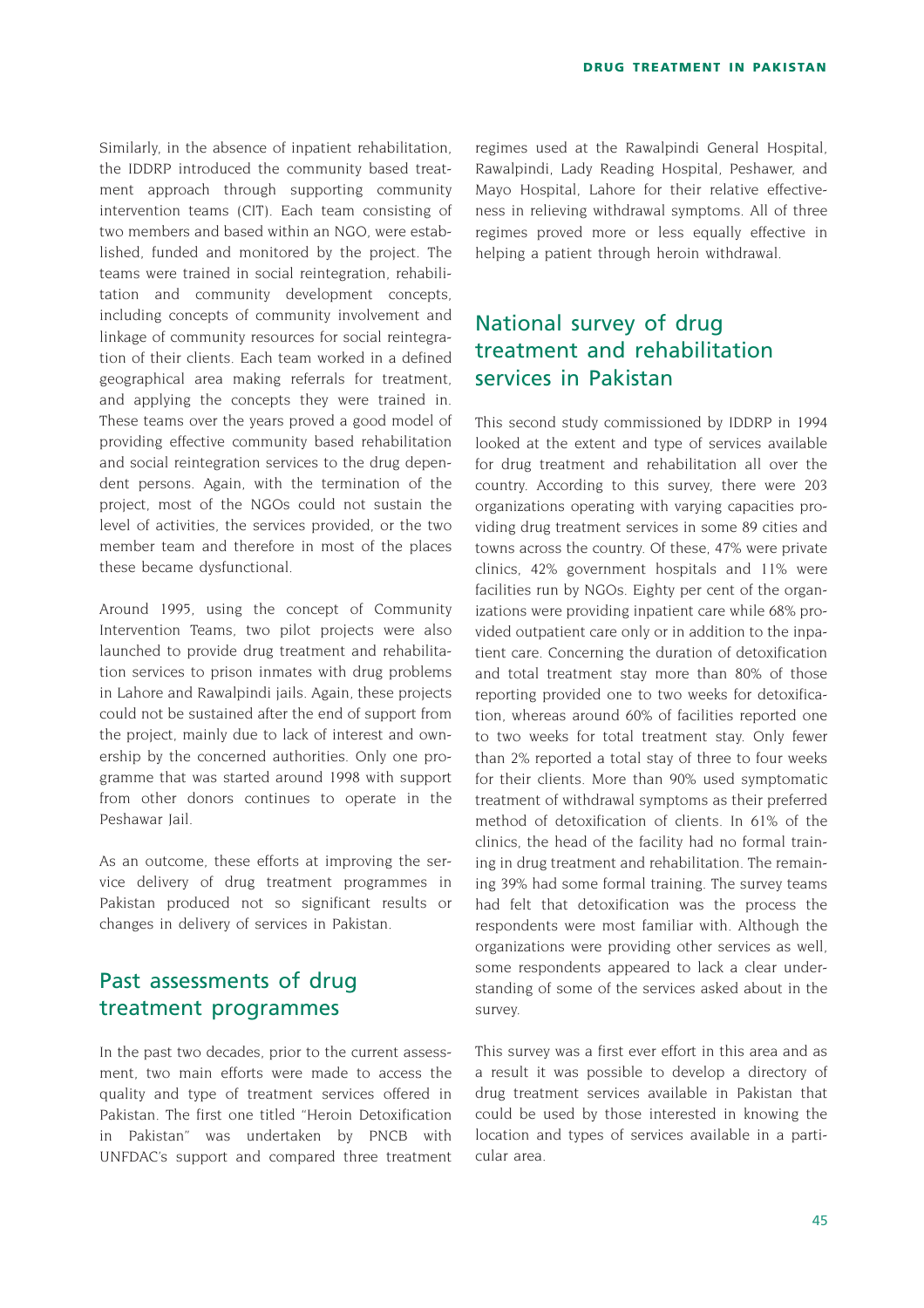Similarly, in the absence of inpatient rehabilitation, the IDDRP introduced the community based treatment approach through supporting community intervention teams (CIT). Each team consisting of two members and based within an NGO, were established, funded and monitored by the project. The teams were trained in social reintegration, rehabilitation and community development concepts, including concepts of community involvement and linkage of community resources for social reintegration of their clients. Each team worked in a defined geographical area making referrals for treatment, and applying the concepts they were trained in. These teams over the years proved a good model of providing effective community based rehabilitation and social reintegration services to the drug dependent persons. Again, with the termination of the project, most of the NGOs could not sustain the level of activities, the services provided, or the two member team and therefore in most of the places these became dysfunctional.

Around 1995, using the concept of Community Intervention Teams, two pilot projects were also launched to provide drug treatment and rehabilitation services to prison inmates with drug problems in Lahore and Rawalpindi jails. Again, these projects could not be sustained after the end of support from the project, mainly due to lack of interest and ownership by the concerned authorities. Only one programme that was started around 1998 with support from other donors continues to operate in the Peshawar Jail.

As an outcome, these efforts at improving the service delivery of drug treatment programmes in Pakistan produced not so significant results or changes in delivery of services in Pakistan.

## Past assessments of drug treatment programmes

In the past two decades, prior to the current assessment, two main efforts were made to access the quality and type of treatment services offered in Pakistan. The first one titled "Heroin Detoxification in Pakistan" was undertaken by PNCB with UNFDAC's support and compared three treatment regimes used at the Rawalpindi General Hospital, Rawalpindi, Lady Reading Hospital, Peshawer, and Mayo Hospital, Lahore for their relative effectiveness in relieving withdrawal symptoms. All of three regimes proved more or less equally effective in helping a patient through heroin withdrawal.

## National survey of drug treatment and rehabilitation services in Pakistan

This second study commissioned by IDDRP in 1994 looked at the extent and type of services available for drug treatment and rehabilitation all over the country. According to this survey, there were 203 organizations operating with varying capacities providing drug treatment services in some 89 cities and towns across the country. Of these, 47% were private clinics, 42% government hospitals and 11% were facilities run by NGOs. Eighty per cent of the organizations were providing inpatient care while 68% provided outpatient care only or in addition to the inpatient care. Concerning the duration of detoxification and total treatment stay more than 80% of those reporting provided one to two weeks for detoxification, whereas around 60% of facilities reported one to two weeks for total treatment stay. Only fewer than 2% reported a total stay of three to four weeks for their clients. More than 90% used symptomatic treatment of withdrawal symptoms as their preferred method of detoxification of clients. In 61% of the clinics, the head of the facility had no formal training in drug treatment and rehabilitation. The remaining 39% had some formal training. The survey teams had felt that detoxification was the process the respondents were most familiar with. Although the organizations were providing other services as well, some respondents appeared to lack a clear understanding of some of the services asked about in the survey.

This survey was a first ever effort in this area and as a result it was possible to develop a directory of drug treatment services available in Pakistan that could be used by those interested in knowing the location and types of services available in a particular area.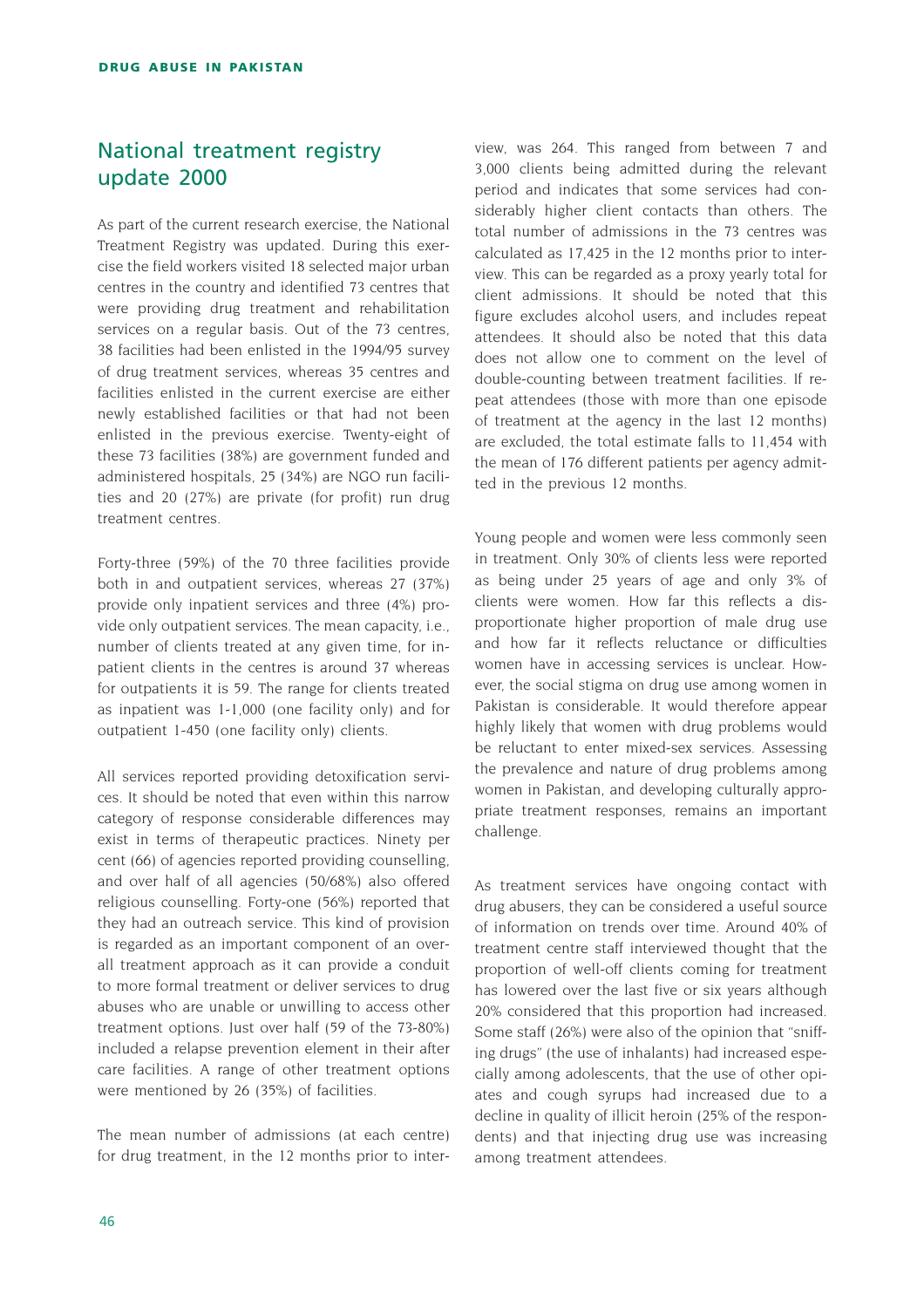## National treatment registry update 2000

As part of the current research exercise, the National Treatment Registry was updated. During this exercise the field workers visited 18 selected major urban centres in the country and identified 73 centres that were providing drug treatment and rehabilitation services on a regular basis. Out of the 73 centres, 38 facilities had been enlisted in the 1994/95 survey of drug treatment services, whereas 35 centres and facilities enlisted in the current exercise are either newly established facilities or that had not been enlisted in the previous exercise. Twenty-eight of these 73 facilities (38%) are government funded and administered hospitals, 25 (34%) are NGO run facilities and 20 (27%) are private (for profit) run drug treatment centres.

Forty-three (59%) of the 70 three facilities provide both in and outpatient services, whereas 27 (37%) provide only inpatient services and three (4%) provide only outpatient services. The mean capacity, i.e., number of clients treated at any given time, for inpatient clients in the centres is around 37 whereas for outpatients it is 59. The range for clients treated as inpatient was 1-1,000 (one facility only) and for outpatient 1-450 (one facility only) clients.

All services reported providing detoxification services. It should be noted that even within this narrow category of response considerable differences may exist in terms of therapeutic practices. Ninety per cent (66) of agencies reported providing counselling, and over half of all agencies (50/68%) also offered religious counselling. Forty-one (56%) reported that they had an outreach service. This kind of provision is regarded as an important component of an overall treatment approach as it can provide a conduit to more formal treatment or deliver services to drug abuses who are unable or unwilling to access other treatment options. Just over half (59 of the 73-80%) included a relapse prevention element in their after care facilities. A range of other treatment options were mentioned by 26 (35%) of facilities.

The mean number of admissions (at each centre) for drug treatment, in the 12 months prior to interview, was 264. This ranged from between 7 and 3,000 clients being admitted during the relevant period and indicates that some services had considerably higher client contacts than others. The total number of admissions in the 73 centres was calculated as 17,425 in the 12 months prior to interview. This can be regarded as a proxy yearly total for client admissions. It should be noted that this figure excludes alcohol users, and includes repeat attendees. It should also be noted that this data does not allow one to comment on the level of double-counting between treatment facilities. If repeat attendees (those with more than one episode of treatment at the agency in the last 12 months) are excluded, the total estimate falls to 11,454 with the mean of 176 different patients per agency admitted in the previous 12 months.

Young people and women were less commonly seen in treatment. Only 30% of clients less were reported as being under 25 years of age and only 3% of clients were women. How far this reflects a disproportionate higher proportion of male drug use and how far it reflects reluctance or difficulties women have in accessing services is unclear. However, the social stigma on drug use among women in Pakistan is considerable. It would therefore appear highly likely that women with drug problems would be reluctant to enter mixed-sex services. Assessing the prevalence and nature of drug problems among women in Pakistan, and developing culturally appropriate treatment responses, remains an important challenge.

As treatment services have ongoing contact with drug abusers, they can be considered a useful source of information on trends over time. Around 40% of treatment centre staff interviewed thought that the proportion of well-off clients coming for treatment has lowered over the last five or six years although 20% considered that this proportion had increased. Some staff (26%) were also of the opinion that "sniffing drugs" (the use of inhalants) had increased especially among adolescents, that the use of other opiates and cough syrups had increased due to a decline in quality of illicit heroin (25% of the respondents) and that injecting drug use was increasing among treatment attendees.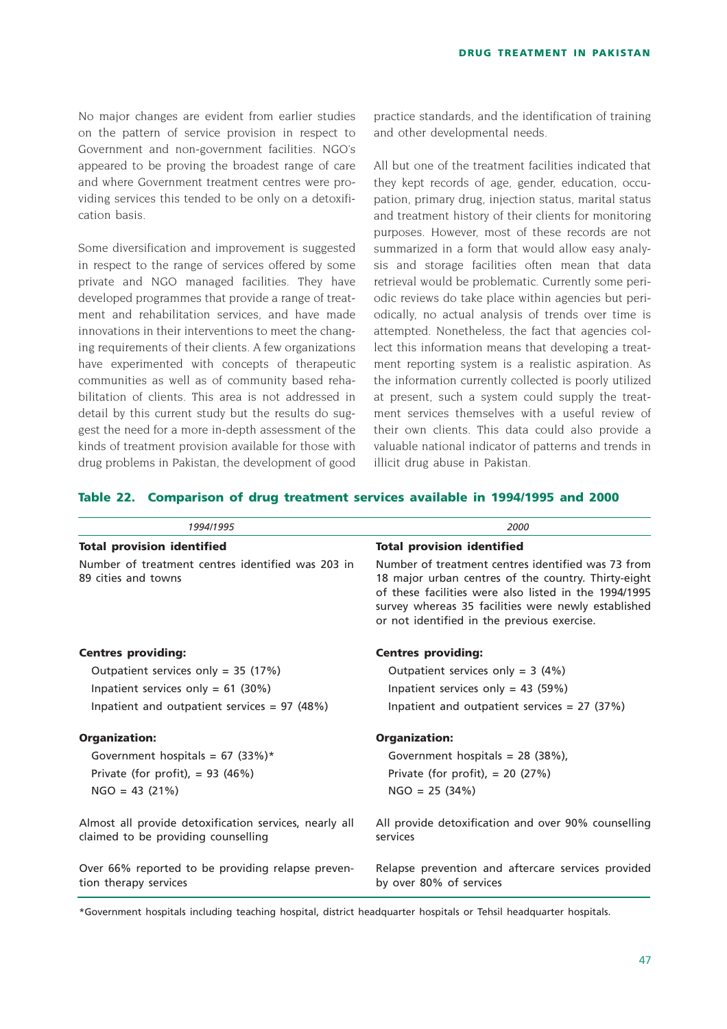No major changes are evident from earlier studies on the pattern of service provision in respect to Government and non-government facilities. NGO's appeared to be proving the broadest range of care and where Government treatment centres were providing services this tended to be only on a detoxification basis.

Some diversification and improvement is suggested in respect to the range of services offered by some private and NGO managed facilities. They have developed programmes that provide a range of treatment and rehabilitation services, and have made innovations in their interventions to meet the changing requirements of their clients. A few organizations have experimented with concepts of therapeutic communities as well as of community based rehabilitation of clients. This area is not addressed in detail by this current study but the results do suggest the need for a more in-depth assessment of the kinds of treatment provision available for those with drug problems in Pakistan, the development of good practice standards, and the identification of training and other developmental needs.

All but one of the treatment facilities indicated that they kept records of age, gender, education, occupation, primary drug, injection status, marital status and treatment history of their clients for monitoring purposes. However, most of these records are not summarized in a form that would allow easy analysis and storage facilities often mean that data retrieval would be problematic. Currently some periodic reviews do take place within agencies but periodically, no actual analysis of trends over time is attempted. Nonetheless, the fact that agencies collect this information means that developing a treatment reporting system is a realistic aspiration. As the information currently collected is poorly utilized at present, such a system could supply the treatment services themselves with a useful review of their own clients. This data could also provide a valuable national indicator of patterns and trends in illicit drug abuse in Pakistan.

**Table 22. Comparison of drug treatment services available in 1994/1995 and 2000**

| *1994/1995* | *2000* |
|---|---|
| **Total provision identified** | **Total provision identified** |
| Number of treatment centres identified was 203 in 89 cities and towns | Number of treatment centres identified was 73 from 18 major urban centres of the country. Thirty-eight of these facilities were also listed in the 1994/1995 survey whereas 35 facilities were newly established or not identified in the previous exercise. |
| **Centres providing:** | **Centres providing:** |
| Outpatient services only = 35 (17%) | Outpatient services only = 3 (4%) |
| Inpatient services only = 61 (30%) | Inpatient services only = 43 (59%) |
| Inpatient and outpatient services = 97 (48%) | Inpatient and outpatient services = 27 (37%) |
| **Organization:** | **Organization:** |
| Government hospitals = 67 (33%)* | Government hospitals = 28 (38%), |
| Private (for profit), = 93 (46%) | Private (for profit), = 20 (27%) |
| NGO = 43 (21%) | NGO = 25 (34%) |
| Almost all provide detoxification services, nearly all claimed to be providing counselling | All provide detoxification and over 90% counselling services |
| Over 66% reported to be providing relapse prevention therapy services | Relapse prevention and aftercare services provided by over 80% of services |

*Government hospitals including teaching hospital, district headquarter hospitals or Tehsil headquarter hospitals.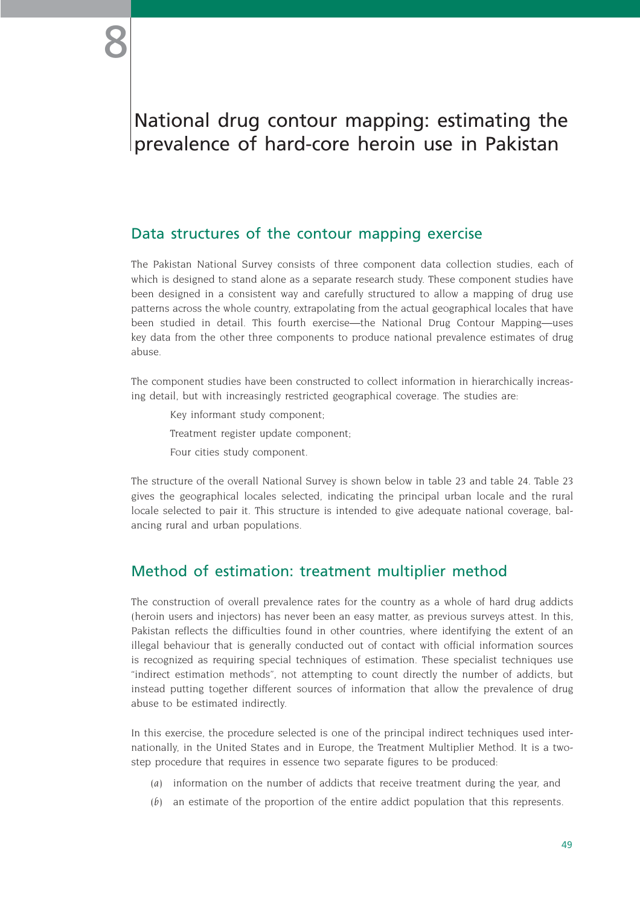# 8

# National drug contour mapping: estimating the prevalence of hard-core heroin use in Pakistan

## Data structures of the contour mapping exercise

The Pakistan National Survey consists of three component data collection studies, each of which is designed to stand alone as a separate research study. These component studies have been designed in a consistent way and carefully structured to allow a mapping of drug use patterns across the whole country, extrapolating from the actual geographical locales that have been studied in detail. This fourth exercise—the National Drug Contour Mapping—uses key data from the other three components to produce national prevalence estimates of drug abuse.

The component studies have been constructed to collect information in hierarchically increasing detail, but with increasingly restricted geographical coverage. The studies are:

Key informant study component;

Treatment register update component;

Four cities study component.

The structure of the overall National Survey is shown below in table 23 and table 24. Table 23 gives the geographical locales selected, indicating the principal urban locale and the rural locale selected to pair it. This structure is intended to give adequate national coverage, balancing rural and urban populations.

## Method of estimation: treatment multiplier method

The construction of overall prevalence rates for the country as a whole of hard drug addicts (heroin users and injectors) has never been an easy matter, as previous surveys attest. In this, Pakistan reflects the difficulties found in other countries, where identifying the extent of an illegal behaviour that is generally conducted out of contact with official information sources is recognized as requiring special techniques of estimation. These specialist techniques use "indirect estimation methods", not attempting to count directly the number of addicts, but instead putting together different sources of information that allow the prevalence of drug abuse to be estimated indirectly.

In this exercise, the procedure selected is one of the principal indirect techniques used internationally, in the United States and in Europe, the Treatment Multiplier Method. It is a two-step procedure that requires in essence two separate figures to be produced:

(*a*) information on the number of addicts that receive treatment during the year, and

(*b*) an estimate of the proportion of the entire addict population that this represents.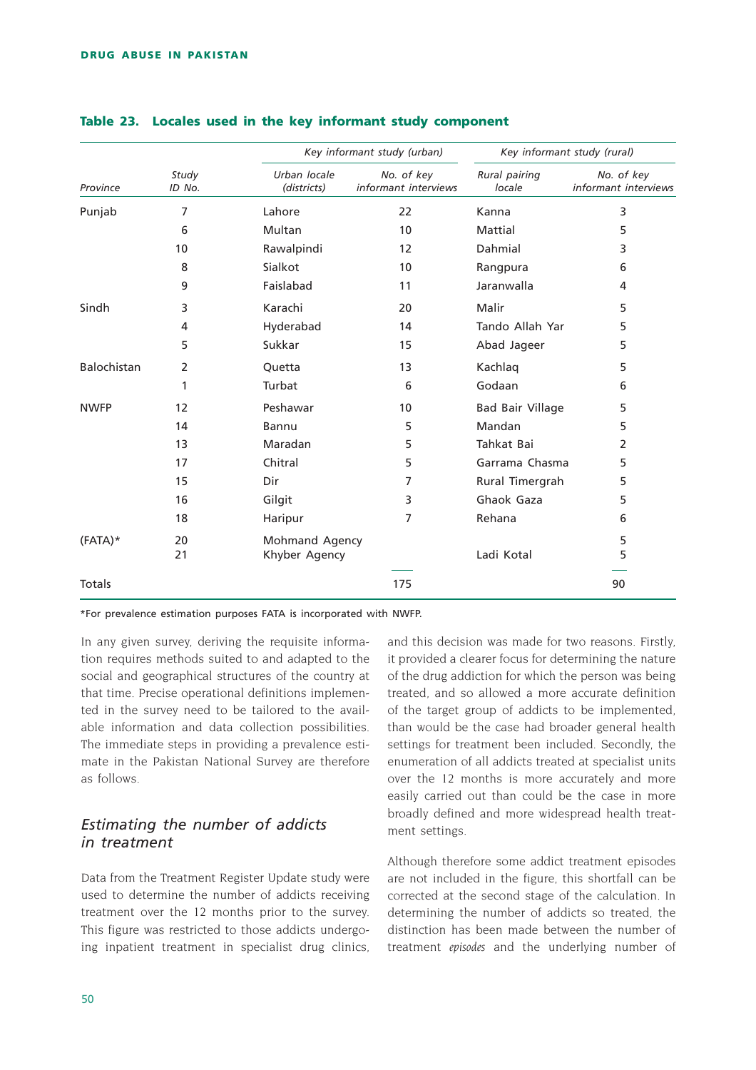### Table 23. Locales used in the key informant study component

| Province | Study ID No. | Key informant study (urban) | | Key informant study (rural) | |
|---|---|---|---|---|---|
| | | Urban locale (districts) | No. of key informant interviews | Rural pairing locale | No. of key informant interviews |
| Punjab | 7 | Lahore | 22 | Kanna | 3 |
| | 6 | Multan | 10 | Mattial | 5 |
| | 10 | Rawalpindi | 12 | Dahmial | 3 |
| | 8 | Sialkot | 10 | Rangpura | 6 |
| | 9 | Faislabad | 11 | Jaranwalla | 4 |
| Sindh | 3 | Karachi | 20 | Malir | 5 |
| | 4 | Hyderabad | 14 | Tando Allah Yar | 5 |
| | 5 | Sukkar | 15 | Abad Jageer | 5 |
| Balochistan | 2 | Quetta | 13 | Kachlaq | 5 |
| | 1 | Turbat | 6 | Godaan | 6 |
| NWFP | 12 | Peshawar | 10 | Bad Bair Village | 5 |
| | 14 | Bannu | 5 | Mandan | 5 |
| | 13 | Maradan | 5 | Tahkat Bai | 2 |
| | 17 | Chitral | 5 | Garrama Chasma | 5 |
| | 15 | Dir | 7 | Rural Timergrah | 5 |
| | 16 | Gilgit | 3 | Ghaok Gaza | 5 |
| | 18 | Haripur | 7 | Rehana | 6 |
| (FATA)* | 20 | Mohmand Agency | | | 5 |
| | 21 | Khyber Agency | | Ladi Kotal | 5 |
| Totals | | | 175 | | 90 |

*For prevalence estimation purposes FATA is incorporated with NWFP.

In any given survey, deriving the requisite information requires methods suited to and adapted to the social and geographical structures of the country at that time. Precise operational definitions implemented in the survey need to be tailored to the available information and data collection possibilities. The immediate steps in providing a prevalence estimate in the Pakistan National Survey are therefore as follows.

## *Estimating the number of addicts in treatment*

Data from the Treatment Register Update study were used to determine the number of addicts receiving treatment over the 12 months prior to the survey. This figure was restricted to those addicts undergoing inpatient treatment in specialist drug clinics, and this decision was made for two reasons. Firstly, it provided a clearer focus for determining the nature of the drug addiction for which the person was being treated, and so allowed a more accurate definition of the target group of addicts to be implemented, than would be the case had broader general health settings for treatment been included. Secondly, the enumeration of all addicts treated at specialist units over the 12 months is more accurately and more easily carried out than could be the case in more broadly defined and more widespread health treatment settings.

Although therefore some addict treatment episodes are not included in the figure, this shortfall can be corrected at the second stage of the calculation. In determining the number of addicts so treated, the distinction has been made between the number of treatment *episodes* and the underlying number of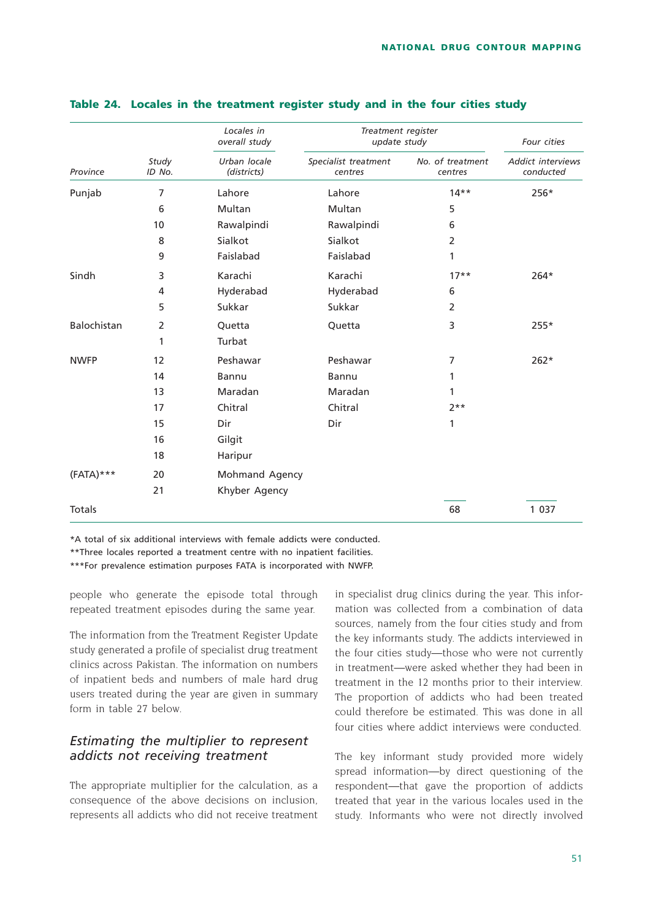**Table 24. Locales in the treatment register study and in the four cities study**

| | | Locales in overall study | Treatment register update study | | Four cities |
|---|---|---|---|---|---|
| Province | Study ID No. | Urban locale (districts) | Specialist treatment centres | No. of treatment centres | Addict interviews conducted |
| Punjab | 7 | Lahore | Lahore | 14** | 256* |
| | 6 | Multan | Multan | 5 | |
| | 10 | Rawalpindi | Rawalpindi | 6 | |
| | 8 | Sialkot | Sialkot | 2 | |
| | 9 | Faislabad | Faislabad | 1 | |
| Sindh | 3 | Karachi | Karachi | 17** | 264* |
| | 4 | Hyderabad | Hyderabad | 6 | |
| | 5 | Sukkar | Sukkar | 2 | |
| Balochistan | 2 | Quetta | Quetta | 3 | 255* |
| | 1 | Turbat | | | |
| NWFP | 12 | Peshawar | Peshawar | 7 | 262* |
| | 14 | Bannu | Bannu | 1 | |
| | 13 | Maradan | Maradan | 1 | |
| | 17 | Chitral | Chitral | 2** | |
| | 15 | Dir | Dir | 1 | |
| | 16 | Gilgit | | | |
| | 18 | Haripur | | | |
| (FATA)*** | 20 | Mohmand Agency | | | |
| | 21 | Khyber Agency | | | |
| Totals | | | | 68 | 1 037 |

*A total of six additional interviews with female addicts were conducted.

**Three locales reported a treatment centre with no inpatient facilities.

***For prevalence estimation purposes FATA is incorporated with NWFP.

people who generate the episode total through repeated treatment episodes during the same year.

The information from the Treatment Register Update study generated a profile of specialist drug treatment clinics across Pakistan. The information on numbers of inpatient beds and numbers of male hard drug users treated during the year are given in summary form in table 27 below.

## *Estimating the multiplier to represent addicts not receiving treatment*

The appropriate multiplier for the calculation, as a consequence of the above decisions on inclusion, represents all addicts who did not receive treatment in specialist drug clinics during the year. This information was collected from a combination of data sources, namely from the four cities study and from the key informants study. The addicts interviewed in the four cities study—those who were not currently in treatment—were asked whether they had been in treatment in the 12 months prior to their interview. The proportion of addicts who had been treated could therefore be estimated. This was done in all four cities where addict interviews were conducted.

The key informant study provided more widely spread information—by direct questioning of the respondent—that gave the proportion of addicts treated that year in the various locales used in the study. Informants who were not directly involved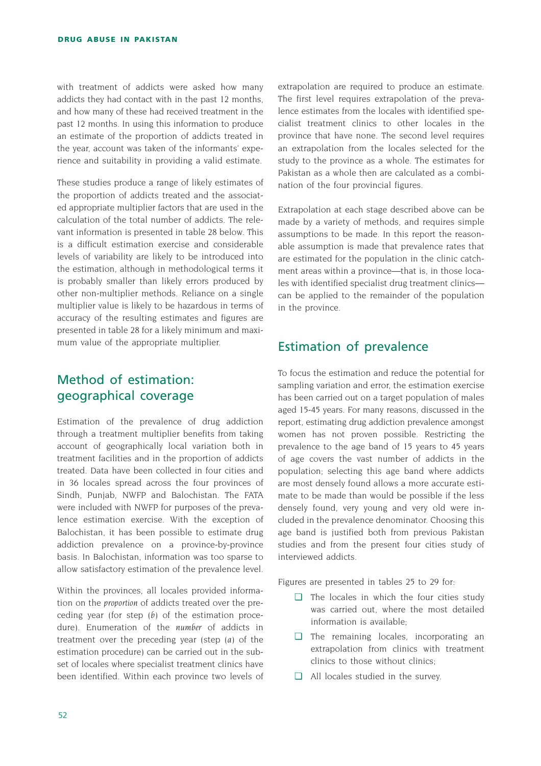with treatment of addicts were asked how many addicts they had contact with in the past 12 months, and how many of these had received treatment in the past 12 months. In using this information to produce an estimate of the proportion of addicts treated in the year, account was taken of the informants' experience and suitability in providing a valid estimate.

These studies produce a range of likely estimates of the proportion of addicts treated and the associated appropriate multiplier factors that are used in the calculation of the total number of addicts. The relevant information is presented in table 28 below. This is a difficult estimation exercise and considerable levels of variability are likely to be introduced into the estimation, although in methodological terms it is probably smaller than likely errors produced by other non-multiplier methods. Reliance on a single multiplier value is likely to be hazardous in terms of accuracy of the resulting estimates and figures are presented in table 28 for a likely minimum and maximum value of the appropriate multiplier.

## Method of estimation: geographical coverage

Estimation of the prevalence of drug addiction through a treatment multiplier benefits from taking account of geographically local variation both in treatment facilities and in the proportion of addicts treated. Data have been collected in four cities and in 36 locales spread across the four provinces of Sindh, Punjab, NWFP and Balochistan. The FATA were included with NWFP for purposes of the prevalence estimation exercise. With the exception of Balochistan, it has been possible to estimate drug addiction prevalence on a province-by-province basis. In Balochistan, information was too sparse to allow satisfactory estimation of the prevalence level.

Within the provinces, all locales provided information on the *proportion* of addicts treated over the preceding year (for step (*b*) of the estimation procedure). Enumeration of the *number* of addicts in treatment over the preceding year (step (*a*) of the estimation procedure) can be carried out in the subset of locales where specialist treatment clinics have been identified. Within each province two levels of extrapolation are required to produce an estimate. The first level requires extrapolation of the prevalence estimates from the locales with identified specialist treatment clinics to other locales in the province that have none. The second level requires an extrapolation from the locales selected for the study to the province as a whole. The estimates for Pakistan as a whole then are calculated as a combination of the four provincial figures.

Extrapolation at each stage described above can be made by a variety of methods, and requires simple assumptions to be made. In this report the reasonable assumption is made that prevalence rates that are estimated for the population in the clinic catchment areas within a province—that is, in those locales with identified specialist drug treatment clinics—can be applied to the remainder of the population in the province.

## Estimation of prevalence

To focus the estimation and reduce the potential for sampling variation and error, the estimation exercise has been carried out on a target population of males aged 15-45 years. For many reasons, discussed in the report, estimating drug addiction prevalence amongst women has not proven possible. Restricting the prevalence to the age band of 15 years to 45 years of age covers the vast number of addicts in the population; selecting this age band where addicts are most densely found allows a more accurate estimate to be made than would be possible if the less densely found, very young and very old were included in the prevalence denominator. Choosing this age band is justified both from previous Pakistan studies and from the present four cities study of interviewed addicts.

Figures are presented in tables 25 to 29 for:

- The locales in which the four cities study was carried out, where the most detailed information is available;
- The remaining locales, incorporating an extrapolation from clinics with treatment clinics to those without clinics;
- All locales studied in the survey.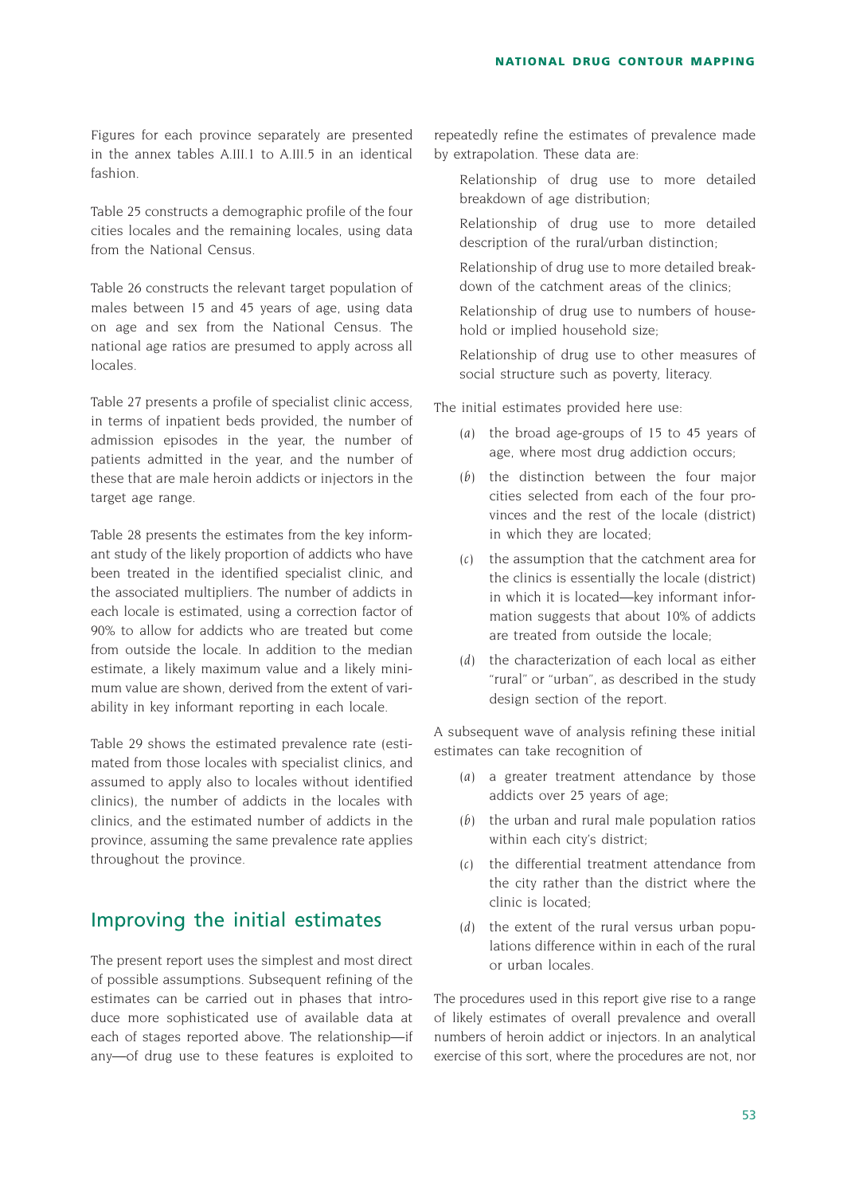Figures for each province separately are presented in the annex tables A.III.1 to A.III.5 in an identical fashion.

Table 25 constructs a demographic profile of the four cities locales and the remaining locales, using data from the National Census.

Table 26 constructs the relevant target population of males between 15 and 45 years of age, using data on age and sex from the National Census. The national age ratios are presumed to apply across all locales.

Table 27 presents a profile of specialist clinic access, in terms of inpatient beds provided, the number of admission episodes in the year, the number of patients admitted in the year, and the number of these that are male heroin addicts or injectors in the target age range.

Table 28 presents the estimates from the key informant study of the likely proportion of addicts who have been treated in the identified specialist clinic, and the associated multipliers. The number of addicts in each locale is estimated, using a correction factor of 90% to allow for addicts who are treated but come from outside the locale. In addition to the median estimate, a likely maximum value and a likely minimum value are shown, derived from the extent of variability in key informant reporting in each locale.

Table 29 shows the estimated prevalence rate (estimated from those locales with specialist clinics, and assumed to apply also to locales without identified clinics), the number of addicts in the locales with clinics, and the estimated number of addicts in the province, assuming the same prevalence rate applies throughout the province.

## Improving the initial estimates

The present report uses the simplest and most direct of possible assumptions. Subsequent refining of the estimates can be carried out in phases that introduce more sophisticated use of available data at each of stages reported above. The relationship—if any—of drug use to these features is exploited to repeatedly refine the estimates of prevalence made by extrapolation. These data are:

Relationship of drug use to more detailed breakdown of age distribution;

Relationship of drug use to more detailed description of the rural/urban distinction;

Relationship of drug use to more detailed breakdown of the catchment areas of the clinics;

Relationship of drug use to numbers of household or implied household size;

Relationship of drug use to other measures of social structure such as poverty, literacy.

The initial estimates provided here use:

(*a*) the broad age-groups of 15 to 45 years of age, where most drug addiction occurs;

(*b*) the distinction between the four major cities selected from each of the four provinces and the rest of the locale (district) in which they are located;

(*c*) the assumption that the catchment area for the clinics is essentially the locale (district) in which it is located—key informant information suggests that about 10% of addicts are treated from outside the locale;

(*d*) the characterization of each local as either "rural" or "urban", as described in the study design section of the report.

A subsequent wave of analysis refining these initial estimates can take recognition of

(*a*) a greater treatment attendance by those addicts over 25 years of age;

(*b*) the urban and rural male population ratios within each city's district;

(*c*) the differential treatment attendance from the city rather than the district where the clinic is located;

(*d*) the extent of the rural versus urban populations difference within in each of the rural or urban locales.

The procedures used in this report give rise to a range of likely estimates of overall prevalence and overall numbers of heroin addict or injectors. In an analytical exercise of this sort, where the procedures are not, nor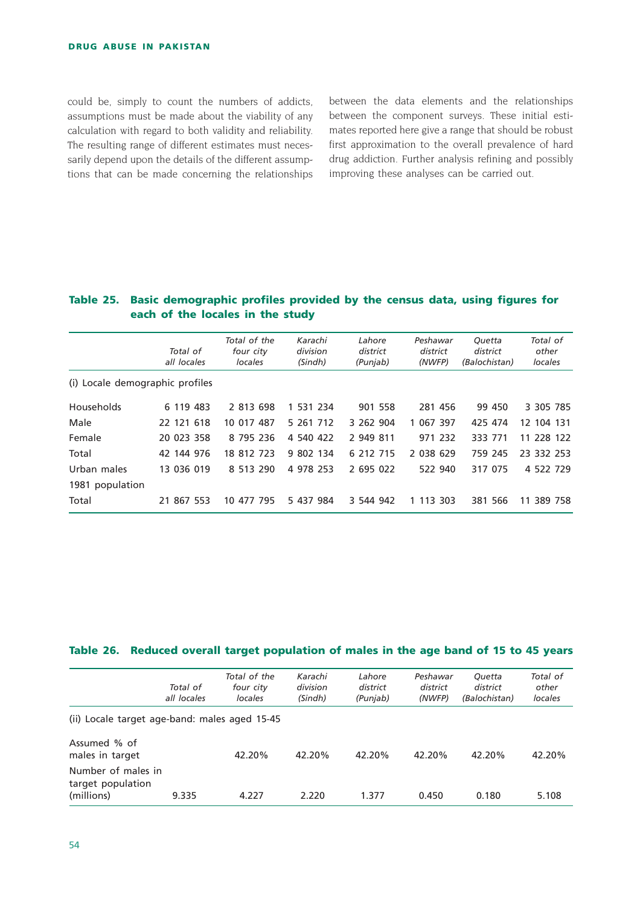could be, simply to count the numbers of addicts, assumptions must be made about the viability of any calculation with regard to both validity and reliability. The resulting range of different estimates must necessarily depend upon the details of the different assumptions that can be made concerning the relationships between the data elements and the relationships between the component surveys. These initial estimates reported here give a range that should be robust first approximation to the overall prevalence of hard drug addiction. Further analysis refining and possibly improving these analyses can be carried out.

**Table 25. Basic demographic profiles provided by the census data, using figures for each of the locales in the study**

| | *Total of all locales* | *Total of the four city locales* | *Karachi division (Sindh)* | *Lahore district (Punjab)* | *Peshawar district (NWFP)* | *Quetta district (Balochistan)* | *Total of other locales* |
|---|---|---|---|---|---|---|---|
| (i) Locale demographic profiles | | | | | | | |
| Households | 6 119 483 | 2 813 698 | 1 531 234 | 901 558 | 281 456 | 99 450 | 3 305 785 |
| Male | 22 121 618 | 10 017 487 | 5 261 712 | 3 262 904 | 1 067 397 | 425 474 | 12 104 131 |
| Female | 20 023 358 | 8 795 236 | 4 540 422 | 2 949 811 | 971 232 | 333 771 | 11 228 122 |
| Total | 42 144 976 | 18 812 723 | 9 802 134 | 6 212 715 | 2 038 629 | 759 245 | 23 332 253 |
| Urban males | 13 036 019 | 8 513 290 | 4 978 253 | 2 695 022 | 522 940 | 317 075 | 4 522 729 |
| 1981 population | | | | | | | |
| Total | 21 867 553 | 10 477 795 | 5 437 984 | 3 544 942 | 1 113 303 | 381 566 | 11 389 758 |

**Table 26. Reduced overall target population of males in the age band of 15 to 45 years**

| | *Total of all locales* | *Total of the four city locales* | *Karachi division (Sindh)* | *Lahore district (Punjab)* | *Peshawar district (NWFP)* | *Quetta district (Balochistan)* | *Total of other locales* |
|---|---|---|---|---|---|---|---|
| (ii) Locale target age-band: males aged 15-45 | | | | | | | |
| Assumed % of males in target | | 42.20% | 42.20% | 42.20% | 42.20% | 42.20% | 42.20% |
| Number of males in target population (millions) | 9.335 | 4.227 | 2.220 | 1.377 | 0.450 | 0.180 | 5.108 |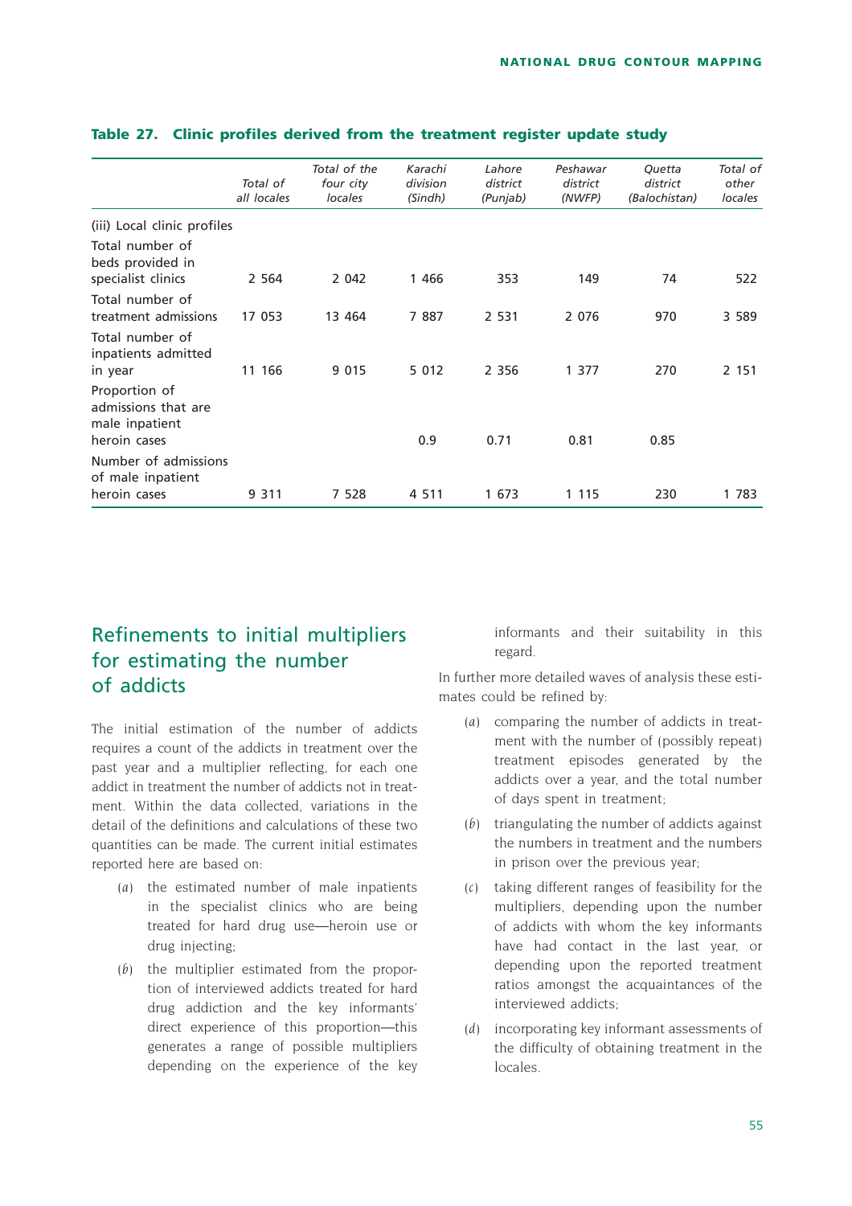**Table 27. Clinic profiles derived from the treatment register update study**

| | *Total of all locales* | *Total of the four city locales* | *Karachi division (Sindh)* | *Lahore district (Punjab)* | *Peshawar district (NWFP)* | *Quetta district (Balochistan)* | *Total of other locales* |
|---|---|---|---|---|---|---|---|
| (iii) Local clinic profiles | | | | | | | |
| Total number of beds provided in specialist clinics | 2 564 | 2 042 | 1 466 | 353 | 149 | 74 | 522 |
| Total number of treatment admissions | 17 053 | 13 464 | 7 887 | 2 531 | 2 076 | 970 | 3 589 |
| Total number of inpatients admitted in year | 11 166 | 9 015 | 5 012 | 2 356 | 1 377 | 270 | 2 151 |
| Proportion of admissions that are male inpatient heroin cases | | | 0.9 | 0.71 | 0.81 | 0.85 | |
| Number of admissions of male inpatient heroin cases | 9 311 | 7 528 | 4 511 | 1 673 | 1 115 | 230 | 1 783 |

## Refinements to initial multipliers for estimating the number of addicts

The initial estimation of the number of addicts requires a count of the addicts in treatment over the past year and a multiplier reflecting, for each one addict in treatment the number of addicts not in treatment. Within the data collected, variations in the detail of the definitions and calculations of these two quantities can be made. The current initial estimates reported here are based on:

(*a*) the estimated number of male inpatients in the specialist clinics who are being treated for hard drug use—heroin use or drug injecting;

(*b*) the multiplier estimated from the proportion of interviewed addicts treated for hard drug addiction and the key informants' direct experience of this proportion—this generates a range of possible multipliers depending on the experience of the key informants and their suitability in this regard.

In further more detailed waves of analysis these estimates could be refined by:

(*a*) comparing the number of addicts in treatment with the number of (possibly repeat) treatment episodes generated by the addicts over a year, and the total number of days spent in treatment;

(*b*) triangulating the number of addicts against the numbers in treatment and the numbers in prison over the previous year;

(*c*) taking different ranges of feasibility for the multipliers, depending upon the number of addicts with whom the key informants have had contact in the last year, or depending upon the reported treatment ratios amongst the acquaintances of the interviewed addicts;

(*d*) incorporating key informant assessments of the difficulty of obtaining treatment in the locales.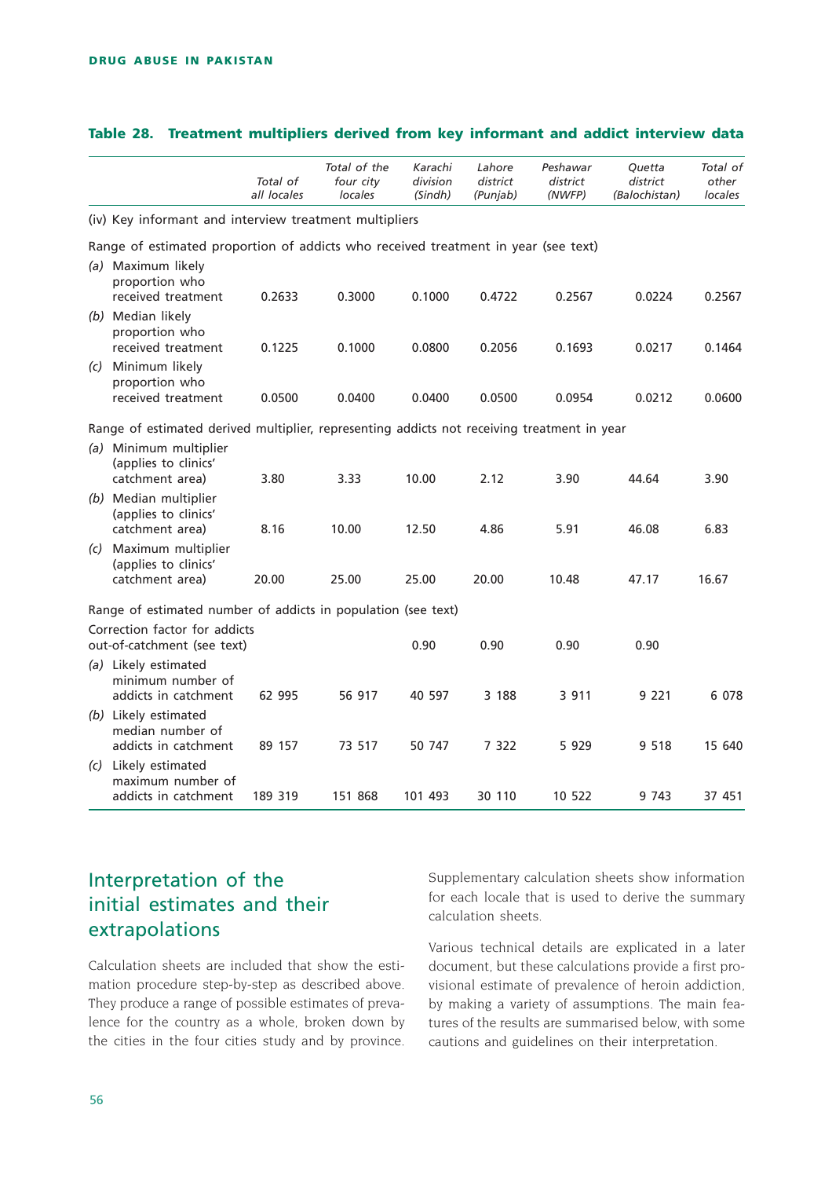**Table 28. Treatment multipliers derived from key informant and addict interview data**

| | *Total of all locales* | *Total of the four city locales* | *Karachi division (Sindh)* | *Lahore district (Punjab)* | *Peshawar district (NWFP)* | *Quetta district (Balochistan)* | *Total of other locales* |
|---|---|---|---|---|---|---|---|
| (iv) Key informant and interview treatment multipliers | | | | | | | |
| Range of estimated proportion of addicts who received treatment in year (see text) | | | | | | | |
| *(a)* Maximum likely proportion who received treatment | 0.2633 | 0.3000 | 0.1000 | 0.4722 | 0.2567 | 0.0224 | 0.2567 |
| *(b)* Median likely proportion who received treatment | 0.1225 | 0.1000 | 0.0800 | 0.2056 | 0.1693 | 0.0217 | 0.1464 |
| *(c)* Minimum likely proportion who received treatment | 0.0500 | 0.0400 | 0.0400 | 0.0500 | 0.0954 | 0.0212 | 0.0600 |
| Range of estimated derived multiplier, representing addicts not receiving treatment in year | | | | | | | |
| *(a)* Minimum multiplier (applies to clinics' catchment area) | 3.80 | 3.33 | 10.00 | 2.12 | 3.90 | 44.64 | 3.90 |
| *(b)* Median multiplier (applies to clinics' catchment area) | 8.16 | 10.00 | 12.50 | 4.86 | 5.91 | 46.08 | 6.83 |
| *(c)* Maximum multiplier (applies to clinics' catchment area) | 20.00 | 25.00 | 25.00 | 20.00 | 10.48 | 47.17 | 16.67 |
| Range of estimated number of addicts in population (see text) | | | | | | | |
| Correction factor for addicts out-of-catchment (see text) | | | 0.90 | 0.90 | 0.90 | 0.90 | |
| *(a)* Likely estimated minimum number of addicts in catchment | 62 995 | 56 917 | 40 597 | 3 188 | 3 911 | 9 221 | 6 078 |
| *(b)* Likely estimated median number of addicts in catchment | 89 157 | 73 517 | 50 747 | 7 322 | 5 929 | 9 518 | 15 640 |
| *(c)* Likely estimated maximum number of addicts in catchment | 189 319 | 151 868 | 101 493 | 30 110 | 10 522 | 9 743 | 37 451 |

## Interpretation of the initial estimates and their extrapolations

Calculation sheets are included that show the estimation procedure step-by-step as described above. They produce a range of possible estimates of prevalence for the country as a whole, broken down by the cities in the four cities study and by province. Supplementary calculation sheets show information for each locale that is used to derive the summary calculation sheets.

Various technical details are explicated in a later document, but these calculations provide a first provisional estimate of prevalence of heroin addiction, by making a variety of assumptions. The main features of the results are summarised below, with some cautions and guidelines on their interpretation.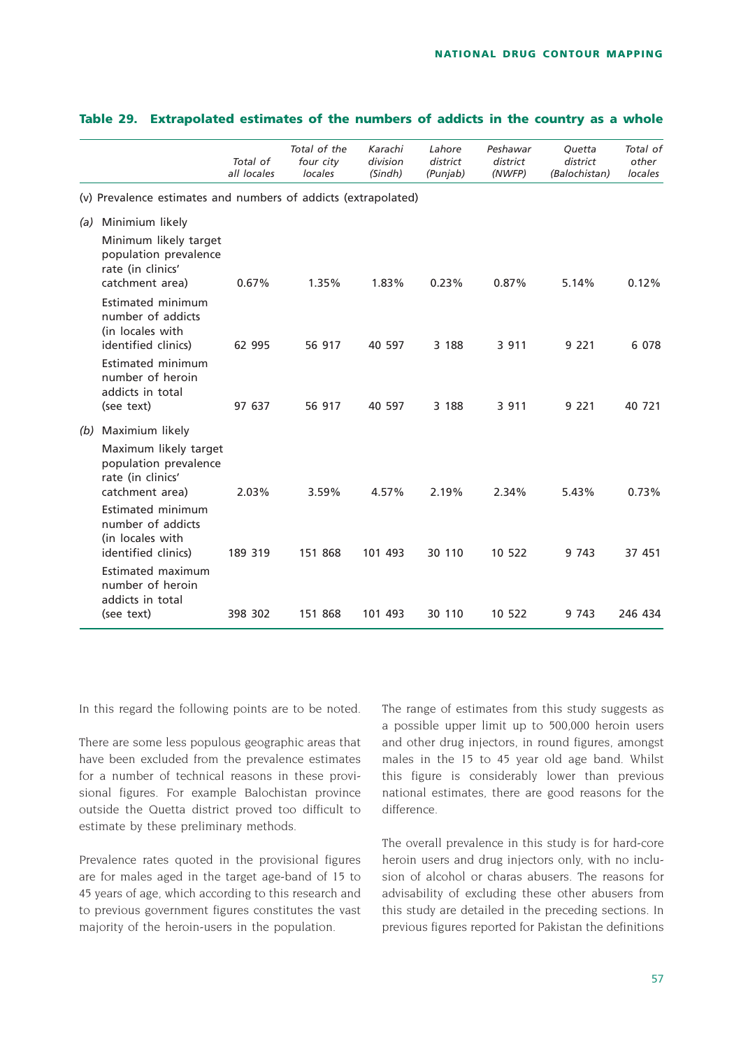## Table 29. Extrapolated estimates of the numbers of addicts in the country as a whole

| | *Total of all locales* | *Total of the four city locales* | *Karachi division (Sindh)* | *Lahore district (Punjab)* | *Peshawar district (NWFP)* | *Quetta district (Balochistan)* | *Total of other locales* |
|---|---|---|---|---|---|---|---|
| (v) Prevalence estimates and numbers of addicts (extrapolated) | | | | | | | |
| *(a)* Minimum likely | | | | | | | |
| Minimum likely target population prevalence rate (in clinics' catchment area) | 0.67% | 1.35% | 1.83% | 0.23% | 0.87% | 5.14% | 0.12% |
| Estimated minimum number of addicts (in locales with identified clinics) | 62 995 | 56 917 | 40 597 | 3 188 | 3 911 | 9 221 | 6 078 |
| Estimated minimum number of heroin addicts in total (see text) | 97 637 | 56 917 | 40 597 | 3 188 | 3 911 | 9 221 | 40 721 |
| *(b)* Maximum likely | | | | | | | |
| Maximum likely target population prevalence rate (in clinics' catchment area) | 2.03% | 3.59% | 4.57% | 2.19% | 2.34% | 5.43% | 0.73% |
| Estimated minimum number of addicts (in locales with identified clinics) | 189 319 | 151 868 | 101 493 | 30 110 | 10 522 | 9 743 | 37 451 |
| Estimated maximum number of heroin addicts in total (see text) | 398 302 | 151 868 | 101 493 | 30 110 | 10 522 | 9 743 | 246 434 |

In this regard the following points are to be noted.

There are some less populous geographic areas that have been excluded from the prevalence estimates for a number of technical reasons in these provisional figures. For example Balochistan province outside the Quetta district proved too difficult to estimate by these preliminary methods.

Prevalence rates quoted in the provisional figures are for males aged in the target age-band of 15 to 45 years of age, which according to this research and to previous government figures constitutes the vast majority of the heroin-users in the population.

The range of estimates from this study suggests as a possible upper limit up to 500,000 heroin users and other drug injectors, in round figures, amongst males in the 15 to 45 year old age band. Whilst this figure is considerably lower than previous national estimates, there are good reasons for the difference.

The overall prevalence in this study is for hard-core heroin users and drug injectors only, with no inclusion of alcohol or charas abusers. The reasons for advisability of excluding these other abusers from this study are detailed in the preceding sections. In previous figures reported for Pakistan the definitions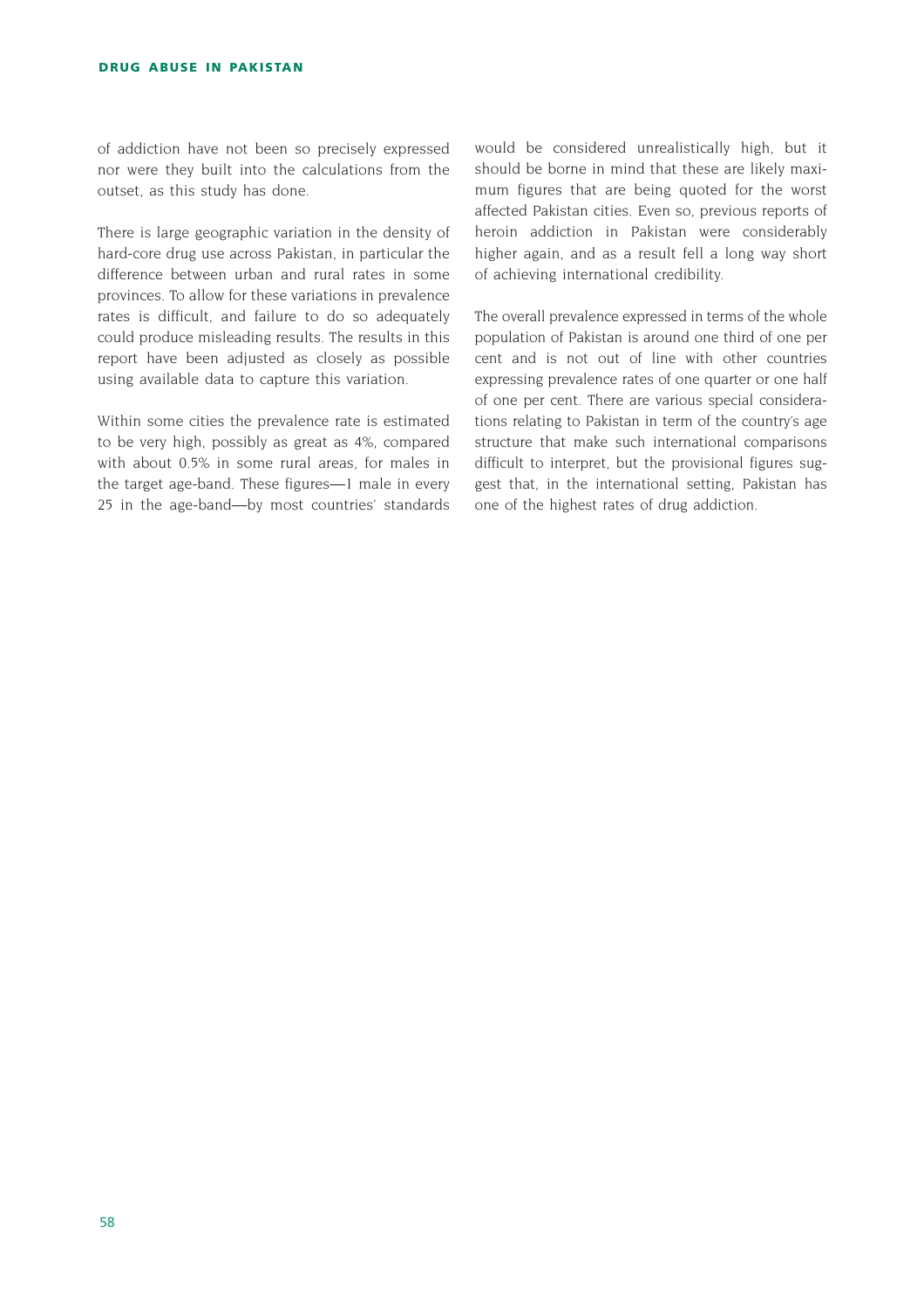of addiction have not been so precisely expressed nor were they built into the calculations from the outset, as this study has done.

There is large geographic variation in the density of hard-core drug use across Pakistan, in particular the difference between urban and rural rates in some provinces. To allow for these variations in prevalence rates is difficult, and failure to do so adequately could produce misleading results. The results in this report have been adjusted as closely as possible using available data to capture this variation.

Within some cities the prevalence rate is estimated to be very high, possibly as great as 4%, compared with about 0.5% in some rural areas, for males in the target age-band. These figures—1 male in every 25 in the age-band—by most countries' standards would be considered unrealistically high, but it should be borne in mind that these are likely maximum figures that are being quoted for the worst affected Pakistan cities. Even so, previous reports of heroin addiction in Pakistan were considerably higher again, and as a result fell a long way short of achieving international credibility.

The overall prevalence expressed in terms of the whole population of Pakistan is around one third of one per cent and is not out of line with other countries expressing prevalence rates of one quarter or one half of one per cent. There are various special considerations relating to Pakistan in term of the country's age structure that make such international comparisons difficult to interpret, but the provisional figures suggest that, in the international setting, Pakistan has one of the highest rates of drug addiction.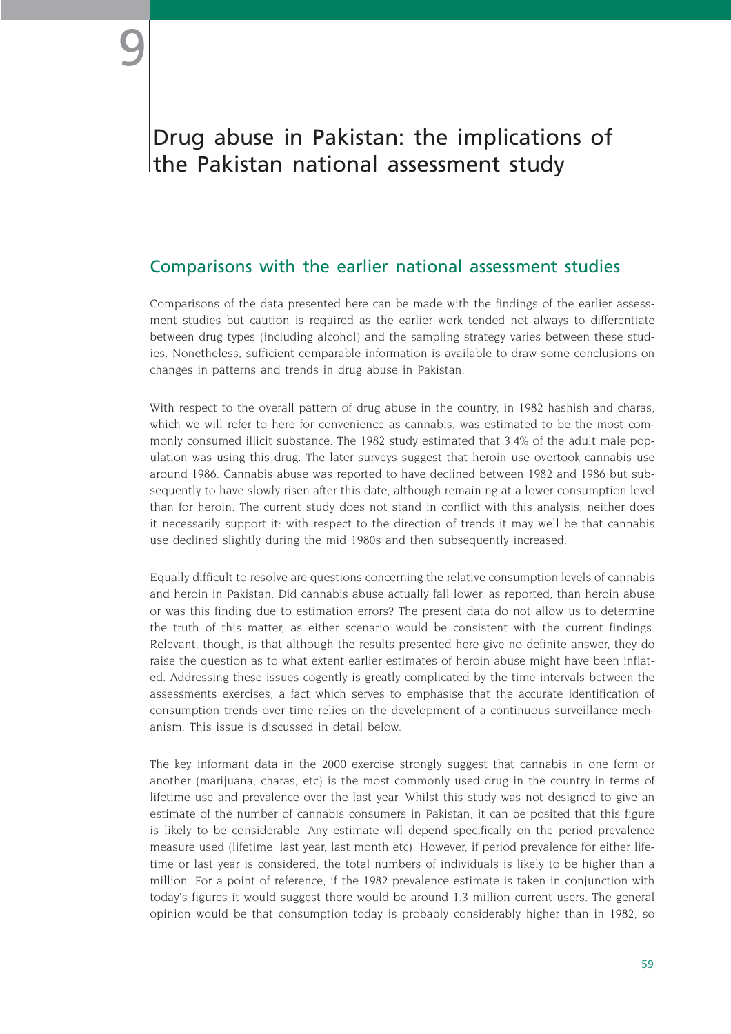# 9

# Drug abuse in Pakistan: the implications of the Pakistan national assessment study

## Comparisons with the earlier national assessment studies

Comparisons of the data presented here can be made with the findings of the earlier assessment studies but caution is required as the earlier work tended not always to differentiate between drug types (including alcohol) and the sampling strategy varies between these studies. Nonetheless, sufficient comparable information is available to draw some conclusions on changes in patterns and trends in drug abuse in Pakistan.

With respect to the overall pattern of drug abuse in the country, in 1982 hashish and charas, which we will refer to here for convenience as cannabis, was estimated to be the most commonly consumed illicit substance. The 1982 study estimated that 3.4% of the adult male population was using this drug. The later surveys suggest that heroin use overtook cannabis use around 1986. Cannabis abuse was reported to have declined between 1982 and 1986 but subsequently to have slowly risen after this date, although remaining at a lower consumption level than for heroin. The current study does not stand in conflict with this analysis, neither does it necessarily support it: with respect to the direction of trends it may well be that cannabis use declined slightly during the mid 1980s and then subsequently increased.

Equally difficult to resolve are questions concerning the relative consumption levels of cannabis and heroin in Pakistan. Did cannabis abuse actually fall lower, as reported, than heroin abuse or was this finding due to estimation errors? The present data do not allow us to determine the truth of this matter, as either scenario would be consistent with the current findings. Relevant, though, is that although the results presented here give no definite answer, they do raise the question as to what extent earlier estimates of heroin abuse might have been inflated. Addressing these issues cogently is greatly complicated by the time intervals between the assessments exercises, a fact which serves to emphasise that the accurate identification of consumption trends over time relies on the development of a continuous surveillance mechanism. This issue is discussed in detail below.

The key informant data in the 2000 exercise strongly suggest that cannabis in one form or another (marijuana, charas, etc) is the most commonly used drug in the country in terms of lifetime use and prevalence over the last year. Whilst this study was not designed to give an estimate of the number of cannabis consumers in Pakistan, it can be posited that this figure is likely to be considerable. Any estimate will depend specifically on the period prevalence measure used (lifetime, last year, last month etc). However, if period prevalence for either lifetime or last year is considered, the total numbers of individuals is likely to be higher than a million. For a point of reference, if the 1982 prevalence estimate is taken in conjunction with today's figures it would suggest there would be around 1.3 million current users. The general opinion would be that consumption today is probably considerably higher than in 1982, so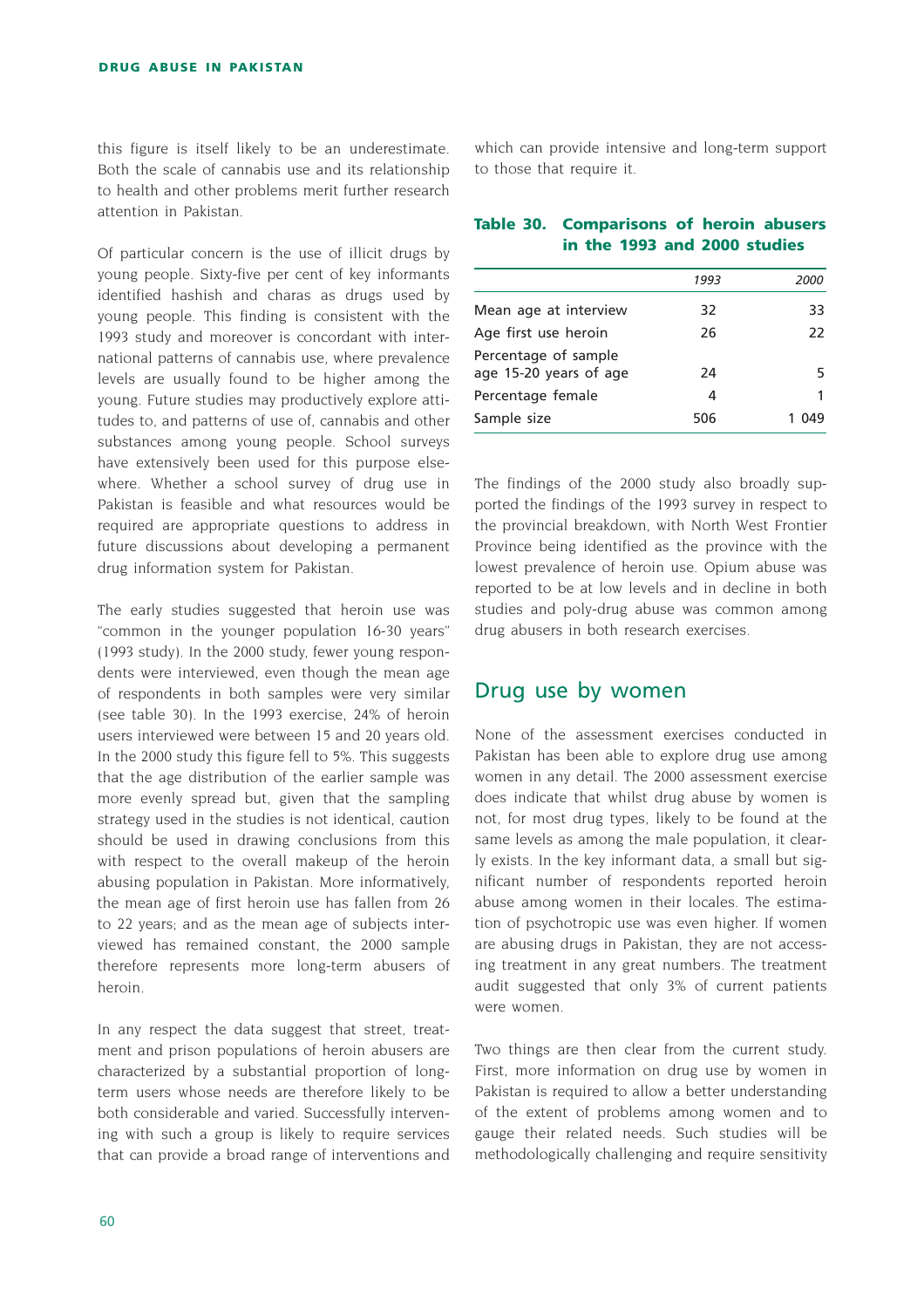this figure is itself likely to be an underestimate. Both the scale of cannabis use and its relationship to health and other problems merit further research attention in Pakistan.

Of particular concern is the use of illicit drugs by young people. Sixty-five per cent of key informants identified hashish and charas as drugs used by young people. This finding is consistent with the 1993 study and moreover is concordant with international patterns of cannabis use, where prevalence levels are usually found to be higher among the young. Future studies may productively explore attitudes to, and patterns of use of, cannabis and other substances among young people. School surveys have extensively been used for this purpose elsewhere. Whether a school survey of drug use in Pakistan is feasible and what resources would be required are appropriate questions to address in future discussions about developing a permanent drug information system for Pakistan.

The early studies suggested that heroin use was "common in the younger population 16-30 years" (1993 study). In the 2000 study, fewer young respondents were interviewed, even though the mean age of respondents in both samples were very similar (see table 30). In the 1993 exercise, 24% of heroin users interviewed were between 15 and 20 years old. In the 2000 study this figure fell to 5%. This suggests that the age distribution of the earlier sample was more evenly spread but, given that the sampling strategy used in the studies is not identical, caution should be used in drawing conclusions from this with respect to the overall makeup of the heroin abusing population in Pakistan. More informatively, the mean age of first heroin use has fallen from 26 to 22 years; and as the mean age of subjects interviewed has remained constant, the 2000 sample therefore represents more long-term abusers of heroin.

In any respect the data suggest that street, treatment and prison populations of heroin abusers are characterized by a substantial proportion of long-term users whose needs are therefore likely to be both considerable and varied. Successfully intervening with such a group is likely to require services that can provide a broad range of interventions and which can provide intensive and long-term support to those that require it.

**Table 30. Comparisons of heroin abusers in the 1993 and 2000 studies**

| | *1993* | *2000* |
|---|---|---|
| Mean age at interview | 32 | 33 |
| Age first use heroin | 26 | 22 |
| Percentage of sample age 15-20 years of age | 24 | 5 |
| Percentage female | 4 | 1 |
| Sample size | 506 | 1 049 |

The findings of the 2000 study also broadly supported the findings of the 1993 survey in respect to the provincial breakdown, with North West Frontier Province being identified as the province with the lowest prevalence of heroin use. Opium abuse was reported to be at low levels and in decline in both studies and poly-drug abuse was common among drug abusers in both research exercises.

## Drug use by women

None of the assessment exercises conducted in Pakistan has been able to explore drug use among women in any detail. The 2000 assessment exercise does indicate that whilst drug abuse by women is not, for most drug types, likely to be found at the same levels as among the male population, it clearly exists. In the key informant data, a small but significant number of respondents reported heroin abuse among women in their locales. The estimation of psychotropic use was even higher. If women are abusing drugs in Pakistan, they are not accessing treatment in any great numbers. The treatment audit suggested that only 3% of current patients were women.

Two things are then clear from the current study. First, more information on drug use by women in Pakistan is required to allow a better understanding of the extent of problems among women and to gauge their related needs. Such studies will be methodologically challenging and require sensitivity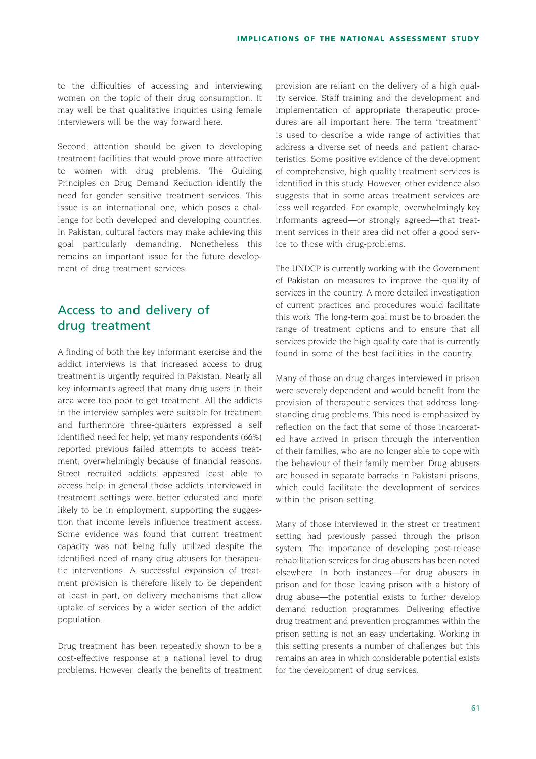to the difficulties of accessing and interviewing women on the topic of their drug consumption. It may well be that qualitative inquiries using female interviewers will be the way forward here.

Second, attention should be given to developing treatment facilities that would prove more attractive to women with drug problems. The Guiding Principles on Drug Demand Reduction identify the need for gender sensitive treatment services. This issue is an international one, which poses a challenge for both developed and developing countries. In Pakistan, cultural factors may make achieving this goal particularly demanding. Nonetheless this remains an important issue for the future development of drug treatment services.

## Access to and delivery of drug treatment

A finding of both the key informant exercise and the addict interviews is that increased access to drug treatment is urgently required in Pakistan. Nearly all key informants agreed that many drug users in their area were too poor to get treatment. All the addicts in the interview samples were suitable for treatment and furthermore three-quarters expressed a self identified need for help, yet many respondents (66%) reported previous failed attempts to access treatment, overwhelmingly because of financial reasons. Street recruited addicts appeared least able to access help; in general those addicts interviewed in treatment settings were better educated and more likely to be in employment, supporting the suggestion that income levels influence treatment access. Some evidence was found that current treatment capacity was not being fully utilized despite the identified need of many drug abusers for therapeutic interventions. A successful expansion of treatment provision is therefore likely to be dependent at least in part, on delivery mechanisms that allow uptake of services by a wider section of the addict population.

Drug treatment has been repeatedly shown to be a cost-effective response at a national level to drug problems. However, clearly the benefits of treatment provision are reliant on the delivery of a high quality service. Staff training and the development and implementation of appropriate therapeutic procedures are all important here. The term "treatment" is used to describe a wide range of activities that address a diverse set of needs and patient characteristics. Some positive evidence of the development of comprehensive, high quality treatment services is identified in this study. However, other evidence also suggests that in some areas treatment services are less well regarded. For example, overwhelmingly key informants agreed—or strongly agreed—that treatment services in their area did not offer a good service to those with drug-problems.

The UNDCP is currently working with the Government of Pakistan on measures to improve the quality of services in the country. A more detailed investigation of current practices and procedures would facilitate this work. The long-term goal must be to broaden the range of treatment options and to ensure that all services provide the high quality care that is currently found in some of the best facilities in the country.

Many of those on drug charges interviewed in prison were severely dependent and would benefit from the provision of therapeutic services that address long-standing drug problems. This need is emphasized by reflection on the fact that some of those incarcerated have arrived in prison through the intervention of their families, who are no longer able to cope with the behaviour of their family member. Drug abusers are housed in separate barracks in Pakistani prisons, which could facilitate the development of services within the prison setting.

Many of those interviewed in the street or treatment setting had previously passed through the prison system. The importance of developing post-release rehabilitation services for drug abusers has been noted elsewhere. In both instances—for drug abusers in prison and for those leaving prison with a history of drug abuse—the potential exists to further develop demand reduction programmes. Delivering effective drug treatment and prevention programmes within the prison setting is not an easy undertaking. Working in this setting presents a number of challenges but this remains an area in which considerable potential exists for the development of drug services.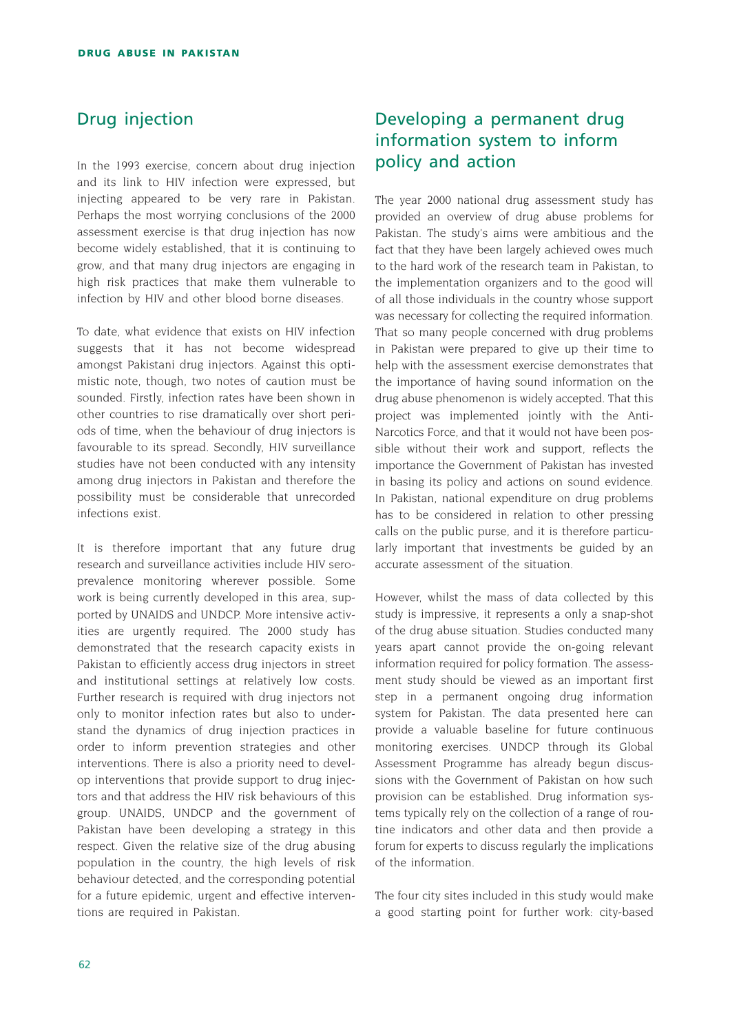## Drug injection

In the 1993 exercise, concern about drug injection and its link to HIV infection were expressed, but injecting appeared to be very rare in Pakistan. Perhaps the most worrying conclusions of the 2000 assessment exercise is that drug injection has now become widely established, that it is continuing to grow, and that many drug injectors are engaging in high risk practices that make them vulnerable to infection by HIV and other blood borne diseases.

To date, what evidence that exists on HIV infection suggests that it has not become widespread amongst Pakistani drug injectors. Against this optimistic note, though, two notes of caution must be sounded. Firstly, infection rates have been shown in other countries to rise dramatically over short periods of time, when the behaviour of drug injectors is favourable to its spread. Secondly, HIV surveillance studies have not been conducted with any intensity among drug injectors in Pakistan and therefore the possibility must be considerable that unrecorded infections exist.

It is therefore important that any future drug research and surveillance activities include HIV seroprevalence monitoring wherever possible. Some work is being currently developed in this area, supported by UNAIDS and UNDCP. More intensive activities are urgently required. The 2000 study has demonstrated that the research capacity exists in Pakistan to efficiently access drug injectors in street and institutional settings at relatively low costs. Further research is required with drug injectors not only to monitor infection rates but also to understand the dynamics of drug injection practices in order to inform prevention strategies and other interventions. There is also a priority need to develop interventions that provide support to drug injectors and that address the HIV risk behaviours of this group. UNAIDS, UNDCP and the government of Pakistan have been developing a strategy in this respect. Given the relative size of the drug abusing population in the country, the high levels of risk behaviour detected, and the corresponding potential for a future epidemic, urgent and effective interventions are required in Pakistan.

## Developing a permanent drug information system to inform policy and action

The year 2000 national drug assessment study has provided an overview of drug abuse problems for Pakistan. The study's aims were ambitious and the fact that they have been largely achieved owes much to the hard work of the research team in Pakistan, to the implementation organizers and to the good will of all those individuals in the country whose support was necessary for collecting the required information. That so many people concerned with drug problems in Pakistan were prepared to give up their time to help with the assessment exercise demonstrates that the importance of having sound information on the drug abuse phenomenon is widely accepted. That this project was implemented jointly with the Anti-Narcotics Force, and that it would not have been possible without their work and support, reflects the importance the Government of Pakistan has invested in basing its policy and actions on sound evidence. In Pakistan, national expenditure on drug problems has to be considered in relation to other pressing calls on the public purse, and it is therefore particularly important that investments be guided by an accurate assessment of the situation.

However, whilst the mass of data collected by this study is impressive, it represents a only a snap-shot of the drug abuse situation. Studies conducted many years apart cannot provide the on-going relevant information required for policy formation. The assessment study should be viewed as an important first step in a permanent ongoing drug information system for Pakistan. The data presented here can provide a valuable baseline for future continuous monitoring exercises. UNDCP through its Global Assessment Programme has already begun discussions with the Government of Pakistan on how such provision can be established. Drug information systems typically rely on the collection of a range of routine indicators and other data and then provide a forum for experts to discuss regularly the implications of the information.

The four city sites included in this study would make a good starting point for further work: city-based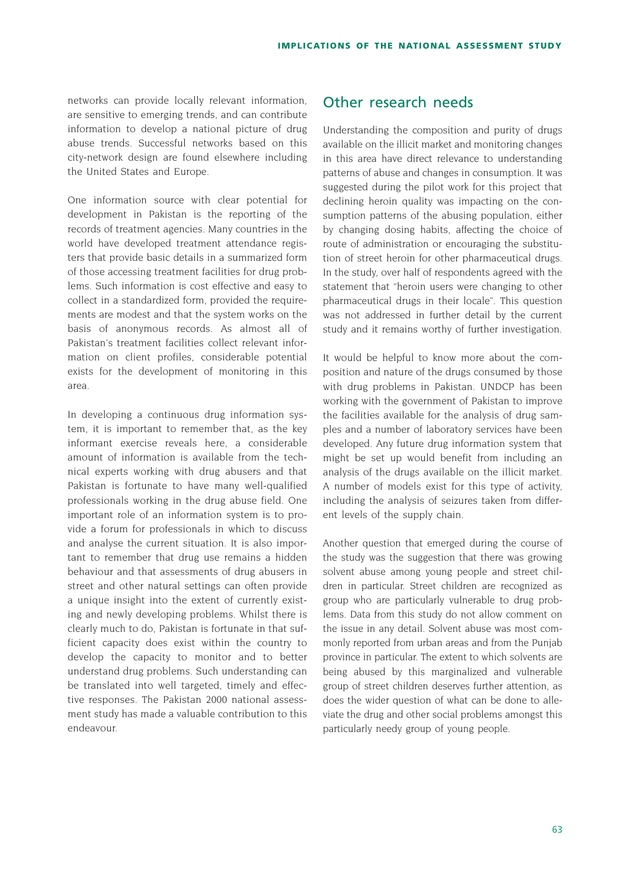networks can provide locally relevant information, are sensitive to emerging trends, and can contribute information to develop a national picture of drug abuse trends. Successful networks based on this city-network design are found elsewhere including the United States and Europe.

One information source with clear potential for development in Pakistan is the reporting of the records of treatment agencies. Many countries in the world have developed treatment attendance registers that provide basic details in a summarized form of those accessing treatment facilities for drug problems. Such information is cost effective and easy to collect in a standardized form, provided the requirements are modest and that the system works on the basis of anonymous records. As almost all of Pakistan's treatment facilities collect relevant information on client profiles, considerable potential exists for the development of monitoring in this area.

In developing a continuous drug information system, it is important to remember that, as the key informant exercise reveals here, a considerable amount of information is available from the technical experts working with drug abusers and that Pakistan is fortunate to have many well-qualified professionals working in the drug abuse field. One important role of an information system is to provide a forum for professionals in which to discuss and analyse the current situation. It is also important to remember that drug use remains a hidden behaviour and that assessments of drug abusers in street and other natural settings can often provide a unique insight into the extent of currently existing and newly developing problems. Whilst there is clearly much to do, Pakistan is fortunate in that sufficient capacity does exist within the country to develop the capacity to monitor and to better understand drug problems. Such understanding can be translated into well targeted, timely and effective responses. The Pakistan 2000 national assessment study has made a valuable contribution to this endeavour.

## Other research needs

Understanding the composition and purity of drugs available on the illicit market and monitoring changes in this area have direct relevance to understanding patterns of abuse and changes in consumption. It was suggested during the pilot work for this project that declining heroin quality was impacting on the consumption patterns of the abusing population, either by changing dosing habits, affecting the choice of route of administration or encouraging the substitution of street heroin for other pharmaceutical drugs. In the study, over half of respondents agreed with the statement that "heroin users were changing to other pharmaceutical drugs in their locale". This question was not addressed in further detail by the current study and it remains worthy of further investigation.

It would be helpful to know more about the composition and nature of the drugs consumed by those with drug problems in Pakistan. UNDCP has been working with the government of Pakistan to improve the facilities available for the analysis of drug samples and a number of laboratory services have been developed. Any future drug information system that might be set up would benefit from including an analysis of the drugs available on the illicit market. A number of models exist for this type of activity, including the analysis of seizures taken from different levels of the supply chain.

Another question that emerged during the course of the study was the suggestion that there was growing solvent abuse among young people and street children in particular. Street children are recognized as group who are particularly vulnerable to drug problems. Data from this study do not allow comment on the issue in any detail. Solvent abuse was most commonly reported from urban areas and from the Punjab province in particular. The extent to which solvents are being abused by this marginalized and vulnerable group of street children deserves further attention, as does the wider question of what can be done to alleviate the drug and other social problems amongst this particularly needy group of young people.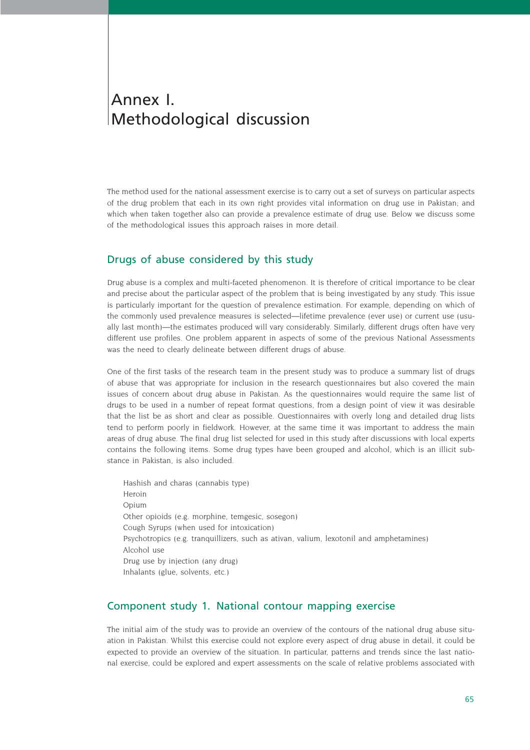# Annex I. Methodological discussion

The method used for the national assessment exercise is to carry out a set of surveys on particular aspects of the drug problem that each in its own right provides vital information on drug use in Pakistan; and which when taken together also can provide a prevalence estimate of drug use. Below we discuss some of the methodological issues this approach raises in more detail.

## Drugs of abuse considered by this study

Drug abuse is a complex and multi-faceted phenomenon. It is therefore of critical importance to be clear and precise about the particular aspect of the problem that is being investigated by any study. This issue is particularly important for the question of prevalence estimation. For example, depending on which of the commonly used prevalence measures is selected—lifetime prevalence (ever use) or current use (usually last month)—the estimates produced will vary considerably. Similarly, different drugs often have very different use profiles. One problem apparent in aspects of some of the previous National Assessments was the need to clearly delineate between different drugs of abuse.

One of the first tasks of the research team in the present study was to produce a summary list of drugs of abuse that was appropriate for inclusion in the research questionnaires but also covered the main issues of concern about drug abuse in Pakistan. As the questionnaires would require the same list of drugs to be used in a number of repeat format questions, from a design point of view it was desirable that the list be as short and clear as possible. Questionnaires with overly long and detailed drug lists tend to perform poorly in fieldwork. However, at the same time it was important to address the main areas of drug abuse. The final drug list selected for used in this study after discussions with local experts contains the following items. Some drug types have been grouped and alcohol, which is an illicit substance in Pakistan, is also included.

Hashish and charas (cannabis type)
Heroin
Opium
Other opioids (e.g. morphine, temgesic, sosegon)
Cough Syrups (when used for intoxication)
Psychotropics (e.g. tranquillizers, such as ativan, valium, lexotonil and amphetamines)
Alcohol use
Drug use by injection (any drug)
Inhalants (glue, solvents, etc.)

## Component study 1. National contour mapping exercise

The initial aim of the study was to provide an overview of the contours of the national drug abuse situation in Pakistan. Whilst this exercise could not explore every aspect of drug abuse in detail, it could be expected to provide an overview of the situation. In particular, patterns and trends since the last national exercise, could be explored and expert assessments on the scale of relative problems associated with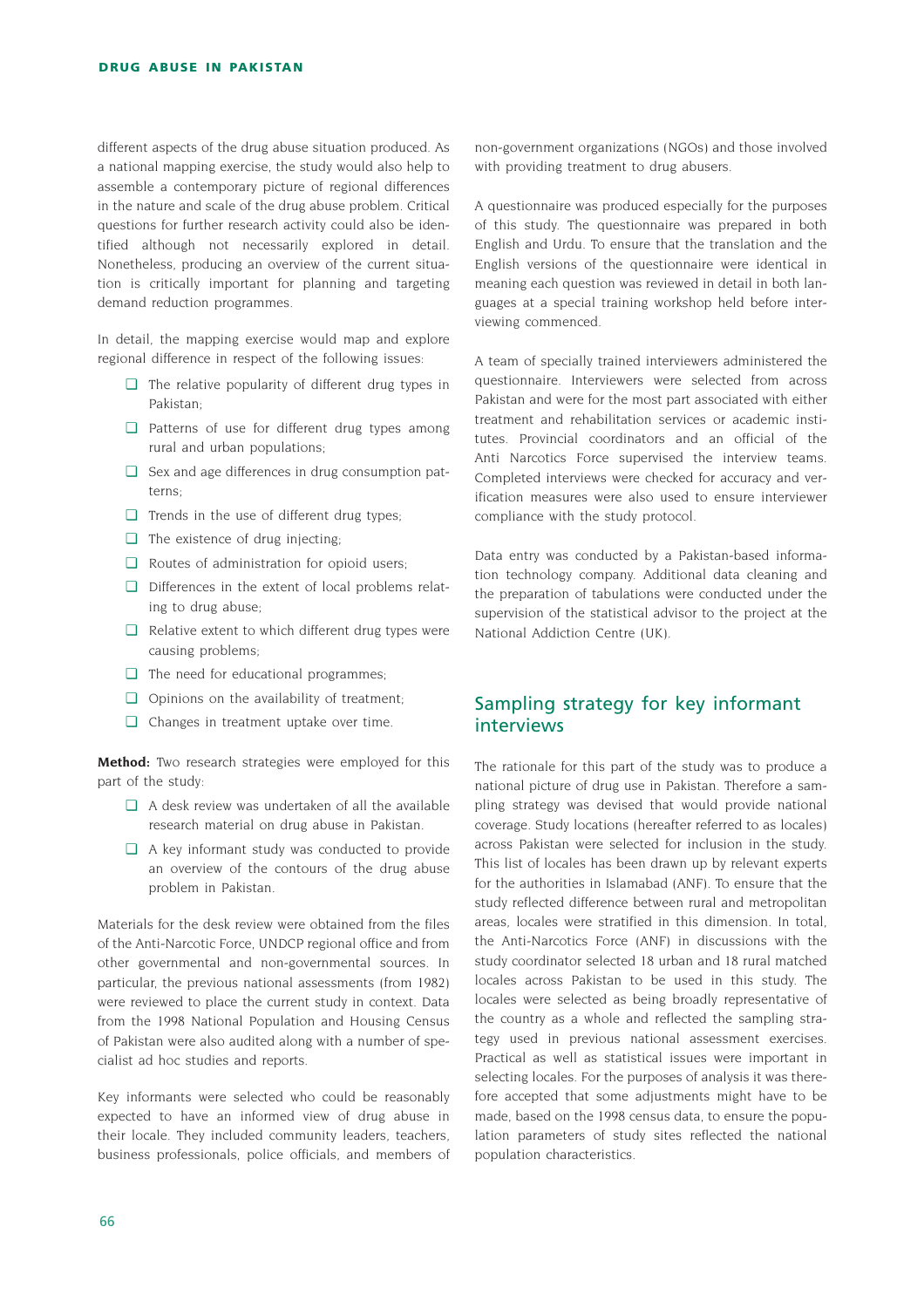different aspects of the drug abuse situation produced. As a national mapping exercise, the study would also help to assemble a contemporary picture of regional differences in the nature and scale of the drug abuse problem. Critical questions for further research activity could also be identified although not necessarily explored in detail. Nonetheless, producing an overview of the current situation is critically important for planning and targeting demand reduction programmes.

In detail, the mapping exercise would map and explore regional difference in respect of the following issues:

- The relative popularity of different drug types in Pakistan;
- Patterns of use for different drug types among rural and urban populations;
- Sex and age differences in drug consumption patterns;
- Trends in the use of different drug types;
- The existence of drug injecting;
- Routes of administration for opioid users;
- Differences in the extent of local problems relating to drug abuse;
- Relative extent to which different drug types were causing problems;
- The need for educational programmes;
- Opinions on the availability of treatment;
- Changes in treatment uptake over time.

**Method:** Two research strategies were employed for this part of the study:

- A desk review was undertaken of all the available research material on drug abuse in Pakistan.
- A key informant study was conducted to provide an overview of the contours of the drug abuse problem in Pakistan.

Materials for the desk review were obtained from the files of the Anti-Narcotic Force, UNDCP regional office and from other governmental and non-governmental sources. In particular, the previous national assessments (from 1982) were reviewed to place the current study in context. Data from the 1998 National Population and Housing Census of Pakistan were also audited along with a number of specialist ad hoc studies and reports.

Key informants were selected who could be reasonably expected to have an informed view of drug abuse in their locale. They included community leaders, teachers, business professionals, police officials, and members of non-government organizations (NGOs) and those involved with providing treatment to drug abusers.

A questionnaire was produced especially for the purposes of this study. The questionnaire was prepared in both English and Urdu. To ensure that the translation and the English versions of the questionnaire were identical in meaning each question was reviewed in detail in both languages at a special training workshop held before interviewing commenced.

A team of specially trained interviewers administered the questionnaire. Interviewers were selected from across Pakistan and were for the most part associated with either treatment and rehabilitation services or academic institutes. Provincial coordinators and an official of the Anti Narcotics Force supervised the interview teams. Completed interviews were checked for accuracy and verification measures were also used to ensure interviewer compliance with the study protocol.

Data entry was conducted by a Pakistan-based information technology company. Additional data cleaning and the preparation of tabulations were conducted under the supervision of the statistical advisor to the project at the National Addiction Centre (UK).

## Sampling strategy for key informant interviews

The rationale for this part of the study was to produce a national picture of drug use in Pakistan. Therefore a sampling strategy was devised that would provide national coverage. Study locations (hereafter referred to as locales) across Pakistan were selected for inclusion in the study. This list of locales has been drawn up by relevant experts for the authorities in Islamabad (ANF). To ensure that the study reflected difference between rural and metropolitan areas, locales were stratified in this dimension. In total, the Anti-Narcotics Force (ANF) in discussions with the study coordinator selected 18 urban and 18 rural matched locales across Pakistan to be used in this study. The locales were selected as being broadly representative of the country as a whole and reflected the sampling strategy used in previous national assessment exercises. Practical as well as statistical issues were important in selecting locales. For the purposes of analysis it was therefore accepted that some adjustments might have to be made, based on the 1998 census data, to ensure the population parameters of study sites reflected the national population characteristics.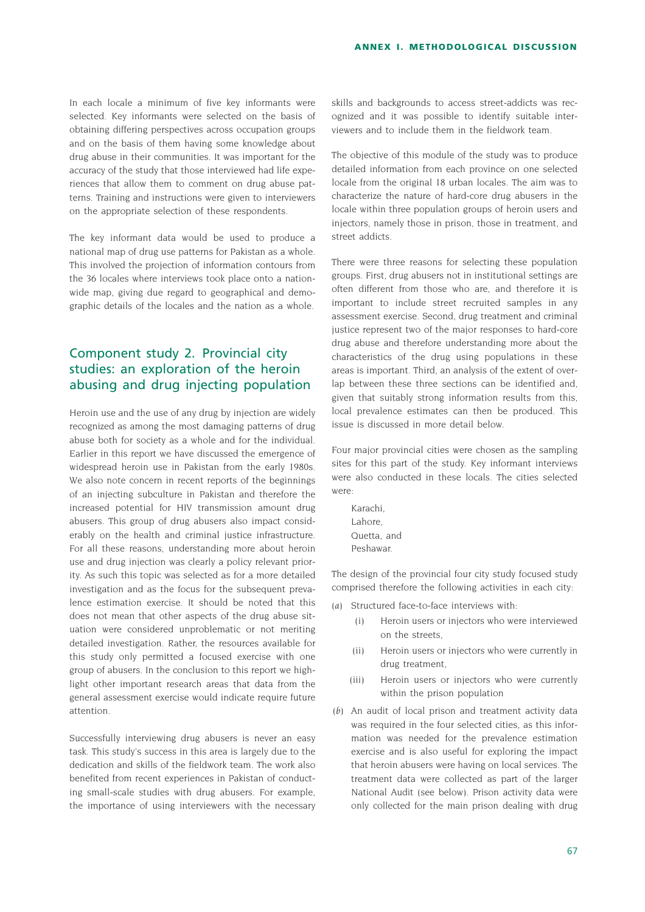In each locale a minimum of five key informants were selected. Key informants were selected on the basis of obtaining differing perspectives across occupation groups and on the basis of them having some knowledge about drug abuse in their communities. It was important for the accuracy of the study that those interviewed had life experiences that allow them to comment on drug abuse patterns. Training and instructions were given to interviewers on the appropriate selection of these respondents.

The key informant data would be used to produce a national map of drug use patterns for Pakistan as a whole. This involved the projection of information contours from the 36 locales where interviews took place onto a nationwide map, giving due regard to geographical and demographic details of the locales and the nation as a whole.

## Component study 2. Provincial city studies: an exploration of the heroin abusing and drug injecting population

Heroin use and the use of any drug by injection are widely recognized as among the most damaging patterns of drug abuse both for society as a whole and for the individual. Earlier in this report we have discussed the emergence of widespread heroin use in Pakistan from the early 1980s. We also note concern in recent reports of the beginnings of an injecting subculture in Pakistan and therefore the increased potential for HIV transmission amount drug abusers. This group of drug abusers also impact considerably on the health and criminal justice infrastructure. For all these reasons, understanding more about heroin use and drug injection was clearly a policy relevant priority. As such this topic was selected as for a more detailed investigation and as the focus for the subsequent prevalence estimation exercise. It should be noted that this does not mean that other aspects of the drug abuse situation were considered unproblematic or not meriting detailed investigation. Rather, the resources available for this study only permitted a focused exercise with one group of abusers. In the conclusion to this report we highlight other important research areas that data from the general assessment exercise would indicate require future attention.

Successfully interviewing drug abusers is never an easy task. This study's success in this area is largely due to the dedication and skills of the fieldwork team. The work also benefited from recent experiences in Pakistan of conducting small-scale studies with drug abusers. For example, the importance of using interviewers with the necessary skills and backgrounds to access street-addicts was recognized and it was possible to identify suitable interviewers and to include them in the fieldwork team.

The objective of this module of the study was to produce detailed information from each province on one selected locale from the original 18 urban locales. The aim was to characterize the nature of hard-core drug abusers in the locale within three population groups of heroin users and injectors, namely those in prison, those in treatment, and street addicts.

There were three reasons for selecting these population groups. First, drug abusers not in institutional settings are often different from those who are, and therefore it is important to include street recruited samples in any assessment exercise. Second, drug treatment and criminal justice represent two of the major responses to hard-core drug abuse and therefore understanding more about the characteristics of the drug using populations in these areas is important. Third, an analysis of the extent of overlap between these three sections can be identified and, given that suitably strong information results from this, local prevalence estimates can then be produced. This issue is discussed in more detail below.

Four major provincial cities were chosen as the sampling sites for this part of the study. Key informant interviews were also conducted in these locals. The cities selected were:

Karachi,
Lahore,
Quetta, and
Peshawar.

The design of the provincial four city study focused study comprised therefore the following activities in each city:

(*a*) Structured face-to-face interviews with:

   (i) Heroin users or injectors who were interviewed on the streets,

   (ii) Heroin users or injectors who were currently in drug treatment,

   (iii) Heroin users or injectors who were currently within the prison population

(*b*) An audit of local prison and treatment activity data was required in the four selected cities, as this information was needed for the prevalence estimation exercise and is also useful for exploring the impact that heroin abusers were having on local services. The treatment data were collected as part of the larger National Audit (see below). Prison activity data were only collected for the main prison dealing with drug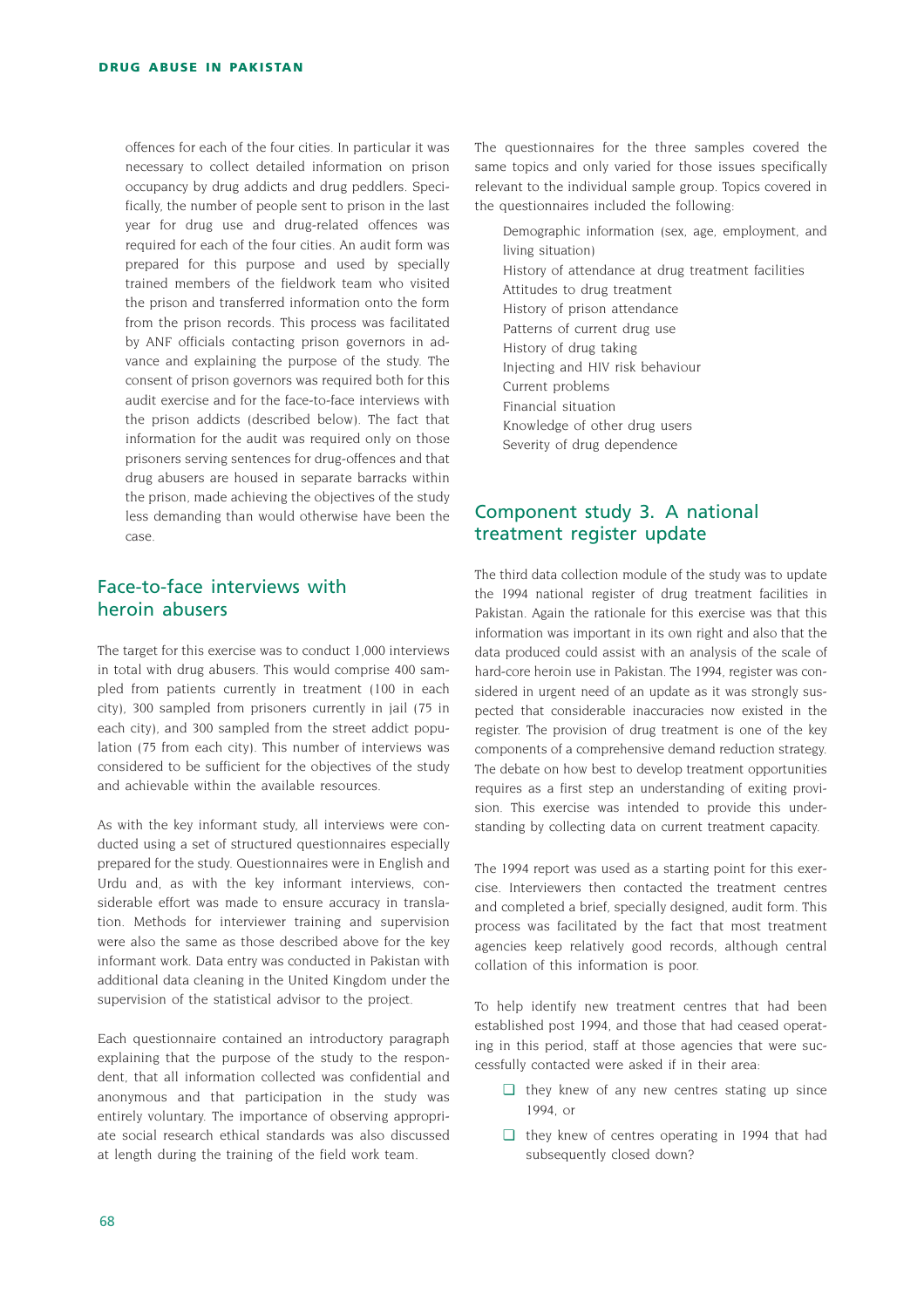offences for each of the four cities. In particular it was necessary to collect detailed information on prison occupancy by drug addicts and drug peddlers. Specifically, the number of people sent to prison in the last year for drug use and drug-related offences was required for each of the four cities. An audit form was prepared for this purpose and used by specially trained members of the fieldwork team who visited the prison and transferred information onto the form from the prison records. This process was facilitated by ANF officials contacting prison governors in advance and explaining the purpose of the study. The consent of prison governors was required both for this audit exercise and for the face-to-face interviews with the prison addicts (described below). The fact that information for the audit was required only on those prisoners serving sentences for drug-offences and that drug abusers are housed in separate barracks within the prison, made achieving the objectives of the study less demanding than would otherwise have been the case.

## Face-to-face interviews with heroin abusers

The target for this exercise was to conduct 1,000 interviews in total with drug abusers. This would comprise 400 sampled from patients currently in treatment (100 in each city), 300 sampled from prisoners currently in jail (75 in each city), and 300 sampled from the street addict population (75 from each city). This number of interviews was considered to be sufficient for the objectives of the study and achievable within the available resources.

As with the key informant study, all interviews were conducted using a set of structured questionnaires especially prepared for the study. Questionnaires were in English and Urdu and, as with the key informant interviews, considerable effort was made to ensure accuracy in translation. Methods for interviewer training and supervision were also the same as those described above for the key informant work. Data entry was conducted in Pakistan with additional data cleaning in the United Kingdom under the supervision of the statistical advisor to the project.

Each questionnaire contained an introductory paragraph explaining that the purpose of the study to the respondent, that all information collected was confidential and anonymous and that participation in the study was entirely voluntary. The importance of observing appropriate social research ethical standards was also discussed at length during the training of the field work team.

The questionnaires for the three samples covered the same topics and only varied for those issues specifically relevant to the individual sample group. Topics covered in the questionnaires included the following:

- Demographic information (sex, age, employment, and living situation)
- History of attendance at drug treatment facilities
- Attitudes to drug treatment
- History of prison attendance
- Patterns of current drug use
- History of drug taking
- Injecting and HIV risk behaviour
- Current problems
- Financial situation
- Knowledge of other drug users
- Severity of drug dependence

## Component study 3. A national treatment register update

The third data collection module of the study was to update the 1994 national register of drug treatment facilities in Pakistan. Again the rationale for this exercise was that this information was important in its own right and also that the data produced could assist with an analysis of the scale of hard-core heroin use in Pakistan. The 1994, register was considered in urgent need of an update as it was strongly suspected that considerable inaccuracies now existed in the register. The provision of drug treatment is one of the key components of a comprehensive demand reduction strategy. The debate on how best to develop treatment opportunities requires as a first step an understanding of exiting provision. This exercise was intended to provide this understanding by collecting data on current treatment capacity.

The 1994 report was used as a starting point for this exercise. Interviewers then contacted the treatment centres and completed a brief, specially designed, audit form. This process was facilitated by the fact that most treatment agencies keep relatively good records, although central collation of this information is poor.

To help identify new treatment centres that had been established post 1994, and those that had ceased operating in this period, staff at those agencies that were successfully contacted were asked if in their area:

- ❑ they knew of any new centres stating up since 1994, or
- ❑ they knew of centres operating in 1994 that had subsequently closed down?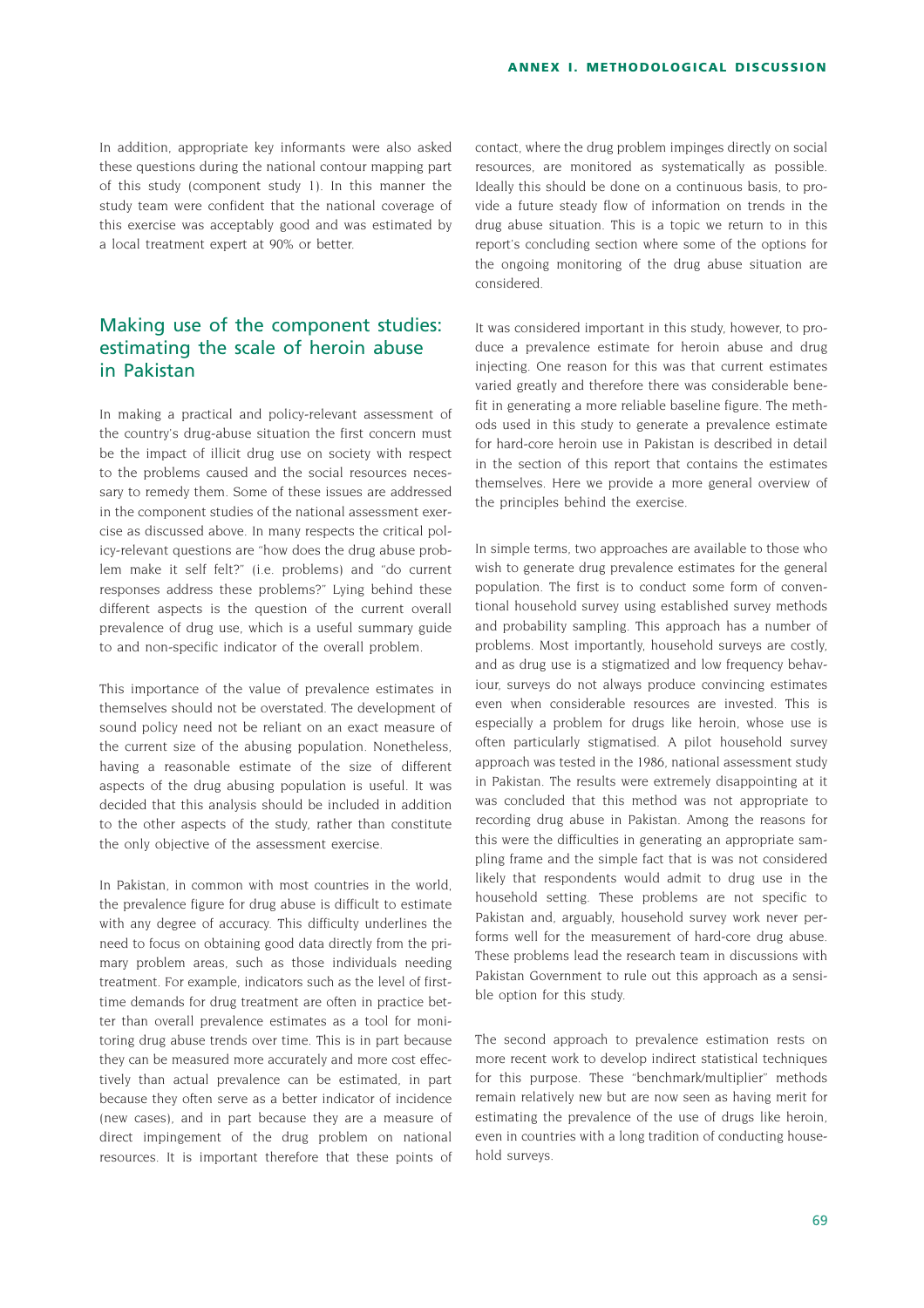In addition, appropriate key informants were also asked these questions during the national contour mapping part of this study (component study 1). In this manner the study team were confident that the national coverage of this exercise was acceptably good and was estimated by a local treatment expert at 90% or better.

## Making use of the component studies: estimating the scale of heroin abuse in Pakistan

In making a practical and policy-relevant assessment of the country's drug-abuse situation the first concern must be the impact of illicit drug use on society with respect to the problems caused and the social resources necessary to remedy them. Some of these issues are addressed in the component studies of the national assessment exercise as discussed above. In many respects the critical policy-relevant questions are "how does the drug abuse problem make it self felt?" (i.e. problems) and "do current responses address these problems?" Lying behind these different aspects is the question of the current overall prevalence of drug use, which is a useful summary guide to and non-specific indicator of the overall problem.

This importance of the value of prevalence estimates in themselves should not be overstated. The development of sound policy need not be reliant on an exact measure of the current size of the abusing population. Nonetheless, having a reasonable estimate of the size of different aspects of the drug abusing population is useful. It was decided that this analysis should be included in addition to the other aspects of the study, rather than constitute the only objective of the assessment exercise.

In Pakistan, in common with most countries in the world, the prevalence figure for drug abuse is difficult to estimate with any degree of accuracy. This difficulty underlines the need to focus on obtaining good data directly from the primary problem areas, such as those individuals needing treatment. For example, indicators such as the level of first-time demands for drug treatment are often in practice better than overall prevalence estimates as a tool for monitoring drug abuse trends over time. This is in part because they can be measured more accurately and more cost effectively than actual prevalence can be estimated, in part because they often serve as a better indicator of incidence (new cases), and in part because they are a measure of direct impingement of the drug problem on national resources. It is important therefore that these points of contact, where the drug problem impinges directly on social resources, are monitored as systematically as possible. Ideally this should be done on a continuous basis, to provide a future steady flow of information on trends in the drug abuse situation. This is a topic we return to in this report's concluding section where some of the options for the ongoing monitoring of the drug abuse situation are considered.

It was considered important in this study, however, to produce a prevalence estimate for heroin abuse and drug injecting. One reason for this was that current estimates varied greatly and therefore there was considerable benefit in generating a more reliable baseline figure. The methods used in this study to generate a prevalence estimate for hard-core heroin use in Pakistan is described in detail in the section of this report that contains the estimates themselves. Here we provide a more general overview of the principles behind the exercise.

In simple terms, two approaches are available to those who wish to generate drug prevalence estimates for the general population. The first is to conduct some form of conventional household survey using established survey methods and probability sampling. This approach has a number of problems. Most importantly, household surveys are costly, and as drug use is a stigmatized and low frequency behaviour, surveys do not always produce convincing estimates even when considerable resources are invested. This is especially a problem for drugs like heroin, whose use is often particularly stigmatised. A pilot household survey approach was tested in the 1986, national assessment study in Pakistan. The results were extremely disappointing at it was concluded that this method was not appropriate to recording drug abuse in Pakistan. Among the reasons for this were the difficulties in generating an appropriate sampling frame and the simple fact that is was not considered likely that respondents would admit to drug use in the household setting. These problems are not specific to Pakistan and, arguably, household survey work never performs well for the measurement of hard-core drug abuse. These problems lead the research team in discussions with Pakistan Government to rule out this approach as a sensible option for this study.

The second approach to prevalence estimation rests on more recent work to develop indirect statistical techniques for this purpose. These "benchmark/multiplier" methods remain relatively new but are now seen as having merit for estimating the prevalence of the use of drugs like heroin, even in countries with a long tradition of conducting household surveys.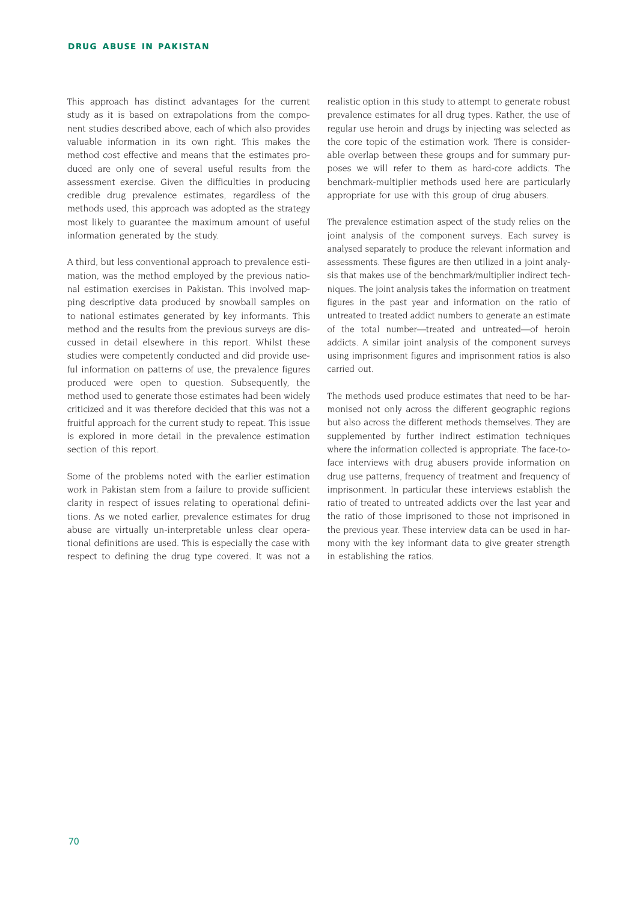This approach has distinct advantages for the current study as it is based on extrapolations from the component studies described above, each of which also provides valuable information in its own right. This makes the method cost effective and means that the estimates produced are only one of several useful results from the assessment exercise. Given the difficulties in producing credible drug prevalence estimates, regardless of the methods used, this approach was adopted as the strategy most likely to guarantee the maximum amount of useful information generated by the study.

A third, but less conventional approach to prevalence estimation, was the method employed by the previous national estimation exercises in Pakistan. This involved mapping descriptive data produced by snowball samples on to national estimates generated by key informants. This method and the results from the previous surveys are discussed in detail elsewhere in this report. Whilst these studies were competently conducted and did provide useful information on patterns of use, the prevalence figures produced were open to question. Subsequently, the method used to generate those estimates had been widely criticized and it was therefore decided that this was not a fruitful approach for the current study to repeat. This issue is explored in more detail in the prevalence estimation section of this report.

Some of the problems noted with the earlier estimation work in Pakistan stem from a failure to provide sufficient clarity in respect of issues relating to operational definitions. As we noted earlier, prevalence estimates for drug abuse are virtually un-interpretable unless clear operational definitions are used. This is especially the case with respect to defining the drug type covered. It was not a realistic option in this study to attempt to generate robust prevalence estimates for all drug types. Rather, the use of regular use heroin and drugs by injecting was selected as the core topic of the estimation work. There is considerable overlap between these groups and for summary purposes we will refer to them as hard-core addicts. The benchmark-multiplier methods used here are particularly appropriate for use with this group of drug abusers.

The prevalence estimation aspect of the study relies on the joint analysis of the component surveys. Each survey is analysed separately to produce the relevant information and assessments. These figures are then utilized in a joint analysis that makes use of the benchmark/multiplier indirect techniques. The joint analysis takes the information on treatment figures in the past year and information on the ratio of untreated to treated addict numbers to generate an estimate of the total number—treated and untreated—of heroin addicts. A similar joint analysis of the component surveys using imprisonment figures and imprisonment ratios is also carried out.

The methods used produce estimates that need to be harmonised not only across the different geographic regions but also across the different methods themselves. They are supplemented by further indirect estimation techniques where the information collected is appropriate. The face-to-face interviews with drug abusers provide information on drug use patterns, frequency of treatment and frequency of imprisonment. In particular these interviews establish the ratio of treated to untreated addicts over the last year and the ratio of those imprisoned to those not imprisoned in the previous year. These interview data can be used in harmony with the key informant data to give greater strength in establishing the ratios.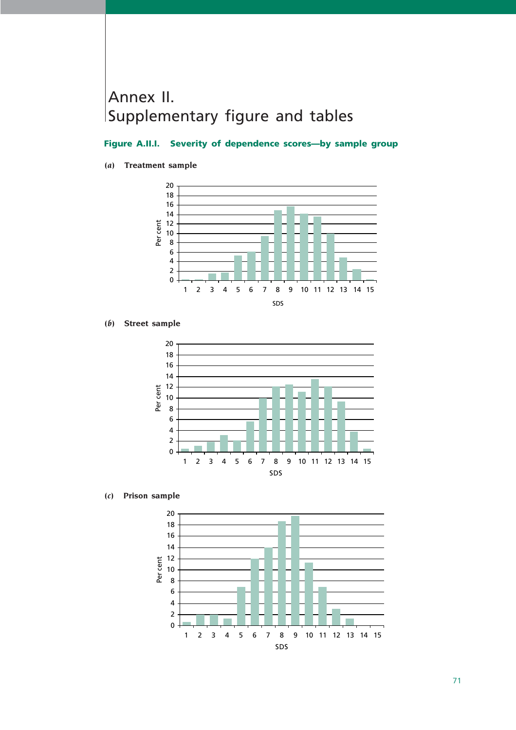# Annex II. Supplementary figure and tables

**Figure A.II.I. Severity of dependence scores—by sample group**

***(a)*** **Treatment sample**

***(b)*** **Street sample**

***(c)*** **Prison sample**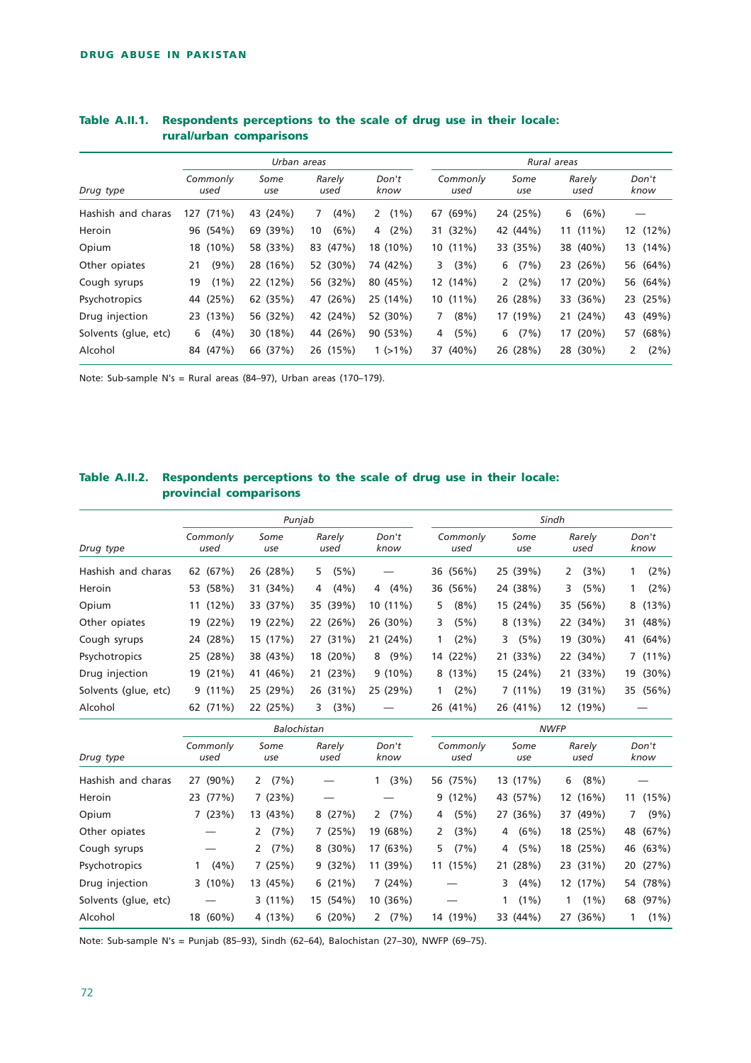### Table A.II.1. Respondents perceptions to the scale of drug use in their locale: rural/urban comparisons

| Drug type | Urban areas | | | | Rural areas | | | |
|---|---|---|---|---|---|---|---|---|
| | Commonly used | Some use | Rarely used | Don't know | Commonly used | Some use | Rarely used | Don't know |
| Hashish and charas | 127 (71%) | 43 (24%) | 7 (4%) | 2 (1%) | 67 (69%) | 24 (25%) | 6 (6%) | — |
| Heroin | 96 (54%) | 69 (39%) | 10 (6%) | 4 (2%) | 31 (32%) | 42 (44%) | 11 (11%) | 12 (12%) |
| Opium | 18 (10%) | 58 (33%) | 83 (47%) | 18 (10%) | 10 (11%) | 33 (35%) | 38 (40%) | 13 (14%) |
| Other opiates | 21 (9%) | 28 (16%) | 52 (30%) | 74 (42%) | 3 (3%) | 6 (7%) | 23 (26%) | 56 (64%) |
| Cough syrups | 19 (1%) | 22 (12%) | 56 (32%) | 80 (45%) | 12 (14%) | 2 (2%) | 17 (20%) | 56 (64%) |
| Psychotropics | 44 (25%) | 62 (35%) | 47 (26%) | 25 (14%) | 10 (11%) | 26 (28%) | 33 (36%) | 23 (25%) |
| Drug injection | 23 (13%) | 56 (32%) | 42 (24%) | 52 (30%) | 7 (8%) | 17 (19%) | 21 (24%) | 43 (49%) |
| Solvents (glue, etc) | 6 (4%) | 30 (18%) | 44 (26%) | 90 (53%) | 4 (5%) | 6 (7%) | 17 (20%) | 57 (68%) |
| Alcohol | 84 (47%) | 66 (37%) | 26 (15%) | 1 (>1%) | 37 (40%) | 26 (28%) | 28 (30%) | 2 (2%) |

Note: Sub-sample N's = Rural areas (84–97), Urban areas (170–179).

### Table A.II.2. Respondents perceptions to the scale of drug use in their locale: provincial comparisons

| Drug type | Punjab | | | | Sindh | | | |
|---|---|---|---|---|---|---|---|---|
| | Commonly used | Some use | Rarely used | Don't know | Commonly used | Some use | Rarely used | Don't know |
| Hashish and charas | 62 (67%) | 26 (28%) | 5 (5%) | — | 36 (56%) | 25 (39%) | 2 (3%) | 1 (2%) |
| Heroin | 53 (58%) | 31 (34%) | 4 (4%) | 4 (4%) | 36 (56%) | 24 (38%) | 3 (5%) | 1 (2%) |
| Opium | 11 (12%) | 33 (37%) | 35 (39%) | 10 (11%) | 5 (8%) | 15 (24%) | 35 (56%) | 8 (13%) |
| Other opiates | 19 (22%) | 19 (22%) | 22 (26%) | 26 (30%) | 3 (5%) | 8 (13%) | 22 (34%) | 31 (48%) |
| Cough syrups | 24 (28%) | 15 (17%) | 27 (31%) | 21 (24%) | 1 (2%) | 3 (5%) | 19 (30%) | 41 (64%) |
| Psychotropics | 25 (28%) | 38 (43%) | 18 (20%) | 8 (9%) | 14 (22%) | 21 (33%) | 22 (34%) | 7 (11%) |
| Drug injection | 19 (21%) | 41 (46%) | 21 (23%) | 9 (10%) | 8 (13%) | 15 (24%) | 21 (33%) | 19 (30%) |
| Solvents (glue, etc) | 9 (11%) | 25 (29%) | 26 (31%) | 25 (29%) | 1 (2%) | 7 (11%) | 19 (31%) | 35 (56%) |
| Alcohol | 62 (71%) | 22 (25%) | 3 (3%) | — | 26 (41%) | 26 (41%) | 12 (19%) | — |
| | **Balochistan** | | | | **NWFP** | | | |
| Drug type | Commonly used | Some use | Rarely used | Don't know | Commonly used | Some use | Rarely used | Don't know |
| Hashish and charas | 27 (90%) | 2 (7%) | — | 1 (3%) | 56 (75%) | 13 (17%) | 6 (8%) | — |
| Heroin | 23 (77%) | 7 (23%) | — | — | 9 (12%) | 43 (57%) | 12 (16%) | 11 (15%) |
| Opium | 7 (23%) | 13 (43%) | 8 (27%) | 2 (7%) | 4 (5%) | 27 (36%) | 37 (49%) | 7 (9%) |
| Other opiates | — | 2 (7%) | 7 (25%) | 19 (68%) | 2 (3%) | 4 (6%) | 18 (25%) | 48 (67%) |
| Cough syrups | — | 2 (7%) | 8 (30%) | 17 (63%) | 5 (7%) | 4 (5%) | 18 (25%) | 46 (63%) |
| Psychotropics | 1 (4%) | 7 (25%) | 9 (32%) | 11 (39%) | 11 (15%) | 21 (28%) | 23 (31%) | 20 (27%) |
| Drug injection | 3 (10%) | 13 (45%) | 6 (21%) | 7 (24%) | — | 3 (4%) | 12 (17%) | 54 (78%) |
| Solvents (glue, etc) | — | 3 (11%) | 15 (54%) | 10 (36%) | — | 1 (1%) | 1 (1%) | 68 (97%) |
| Alcohol | 18 (60%) | 4 (13%) | 6 (20%) | 2 (7%) | 14 (19%) | 33 (44%) | 27 (36%) | 1 (1%) |

Note: Sub-sample N's = Punjab (85–93), Sindh (62–64), Balochistan (27–30), NWFP (69–75).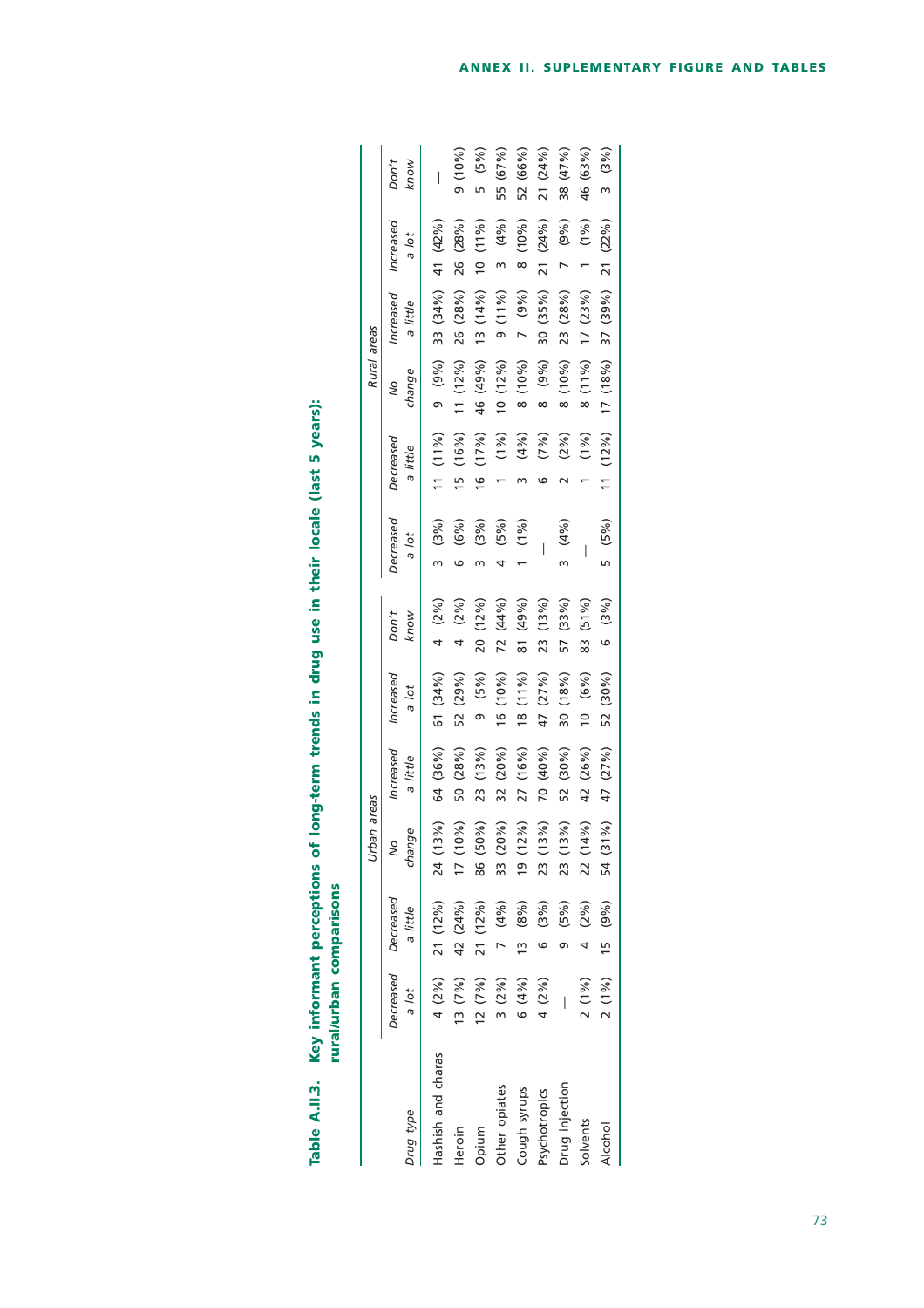**Table A.II.3. Key informant perceptions of long-term trends in drug use in their locale (last 5 years): rural/urban comparisons**

| Drug type | Urban areas | | | | | | Rural areas | | | | | |
|---|---|---|---|---|---|---|---|---|---|---|---|---|
| | *Decreased a lot* | *Decreased a little* | *No change* | *Increased a little* | *Increased a lot* | *Don't know* | *Decreased a lot* | *Decreased a little* | *No change* | *Increased a little* | *Increased a lot* | *Don't know* |
| Hashish and charas | 4 (2%) | 21 (12%) | 24 (13%) | 64 (36%) | 61 (34%) | 4 (2%) | 3 (3%) | 11 (11%) | 9 (9%) | 33 (34%) | 41 (42%) | — |
| Heroin | 13 (7%) | 42 (24%) | 17 (10%) | 50 (28%) | 52 (29%) | 4 (2%) | 6 (6%) | 15 (16%) | 11 (12%) | 26 (28%) | 26 (28%) | 9 (10%) |
| Opium | 12 (7%) | 21 (12%) | 86 (50%) | 23 (13%) | 9 (5%) | 20 (12%) | 3 (3%) | 16 (17%) | 46 (49%) | 13 (14%) | 10 (11%) | 5 (5%) |
| Other opiates | 3 (2%) | 7 (4%) | 33 (20%) | 32 (20%) | 16 (10%) | 72 (44%) | 4 (5%) | 1 (1%) | 10 (12%) | 9 (11%) | 3 (4%) | 55 (67%) |
| Cough syrups | 6 (4%) | 13 (8%) | 19 (12%) | 27 (16%) | 18 (11%) | 81 (49%) | 1 (1%) | 3 (4%) | 8 (10%) | 7 (9%) | 8 (10%) | 52 (66%) |
| Psychotropics | 4 (2%) | 6 (3%) | 23 (13%) | 70 (40%) | 47 (27%) | 23 (13%) | — | 6 (7%) | 8 (9%) | 30 (35%) | 21 (24%) | 21 (24%) |
| Drug injection | — | 9 (5%) | 23 (13%) | 52 (30%) | 30 (18%) | 57 (33%) | 3 (4%) | 2 (2%) | 8 (10%) | 23 (28%) | 7 (9%) | 38 (47%) |
| Solvents | 2 (1%) | 4 (2%) | 22 (14%) | 42 (26%) | 10 (6%) | 83 (51%) | — | 1 (1%) | 8 (11%) | 17 (23%) | 1 (1%) | 46 (63%) |
| Alcohol | 2 (1%) | 15 (9%) | 54 (31%) | 47 (27%) | 52 (30%) | 6 (3%) | 5 (5%) | 11 (12%) | 17 (18%) | 37 (39%) | 21 (22%) | 3 (3%) |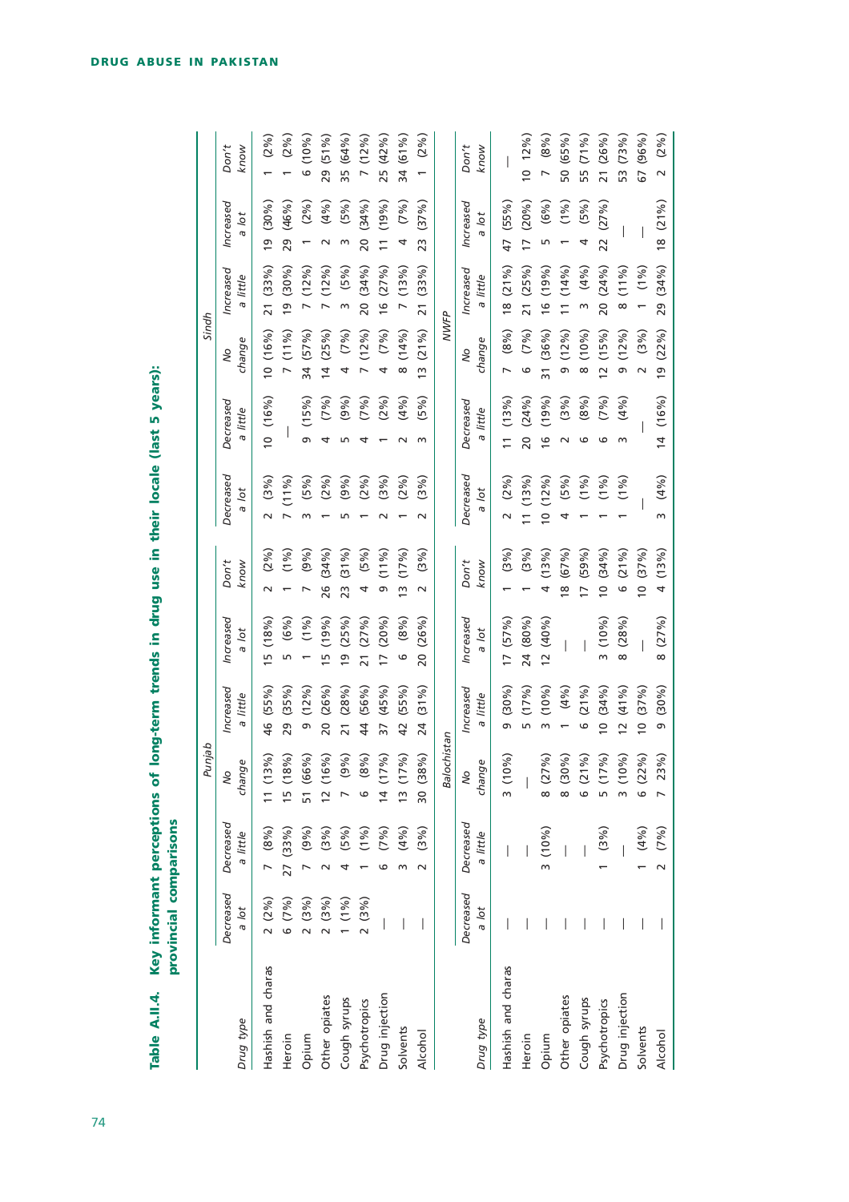**Table A.II.4. Key informant perceptions of long-term trends in drug use in their locale (last 5 years): provincial comparisons**

| Drug type | Punjab | | | | | | Sindh | | | | | |
|---|---|---|---|---|---|---|---|---|---|---|---|---|
| | Decreased a lot | Decreased a little | No change | Increased a little | Increased a lot | Don't know | Decreased a lot | Decreased a little | No change | Increased a little | Increased a lot | Don't know |
| Hashish and charas | 2 (2%) | 7 (8%) | 11 (13%) | 46 (55%) | 15 (18%) | 2 (2%) | 2 (3%) | 10 (16%) | 10 (16%) | 21 (33%) | 19 (30%) | 1 (2%) |
| Heroin | 6 (7%) | 27 (33%) | 15 (18%) | 29 (35%) | 5 (6%) | 1 (1%) | 7 (11%) | — | 7 (11%) | 19 (30%) | 29 (46%) | 1 (2%) |
| Opium | 2 (3%) | 7 (9%) | 51 (66%) | 9 (12%) | 1 (1%) | 7 (9%) | 3 (5%) | 9 (15%) | 34 (57%) | 7 (12%) | 1 (2%) | 6 (10%) |
| Other opiates | 2 (3%) | 2 (3%) | 12 (16%) | 20 (26%) | 15 (19%) | 26 (34%) | 1 (2%) | 4 (7%) | 14 (25%) | 7 (12%) | 2 (4%) | 29 (51%) |
| Cough syrups | 1 (1%) | 4 (5%) | 7 (9%) | 21 (28%) | 19 (25%) | 23 (31%) | 5 (9%) | 5 (9%) | 4 (7%) | 3 (5%) | 3 (5%) | 35 (64%) |
| Psychotropics | 2 (3%) | 1 (1%) | 6 (8%) | 44 (56%) | 21 (27%) | 4 (5%) | 1 (2%) | 4 (7%) | 7 (12%) | 20 (34%) | 20 (34%) | 7 (12%) |
| Drug injection | — | 6 (7%) | 14 (17%) | 37 (45%) | 17 (20%) | 9 (11%) | 2 (3%) | 1 (2%) | 4 (7%) | 16 (27%) | 11 (19%) | 25 (42%) |
| Solvents | — | 3 (4%) | 13 (17%) | 42 (55%) | 6 (8%) | 13 (17%) | 1 (2%) | 2 (4%) | 8 (14%) | 7 (13%) | 4 (7%) | 34 (61%) |
| Alcohol | — | 2 (3%) | 30 (38%) | 24 (31%) | 20 (26%) | 2 (3%) | 2 (3%) | 3 (5%) | 13 (21%) | 21 (33%) | 23 (37%) | 1 (2%) |

| Drug type | Balochistan | | | | | | NWFP | | | | | |
|---|---|---|---|---|---|---|---|---|---|---|---|---|
| | Decreased a lot | Decreased a little | No change | Increased a little | Increased a lot | Don't know | Decreased a lot | Decreased a little | No change | Increased a little | Increased a lot | Don't know |
| Hashish and charas | — | — | 3 (10%) | 9 (30%) | 17 (57%) | 1 (3%) | 2 (2%) | 11 (13%) | 7 (8%) | 18 (21%) | 47 (55%) | — |
| Heroin | — | — | — | 5 (17%) | 24 (80%) | 1 (3%) | 11 (13%) | 20 (24%) | 6 (7%) | 21 (25%) | 17 (20%) | 10 12%) |
| Opium | — | 3 (10%) | 8 (27%) | 3 (10%) | 12 (40%) | 4 (13%) | 10 (12%) | 16 (19%) | 31 (36%) | 16 (19%) | 5 (6%) | 7 (8%) |
| Other opiates | — | — | 8 (30%) | 1 (4%) | — | 18 (67%) | 4 (5%) | 2 (3%) | 9 (12%) | 11 (14%) | 1 (1%) | 50 (65%) |
| Cough syrups | — | — | 6 (21%) | 6 (21%) | — | 17 (59%) | 1 (1%) | 6 (8%) | 8 (10%) | 3 (4%) | 4 (5%) | 55 (71%) |
| Psychotropics | — | 1 (3%) | 5 (17%) | 10 (34%) | 3 (10%) | 10 (34%) | 1 (1%) | 6 (7%) | 12 (15%) | 20 (24%) | 22 (27%) | 21 (26%) |
| Drug injection | — | — | 3 (10%) | 12 (41%) | 8 (28%) | 6 (21%) | 1 (1%) | 3 (4%) | 9 (12%) | 8 (11%) | — | 53 (73%) |
| Solvents | — | 1 (4%) | 6 (22%) | 10 (37%) | — | 10 (37%) | — | — | 2 (3%) | 1 (1%) | — | 67 (96%) |
| Alcohol | — | 2 (7%) | 7 23%) | 9 (30%) | 8 (27%) | 4 (13%) | 3 (4%) | 14 (16%) | 19 (22%) | 29 (34%) | 18 (21%) | 2 (2%) |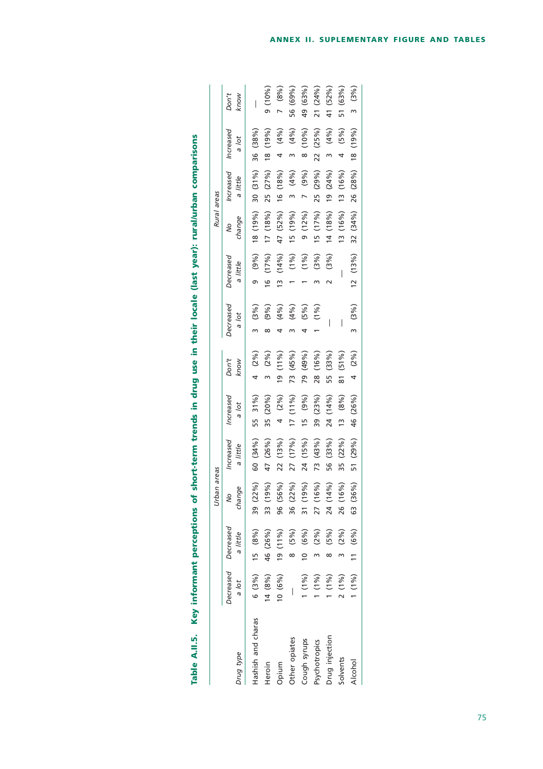**Table A.II.5. Key informant perceptions of short-term trends in drug use in their locale (last year): rural/urban comparisons**

| | Urban areas | | | | | | Rural areas | | | | | |
|---|---|---|---|---|---|---|---|---|---|---|---|---|
| *Drug type* | *Decreased a lot* | *Decreased a little* | *No change* | *Increased a little* | *Increased a lot* | *Don't know* | *Decreased a lot* | *Decreased a little* | *No change* | *Increased a little* | *Increased a lot* | *Don't know* |
| Hashish and charas | 6 (3%) | 15 (8%) | 39 (22%) | 60 (34%) | 55 31%) | 4 (2%) | 3 (3%) | 9 (9%) | 18 (19%) | 30 (31%) | 36 (38%) | — |
| Heroin | 14 (8%) | 46 (26%) | 33 (19%) | 47 (26%) | 35 (20%) | 3 (2%) | 8 (9%) | 16 (17%) | 17 (18%) | 25 (27%) | 18 (19%) | 9 (10%) |
| Opium | 10 (6%) | 19 (11%) | 96 (56%) | 22 (13%) | 4 (2%) | 19 (11%) | 4 (4%) | 13 (14%) | 47 (52%) | 16 (18%) | 4 (4%) | 7 (8%) |
| Other opiates | — | 8 (5%) | 36 (22%) | 27 (17%) | 17 (11%) | 73 (45%) | 3 (4%) | 1 (1%) | 15 (19%) | 3 (4%) | 3 (4%) | 56 (69%) |
| Cough syrups | 1 (1%) | 10 (6%) | 31 (19%) | 24 (15%) | 15 (9%) | 79 (49%) | 4 (5%) | 1 (1%) | 9 (12%) | 7 (9%) | 8 (10%) | 49 (63%) |
| Psychotropics | 1 (1%) | 3 (2%) | 27 (16%) | 73 (43%) | 39 (23%) | 28 (16%) | 1 (1%) | 3 (3%) | 15 (17%) | 25 (29%) | 22 (25%) | 21 (24%) |
| Drug injection | 1 (1%) | 8 (5%) | 24 (14%) | 56 (33%) | 24 (14%) | 55 (33%) | — | 2 (3%) | 14 (18%) | 19 (24%) | 3 (4%) | 41 (52%) |
| Solvents | 2 (1%) | 3 (2%) | 26 (16%) | 35 (22%) | 13 (8%) | 81 (51%) | — | — | 13 (16%) | 13 (16%) | 4 (5%) | 51 (63%) |
| Alcohol | 1 (1%) | 11 (6%) | 63 (36%) | 51 (29%) | 46 (26%) | 4 (2%) | 3 (3%) | 12 (13%) | 32 (34%) | 26 (28%) | 18 (19%) | 3 (3%) |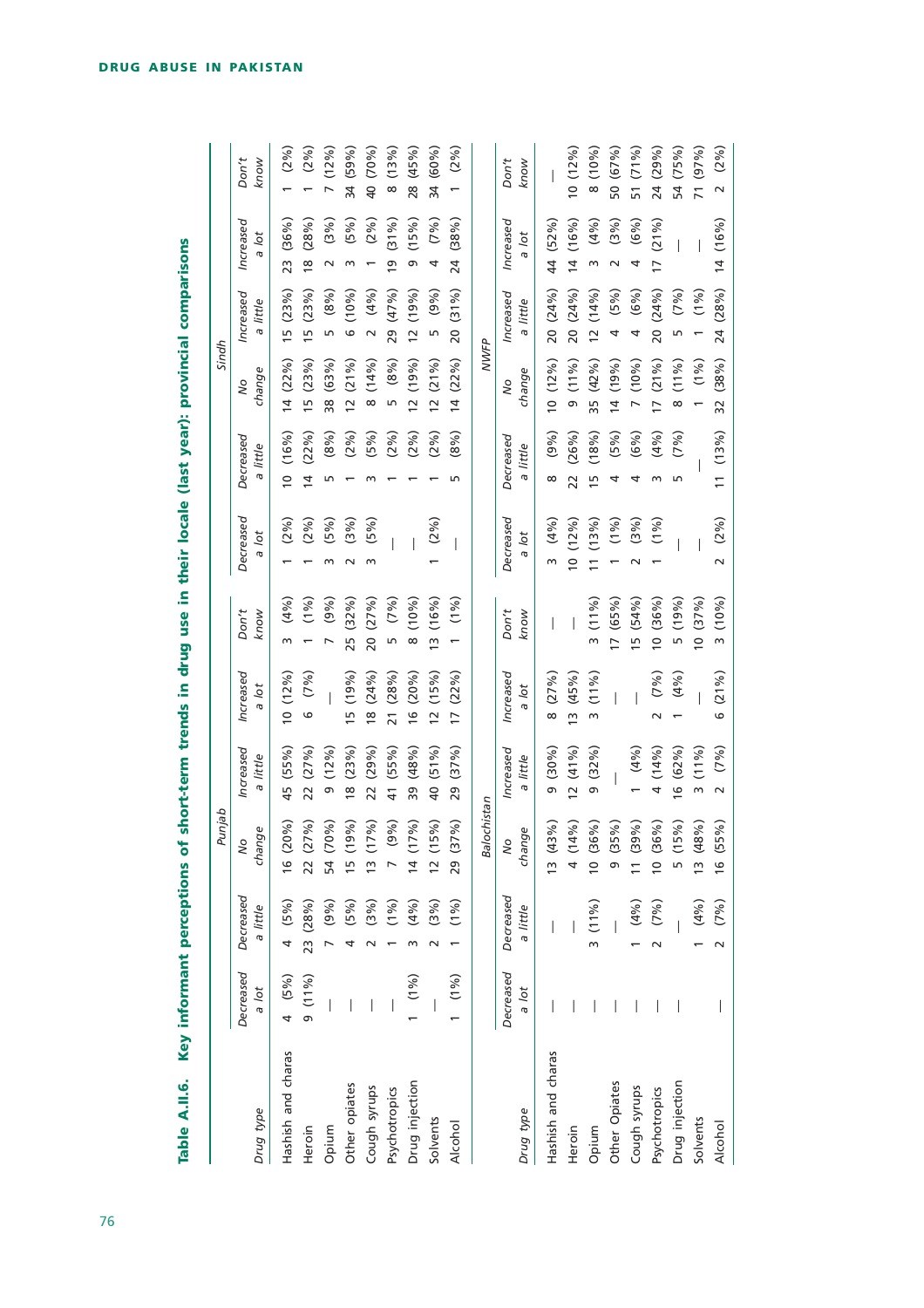**Table A.II.6. Key informant perceptions of short-term trends in drug use in their locale (last year): provincial comparisons**

| | Punjab | | | | | | Sindh | | | | | |
|---|---|---|---|---|---|---|---|---|---|---|---|---|
| Drug type | Decreased a lot | Decreased a little | No change | Increased a little | Increased a lot | Don't know | Decreased a lot | Decreased a little | No change | Increased a little | Increased a lot | Don't know |
| Hashish and charas | 4 (5%) | 4 (5%) | 16 (20%) | 45 (55%) | 10 (12%) | 3 (4%) | 1 (2%) | 10 (16%) | 14 (22%) | 15 (23%) | 23 (36%) | 1 (2%) |
| Heroin | 9 (11%) | 23 (28%) | 22 (27%) | 22 (27%) | 6 (7%) | 1 (1%) | 1 (2%) | 14 (22%) | 15 (23%) | 15 (23%) | 18 (28%) | 1 (2%) |
| Opium | — | 7 (9%) | 54 (70%) | 9 (12%) | — | 7 (9%) | 3 (5%) | 5 (8%) | 38 (63%) | 5 (8%) | 2 (3%) | 7 (12%) |
| Other opiates | — | 4 (5%) | 15 (19%) | 18 (23%) | 15 (19%) | 25 (32%) | 2 (3%) | 1 (2%) | 12 (21%) | 6 (10%) | 3 (5%) | 34 (59%) |
| Cough syrups | — | 2 (3%) | 13 (17%) | 22 (29%) | 18 (24%) | 20 (27%) | 3 (5%) | 3 (5%) | 8 (14%) | 2 (4%) | 1 (2%) | 40 (70%) |
| Psychotropics | — | 1 (1%) | 7 (9%) | 41 (55%) | 21 (28%) | 5 (7%) | — | 1 (2%) | 5 (8%) | 29 (47%) | 19 (31%) | 8 (13%) |
| Drug injection | 1 (1%) | 3 (4%) | 14 (17%) | 39 (48%) | 16 (20%) | 8 (10%) | — | 1 (2%) | 12 (19%) | 12 (19%) | 9 (15%) | 28 (45%) |
| Solvents | — | 2 (3%) | 12 (15%) | 40 (51%) | 12 (15%) | 13 (16%) | 1 (2%) | 1 (2%) | 12 (21%) | 5 (9%) | 4 (7%) | 34 (60%) |
| Alcohol | 1 (1%) | 1 (1%) | 29 (37%) | 29 (37%) | 17 (22%) | 1 (1%) | — | 5 (8%) | 14 (22%) | 20 (31%) | 24 (38%) | 1 (2%) |

| | Balochistan | | | | | | NWFP | | | | | |
|---|---|---|---|---|---|---|---|---|---|---|---|---|
| Drug type | Decreased a lot | Decreased a little | No change | Increased a little | Increased a lot | Don't know | Decreased a lot | Decreased a little | No change | Increased a little | Increased a lot | Don't know |
| Hashish and charas | — | — | 13 (43%) | 9 (30%) | 8 (27%) | — | 3 (4%) | 8 (9%) | 10 (12%) | 20 (24%) | 44 (52%) | — |
| Heroin | — | — | 4 (14%) | 12 (41%) | 13 (45%) | — | 10 (12%) | 22 (26%) | 9 (11%) | 20 (24%) | 14 (16%) | 10 (12%) |
| Opium | — | 3 (11%) | 10 (36%) | 9 (32%) | 3 (11%) | 3 (11%) | 11 (13%) | 15 (18%) | 35 (42%) | 12 (14%) | 3 (4%) | 8 (10%) |
| Other Opiates | — | — | 9 (35%) | — | — | 17 (65%) | 1 (1%) | 4 (5%) | 14 (19%) | 4 (5%) | 2 (3%) | 50 (67%) |
| Cough syrups | — | 1 (4%) | 11 (39%) | 1 (4%) | — | 15 (54%) | 2 (3%) | 4 (6%) | 7 (10%) | 4 (6%) | 4 (6%) | 51 (71%) |
| Psychotropics | — | 2 (7%) | 10 (36%) | 4 (14%) | 2 (7%) | 10 (36%) | 1 (1%) | 3 (4%) | 17 (21%) | 20 (24%) | 17 (21%) | 24 (29%) |
| Drug injection | — | — | 5 (15%) | 16 (62%) | 1 (4%) | 5 (19%) | — | 5 (7%) | 8 (11%) | 5 (7%) | — | 54 (75%) |
| Solvents | | 1 (4%) | 13 (48%) | 3 (11%) | — | 10 (37%) | — | — | 1 (1%) | 1 (1%) | — | 71 (97%) |
| Alcohol | — | 2 (7%) | 16 (55%) | 2 (7%) | 6 (21%) | 3 (10%) | 2 (2%) | 11 (13%) | 32 (38%) | 24 (28%) | 14 (16%) | 2 (2%) |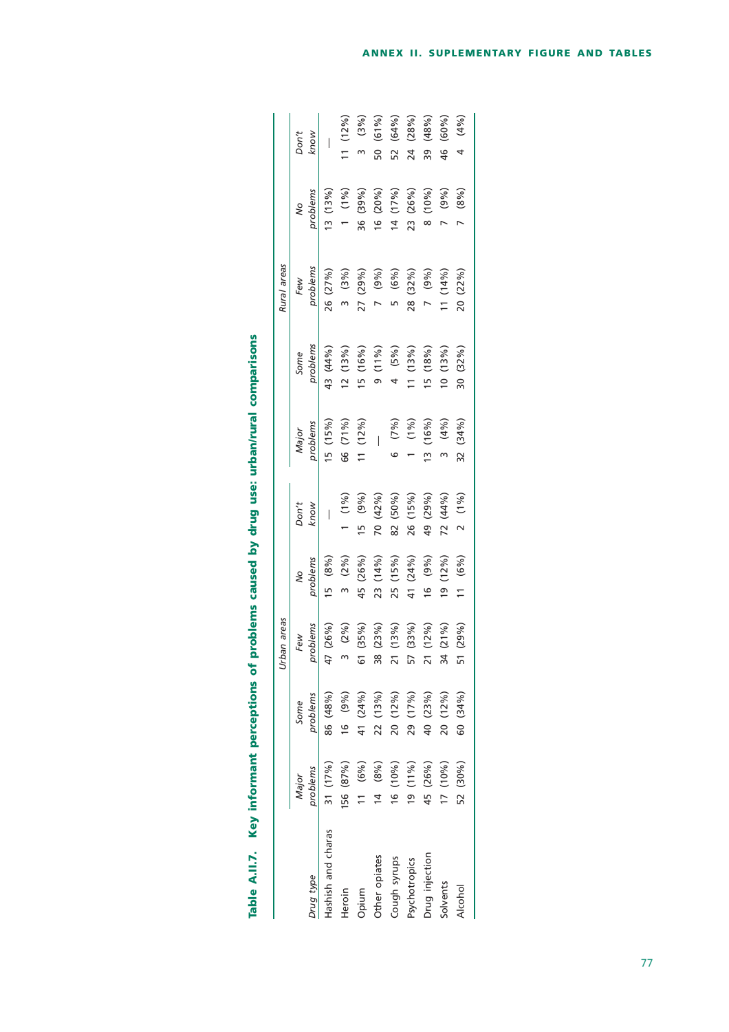## Table A.II.7. Key informant perceptions of problems caused by drug use: urban/rural comparisons

| Drug type | Urban areas | | | | | Rural areas | | | | |
|---|---|---|---|---|---|---|---|---|---|---|
| | *Major problems* | *Some problems* | *Few problems* | *No problems* | *Don't know* | *Major problems* | *Some problems* | *Few problems* | *No problems* | *Don't know* |
| Hashish and charas | 31 (17%) | 86 (48%) | 47 (26%) | 15 (8%) | — | 15 (15%) | 43 (44%) | 26 (27%) | 13 (13%) | — |
| Heroin | 156 (87%) | 16 (9%) | 3 (2%) | 3 (2%) | 1 (1%) | 66 (71%) | 12 (13%) | 3 (3%) | 1 (1%) | 11 (12%) |
| Opium | 11 (6%) | 41 (24%) | 61 (35%) | 45 (26%) | 15 (9%) | 11 (12%) | 15 (16%) | 27 (29%) | 36 (39%) | 3 (3%) |
| Other opiates | 14 (8%) | 22 (13%) | 38 (23%) | 23 (14%) | 70 (42%) | — | 9 (11%) | 7 (9%) | 16 (20%) | 50 (61%) |
| Cough syrups | 16 (10%) | 20 (12%) | 21 (13%) | 25 (15%) | 82 (50%) | 6 (7%) | 4 (5%) | 5 (6%) | 14 (17%) | 52 (64%) |
| Psychotropics | 19 (11%) | 29 (17%) | 57 (33%) | 41 (24%) | 26 (15%) | 1 (1%) | 11 (13%) | 28 (32%) | 23 (26%) | 24 (28%) |
| Drug injection | 45 (26%) | 40 (23%) | 21 (12%) | 16 (9%) | 49 (29%) | 13 (16%) | 15 (18%) | 7 (9%) | 8 (10%) | 39 (48%) |
| Solvents | 17 (10%) | 20 (12%) | 34 (21%) | 19 (12%) | 72 (44%) | 3 (4%) | 10 (13%) | 11 (14%) | 7 (9%) | 46 (60%) |
| Alcohol | 52 (30%) | 60 (34%) | 51 (29%) | 11 (6%) | 2 (1%) | 32 (34%) | 30 (32%) | 20 (22%) | 7 (8%) | 4 (4%) |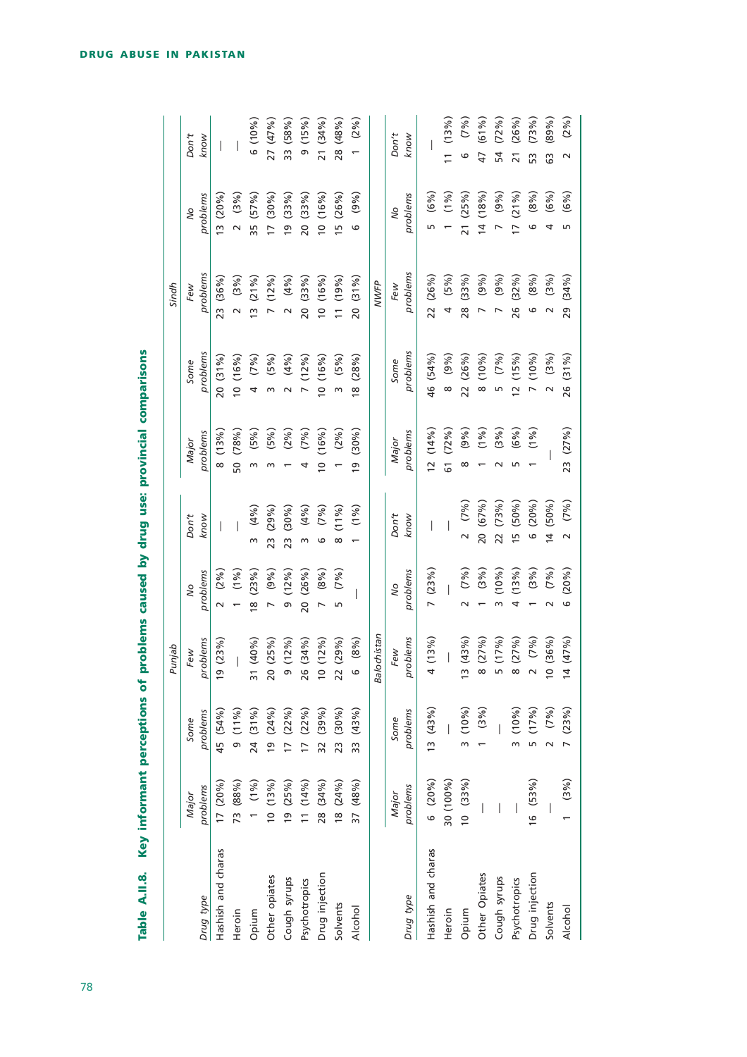**Table A.II.8. Key informant perceptions of problems caused by drug use: provincial comparisons**

| Drug type | Punjab | | | | | Sindh | | | | |
|---|---|---|---|---|---|---|---|---|---|---|
| | *Major problems* | *Some problems* | *Few problems* | *No problems* | *Don't know* | *Major problems* | *Some problems* | *Few problems* | *No problems* | *Don't know* |
| Hashish and charas | 17 (20%) | 45 (54%) | 19 (23%) | 2 (2%) | — | 8 (13%) | 20 (31%) | 23 (36%) | 13 (20%) | — |
| Heroin | 73 (88%) | 9 (11%) | — | 1 (1%) | — | 50 (78%) | 10 (16%) | 2 (3%) | 2 (3%) | — |
| Opium | 1 (1%) | 24 (31%) | 31 (40%) | 18 (23%) | 3 (4%) | 3 (5%) | 4 (7%) | 13 (21%) | 35 (57%) | 6 (10%) |
| Other opiates | 10 (13%) | 19 (24%) | 20 (25%) | 7 (9%) | 23 (29%) | 3 (5%) | 3 (5%) | 7 (12%) | 17 (30%) | 27 (47%) |
| Cough syrups | 19 (25%) | 17 (22%) | 9 (12%) | 9 (12%) | 23 (30%) | 1 (2%) | 2 (4%) | 2 (4%) | 19 (33%) | 33 (58%) |
| Psychotropics | 11 (14%) | 17 (22%) | 26 (34%) | 20 (26%) | 3 (4%) | 4 (7%) | 7 (12%) | 20 (33%) | 20 (33%) | 9 (15%) |
| Drug injection | 28 (34%) | 32 (39%) | 10 (12%) | 7 (8%) | 6 (7%) | 10 (16%) | 10 (16%) | 10 (16%) | 10 (16%) | 21 (34%) |
| Solvents | 18 (24%) | 23 (30%) | 22 (29%) | 5 (7%) | 8 (11%) | 1 (2%) | 3 (5%) | 11 (19%) | 15 (26%) | 28 (48%) |
| Alcohol | 37 (48%) | 33 (43%) | 6 (8%) | — | 1 (1%) | 19 (30%) | 18 (28%) | 20 (31%) | 6 (9%) | 1 (2%) |

| Drug type | Balochistan | | | | | NWFP | | | | |
|---|---|---|---|---|---|---|---|---|---|---|
| | *Major problems* | *Some problems* | *Few problems* | *No problems* | *Don't know* | *Major problems* | *Some problems* | *Few problems* | *No problems* | *Don't know* |
| Hashish and charas | 6 (20%) | 13 (43%) | 4 (13%) | 7 (23%) | — | 12 (14%) | 46 (54%) | 22 (26%) | 5 (6%) | — |
| Heroin | 30 (100%) | — | — | — | — | 61 (72%) | 8 (9%) | 4 (5%) | 1 (1%) | 11 (13%) |
| Opium | 10 (33%) | 3 (10%) | 13 (43%) | 2 (7%) | 2 (7%) | 8 (9%) | 22 (26%) | 28 (33%) | 21 (25%) | 6 (7%) |
| Other Opiates | — | 1 (3%) | 8 (27%) | 1 (3%) | 20 (67%) | 1 (1%) | 8 (10%) | 7 (9%) | 14 (18%) | 47 (61%) |
| Cough syrups | — | — | 5 (17%) | 3 (10%) | 22 (73%) | 2 (3%) | 5 (7%) | 7 (9%) | 7 (9%) | 54 (72%) |
| Psychotropics | — | 3 (10%) | 8 (27%) | 4 (13%) | 15 (50%) | 5 (6%) | 12 (15%) | 26 (32%) | 17 (21%) | 21 (26%) |
| Drug injection | 16 (53%) | 5 (17%) | 2 (7%) | 1 (3%) | 6 (20%) | 1 (1%) | 7 (10%) | 6 (8%) | 6 (8%) | 53 (73%) |
| Solvents | — | 2 (7%) | 10 (36%) | 2 (7%) | 14 (50%) | — | 2 (3%) | 2 (3%) | 4 (6%) | 63 (89%) |
| Alcohol | 1 (3%) | 7 (23%) | 14 (47%) | 6 (20%) | 2 (7%) | 23 (27%) | 26 (31%) | 29 (34%) | 5 (6%) | 2 (2%) |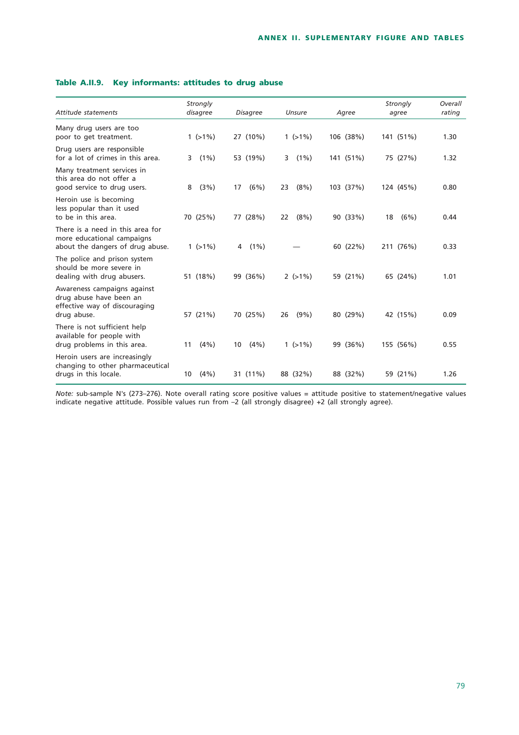### Table A.II.9. Key informants: attitudes to drug abuse

| *Attitude statements* | *Strongly disagree* | *Disagree* | *Unsure* | *Agree* | *Strongly agree* | *Overall rating* |
|---|---|---|---|---|---|---|
| Many drug users are too poor to get treatment. | 1 (>1%) | 27 (10%) | 1 (>1%) | 106 (38%) | 141 (51%) | 1.30 |
| Drug users are responsible for a lot of crimes in this area. | 3 (1%) | 53 (19%) | 3 (1%) | 141 (51%) | 75 (27%) | 1.32 |
| Many treatment services in this area do not offer a good service to drug users. | 8 (3%) | 17 (6%) | 23 (8%) | 103 (37%) | 124 (45%) | 0.80 |
| Heroin use is becoming less popular than it used to be in this area. | 70 (25%) | 77 (28%) | 22 (8%) | 90 (33%) | 18 (6%) | 0.44 |
| There is a need in this area for more educational campaigns about the dangers of drug abuse. | 1 (>1%) | 4 (1%) | — | 60 (22%) | 211 (76%) | 0.33 |
| The police and prison system should be more severe in dealing with drug abusers. | 51 (18%) | 99 (36%) | 2 (>1%) | 59 (21%) | 65 (24%) | 1.01 |
| Awareness campaigns against drug abuse have been an effective way of discouraging drug abuse. | 57 (21%) | 70 (25%) | 26 (9%) | 80 (29%) | 42 (15%) | 0.09 |
| There is not sufficient help available for people with drug problems in this area. | 11 (4%) | 10 (4%) | 1 (>1%) | 99 (36%) | 155 (56%) | 0.55 |
| Heroin users are increasingly changing to other pharmaceutical drugs in this locale. | 10 (4%) | 31 (11%) | 88 (32%) | 88 (32%) | 59 (21%) | 1.26 |

*Note:* sub-sample N's (273–276). Note overall rating score positive values = attitude positive to statement/negative values indicate negative attitude. Possible values run from –2 (all strongly disagree) +2 (all strongly agree).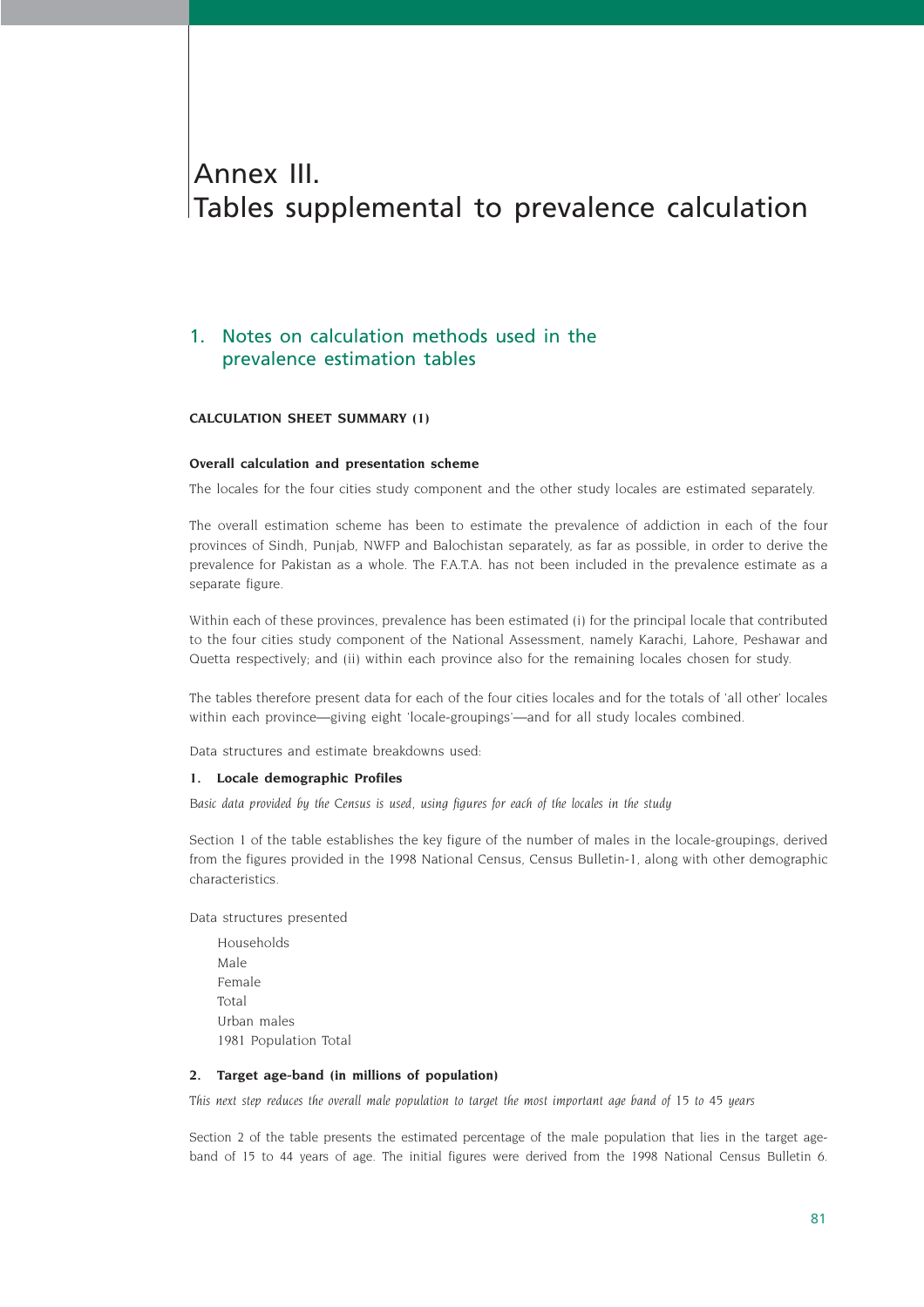# Annex III. Tables supplemental to prevalence calculation

## 1. Notes on calculation methods used in the prevalence estimation tables

**CALCULATION SHEET SUMMARY (1)**

**Overall calculation and presentation scheme**

The locales for the four cities study component and the other study locales are estimated separately.

The overall estimation scheme has been to estimate the prevalence of addiction in each of the four provinces of Sindh, Punjab, NWFP and Balochistan separately, as far as possible, in order to derive the prevalence for Pakistan as a whole. The F.A.T.A. has not been included in the prevalence estimate as a separate figure.

Within each of these provinces, prevalence has been estimated (i) for the principal locale that contributed to the four cities study component of the National Assessment, namely Karachi, Lahore, Peshawar and Quetta respectively; and (ii) within each province also for the remaining locales chosen for study.

The tables therefore present data for each of the four cities locales and for the totals of 'all other' locales within each province—giving eight 'locale-groupings'—and for all study locales combined.

Data structures and estimate breakdowns used:

**1. Locale demographic Profiles**

*Basic data provided by the Census is used, using figures for each of the locales in the study*

Section 1 of the table establishes the key figure of the number of males in the locale-groupings, derived from the figures provided in the 1998 National Census, Census Bulletin-1, along with other demographic characteristics.

Data structures presented

- Households
- Male
- Female
- Total
- Urban males
- 1981 Population Total

**2. Target age-band (in millions of population)**

*This next step reduces the overall male population to target the most important age band of 15 to 45 years*

Section 2 of the table presents the estimated percentage of the male population that lies in the target age-band of 15 to 44 years of age. The initial figures were derived from the 1998 National Census Bulletin 6.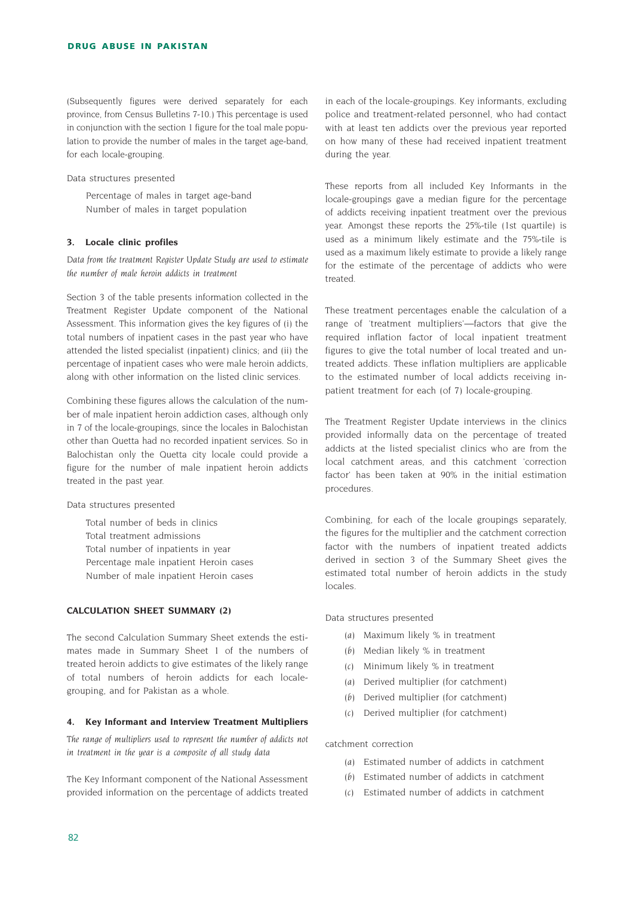(Subsequently figures were derived separately for each province, from Census Bulletins 7-10.) This percentage is used in conjunction with the section 1 figure for the toal male population to provide the number of males in the target age-band, for each locale-grouping.

Data structures presented

> Percentage of males in target age-band
> Number of males in target population

### 3. Locale clinic profiles

*Data from the treatment Register Update Study are used to estimate the number of male heroin addicts in treatment*

Section 3 of the table presents information collected in the Treatment Register Update component of the National Assessment. This information gives the key figures of (i) the total numbers of inpatient cases in the past year who have attended the listed specialist (inpatient) clinics; and (ii) the percentage of inpatient cases who were male heroin addicts, along with other information on the listed clinic services.

Combining these figures allows the calculation of the number of male inpatient heroin addiction cases, although only in 7 of the locale-groupings, since the locales in Balochistan other than Quetta had no recorded inpatient services. So in Balochistan only the Quetta city locale could provide a figure for the number of male inpatient heroin addicts treated in the past year.

Data structures presented

> Total number of beds in clinics
> Total treatment admissions
> Total number of inpatients in year
> Percentage male inpatient Heroin cases
> Number of male inpatient Heroin cases

## CALCULATION SHEET SUMMARY (2)

The second Calculation Summary Sheet extends the estimates made in Summary Sheet 1 of the numbers of treated heroin addicts to give estimates of the likely range of total numbers of heroin addicts for each locale-grouping, and for Pakistan as a whole.

### 4. Key Informant and Interview Treatment Multipliers

*The range of multipliers used to represent the number of addicts not in treatment in the year is a composite of all study data*

The Key Informant component of the National Assessment provided information on the percentage of addicts treated in each of the locale-groupings. Key informants, excluding police and treatment-related personnel, who had contact with at least ten addicts over the previous year reported on how many of these had received inpatient treatment during the year.

These reports from all included Key Informants in the locale-groupings gave a median figure for the percentage of addicts receiving inpatient treatment over the previous year. Amongst these reports the 25%-tile (1st quartile) is used as a minimum likely estimate and the 75%-tile is used as a maximum likely estimate to provide a likely range for the estimate of the percentage of addicts who were treated.

These treatment percentages enable the calculation of a range of 'treatment multipliers'—factors that give the required inflation factor of local inpatient treatment figures to give the total number of local treated and untreated addicts. These inflation multipliers are applicable to the estimated number of local addicts receiving inpatient treatment for each (of 7) locale-grouping.

The Treatment Register Update interviews in the clinics provided informally data on the percentage of treated addicts at the listed specialist clinics who are from the local catchment areas, and this catchment 'correction factor' has been taken at 90% in the initial estimation procedures.

Combining, for each of the locale groupings separately, the figures for the multiplier and the catchment correction factor with the numbers of inpatient treated addicts derived in section 3 of the Summary Sheet gives the estimated total number of heroin addicts in the study locales.

Data structures presented

> (*a*) Maximum likely % in treatment
> (*b*) Median likely % in treatment
> (*c*) Minimum likely % in treatment
> (*a*) Derived multiplier (for catchment)
> (*b*) Derived multiplier (for catchment)
> (*c*) Derived multiplier (for catchment)

catchment correction

> (*a*) Estimated number of addicts in catchment
> (*b*) Estimated number of addicts in catchment
> (*c*) Estimated number of addicts in catchment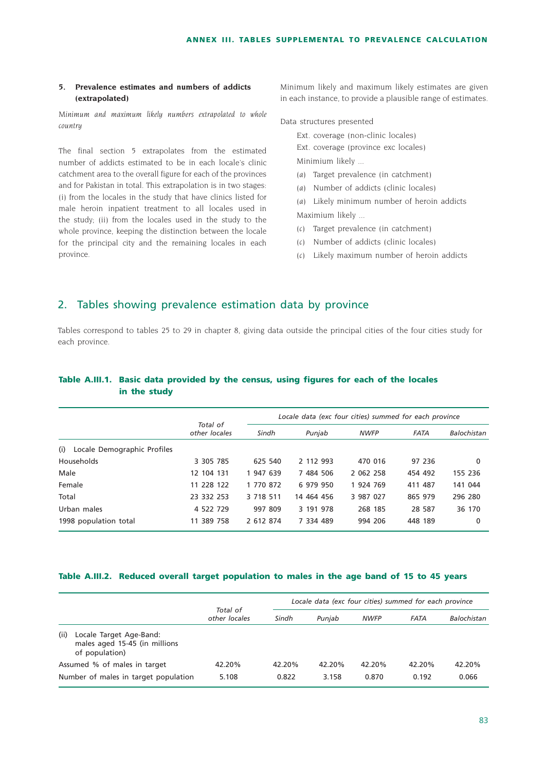**5. Prevalence estimates and numbers of addicts (extrapolated)**

*Minimum and maximum likely numbers extrapolated to whole country*

The final section 5 extrapolates from the estimated number of addicts estimated to be in each locale's clinic catchment area to the overall figure for each of the provinces and for Pakistan in total. This extrapolation is in two stages: (i) from the locales in the study that have clinics listed for male heroin inpatient treatment to all locales used in the study; (ii) from the locales used in the study to the whole province, keeping the distinction between the locale for the principal city and the remaining locales in each province.

Minimum likely and maximum likely estimates are given in each instance, to provide a plausible range of estimates.

Data structures presented

Ext. coverage (non-clinic locales)

Ext. coverage (province exc locales)

Minimium likely ...

(*a*) Target prevalence (in catchment)

(*a*) Number of addicts (clinic locales)

(*a*) Likely minimum number of heroin addicts

Maximium likely ...

(*c*) Target prevalence (in catchment)

(*c*) Number of addicts (clinic locales)

(*c*) Likely maximum number of heroin addicts

## 2. Tables showing prevalence estimation data by province

Tables correspond to tables 25 to 29 in chapter 8, giving data outside the principal cities of the four cities study for each province.

### Table A.III.1. Basic data provided by the census, using figures for each of the locales in the study

| | *Total of other locales* | *Locale data (exc four cities) summed for each province* | | | | |
|---|---|---|---|---|---|---|
| | | *Sindh* | *Punjab* | *NWFP* | *FATA* | *Balochistan* |
| (i) Locale Demographic Profiles | | | | | | |
| Households | 3 305 785 | 625 540 | 2 112 993 | 470 016 | 97 236 | 0 |
| Male | 12 104 131 | 1 947 639 | 7 484 506 | 2 062 258 | 454 492 | 155 236 |
| Female | 11 228 122 | 1 770 872 | 6 979 950 | 1 924 769 | 411 487 | 141 044 |
| Total | 23 332 253 | 3 718 511 | 14 464 456 | 3 987 027 | 865 979 | 296 280 |
| Urban males | 4 522 729 | 997 809 | 3 191 978 | 268 185 | 28 587 | 36 170 |
| 1998 population total | 11 389 758 | 2 612 874 | 7 334 489 | 994 206 | 448 189 | 0 |

### Table A.III.2. Reduced overall target population to males in the age band of 15 to 45 years

| | *Total of other locales* | *Locale data (exc four cities) summed for each province* | | | | |
|---|---|---|---|---|---|---|
| | | *Sindh* | *Punjab* | *NWFP* | *FATA* | *Balochistan* |
| (ii) Locale Target Age-Band: males aged 15-45 (in millions of population) | | | | | | |
| Assumed % of males in target | 42.20% | 42.20% | 42.20% | 42.20% | 42.20% | 42.20% |
| Number of males in target population | 5.108 | 0.822 | 3.158 | 0.870 | 0.192 | 0.066 |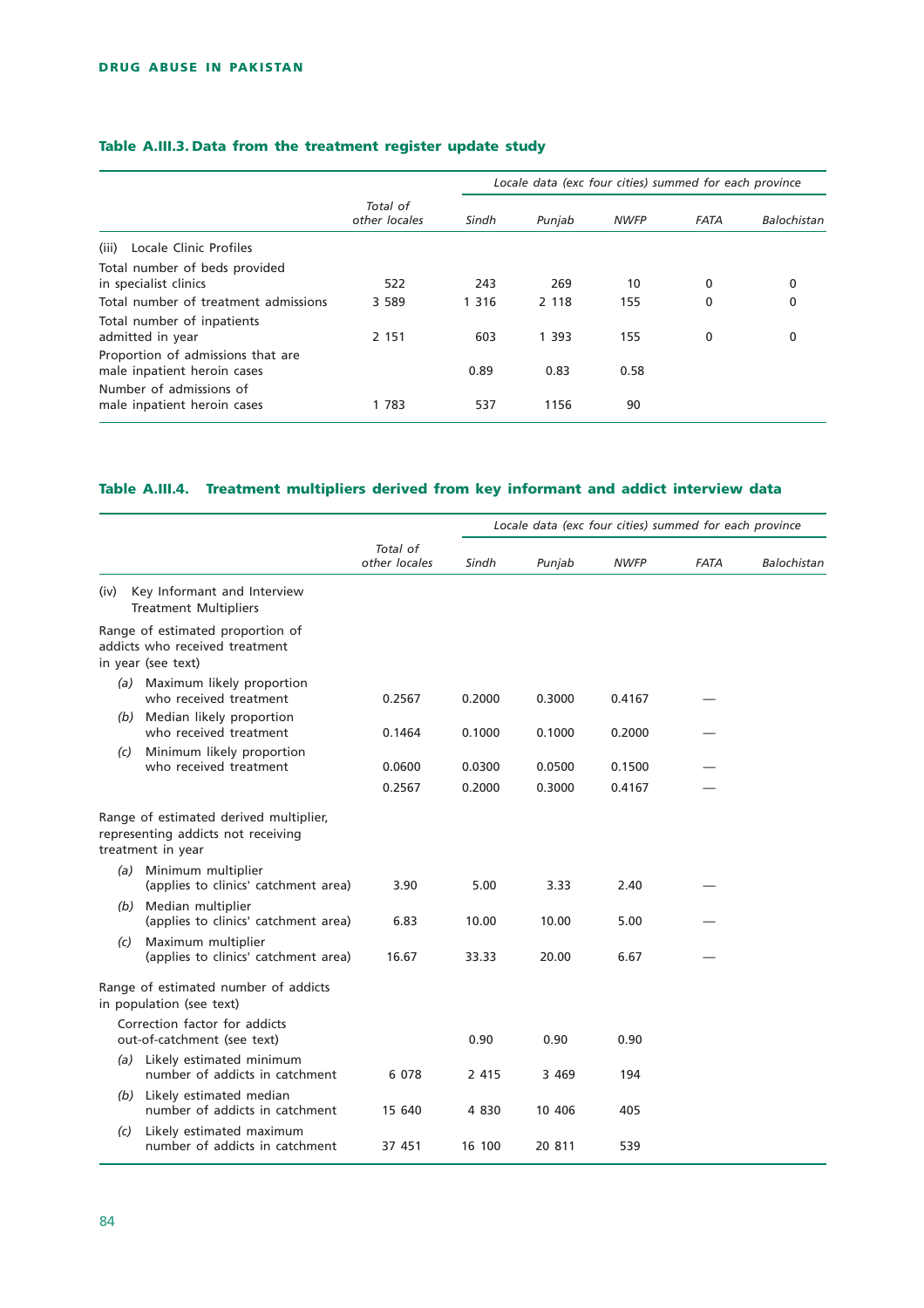### Table A.III.3. Data from the treatment register update study

| | Total of other locales | Locale data (exc four cities) summed for each province | | | | |
|---|---|---|---|---|---|---|
| | | *Sindh* | *Punjab* | *NWFP* | *FATA* | *Balochistan* |
| (iii) Locale Clinic Profiles | | | | | | |
| Total number of beds provided in specialist clinics | 522 | 243 | 269 | 10 | 0 | 0 |
| Total number of treatment admissions | 3 589 | 1 316 | 2 118 | 155 | 0 | 0 |
| Total number of inpatients admitted in year | 2 151 | 603 | 1 393 | 155 | 0 | 0 |
| Proportion of admissions that are male inpatient heroin cases | | 0.89 | 0.83 | 0.58 | | |
| Number of admissions of male inpatient heroin cases | 1 783 | 537 | 1156 | 90 | | |

### Table A.III.4. Treatment multipliers derived from key informant and addict interview data

| | Total of other locales | Locale data (exc four cities) summed for each province | | | | |
|---|---|---|---|---|---|---|
| | | *Sindh* | *Punjab* | *NWFP* | *FATA* | *Balochistan* |
| (iv) Key Informant and Interview Treatment Multipliers | | | | | | |
| Range of estimated proportion of addicts who received treatment in year (see text) | | | | | | |
| *(a)* Maximum likely proportion who received treatment | 0.2567 | 0.2000 | 0.3000 | 0.4167 | — | |
| *(b)* Median likely proportion who received treatment | 0.1464 | 0.1000 | 0.1000 | 0.2000 | — | |
| *(c)* Minimum likely proportion who received treatment | 0.0600 | 0.0300 | 0.0500 | 0.1500 | — | |
| | 0.2567 | 0.2000 | 0.3000 | 0.4167 | — | |
| Range of estimated derived multiplier, representing addicts not receiving treatment in year | | | | | | |
| *(a)* Minimum multiplier (applies to clinics' catchment area) | 3.90 | 5.00 | 3.33 | 2.40 | — | |
| *(b)* Median multiplier (applies to clinics' catchment area) | 6.83 | 10.00 | 10.00 | 5.00 | — | |
| *(c)* Maximum multiplier (applies to clinics' catchment area) | 16.67 | 33.33 | 20.00 | 6.67 | — | |
| Range of estimated number of addicts in population (see text) | | | | | | |
| Correction factor for addicts out-of-catchment (see text) | | 0.90 | 0.90 | 0.90 | | |
| *(a)* Likely estimated minimum number of addicts in catchment | 6 078 | 2 415 | 3 469 | 194 | | |
| *(b)* Likely estimated median number of addicts in catchment | 15 640 | 4 830 | 10 406 | 405 | | |
| *(c)* Likely estimated maximum number of addicts in catchment | 37 451 | 16 100 | 20 811 | 539 | | |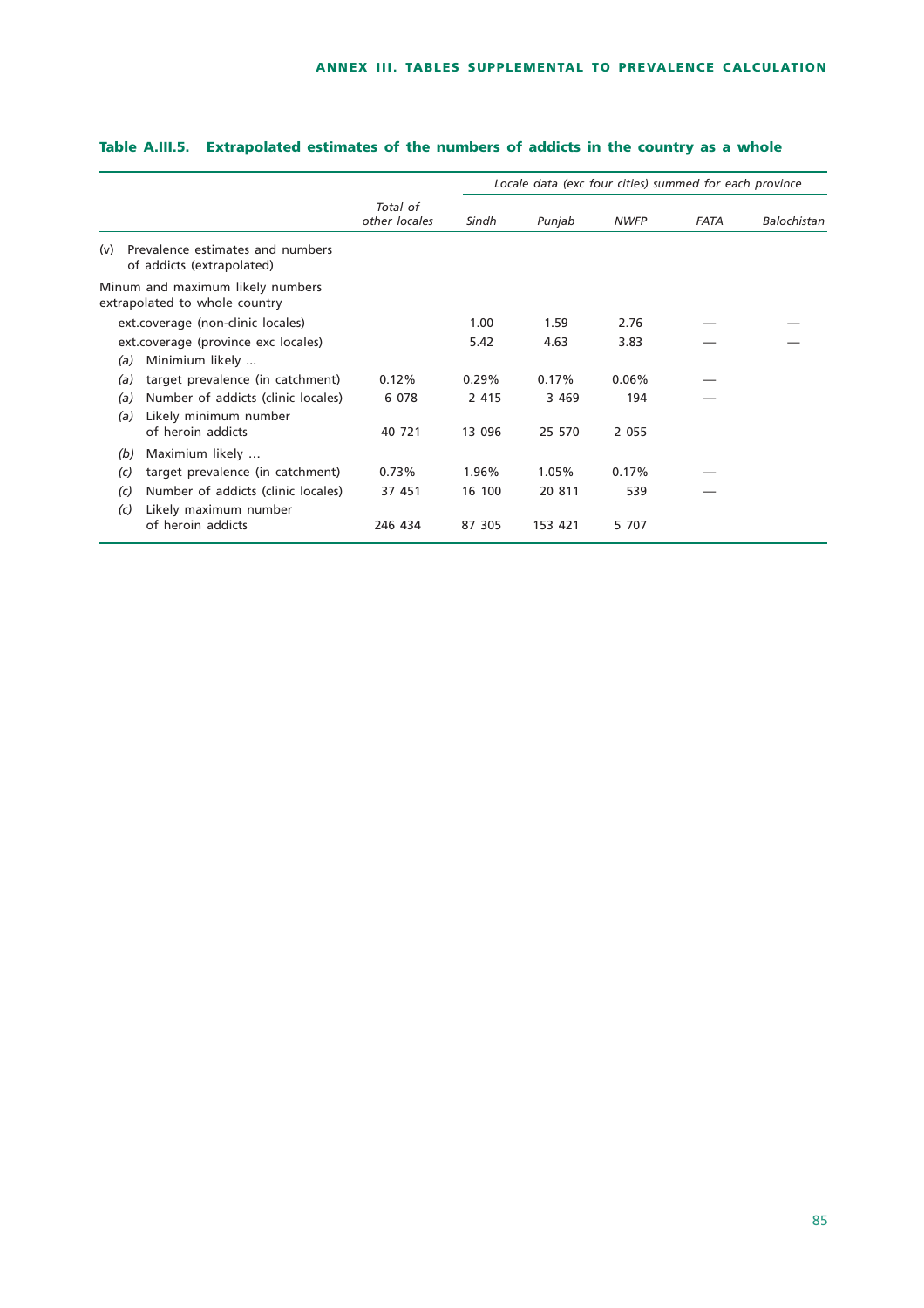**Table A.III.5. Extrapolated estimates of the numbers of addicts in the country as a whole**

| | Total of other locales | *Locale data (exc four cities) summed for each province* | | | | |
|---|---|---|---|---|---|---|
| | | *Sindh* | *Punjab* | *NWFP* | *FATA* | *Balochistan* |
| (v) Prevalence estimates and numbers of addicts (extrapolated) | | | | | | |
| Minum and maximum likely numbers extrapolated to whole country | | | | | | |
| ext.coverage (non-clinic locales) | | 1.00 | 1.59 | 2.76 | — | — |
| ext.coverage (province exc locales) | | 5.42 | 4.63 | 3.83 | — | — |
| *(a)* Minimium likely ... | | | | | | |
| *(a)* target prevalence (in catchment) | 0.12% | 0.29% | 0.17% | 0.06% | — | |
| *(a)* Number of addicts (clinic locales) | 6 078 | 2 415 | 3 469 | 194 | — | |
| *(a)* Likely minimum number of heroin addicts | 40 721 | 13 096 | 25 570 | 2 055 | | |
| *(b)* Maximium likely ... | | | | | | |
| *(c)* target prevalence (in catchment) | 0.73% | 1.96% | 1.05% | 0.17% | — | |
| *(c)* Number of addicts (clinic locales) | 37 451 | 16 100 | 20 811 | 539 | — | |
| *(c)* Likely maximum number of heroin addicts | 246 434 | 87 305 | 153 421 | 5 707 | | |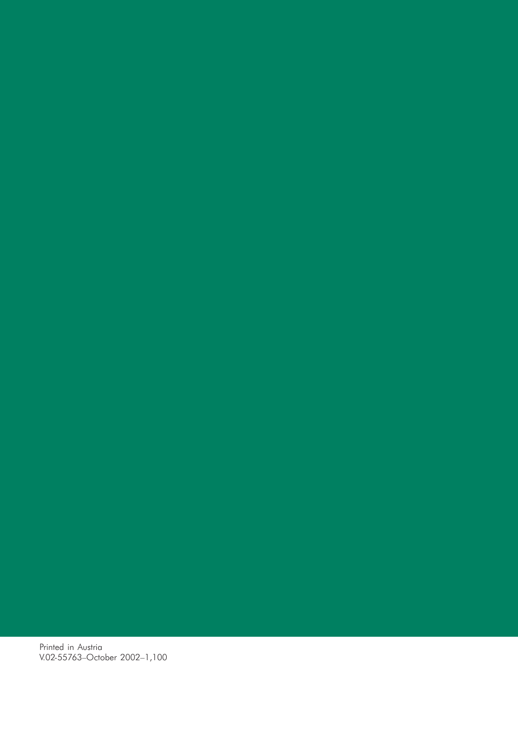Printed in Austria
V.02-55763–October 2002–1,100